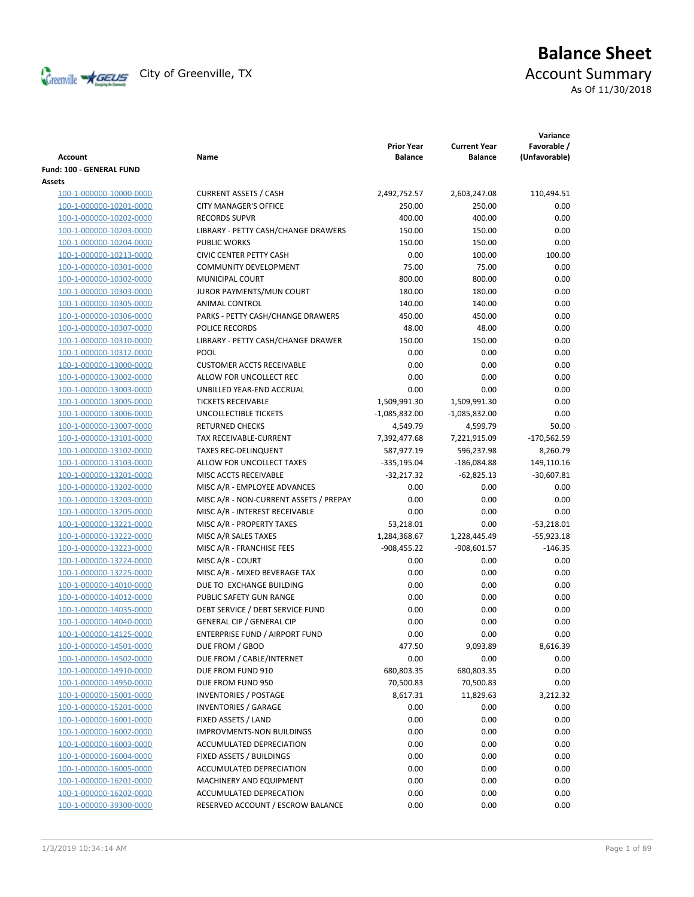City of Greenville, TX

# Balance Sheet

## Account Summary

As Of 11/30/2018

| Account | Name | Prior Year Balance | Current Year Balance | Variance Favorable / (Unfavorable) |
|---|---|---|---|---|
| **Fund: 100 - GENERAL FUND** | | | | |
| **Assets** | | | | |
| 100-1-000000-10000-0000 | CURRENT ASSETS / CASH | 2,492,752.57 | 2,603,247.08 | 110,494.51 |
| 100-1-000000-10201-0000 | CITY MANAGER'S OFFICE | 250.00 | 250.00 | 0.00 |
| 100-1-000000-10202-0000 | RECORDS SUPVR | 400.00 | 400.00 | 0.00 |
| 100-1-000000-10203-0000 | LIBRARY - PETTY CASH/CHANGE DRAWERS | 150.00 | 150.00 | 0.00 |
| 100-1-000000-10204-0000 | PUBLIC WORKS | 150.00 | 150.00 | 0.00 |
| 100-1-000000-10213-0000 | CIVIC CENTER PETTY CASH | 0.00 | 100.00 | 100.00 |
| 100-1-000000-10301-0000 | COMMUNITY DEVELOPMENT | 75.00 | 75.00 | 0.00 |
| 100-1-000000-10302-0000 | MUNICIPAL COURT | 800.00 | 800.00 | 0.00 |
| 100-1-000000-10303-0000 | JUROR PAYMENTS/MUN COURT | 180.00 | 180.00 | 0.00 |
| 100-1-000000-10305-0000 | ANIMAL CONTROL | 140.00 | 140.00 | 0.00 |
| 100-1-000000-10306-0000 | PARKS - PETTY CASH/CHANGE DRAWERS | 450.00 | 450.00 | 0.00 |
| 100-1-000000-10307-0000 | POLICE RECORDS | 48.00 | 48.00 | 0.00 |
| 100-1-000000-10310-0000 | LIBRARY - PETTY CASH/CHANGE DRAWER | 150.00 | 150.00 | 0.00 |
| 100-1-000000-10312-0000 | POOL | 0.00 | 0.00 | 0.00 |
| 100-1-000000-13000-0000 | CUSTOMER ACCTS RECEIVABLE | 0.00 | 0.00 | 0.00 |
| 100-1-000000-13002-0000 | ALLOW FOR UNCOLLECT REC | 0.00 | 0.00 | 0.00 |
| 100-1-000000-13003-0000 | UNBILLED YEAR-END ACCRUAL | 0.00 | 0.00 | 0.00 |
| 100-1-000000-13005-0000 | TICKETS RECEIVABLE | 1,509,991.30 | 1,509,991.30 | 0.00 |
| 100-1-000000-13006-0000 | UNCOLLECTIBLE TICKETS | -1,085,832.00 | -1,085,832.00 | 0.00 |
| 100-1-000000-13007-0000 | RETURNED CHECKS | 4,549.79 | 4,599.79 | 50.00 |
| 100-1-000000-13101-0000 | TAX RECEIVABLE-CURRENT | 7,392,477.68 | 7,221,915.09 | -170,562.59 |
| 100-1-000000-13102-0000 | TAXES REC-DELINQUENT | 587,977.19 | 596,237.98 | 8,260.79 |
| 100-1-000000-13103-0000 | ALLOW FOR UNCOLLECT TAXES | -335,195.04 | -186,084.88 | 149,110.16 |
| 100-1-000000-13201-0000 | MISC ACCTS RECEIVABLE | -32,217.32 | -62,825.13 | -30,607.81 |
| 100-1-000000-13202-0000 | MISC A/R - EMPLOYEE ADVANCES | 0.00 | 0.00 | 0.00 |
| 100-1-000000-13203-0000 | MISC A/R - NON-CURRENT ASSETS / PREPAY | 0.00 | 0.00 | 0.00 |
| 100-1-000000-13205-0000 | MISC A/R - INTEREST RECEIVABLE | 0.00 | 0.00 | 0.00 |
| 100-1-000000-13221-0000 | MISC A/R - PROPERTY TAXES | 53,218.01 | 0.00 | -53,218.01 |
| 100-1-000000-13222-0000 | MISC A/R SALES TAXES | 1,284,368.67 | 1,228,445.49 | -55,923.18 |
| 100-1-000000-13223-0000 | MISC A/R - FRANCHISE FEES | -908,455.22 | -908,601.57 | -146.35 |
| 100-1-000000-13224-0000 | MISC A/R - COURT | 0.00 | 0.00 | 0.00 |
| 100-1-000000-13225-0000 | MISC A/R - MIXED BEVERAGE TAX | 0.00 | 0.00 | 0.00 |
| 100-1-000000-14010-0000 | DUE TO EXCHANGE BUILDING | 0.00 | 0.00 | 0.00 |
| 100-1-000000-14012-0000 | PUBLIC SAFETY GUN RANGE | 0.00 | 0.00 | 0.00 |
| 100-1-000000-14035-0000 | DEBT SERVICE / DEBT SERVICE FUND | 0.00 | 0.00 | 0.00 |
| 100-1-000000-14040-0000 | GENERAL CIP / GENERAL CIP | 0.00 | 0.00 | 0.00 |
| 100-1-000000-14125-0000 | ENTERPRISE FUND / AIRPORT FUND | 0.00 | 0.00 | 0.00 |
| 100-1-000000-14501-0000 | DUE FROM / GBOD | 477.50 | 9,093.89 | 8,616.39 |
| 100-1-000000-14502-0000 | DUE FROM / CABLE/INTERNET | 0.00 | 0.00 | 0.00 |
| 100-1-000000-14910-0000 | DUE FROM FUND 910 | 680,803.35 | 680,803.35 | 0.00 |
| 100-1-000000-14950-0000 | DUE FROM FUND 950 | 70,500.83 | 70,500.83 | 0.00 |
| 100-1-000000-15001-0000 | INVENTORIES / POSTAGE | 8,617.31 | 11,829.63 | 3,212.32 |
| 100-1-000000-15201-0000 | INVENTORIES / GARAGE | 0.00 | 0.00 | 0.00 |
| 100-1-000000-16001-0000 | FIXED ASSETS / LAND | 0.00 | 0.00 | 0.00 |
| 100-1-000000-16002-0000 | IMPROVMENTS-NON BUILDINGS | 0.00 | 0.00 | 0.00 |
| 100-1-000000-16003-0000 | ACCUMULATED DEPRECIATION | 0.00 | 0.00 | 0.00 |
| 100-1-000000-16004-0000 | FIXED ASSETS / BUILDINGS | 0.00 | 0.00 | 0.00 |
| 100-1-000000-16005-0000 | ACCUMULATED DEPRECIATION | 0.00 | 0.00 | 0.00 |
| 100-1-000000-16201-0000 | MACHINERY AND EQUIPMENT | 0.00 | 0.00 | 0.00 |
| 100-1-000000-16202-0000 | ACCUMULATED DEPRECATION | 0.00 | 0.00 | 0.00 |
| 100-1-000000-39300-0000 | RESERVED ACCOUNT / ESCROW BALANCE | 0.00 | 0.00 | 0.00 |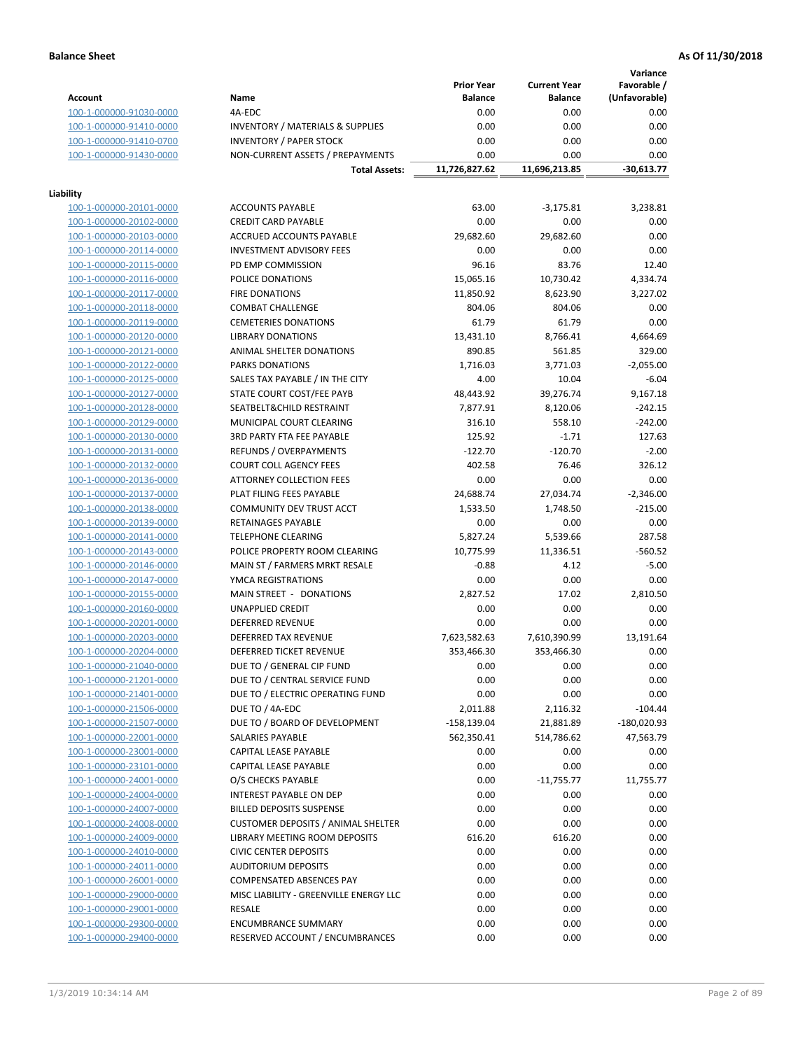**Balance Sheet** **As Of 11/30/2018**

| Account | Name | Prior Year Balance | Current Year Balance | Variance Favorable / (Unfavorable) |
|---|---|---|---|---|
| 100-1-000000-91030-0000 | 4A-EDC | 0.00 | 0.00 | 0.00 |
| 100-1-000000-91410-0000 | INVENTORY / MATERIALS & SUPPLIES | 0.00 | 0.00 | 0.00 |
| 100-1-000000-91410-0700 | INVENTORY / PAPER STOCK | 0.00 | 0.00 | 0.00 |
| 100-1-000000-91430-0000 | NON-CURRENT ASSETS / PREPAYMENTS | 0.00 | 0.00 | 0.00 |
| | **Total Assets:** | **11,726,827.62** | **11,696,213.85** | **-30,613.77** |

**Liability**

| Account | Name | Prior Year Balance | Current Year Balance | Variance Favorable / (Unfavorable) |
|---|---|---|---|---|
| 100-1-000000-20101-0000 | ACCOUNTS PAYABLE | 63.00 | -3,175.81 | 3,238.81 |
| 100-1-000000-20102-0000 | CREDIT CARD PAYABLE | 0.00 | 0.00 | 0.00 |
| 100-1-000000-20103-0000 | ACCRUED ACCOUNTS PAYABLE | 29,682.60 | 29,682.60 | 0.00 |
| 100-1-000000-20114-0000 | INVESTMENT ADVISORY FEES | 0.00 | 0.00 | 0.00 |
| 100-1-000000-20115-0000 | PD EMP COMMISSION | 96.16 | 83.76 | 12.40 |
| 100-1-000000-20116-0000 | POLICE DONATIONS | 15,065.16 | 10,730.42 | 4,334.74 |
| 100-1-000000-20117-0000 | FIRE DONATIONS | 11,850.92 | 8,623.90 | 3,227.02 |
| 100-1-000000-20118-0000 | COMBAT CHALLENGE | 804.06 | 804.06 | 0.00 |
| 100-1-000000-20119-0000 | CEMETERIES DONATIONS | 61.79 | 61.79 | 0.00 |
| 100-1-000000-20120-0000 | LIBRARY DONATIONS | 13,431.10 | 8,766.41 | 4,664.69 |
| 100-1-000000-20121-0000 | ANIMAL SHELTER DONATIONS | 890.85 | 561.85 | 329.00 |
| 100-1-000000-20122-0000 | PARKS DONATIONS | 1,716.03 | 3,771.03 | -2,055.00 |
| 100-1-000000-20125-0000 | SALES TAX PAYABLE / IN THE CITY | 4.00 | 10.04 | -6.04 |
| 100-1-000000-20127-0000 | STATE COURT COST/FEE PAYB | 48,443.92 | 39,276.74 | 9,167.18 |
| 100-1-000000-20128-0000 | SEATBELT&CHILD RESTRAINT | 7,877.91 | 8,120.06 | -242.15 |
| 100-1-000000-20129-0000 | MUNICIPAL COURT CLEARING | 316.10 | 558.10 | -242.00 |
| 100-1-000000-20130-0000 | 3RD PARTY FTA FEE PAYABLE | 125.92 | -1.71 | 127.63 |
| 100-1-000000-20131-0000 | REFUNDS / OVERPAYMENTS | -122.70 | -120.70 | -2.00 |
| 100-1-000000-20132-0000 | COURT COLL AGENCY FEES | 402.58 | 76.46 | 326.12 |
| 100-1-000000-20136-0000 | ATTORNEY COLLECTION FEES | 0.00 | 0.00 | 0.00 |
| 100-1-000000-20137-0000 | PLAT FILING FEES PAYABLE | 24,688.74 | 27,034.74 | -2,346.00 |
| 100-1-000000-20138-0000 | COMMUNITY DEV TRUST ACCT | 1,533.50 | 1,748.50 | -215.00 |
| 100-1-000000-20139-0000 | RETAINAGES PAYABLE | 0.00 | 0.00 | 0.00 |
| 100-1-000000-20141-0000 | TELEPHONE CLEARING | 5,827.24 | 5,539.66 | 287.58 |
| 100-1-000000-20143-0000 | POLICE PROPERTY ROOM CLEARING | 10,775.99 | 11,336.51 | -560.52 |
| 100-1-000000-20146-0000 | MAIN ST / FARMERS MRKT RESALE | -0.88 | 4.12 | -5.00 |
| 100-1-000000-20147-0000 | YMCA REGISTRATIONS | 0.00 | 0.00 | 0.00 |
| 100-1-000000-20155-0000 | MAIN STREET - DONATIONS | 2,827.52 | 17.02 | 2,810.50 |
| 100-1-000000-20160-0000 | UNAPPLIED CREDIT | 0.00 | 0.00 | 0.00 |
| 100-1-000000-20201-0000 | DEFERRED REVENUE | 0.00 | 0.00 | 0.00 |
| 100-1-000000-20203-0000 | DEFERRED TAX REVENUE | 7,623,582.63 | 7,610,390.99 | 13,191.64 |
| 100-1-000000-20204-0000 | DEFERRED TICKET REVENUE | 353,466.30 | 353,466.30 | 0.00 |
| 100-1-000000-21040-0000 | DUE TO / GENERAL CIP FUND | 0.00 | 0.00 | 0.00 |
| 100-1-000000-21201-0000 | DUE TO / CENTRAL SERVICE FUND | 0.00 | 0.00 | 0.00 |
| 100-1-000000-21401-0000 | DUE TO / ELECTRIC OPERATING FUND | 0.00 | 0.00 | 0.00 |
| 100-1-000000-21506-0000 | DUE TO / 4A-EDC | 2,011.88 | 2,116.32 | -104.44 |
| 100-1-000000-21507-0000 | DUE TO / BOARD OF DEVELOPMENT | -158,139.04 | 21,881.89 | -180,020.93 |
| 100-1-000000-22001-0000 | SALARIES PAYABLE | 562,350.41 | 514,786.62 | 47,563.79 |
| 100-1-000000-23001-0000 | CAPITAL LEASE PAYABLE | 0.00 | 0.00 | 0.00 |
| 100-1-000000-23101-0000 | CAPITAL LEASE PAYABLE | 0.00 | 0.00 | 0.00 |
| 100-1-000000-24001-0000 | O/S CHECKS PAYABLE | 0.00 | -11,755.77 | 11,755.77 |
| 100-1-000000-24004-0000 | INTEREST PAYABLE ON DEP | 0.00 | 0.00 | 0.00 |
| 100-1-000000-24007-0000 | BILLED DEPOSITS SUSPENSE | 0.00 | 0.00 | 0.00 |
| 100-1-000000-24008-0000 | CUSTOMER DEPOSITS / ANIMAL SHELTER | 0.00 | 0.00 | 0.00 |
| 100-1-000000-24009-0000 | LIBRARY MEETING ROOM DEPOSITS | 616.20 | 616.20 | 0.00 |
| 100-1-000000-24010-0000 | CIVIC CENTER DEPOSITS | 0.00 | 0.00 | 0.00 |
| 100-1-000000-24011-0000 | AUDITORIUM DEPOSITS | 0.00 | 0.00 | 0.00 |
| 100-1-000000-26001-0000 | COMPENSATED ABSENCES PAY | 0.00 | 0.00 | 0.00 |
| 100-1-000000-29000-0000 | MISC LIABILITY - GREENVILLE ENERGY LLC | 0.00 | 0.00 | 0.00 |
| 100-1-000000-29001-0000 | RESALE | 0.00 | 0.00 | 0.00 |
| 100-1-000000-29300-0000 | ENCUMBRANCE SUMMARY | 0.00 | 0.00 | 0.00 |
| 100-1-000000-29400-0000 | RESERVED ACCOUNT / ENCUMBRANCES | 0.00 | 0.00 | 0.00 |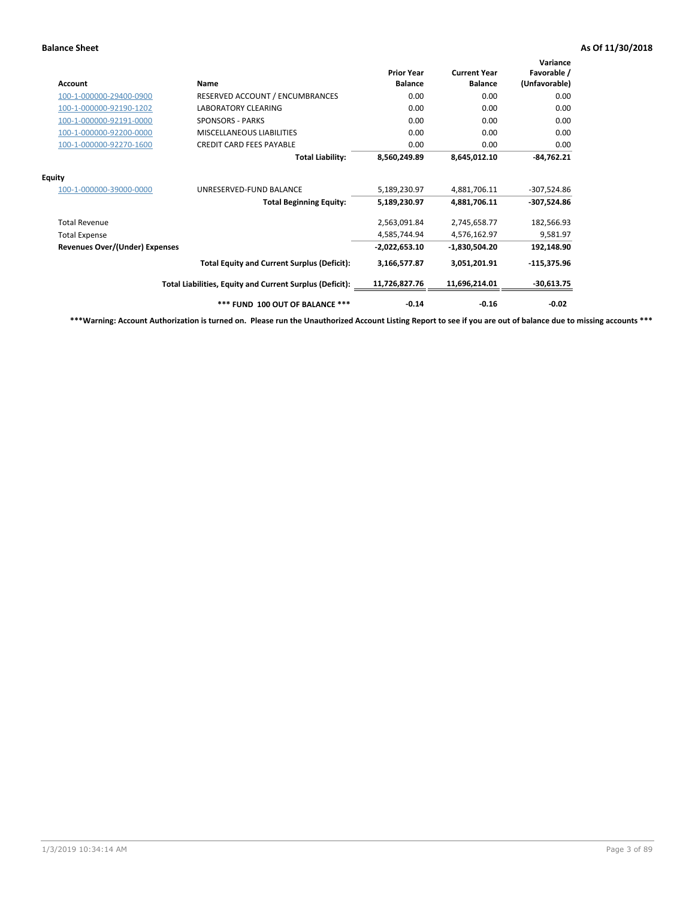| Account | Name | Prior Year Balance | Current Year Balance | Variance Favorable / (Unfavorable) |
|---|---|---|---|---|
| 100-1-000000-29400-0900 | RESERVED ACCOUNT / ENCUMBRANCES | 0.00 | 0.00 | 0.00 |
| 100-1-000000-92190-1202 | LABORATORY CLEARING | 0.00 | 0.00 | 0.00 |
| 100-1-000000-92191-0000 | SPONSORS - PARKS | 0.00 | 0.00 | 0.00 |
| 100-1-000000-92200-0000 | MISCELLANEOUS LIABILITIES | 0.00 | 0.00 | 0.00 |
| 100-1-000000-92270-1600 | CREDIT CARD FEES PAYABLE | 0.00 | 0.00 | 0.00 |
| | **Total Liability:** | **8,560,249.89** | **8,645,012.10** | **-84,762.21** |
| **Equity** | | | | |
| 100-1-000000-39000-0000 | UNRESERVED-FUND BALANCE | 5,189,230.97 | 4,881,706.11 | -307,524.86 |
| | **Total Beginning Equity:** | **5,189,230.97** | **4,881,706.11** | **-307,524.86** |
| Total Revenue | | 2,563,091.84 | 2,745,658.77 | 182,566.93 |
| Total Expense | | 4,585,744.94 | 4,576,162.97 | 9,581.97 |
| **Revenues Over/(Under) Expenses** | | **-2,022,653.10** | **-1,830,504.20** | **192,148.90** |
| | **Total Equity and Current Surplus (Deficit):** | **3,166,577.87** | **3,051,201.91** | **-115,375.96** |
| | **Total Liabilities, Equity and Current Surplus (Deficit):** | **11,726,827.76** | **11,696,214.01** | **-30,613.75** |
| | **\*\*\* FUND 100 OUT OF BALANCE \*\*\*** | **-0.14** | **-0.16** | **-0.02** |

**\*\*\*Warning: Account Authorization is turned on. Please run the Unauthorized Account Listing Report to see if you are out of balance due to missing accounts \*\*\***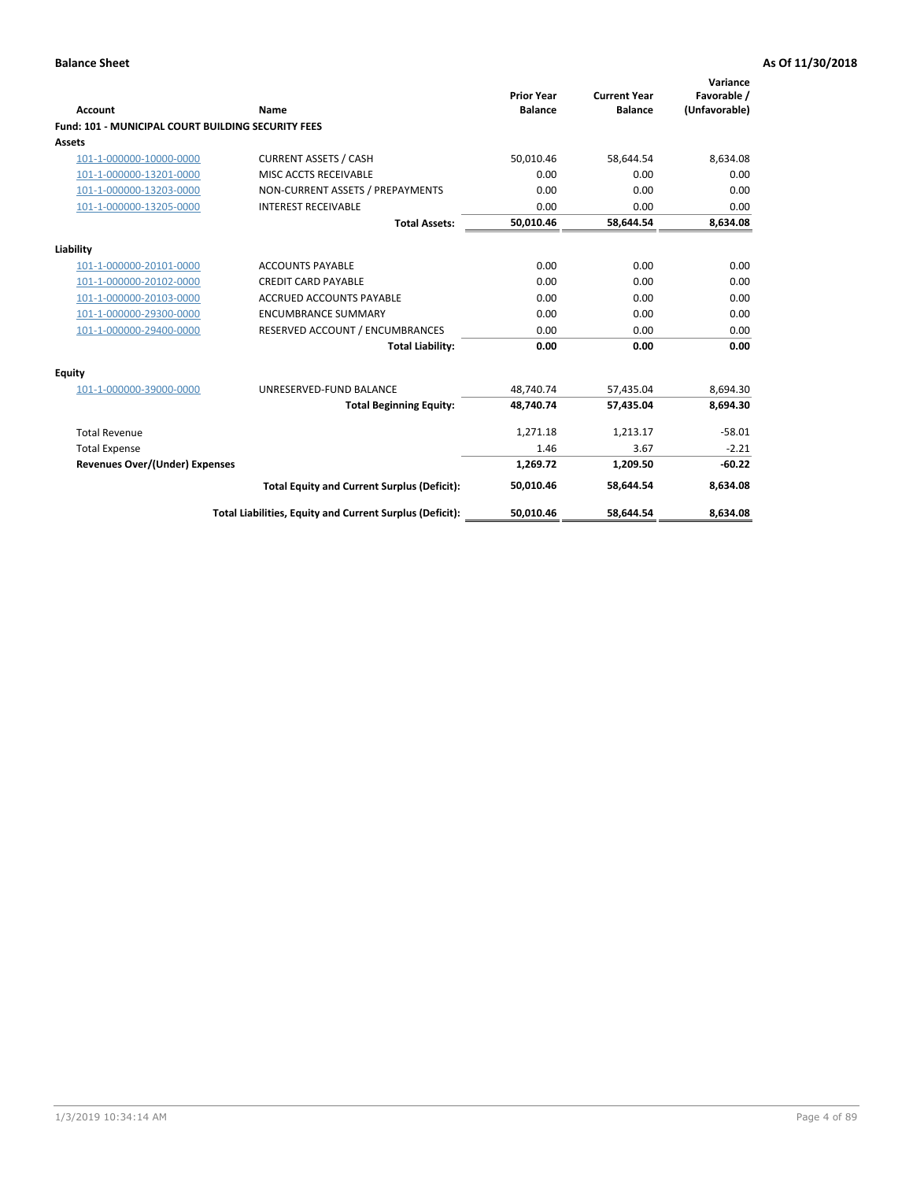**Balance Sheet** — As Of 11/30/2018

| Account | Name | Prior Year Balance | Current Year Balance | Variance Favorable / (Unfavorable) |
|---|---|---|---|---|
| **Fund: 101 - MUNICIPAL COURT BUILDING SECURITY FEES** | | | | |
| **Assets** | | | | |
| 101-1-000000-10000-0000 | CURRENT ASSETS / CASH | 50,010.46 | 58,644.54 | 8,634.08 |
| 101-1-000000-13201-0000 | MISC ACCTS RECEIVABLE | 0.00 | 0.00 | 0.00 |
| 101-1-000000-13203-0000 | NON-CURRENT ASSETS / PREPAYMENTS | 0.00 | 0.00 | 0.00 |
| 101-1-000000-13205-0000 | INTEREST RECEIVABLE | 0.00 | 0.00 | 0.00 |
| | **Total Assets:** | **50,010.46** | **58,644.54** | **8,634.08** |
| **Liability** | | | | |
| 101-1-000000-20101-0000 | ACCOUNTS PAYABLE | 0.00 | 0.00 | 0.00 |
| 101-1-000000-20102-0000 | CREDIT CARD PAYABLE | 0.00 | 0.00 | 0.00 |
| 101-1-000000-20103-0000 | ACCRUED ACCOUNTS PAYABLE | 0.00 | 0.00 | 0.00 |
| 101-1-000000-29300-0000 | ENCUMBRANCE SUMMARY | 0.00 | 0.00 | 0.00 |
| 101-1-000000-29400-0000 | RESERVED ACCOUNT / ENCUMBRANCES | 0.00 | 0.00 | 0.00 |
| | **Total Liability:** | **0.00** | **0.00** | **0.00** |
| **Equity** | | | | |
| 101-1-000000-39000-0000 | UNRESERVED-FUND BALANCE | 48,740.74 | 57,435.04 | 8,694.30 |
| | **Total Beginning Equity:** | **48,740.74** | **57,435.04** | **8,694.30** |
| Total Revenue | | 1,271.18 | 1,213.17 | -58.01 |
| Total Expense | | 1.46 | 3.67 | -2.21 |
| **Revenues Over/(Under) Expenses** | | **1,269.72** | **1,209.50** | **-60.22** |
| | **Total Equity and Current Surplus (Deficit):** | **50,010.46** | **58,644.54** | **8,634.08** |
| | **Total Liabilities, Equity and Current Surplus (Deficit):** | **50,010.46** | **58,644.54** | **8,634.08** |

1/3/2019 10:34:14 AM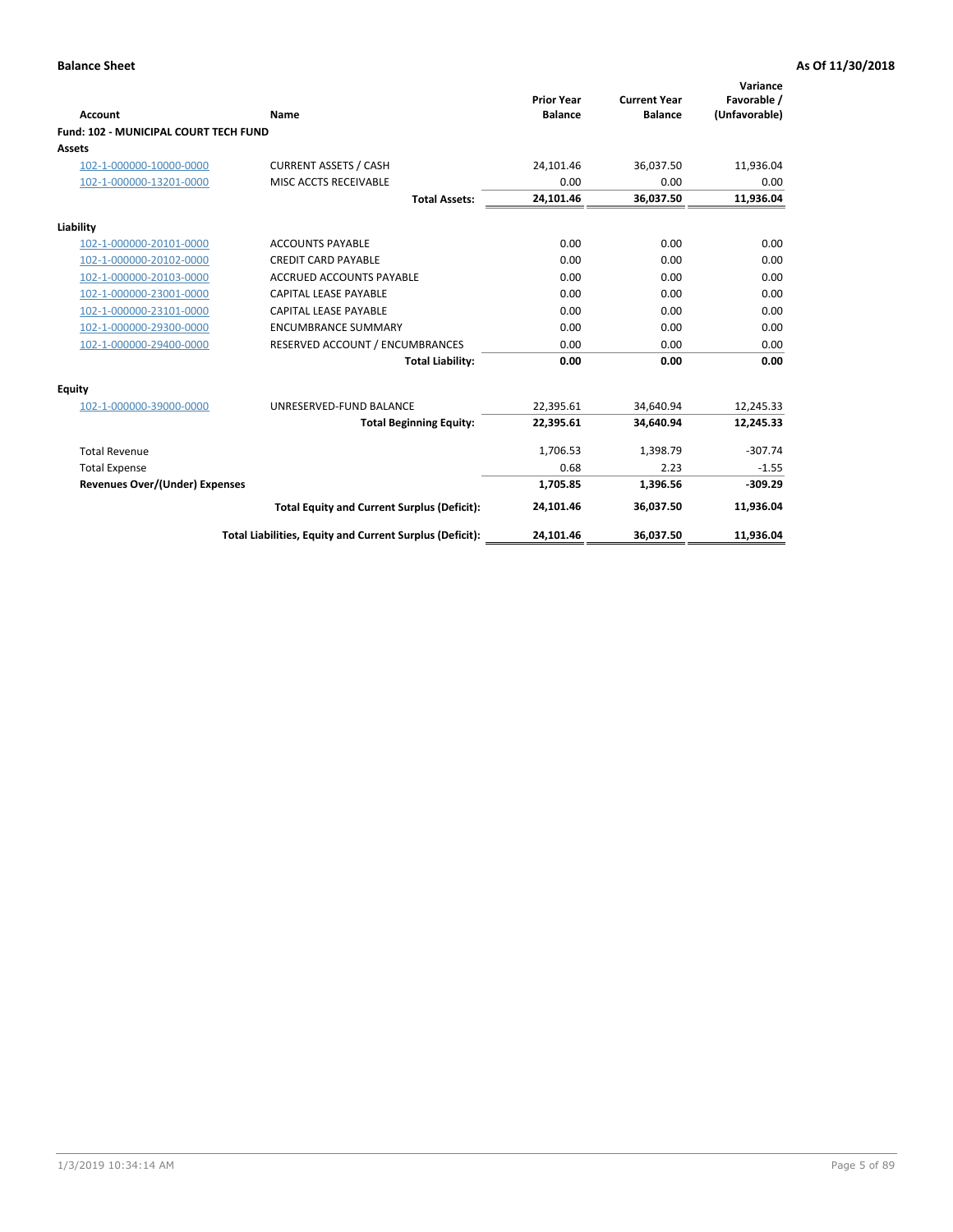**Balance Sheet** **As Of 11/30/2018**

| Account | Name | Prior Year Balance | Current Year Balance | Variance Favorable / (Unfavorable) |
|---|---|---|---|---|
| **Fund: 102 - MUNICIPAL COURT TECH FUND** | | | | |
| **Assets** | | | | |
| 102-1-000000-10000-0000 | CURRENT ASSETS / CASH | 24,101.46 | 36,037.50 | 11,936.04 |
| 102-1-000000-13201-0000 | MISC ACCTS RECEIVABLE | 0.00 | 0.00 | 0.00 |
| | **Total Assets:** | **24,101.46** | **36,037.50** | **11,936.04** |
| **Liability** | | | | |
| 102-1-000000-20101-0000 | ACCOUNTS PAYABLE | 0.00 | 0.00 | 0.00 |
| 102-1-000000-20102-0000 | CREDIT CARD PAYABLE | 0.00 | 0.00 | 0.00 |
| 102-1-000000-20103-0000 | ACCRUED ACCOUNTS PAYABLE | 0.00 | 0.00 | 0.00 |
| 102-1-000000-23001-0000 | CAPITAL LEASE PAYABLE | 0.00 | 0.00 | 0.00 |
| 102-1-000000-23101-0000 | CAPITAL LEASE PAYABLE | 0.00 | 0.00 | 0.00 |
| 102-1-000000-29300-0000 | ENCUMBRANCE SUMMARY | 0.00 | 0.00 | 0.00 |
| 102-1-000000-29400-0000 | RESERVED ACCOUNT / ENCUMBRANCES | 0.00 | 0.00 | 0.00 |
| | **Total Liability:** | **0.00** | **0.00** | **0.00** |
| **Equity** | | | | |
| 102-1-000000-39000-0000 | UNRESERVED-FUND BALANCE | 22,395.61 | 34,640.94 | 12,245.33 |
| | **Total Beginning Equity:** | **22,395.61** | **34,640.94** | **12,245.33** |
| Total Revenue | | 1,706.53 | 1,398.79 | -307.74 |
| Total Expense | | 0.68 | 2.23 | -1.55 |
| **Revenues Over/(Under) Expenses** | | **1,705.85** | **1,396.56** | **-309.29** |
| | **Total Equity and Current Surplus (Deficit):** | **24,101.46** | **36,037.50** | **11,936.04** |
| | **Total Liabilities, Equity and Current Surplus (Deficit):** | **24,101.46** | **36,037.50** | **11,936.04** |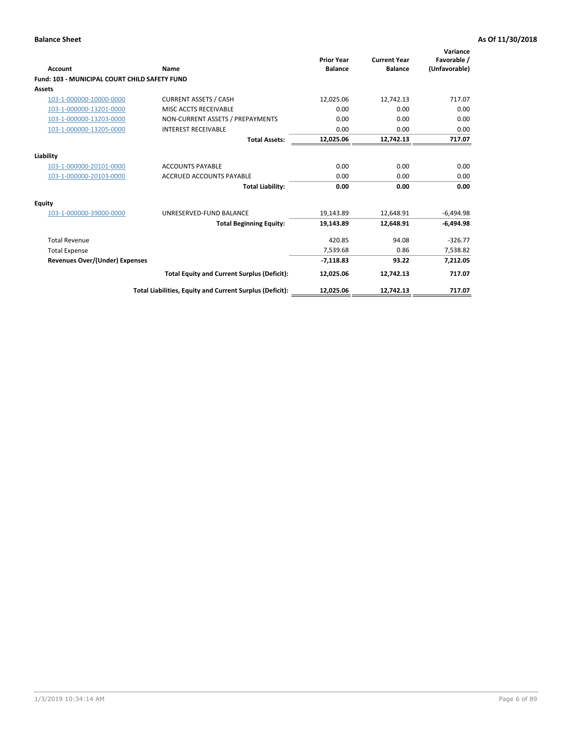**Balance Sheet** **As Of 11/30/2018**

| Account | Name | Prior Year Balance | Current Year Balance | Variance Favorable / (Unfavorable) |
|---|---|---|---|---|
| **Fund: 103 - MUNICIPAL COURT CHILD SAFETY FUND** | | | | |
| **Assets** | | | | |
| 103-1-000000-10000-0000 | CURRENT ASSETS / CASH | 12,025.06 | 12,742.13 | 717.07 |
| 103-1-000000-13201-0000 | MISC ACCTS RECEIVABLE | 0.00 | 0.00 | 0.00 |
| 103-1-000000-13203-0000 | NON-CURRENT ASSETS / PREPAYMENTS | 0.00 | 0.00 | 0.00 |
| 103-1-000000-13205-0000 | INTEREST RECEIVABLE | 0.00 | 0.00 | 0.00 |
| | **Total Assets:** | **12,025.06** | **12,742.13** | **717.07** |
| **Liability** | | | | |
| 103-1-000000-20101-0000 | ACCOUNTS PAYABLE | 0.00 | 0.00 | 0.00 |
| 103-1-000000-20103-0000 | ACCRUED ACCOUNTS PAYABLE | 0.00 | 0.00 | 0.00 |
| | **Total Liability:** | **0.00** | **0.00** | **0.00** |
| **Equity** | | | | |
| 103-1-000000-39000-0000 | UNRESERVED-FUND BALANCE | 19,143.89 | 12,648.91 | -6,494.98 |
| | **Total Beginning Equity:** | **19,143.89** | **12,648.91** | **-6,494.98** |
| Total Revenue | | 420.85 | 94.08 | -326.77 |
| Total Expense | | 7,539.68 | 0.86 | 7,538.82 |
| **Revenues Over/(Under) Expenses** | | **-7,118.83** | **93.22** | **7,212.05** |
| | **Total Equity and Current Surplus (Deficit):** | **12,025.06** | **12,742.13** | **717.07** |
| | **Total Liabilities, Equity and Current Surplus (Deficit):** | **12,025.06** | **12,742.13** | **717.07** |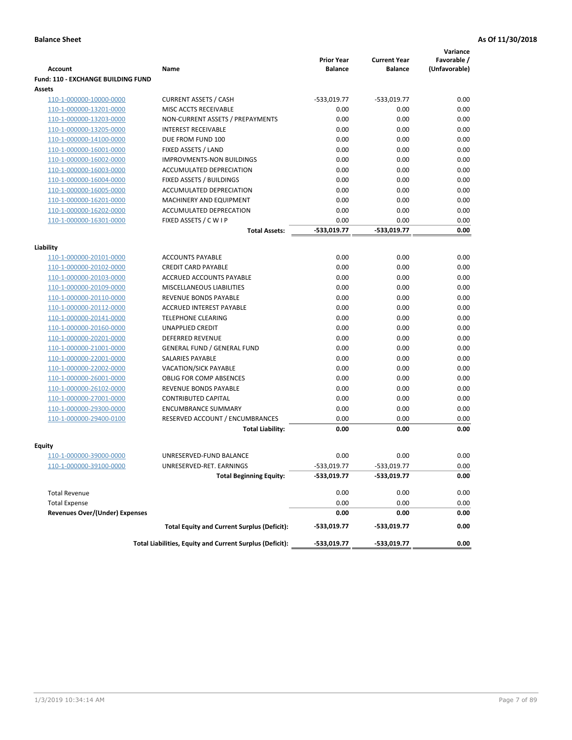**Balance Sheet** | **As Of 11/30/2018**

| Account | Name | Prior Year Balance | Current Year Balance | Variance Favorable / (Unfavorable) |
|---|---|---|---|---|
| **Fund: 110 - EXCHANGE BUILDING FUND** | | | | |
| **Assets** | | | | |
| 110-1-000000-10000-0000 | CURRENT ASSETS / CASH | -533,019.77 | -533,019.77 | 0.00 |
| 110-1-000000-13201-0000 | MISC ACCTS RECEIVABLE | 0.00 | 0.00 | 0.00 |
| 110-1-000000-13203-0000 | NON-CURRENT ASSETS / PREPAYMENTS | 0.00 | 0.00 | 0.00 |
| 110-1-000000-13205-0000 | INTEREST RECEIVABLE | 0.00 | 0.00 | 0.00 |
| 110-1-000000-14100-0000 | DUE FROM FUND 100 | 0.00 | 0.00 | 0.00 |
| 110-1-000000-16001-0000 | FIXED ASSETS / LAND | 0.00 | 0.00 | 0.00 |
| 110-1-000000-16002-0000 | IMPROVMENTS-NON BUILDINGS | 0.00 | 0.00 | 0.00 |
| 110-1-000000-16003-0000 | ACCUMULATED DEPRECIATION | 0.00 | 0.00 | 0.00 |
| 110-1-000000-16004-0000 | FIXED ASSETS / BUILDINGS | 0.00 | 0.00 | 0.00 |
| 110-1-000000-16005-0000 | ACCUMULATED DEPRECIATION | 0.00 | 0.00 | 0.00 |
| 110-1-000000-16201-0000 | MACHINERY AND EQUIPMENT | 0.00 | 0.00 | 0.00 |
| 110-1-000000-16202-0000 | ACCUMULATED DEPRECATION | 0.00 | 0.00 | 0.00 |
| 110-1-000000-16301-0000 | FIXED ASSETS / C W I P | 0.00 | 0.00 | 0.00 |
| | **Total Assets:** | **-533,019.77** | **-533,019.77** | **0.00** |
| **Liability** | | | | |
| 110-1-000000-20101-0000 | ACCOUNTS PAYABLE | 0.00 | 0.00 | 0.00 |
| 110-1-000000-20102-0000 | CREDIT CARD PAYABLE | 0.00 | 0.00 | 0.00 |
| 110-1-000000-20103-0000 | ACCRUED ACCOUNTS PAYABLE | 0.00 | 0.00 | 0.00 |
| 110-1-000000-20109-0000 | MISCELLANEOUS LIABILITIES | 0.00 | 0.00 | 0.00 |
| 110-1-000000-20110-0000 | REVENUE BONDS PAYABLE | 0.00 | 0.00 | 0.00 |
| 110-1-000000-20112-0000 | ACCRUED INTEREST PAYABLE | 0.00 | 0.00 | 0.00 |
| 110-1-000000-20141-0000 | TELEPHONE CLEARING | 0.00 | 0.00 | 0.00 |
| 110-1-000000-20160-0000 | UNAPPLIED CREDIT | 0.00 | 0.00 | 0.00 |
| 110-1-000000-20201-0000 | DEFERRED REVENUE | 0.00 | 0.00 | 0.00 |
| 110-1-000000-21001-0000 | GENERAL FUND / GENERAL FUND | 0.00 | 0.00 | 0.00 |
| 110-1-000000-22001-0000 | SALARIES PAYABLE | 0.00 | 0.00 | 0.00 |
| 110-1-000000-22002-0000 | VACATION/SICK PAYABLE | 0.00 | 0.00 | 0.00 |
| 110-1-000000-26001-0000 | OBLIG FOR COMP ABSENCES | 0.00 | 0.00 | 0.00 |
| 110-1-000000-26102-0000 | REVENUE BONDS PAYABLE | 0.00 | 0.00 | 0.00 |
| 110-1-000000-27001-0000 | CONTRIBUTED CAPITAL | 0.00 | 0.00 | 0.00 |
| 110-1-000000-29300-0000 | ENCUMBRANCE SUMMARY | 0.00 | 0.00 | 0.00 |
| 110-1-000000-29400-0100 | RESERVED ACCOUNT / ENCUMBRANCES | 0.00 | 0.00 | 0.00 |
| | **Total Liability:** | **0.00** | **0.00** | **0.00** |
| **Equity** | | | | |
| 110-1-000000-39000-0000 | UNRESERVED-FUND BALANCE | 0.00 | 0.00 | 0.00 |
| 110-1-000000-39100-0000 | UNRESERVED-RET. EARNINGS | -533,019.77 | -533,019.77 | 0.00 |
| | **Total Beginning Equity:** | **-533,019.77** | **-533,019.77** | **0.00** |
| Total Revenue | | 0.00 | 0.00 | 0.00 |
| Total Expense | | 0.00 | 0.00 | 0.00 |
| **Revenues Over/(Under) Expenses** | | **0.00** | **0.00** | **0.00** |
| | **Total Equity and Current Surplus (Deficit):** | **-533,019.77** | **-533,019.77** | **0.00** |
| | **Total Liabilities, Equity and Current Surplus (Deficit):** | **-533,019.77** | **-533,019.77** | **0.00** |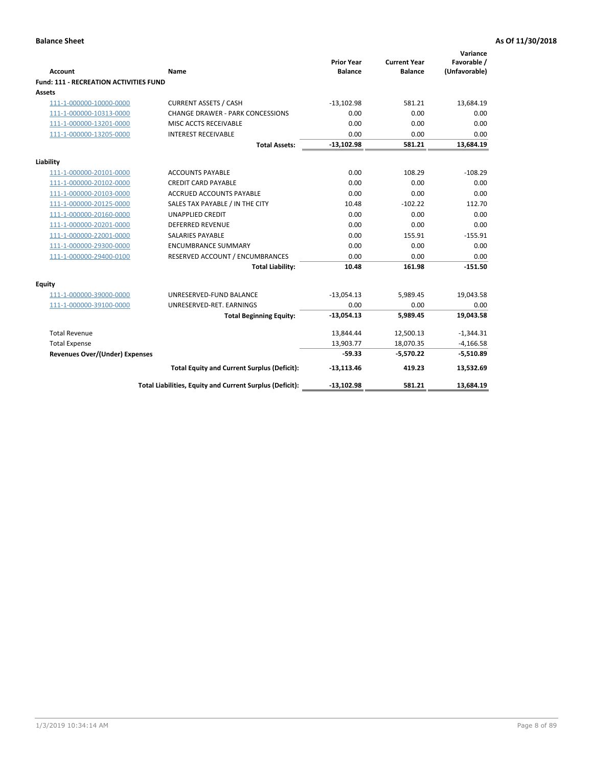**Balance Sheet** | **As Of 11/30/2018**

| Account | Name | Prior Year Balance | Current Year Balance | Variance Favorable / (Unfavorable) |
|---|---|---|---|---|
| **Fund: 111 - RECREATION ACTIVITIES FUND** | | | | |
| **Assets** | | | | |
| 111-1-000000-10000-0000 | CURRENT ASSETS / CASH | -13,102.98 | 581.21 | 13,684.19 |
| 111-1-000000-10313-0000 | CHANGE DRAWER - PARK CONCESSIONS | 0.00 | 0.00 | 0.00 |
| 111-1-000000-13201-0000 | MISC ACCTS RECEIVABLE | 0.00 | 0.00 | 0.00 |
| 111-1-000000-13205-0000 | INTEREST RECEIVABLE | 0.00 | 0.00 | 0.00 |
| | **Total Assets:** | **-13,102.98** | **581.21** | **13,684.19** |
| **Liability** | | | | |
| 111-1-000000-20101-0000 | ACCOUNTS PAYABLE | 0.00 | 108.29 | -108.29 |
| 111-1-000000-20102-0000 | CREDIT CARD PAYABLE | 0.00 | 0.00 | 0.00 |
| 111-1-000000-20103-0000 | ACCRUED ACCOUNTS PAYABLE | 0.00 | 0.00 | 0.00 |
| 111-1-000000-20125-0000 | SALES TAX PAYABLE / IN THE CITY | 10.48 | -102.22 | 112.70 |
| 111-1-000000-20160-0000 | UNAPPLIED CREDIT | 0.00 | 0.00 | 0.00 |
| 111-1-000000-20201-0000 | DEFERRED REVENUE | 0.00 | 0.00 | 0.00 |
| 111-1-000000-22001-0000 | SALARIES PAYABLE | 0.00 | 155.91 | -155.91 |
| 111-1-000000-29300-0000 | ENCUMBRANCE SUMMARY | 0.00 | 0.00 | 0.00 |
| 111-1-000000-29400-0100 | RESERVED ACCOUNT / ENCUMBRANCES | 0.00 | 0.00 | 0.00 |
| | **Total Liability:** | **10.48** | **161.98** | **-151.50** |
| **Equity** | | | | |
| 111-1-000000-39000-0000 | UNRESERVED-FUND BALANCE | -13,054.13 | 5,989.45 | 19,043.58 |
| 111-1-000000-39100-0000 | UNRESERVED-RET. EARNINGS | 0.00 | 0.00 | 0.00 |
| | **Total Beginning Equity:** | **-13,054.13** | **5,989.45** | **19,043.58** |
| Total Revenue | | 13,844.44 | 12,500.13 | -1,344.31 |
| Total Expense | | 13,903.77 | 18,070.35 | -4,166.58 |
| **Revenues Over/(Under) Expenses** | | **-59.33** | **-5,570.22** | **-5,510.89** |
| | **Total Equity and Current Surplus (Deficit):** | **-13,113.46** | **419.23** | **13,532.69** |
| | **Total Liabilities, Equity and Current Surplus (Deficit):** | **-13,102.98** | **581.21** | **13,684.19** |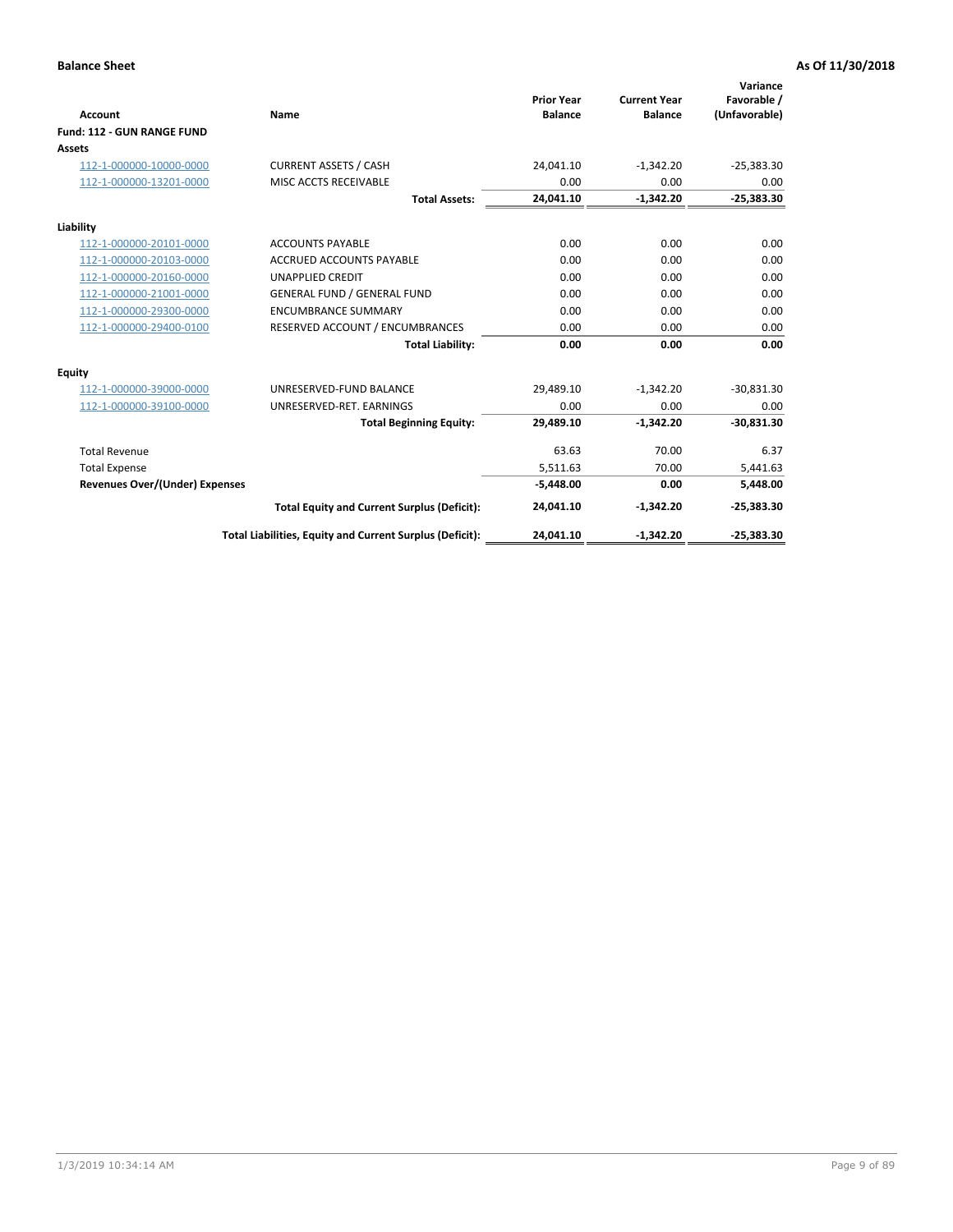**Balance Sheet** **As Of 11/30/2018**

| Account | Name | Prior Year Balance | Current Year Balance | Variance Favorable / (Unfavorable) |
|---|---|---|---|---|
| **Fund: 112 - GUN RANGE FUND** | | | | |
| **Assets** | | | | |
| 112-1-000000-10000-0000 | CURRENT ASSETS / CASH | 24,041.10 | -1,342.20 | -25,383.30 |
| 112-1-000000-13201-0000 | MISC ACCTS RECEIVABLE | 0.00 | 0.00 | 0.00 |
| | **Total Assets:** | **24,041.10** | **-1,342.20** | **-25,383.30** |
| **Liability** | | | | |
| 112-1-000000-20101-0000 | ACCOUNTS PAYABLE | 0.00 | 0.00 | 0.00 |
| 112-1-000000-20103-0000 | ACCRUED ACCOUNTS PAYABLE | 0.00 | 0.00 | 0.00 |
| 112-1-000000-20160-0000 | UNAPPLIED CREDIT | 0.00 | 0.00 | 0.00 |
| 112-1-000000-21001-0000 | GENERAL FUND / GENERAL FUND | 0.00 | 0.00 | 0.00 |
| 112-1-000000-29300-0000 | ENCUMBRANCE SUMMARY | 0.00 | 0.00 | 0.00 |
| 112-1-000000-29400-0100 | RESERVED ACCOUNT / ENCUMBRANCES | 0.00 | 0.00 | 0.00 |
| | **Total Liability:** | **0.00** | **0.00** | **0.00** |
| **Equity** | | | | |
| 112-1-000000-39000-0000 | UNRESERVED-FUND BALANCE | 29,489.10 | -1,342.20 | -30,831.30 |
| 112-1-000000-39100-0000 | UNRESERVED-RET. EARNINGS | 0.00 | 0.00 | 0.00 |
| | **Total Beginning Equity:** | **29,489.10** | **-1,342.20** | **-30,831.30** |
| Total Revenue | | 63.63 | 70.00 | 6.37 |
| Total Expense | | 5,511.63 | 70.00 | 5,441.63 |
| **Revenues Over/(Under) Expenses** | | **-5,448.00** | **0.00** | **5,448.00** |
| | **Total Equity and Current Surplus (Deficit):** | **24,041.10** | **-1,342.20** | **-25,383.30** |
| | **Total Liabilities, Equity and Current Surplus (Deficit):** | **24,041.10** | **-1,342.20** | **-25,383.30** |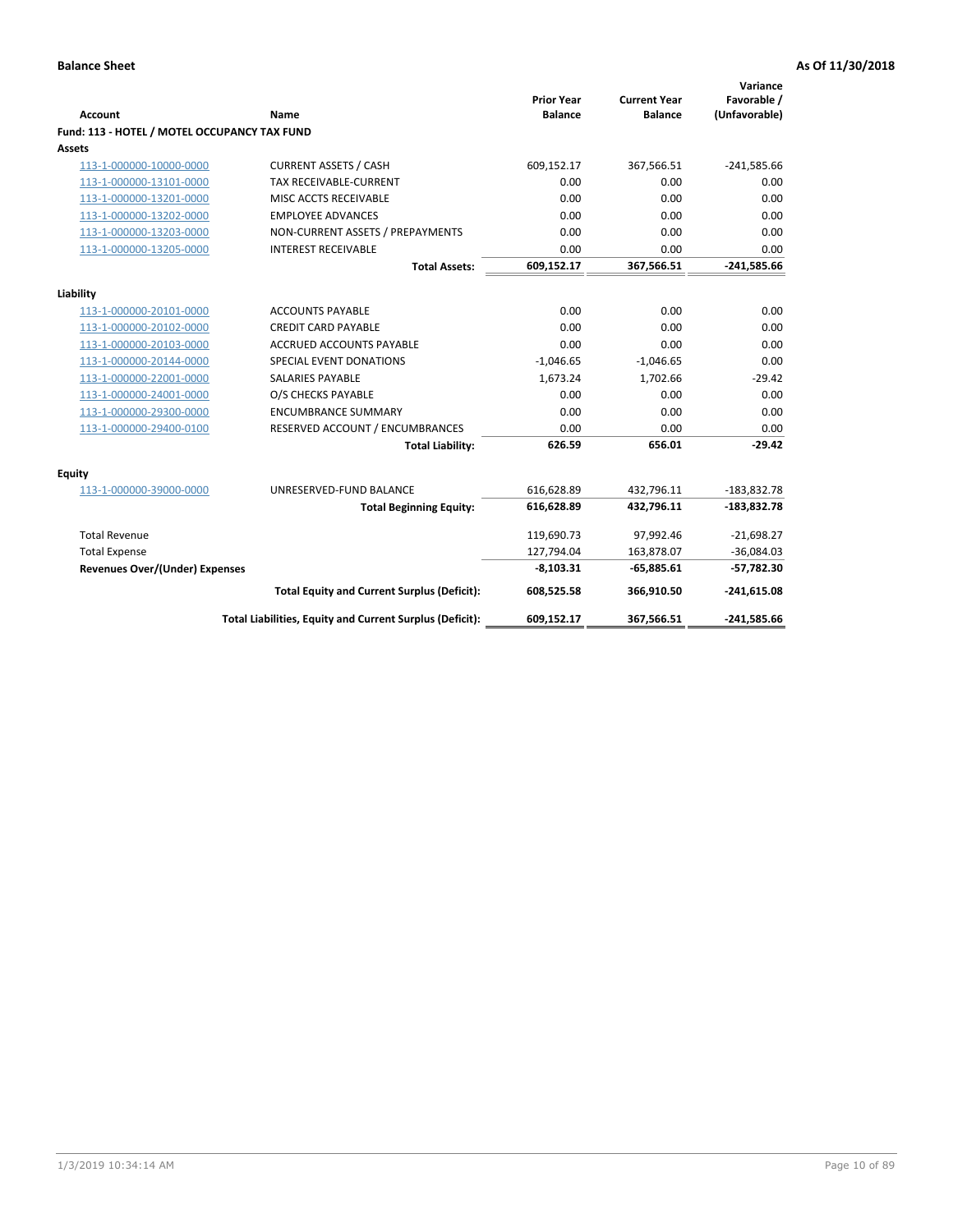**Balance Sheet** **As Of 11/30/2018**

| Account | Name | Prior Year Balance | Current Year Balance | Variance Favorable / (Unfavorable) |
|---|---|---|---|---|
| **Fund: 113 - HOTEL / MOTEL OCCUPANCY TAX FUND** | | | | |
| **Assets** | | | | |
| 113-1-000000-10000-0000 | CURRENT ASSETS / CASH | 609,152.17 | 367,566.51 | -241,585.66 |
| 113-1-000000-13101-0000 | TAX RECEIVABLE-CURRENT | 0.00 | 0.00 | 0.00 |
| 113-1-000000-13201-0000 | MISC ACCTS RECEIVABLE | 0.00 | 0.00 | 0.00 |
| 113-1-000000-13202-0000 | EMPLOYEE ADVANCES | 0.00 | 0.00 | 0.00 |
| 113-1-000000-13203-0000 | NON-CURRENT ASSETS / PREPAYMENTS | 0.00 | 0.00 | 0.00 |
| 113-1-000000-13205-0000 | INTEREST RECEIVABLE | 0.00 | 0.00 | 0.00 |
| | **Total Assets:** | **609,152.17** | **367,566.51** | **-241,585.66** |
| **Liability** | | | | |
| 113-1-000000-20101-0000 | ACCOUNTS PAYABLE | 0.00 | 0.00 | 0.00 |
| 113-1-000000-20102-0000 | CREDIT CARD PAYABLE | 0.00 | 0.00 | 0.00 |
| 113-1-000000-20103-0000 | ACCRUED ACCOUNTS PAYABLE | 0.00 | 0.00 | 0.00 |
| 113-1-000000-20144-0000 | SPECIAL EVENT DONATIONS | -1,046.65 | -1,046.65 | 0.00 |
| 113-1-000000-22001-0000 | SALARIES PAYABLE | 1,673.24 | 1,702.66 | -29.42 |
| 113-1-000000-24001-0000 | O/S CHECKS PAYABLE | 0.00 | 0.00 | 0.00 |
| 113-1-000000-29300-0000 | ENCUMBRANCE SUMMARY | 0.00 | 0.00 | 0.00 |
| 113-1-000000-29400-0100 | RESERVED ACCOUNT / ENCUMBRANCES | 0.00 | 0.00 | 0.00 |
| | **Total Liability:** | **626.59** | **656.01** | **-29.42** |
| **Equity** | | | | |
| 113-1-000000-39000-0000 | UNRESERVED-FUND BALANCE | 616,628.89 | 432,796.11 | -183,832.78 |
| | **Total Beginning Equity:** | **616,628.89** | **432,796.11** | **-183,832.78** |
| Total Revenue | | 119,690.73 | 97,992.46 | -21,698.27 |
| Total Expense | | 127,794.04 | 163,878.07 | -36,084.03 |
| **Revenues Over/(Under) Expenses** | | **-8,103.31** | **-65,885.61** | **-57,782.30** |
| | **Total Equity and Current Surplus (Deficit):** | **608,525.58** | **366,910.50** | **-241,615.08** |
| | **Total Liabilities, Equity and Current Surplus (Deficit):** | **609,152.17** | **367,566.51** | **-241,585.66** |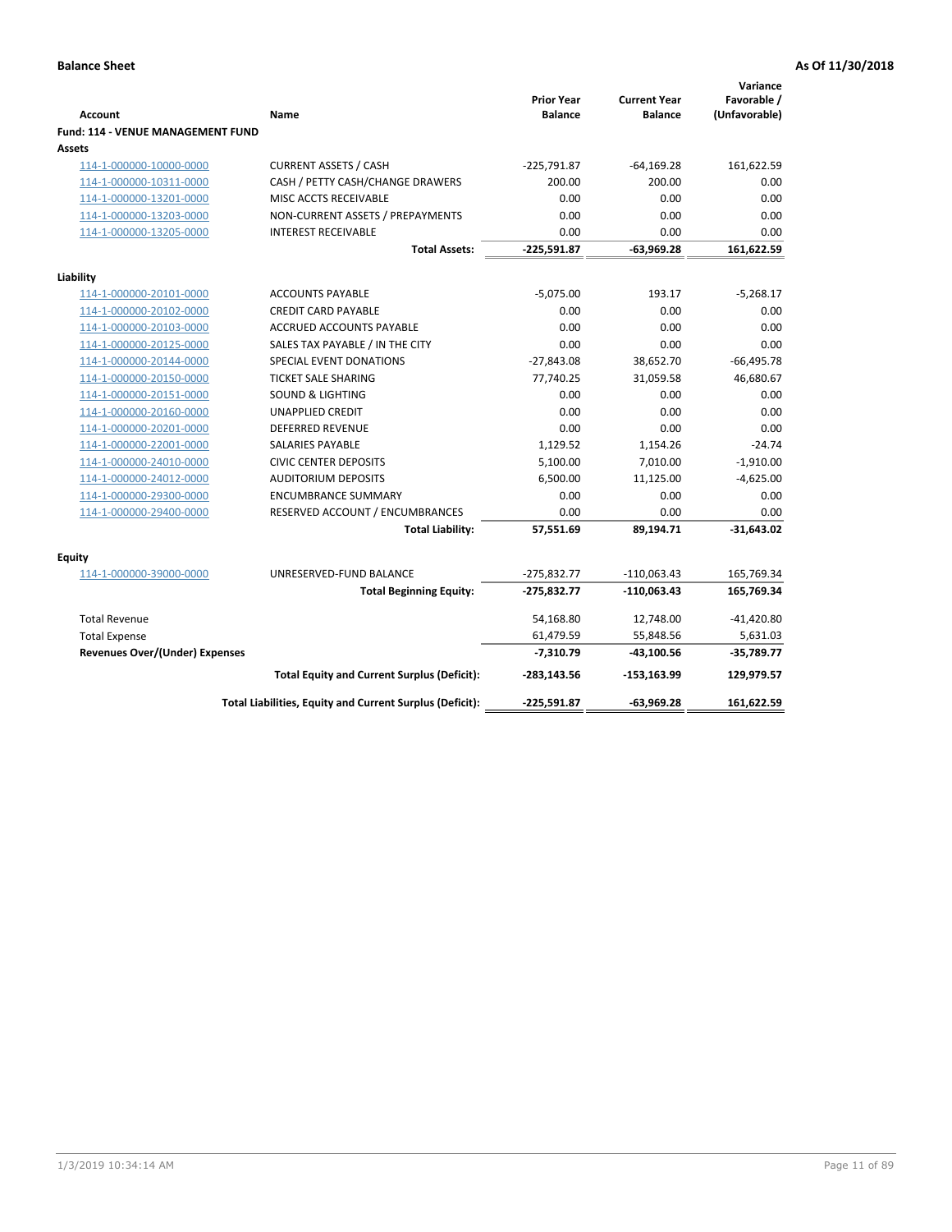**Balance Sheet** — **As Of 11/30/2018**

| Account | Name | Prior Year Balance | Current Year Balance | Variance Favorable / (Unfavorable) |
|---|---|---|---|---|
| **Fund: 114 - VENUE MANAGEMENT FUND** | | | | |
| **Assets** | | | | |
| 114-1-000000-10000-0000 | CURRENT ASSETS / CASH | -225,791.87 | -64,169.28 | 161,622.59 |
| 114-1-000000-10311-0000 | CASH / PETTY CASH/CHANGE DRAWERS | 200.00 | 200.00 | 0.00 |
| 114-1-000000-13201-0000 | MISC ACCTS RECEIVABLE | 0.00 | 0.00 | 0.00 |
| 114-1-000000-13203-0000 | NON-CURRENT ASSETS / PREPAYMENTS | 0.00 | 0.00 | 0.00 |
| 114-1-000000-13205-0000 | INTEREST RECEIVABLE | 0.00 | 0.00 | 0.00 |
| | **Total Assets:** | **-225,591.87** | **-63,969.28** | **161,622.59** |
| **Liability** | | | | |
| 114-1-000000-20101-0000 | ACCOUNTS PAYABLE | -5,075.00 | 193.17 | -5,268.17 |
| 114-1-000000-20102-0000 | CREDIT CARD PAYABLE | 0.00 | 0.00 | 0.00 |
| 114-1-000000-20103-0000 | ACCRUED ACCOUNTS PAYABLE | 0.00 | 0.00 | 0.00 |
| 114-1-000000-20125-0000 | SALES TAX PAYABLE / IN THE CITY | 0.00 | 0.00 | 0.00 |
| 114-1-000000-20144-0000 | SPECIAL EVENT DONATIONS | -27,843.08 | 38,652.70 | -66,495.78 |
| 114-1-000000-20150-0000 | TICKET SALE SHARING | 77,740.25 | 31,059.58 | 46,680.67 |
| 114-1-000000-20151-0000 | SOUND & LIGHTING | 0.00 | 0.00 | 0.00 |
| 114-1-000000-20160-0000 | UNAPPLIED CREDIT | 0.00 | 0.00 | 0.00 |
| 114-1-000000-20201-0000 | DEFERRED REVENUE | 0.00 | 0.00 | 0.00 |
| 114-1-000000-22001-0000 | SALARIES PAYABLE | 1,129.52 | 1,154.26 | -24.74 |
| 114-1-000000-24010-0000 | CIVIC CENTER DEPOSITS | 5,100.00 | 7,010.00 | -1,910.00 |
| 114-1-000000-24012-0000 | AUDITORIUM DEPOSITS | 6,500.00 | 11,125.00 | -4,625.00 |
| 114-1-000000-29300-0000 | ENCUMBRANCE SUMMARY | 0.00 | 0.00 | 0.00 |
| 114-1-000000-29400-0000 | RESERVED ACCOUNT / ENCUMBRANCES | 0.00 | 0.00 | 0.00 |
| | **Total Liability:** | **57,551.69** | **89,194.71** | **-31,643.02** |
| **Equity** | | | | |
| 114-1-000000-39000-0000 | UNRESERVED-FUND BALANCE | -275,832.77 | -110,063.43 | 165,769.34 |
| | **Total Beginning Equity:** | **-275,832.77** | **-110,063.43** | **165,769.34** |
| Total Revenue | | 54,168.80 | 12,748.00 | -41,420.80 |
| Total Expense | | 61,479.59 | 55,848.56 | 5,631.03 |
| **Revenues Over/(Under) Expenses** | | **-7,310.79** | **-43,100.56** | **-35,789.77** |
| | **Total Equity and Current Surplus (Deficit):** | **-283,143.56** | **-153,163.99** | **129,979.57** |
| | **Total Liabilities, Equity and Current Surplus (Deficit):** | **-225,591.87** | **-63,969.28** | **161,622.59** |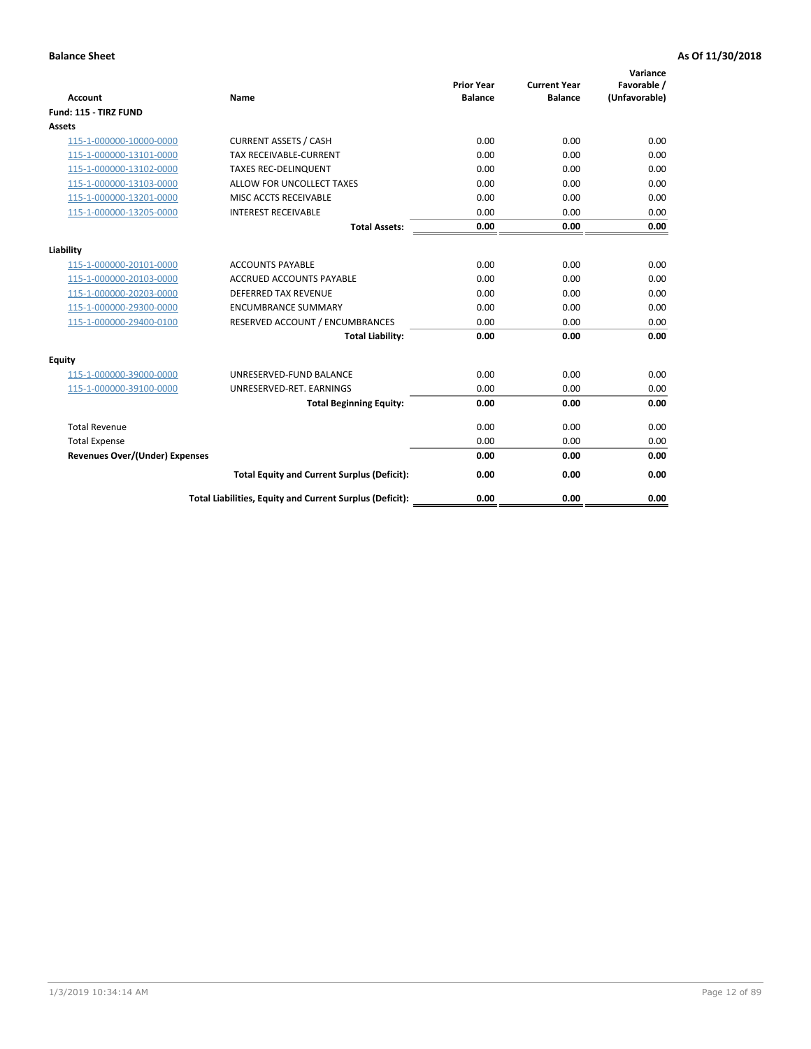**Balance Sheet** **As Of 11/30/2018**

| Account | Name | Prior Year Balance | Current Year Balance | Variance Favorable / (Unfavorable) |
|---|---|---|---|---|
| **Fund: 115 - TIRZ FUND** | | | | |
| **Assets** | | | | |
| 115-1-000000-10000-0000 | CURRENT ASSETS / CASH | 0.00 | 0.00 | 0.00 |
| 115-1-000000-13101-0000 | TAX RECEIVABLE-CURRENT | 0.00 | 0.00 | 0.00 |
| 115-1-000000-13102-0000 | TAXES REC-DELINQUENT | 0.00 | 0.00 | 0.00 |
| 115-1-000000-13103-0000 | ALLOW FOR UNCOLLECT TAXES | 0.00 | 0.00 | 0.00 |
| 115-1-000000-13201-0000 | MISC ACCTS RECEIVABLE | 0.00 | 0.00 | 0.00 |
| 115-1-000000-13205-0000 | INTEREST RECEIVABLE | 0.00 | 0.00 | 0.00 |
| | **Total Assets:** | **0.00** | **0.00** | **0.00** |
| **Liability** | | | | |
| 115-1-000000-20101-0000 | ACCOUNTS PAYABLE | 0.00 | 0.00 | 0.00 |
| 115-1-000000-20103-0000 | ACCRUED ACCOUNTS PAYABLE | 0.00 | 0.00 | 0.00 |
| 115-1-000000-20203-0000 | DEFERRED TAX REVENUE | 0.00 | 0.00 | 0.00 |
| 115-1-000000-29300-0000 | ENCUMBRANCE SUMMARY | 0.00 | 0.00 | 0.00 |
| 115-1-000000-29400-0100 | RESERVED ACCOUNT / ENCUMBRANCES | 0.00 | 0.00 | 0.00 |
| | **Total Liability:** | **0.00** | **0.00** | **0.00** |
| **Equity** | | | | |
| 115-1-000000-39000-0000 | UNRESERVED-FUND BALANCE | 0.00 | 0.00 | 0.00 |
| 115-1-000000-39100-0000 | UNRESERVED-RET. EARNINGS | 0.00 | 0.00 | 0.00 |
| | **Total Beginning Equity:** | **0.00** | **0.00** | **0.00** |
| Total Revenue | | 0.00 | 0.00 | 0.00 |
| Total Expense | | 0.00 | 0.00 | 0.00 |
| **Revenues Over/(Under) Expenses** | | **0.00** | **0.00** | **0.00** |
| | **Total Equity and Current Surplus (Deficit):** | **0.00** | **0.00** | **0.00** |
| | **Total Liabilities, Equity and Current Surplus (Deficit):** | **0.00** | **0.00** | **0.00** |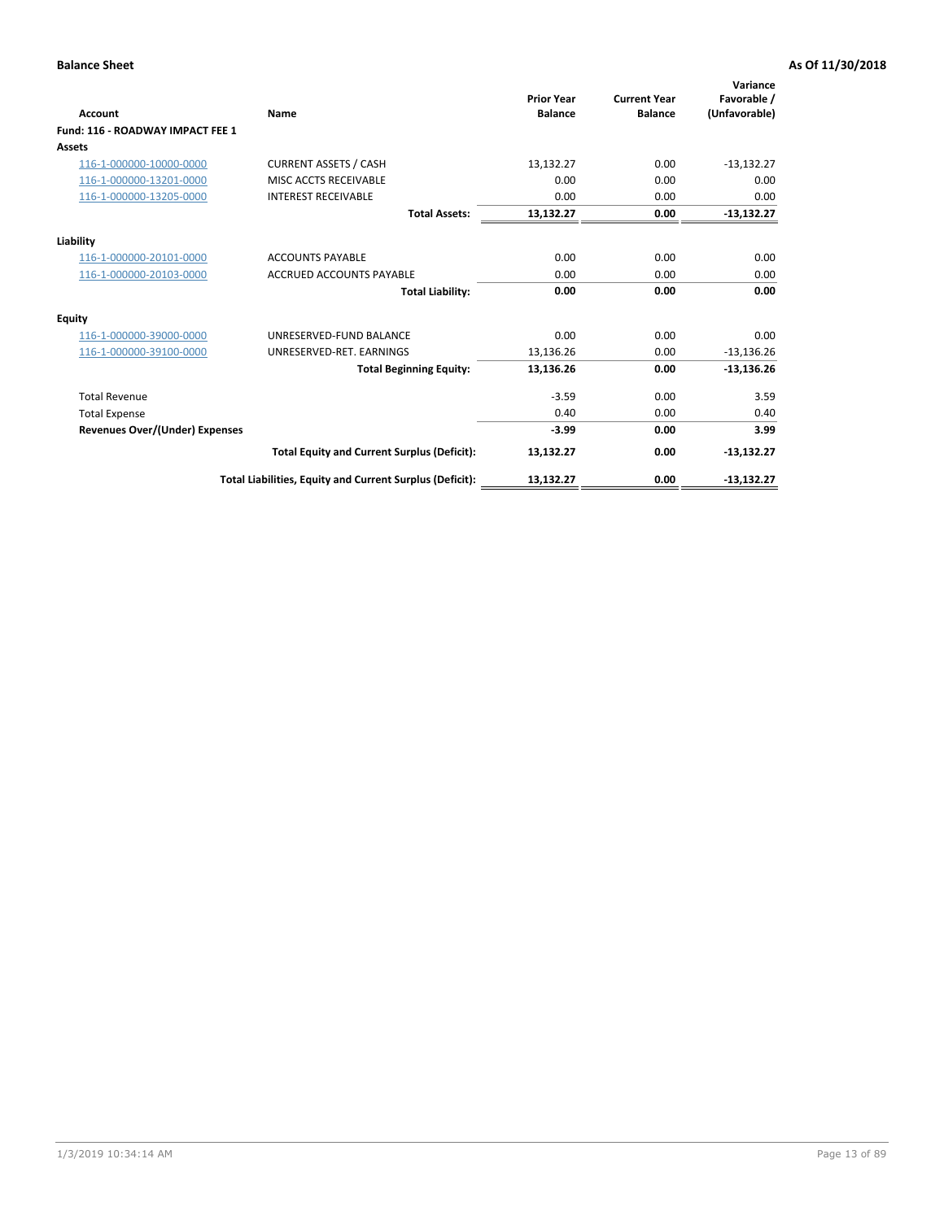**Balance Sheet** **As Of 11/30/2018**

| Account | Name | Prior Year Balance | Current Year Balance | Variance Favorable / (Unfavorable) |
|---|---|---|---|---|
| **Fund: 116 - ROADWAY IMPACT FEE 1** | | | | |
| **Assets** | | | | |
| 116-1-000000-10000-0000 | CURRENT ASSETS / CASH | 13,132.27 | 0.00 | -13,132.27 |
| 116-1-000000-13201-0000 | MISC ACCTS RECEIVABLE | 0.00 | 0.00 | 0.00 |
| 116-1-000000-13205-0000 | INTEREST RECEIVABLE | 0.00 | 0.00 | 0.00 |
| | **Total Assets:** | **13,132.27** | **0.00** | **-13,132.27** |
| **Liability** | | | | |
| 116-1-000000-20101-0000 | ACCOUNTS PAYABLE | 0.00 | 0.00 | 0.00 |
| 116-1-000000-20103-0000 | ACCRUED ACCOUNTS PAYABLE | 0.00 | 0.00 | 0.00 |
| | **Total Liability:** | **0.00** | **0.00** | **0.00** |
| **Equity** | | | | |
| 116-1-000000-39000-0000 | UNRESERVED-FUND BALANCE | 0.00 | 0.00 | 0.00 |
| 116-1-000000-39100-0000 | UNRESERVED-RET. EARNINGS | 13,136.26 | 0.00 | -13,136.26 |
| | **Total Beginning Equity:** | **13,136.26** | **0.00** | **-13,136.26** |
| Total Revenue | | -3.59 | 0.00 | 3.59 |
| Total Expense | | 0.40 | 0.00 | 0.40 |
| **Revenues Over/(Under) Expenses** | | **-3.99** | **0.00** | **3.99** |
| | **Total Equity and Current Surplus (Deficit):** | **13,132.27** | **0.00** | **-13,132.27** |
| | **Total Liabilities, Equity and Current Surplus (Deficit):** | **13,132.27** | **0.00** | **-13,132.27** |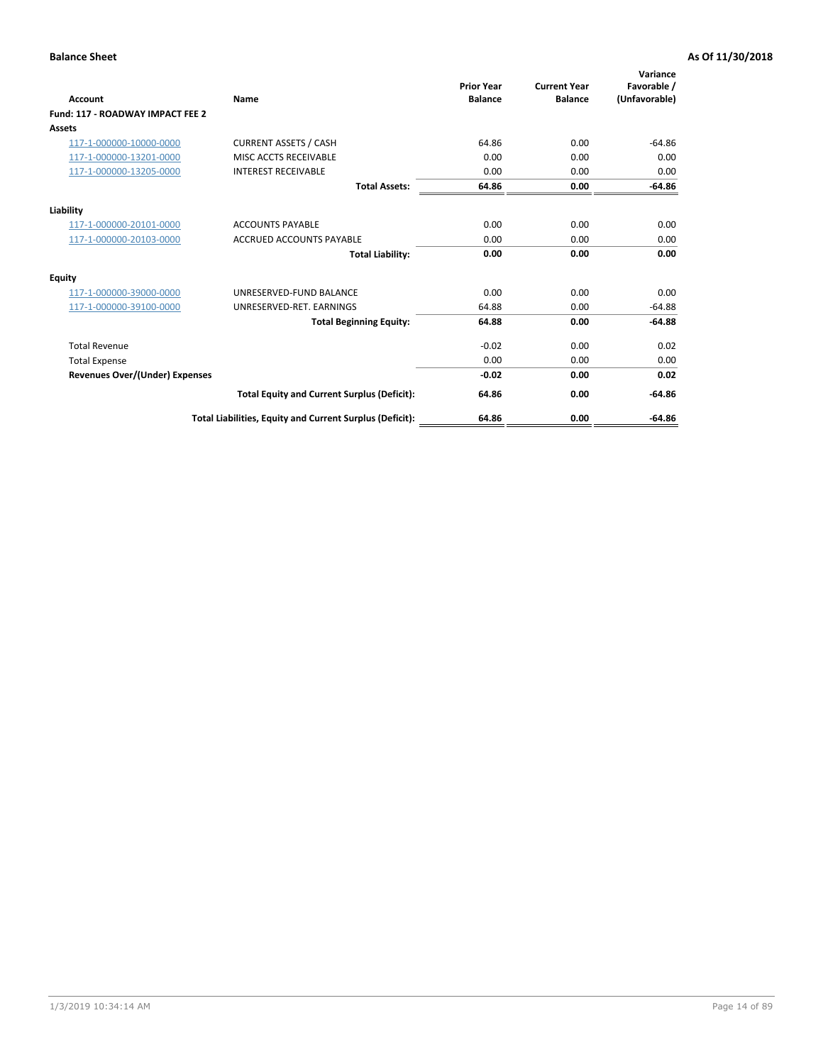**Balance Sheet** **As Of 11/30/2018**

| Account | Name | Prior Year Balance | Current Year Balance | Variance Favorable / (Unfavorable) |
|---|---|---|---|---|
| **Fund: 117 - ROADWAY IMPACT FEE 2** | | | | |
| **Assets** | | | | |
| 117-1-000000-10000-0000 | CURRENT ASSETS / CASH | 64.86 | 0.00 | -64.86 |
| 117-1-000000-13201-0000 | MISC ACCTS RECEIVABLE | 0.00 | 0.00 | 0.00 |
| 117-1-000000-13205-0000 | INTEREST RECEIVABLE | 0.00 | 0.00 | 0.00 |
| | **Total Assets:** | **64.86** | **0.00** | **-64.86** |
| **Liability** | | | | |
| 117-1-000000-20101-0000 | ACCOUNTS PAYABLE | 0.00 | 0.00 | 0.00 |
| 117-1-000000-20103-0000 | ACCRUED ACCOUNTS PAYABLE | 0.00 | 0.00 | 0.00 |
| | **Total Liability:** | **0.00** | **0.00** | **0.00** |
| **Equity** | | | | |
| 117-1-000000-39000-0000 | UNRESERVED-FUND BALANCE | 0.00 | 0.00 | 0.00 |
| 117-1-000000-39100-0000 | UNRESERVED-RET. EARNINGS | 64.88 | 0.00 | -64.88 |
| | **Total Beginning Equity:** | **64.88** | **0.00** | **-64.88** |
| Total Revenue | | -0.02 | 0.00 | 0.02 |
| Total Expense | | 0.00 | 0.00 | 0.00 |
| **Revenues Over/(Under) Expenses** | | **-0.02** | **0.00** | **0.02** |
| | **Total Equity and Current Surplus (Deficit):** | **64.86** | **0.00** | **-64.86** |
| | **Total Liabilities, Equity and Current Surplus (Deficit):** | **64.86** | **0.00** | **-64.86** |

1/3/2019 10:34:14 AM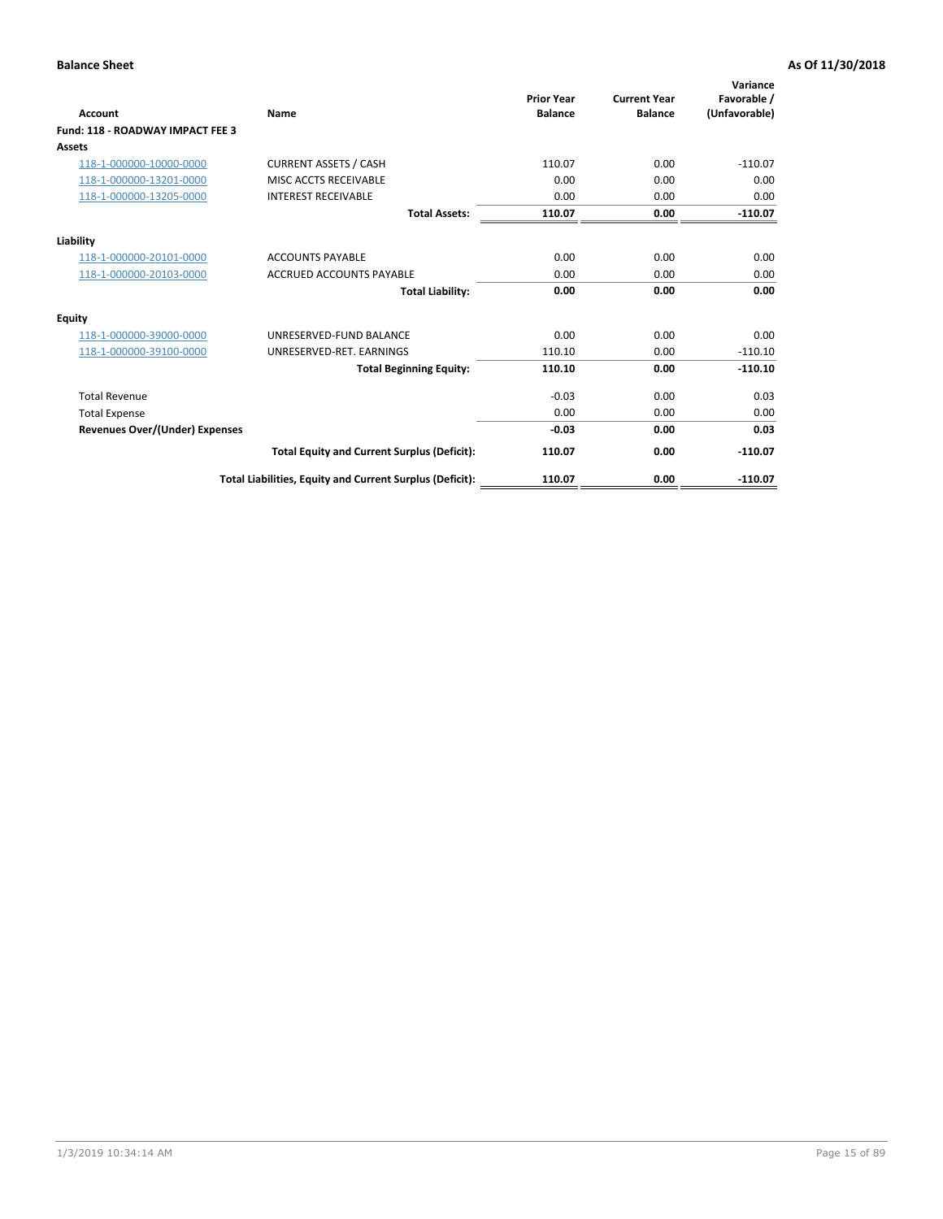**Balance Sheet** **As Of 11/30/2018**

| Account | Name | Prior Year Balance | Current Year Balance | Variance Favorable / (Unfavorable) |
|---|---|---|---|---|
| **Fund: 118 - ROADWAY IMPACT FEE 3** | | | | |
| **Assets** | | | | |
| 118-1-000000-10000-0000 | CURRENT ASSETS / CASH | 110.07 | 0.00 | -110.07 |
| 118-1-000000-13201-0000 | MISC ACCTS RECEIVABLE | 0.00 | 0.00 | 0.00 |
| 118-1-000000-13205-0000 | INTEREST RECEIVABLE | 0.00 | 0.00 | 0.00 |
| | **Total Assets:** | **110.07** | **0.00** | **-110.07** |
| **Liability** | | | | |
| 118-1-000000-20101-0000 | ACCOUNTS PAYABLE | 0.00 | 0.00 | 0.00 |
| 118-1-000000-20103-0000 | ACCRUED ACCOUNTS PAYABLE | 0.00 | 0.00 | 0.00 |
| | **Total Liability:** | **0.00** | **0.00** | **0.00** |
| **Equity** | | | | |
| 118-1-000000-39000-0000 | UNRESERVED-FUND BALANCE | 0.00 | 0.00 | 0.00 |
| 118-1-000000-39100-0000 | UNRESERVED-RET. EARNINGS | 110.10 | 0.00 | -110.10 |
| | **Total Beginning Equity:** | **110.10** | **0.00** | **-110.10** |
| Total Revenue | | -0.03 | 0.00 | 0.03 |
| Total Expense | | 0.00 | 0.00 | 0.00 |
| **Revenues Over/(Under) Expenses** | | **-0.03** | **0.00** | **0.03** |
| | **Total Equity and Current Surplus (Deficit):** | **110.07** | **0.00** | **-110.07** |
| | **Total Liabilities, Equity and Current Surplus (Deficit):** | **110.07** | **0.00** | **-110.07** |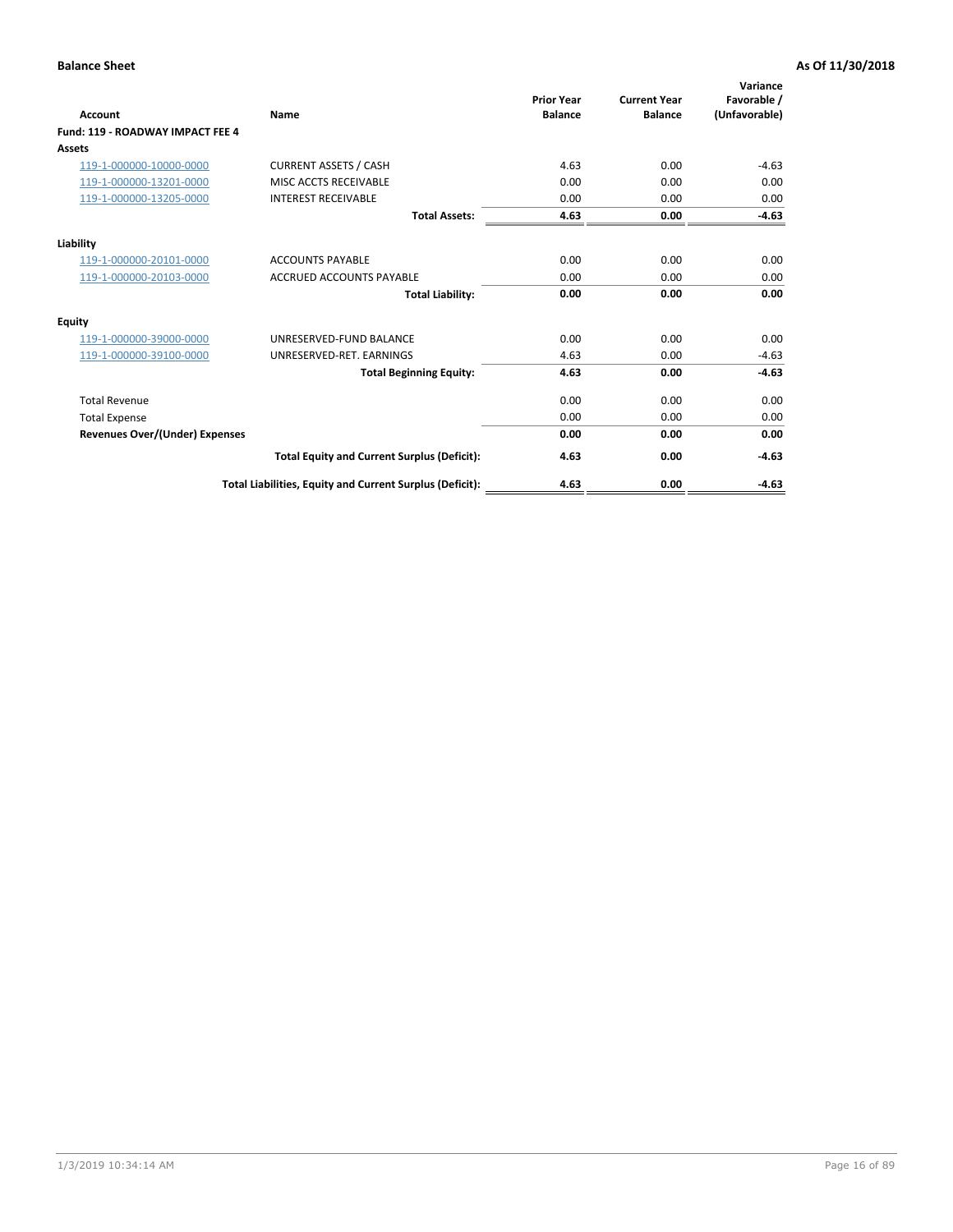**Balance Sheet** **As Of 11/30/2018**

| Account | Name | Prior Year Balance | Current Year Balance | Variance Favorable / (Unfavorable) |
|---|---|---|---|---|
| **Fund: 119 - ROADWAY IMPACT FEE 4** | | | | |
| **Assets** | | | | |
| 119-1-000000-10000-0000 | CURRENT ASSETS / CASH | 4.63 | 0.00 | -4.63 |
| 119-1-000000-13201-0000 | MISC ACCTS RECEIVABLE | 0.00 | 0.00 | 0.00 |
| 119-1-000000-13205-0000 | INTEREST RECEIVABLE | 0.00 | 0.00 | 0.00 |
| | **Total Assets:** | **4.63** | **0.00** | **-4.63** |
| **Liability** | | | | |
| 119-1-000000-20101-0000 | ACCOUNTS PAYABLE | 0.00 | 0.00 | 0.00 |
| 119-1-000000-20103-0000 | ACCRUED ACCOUNTS PAYABLE | 0.00 | 0.00 | 0.00 |
| | **Total Liability:** | **0.00** | **0.00** | **0.00** |
| **Equity** | | | | |
| 119-1-000000-39000-0000 | UNRESERVED-FUND BALANCE | 0.00 | 0.00 | 0.00 |
| 119-1-000000-39100-0000 | UNRESERVED-RET. EARNINGS | 4.63 | 0.00 | -4.63 |
| | **Total Beginning Equity:** | **4.63** | **0.00** | **-4.63** |
| Total Revenue | | 0.00 | 0.00 | 0.00 |
| Total Expense | | 0.00 | 0.00 | 0.00 |
| **Revenues Over/(Under) Expenses** | | **0.00** | **0.00** | **0.00** |
| | **Total Equity and Current Surplus (Deficit):** | **4.63** | **0.00** | **-4.63** |
| | **Total Liabilities, Equity and Current Surplus (Deficit):** | **4.63** | **0.00** | **-4.63** |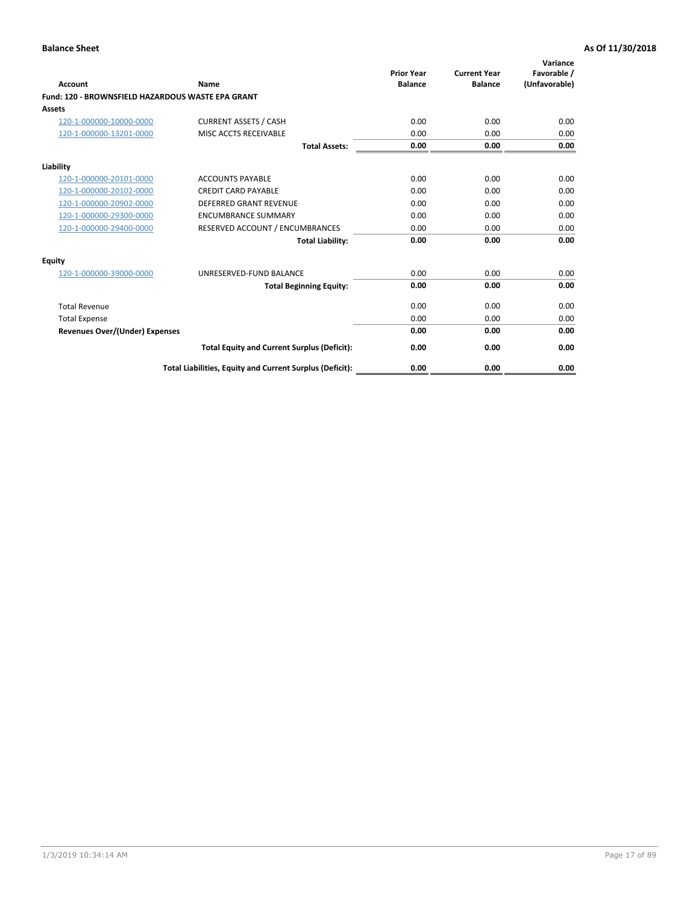**Balance Sheet** **As Of 11/30/2018**

| Account | Name | Prior Year Balance | Current Year Balance | Variance Favorable / (Unfavorable) |
|---|---|---|---|---|
| **Fund: 120 - BROWNSFIELD HAZARDOUS WASTE EPA GRANT** | | | | |
| **Assets** | | | | |
| 120-1-000000-10000-0000 | CURRENT ASSETS / CASH | 0.00 | 0.00 | 0.00 |
| 120-1-000000-13201-0000 | MISC ACCTS RECEIVABLE | 0.00 | 0.00 | 0.00 |
| | **Total Assets:** | **0.00** | **0.00** | **0.00** |
| **Liability** | | | | |
| 120-1-000000-20101-0000 | ACCOUNTS PAYABLE | 0.00 | 0.00 | 0.00 |
| 120-1-000000-20102-0000 | CREDIT CARD PAYABLE | 0.00 | 0.00 | 0.00 |
| 120-1-000000-20902-0000 | DEFERRED GRANT REVENUE | 0.00 | 0.00 | 0.00 |
| 120-1-000000-29300-0000 | ENCUMBRANCE SUMMARY | 0.00 | 0.00 | 0.00 |
| 120-1-000000-29400-0000 | RESERVED ACCOUNT / ENCUMBRANCES | 0.00 | 0.00 | 0.00 |
| | **Total Liability:** | **0.00** | **0.00** | **0.00** |
| **Equity** | | | | |
| 120-1-000000-39000-0000 | UNRESERVED-FUND BALANCE | 0.00 | 0.00 | 0.00 |
| | **Total Beginning Equity:** | **0.00** | **0.00** | **0.00** |
| Total Revenue | | 0.00 | 0.00 | 0.00 |
| Total Expense | | 0.00 | 0.00 | 0.00 |
| **Revenues Over/(Under) Expenses** | | **0.00** | **0.00** | **0.00** |
| | **Total Equity and Current Surplus (Deficit):** | **0.00** | **0.00** | **0.00** |
| | **Total Liabilities, Equity and Current Surplus (Deficit):** | **0.00** | **0.00** | **0.00** |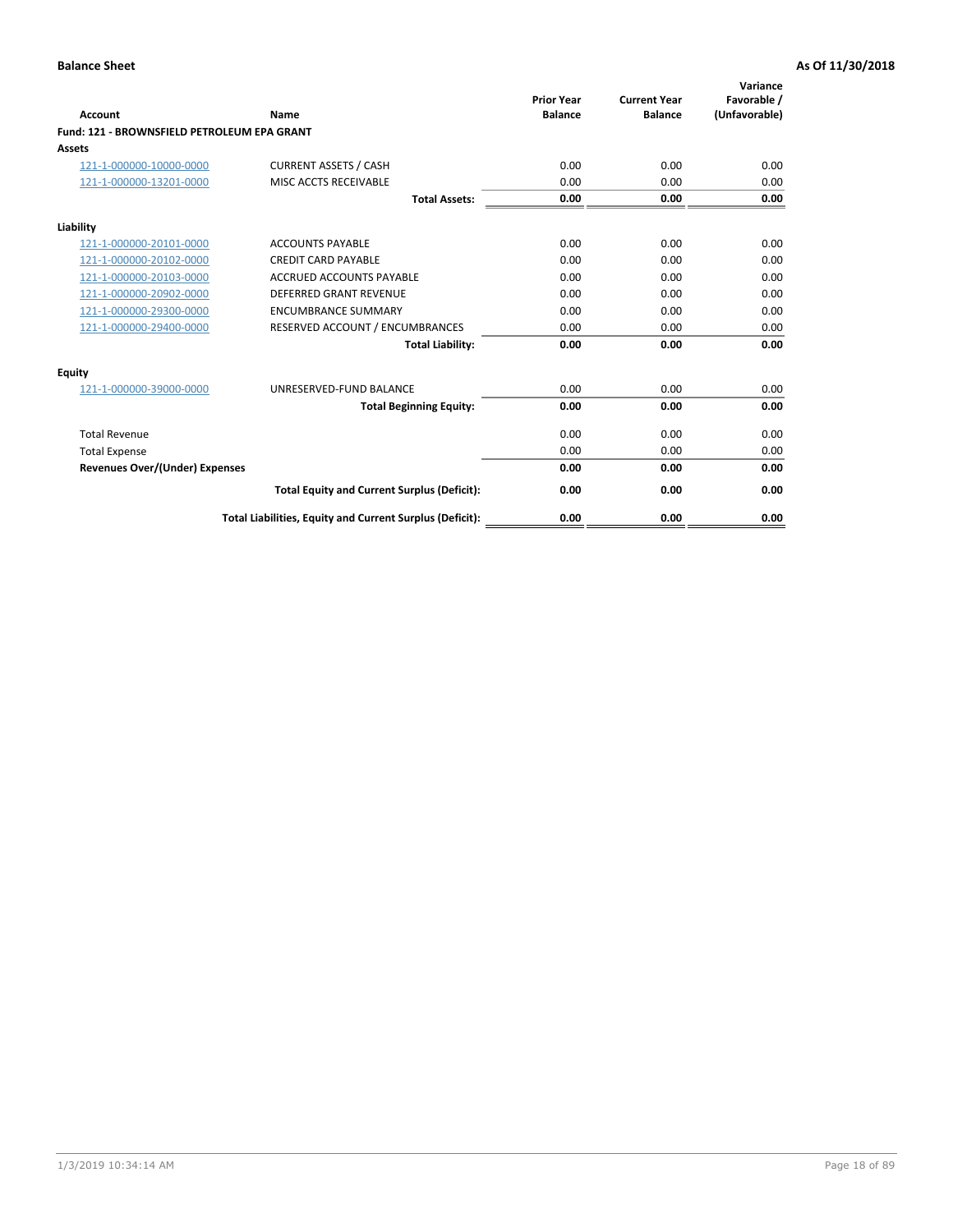**Balance Sheet** **As Of 11/30/2018**

| Account | Name | Prior Year Balance | Current Year Balance | Variance Favorable / (Unfavorable) |
|---|---|---|---|---|
| **Fund: 121 - BROWNSFIELD PETROLEUM EPA GRANT** | | | | |
| **Assets** | | | | |
| 121-1-000000-10000-0000 | CURRENT ASSETS / CASH | 0.00 | 0.00 | 0.00 |
| 121-1-000000-13201-0000 | MISC ACCTS RECEIVABLE | 0.00 | 0.00 | 0.00 |
| | **Total Assets:** | **0.00** | **0.00** | **0.00** |
| **Liability** | | | | |
| 121-1-000000-20101-0000 | ACCOUNTS PAYABLE | 0.00 | 0.00 | 0.00 |
| 121-1-000000-20102-0000 | CREDIT CARD PAYABLE | 0.00 | 0.00 | 0.00 |
| 121-1-000000-20103-0000 | ACCRUED ACCOUNTS PAYABLE | 0.00 | 0.00 | 0.00 |
| 121-1-000000-20902-0000 | DEFERRED GRANT REVENUE | 0.00 | 0.00 | 0.00 |
| 121-1-000000-29300-0000 | ENCUMBRANCE SUMMARY | 0.00 | 0.00 | 0.00 |
| 121-1-000000-29400-0000 | RESERVED ACCOUNT / ENCUMBRANCES | 0.00 | 0.00 | 0.00 |
| | **Total Liability:** | **0.00** | **0.00** | **0.00** |
| **Equity** | | | | |
| 121-1-000000-39000-0000 | UNRESERVED-FUND BALANCE | 0.00 | 0.00 | 0.00 |
| | **Total Beginning Equity:** | **0.00** | **0.00** | **0.00** |
| Total Revenue | | 0.00 | 0.00 | 0.00 |
| Total Expense | | 0.00 | 0.00 | 0.00 |
| **Revenues Over/(Under) Expenses** | | **0.00** | **0.00** | **0.00** |
| | **Total Equity and Current Surplus (Deficit):** | **0.00** | **0.00** | **0.00** |
| | **Total Liabilities, Equity and Current Surplus (Deficit):** | **0.00** | **0.00** | **0.00** |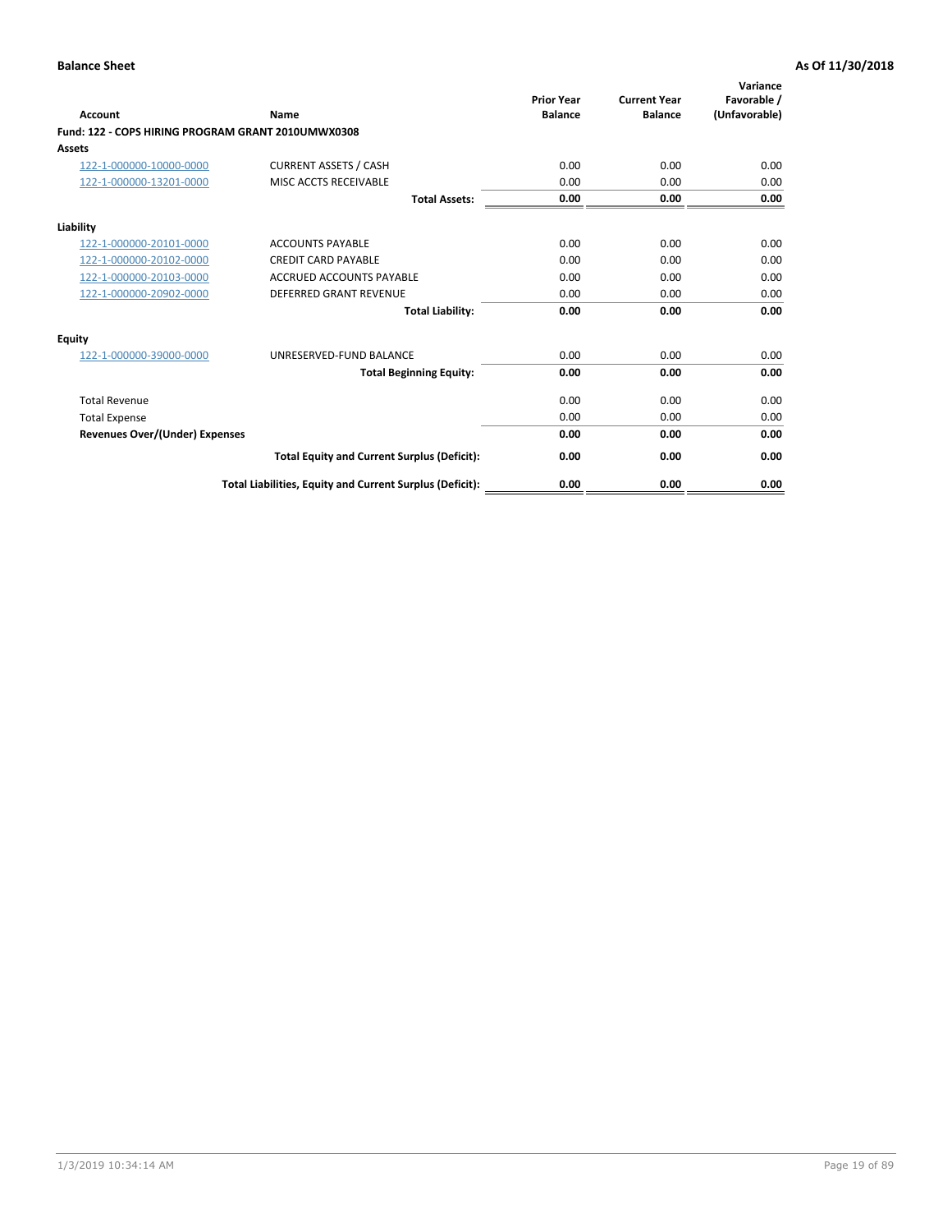**Balance Sheet** **As Of 11/30/2018**

| Account | Name | Prior Year Balance | Current Year Balance | Variance Favorable / (Unfavorable) |
|---|---|---|---|---|
| **Fund: 122 - COPS HIRING PROGRAM GRANT 2010UMWX0308** | | | | |
| **Assets** | | | | |
| 122-1-000000-10000-0000 | CURRENT ASSETS / CASH | 0.00 | 0.00 | 0.00 |
| 122-1-000000-13201-0000 | MISC ACCTS RECEIVABLE | 0.00 | 0.00 | 0.00 |
| | **Total Assets:** | **0.00** | **0.00** | **0.00** |
| **Liability** | | | | |
| 122-1-000000-20101-0000 | ACCOUNTS PAYABLE | 0.00 | 0.00 | 0.00 |
| 122-1-000000-20102-0000 | CREDIT CARD PAYABLE | 0.00 | 0.00 | 0.00 |
| 122-1-000000-20103-0000 | ACCRUED ACCOUNTS PAYABLE | 0.00 | 0.00 | 0.00 |
| 122-1-000000-20902-0000 | DEFERRED GRANT REVENUE | 0.00 | 0.00 | 0.00 |
| | **Total Liability:** | **0.00** | **0.00** | **0.00** |
| **Equity** | | | | |
| 122-1-000000-39000-0000 | UNRESERVED-FUND BALANCE | 0.00 | 0.00 | 0.00 |
| | **Total Beginning Equity:** | **0.00** | **0.00** | **0.00** |
| Total Revenue | | 0.00 | 0.00 | 0.00 |
| Total Expense | | 0.00 | 0.00 | 0.00 |
| **Revenues Over/(Under) Expenses** | | **0.00** | **0.00** | **0.00** |
| | **Total Equity and Current Surplus (Deficit):** | **0.00** | **0.00** | **0.00** |
| | **Total Liabilities, Equity and Current Surplus (Deficit):** | **0.00** | **0.00** | **0.00** |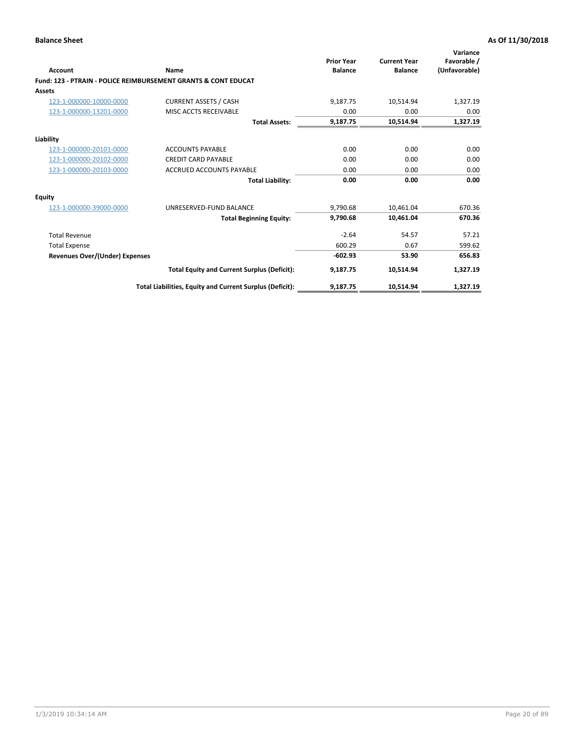**Balance Sheet** **As Of 11/30/2018**

| Account | Name | Prior Year Balance | Current Year Balance | Variance Favorable / (Unfavorable) |
|---|---|---|---|---|
| **Fund: 123 - PTRAIN - POLICE REIMBURSEMENT GRANTS & CONT EDUCAT** | | | | |
| **Assets** | | | | |
| 123-1-000000-10000-0000 | CURRENT ASSETS / CASH | 9,187.75 | 10,514.94 | 1,327.19 |
| 123-1-000000-13201-0000 | MISC ACCTS RECEIVABLE | 0.00 | 0.00 | 0.00 |
| | **Total Assets:** | **9,187.75** | **10,514.94** | **1,327.19** |
| **Liability** | | | | |
| 123-1-000000-20101-0000 | ACCOUNTS PAYABLE | 0.00 | 0.00 | 0.00 |
| 123-1-000000-20102-0000 | CREDIT CARD PAYABLE | 0.00 | 0.00 | 0.00 |
| 123-1-000000-20103-0000 | ACCRUED ACCOUNTS PAYABLE | 0.00 | 0.00 | 0.00 |
| | **Total Liability:** | **0.00** | **0.00** | **0.00** |
| **Equity** | | | | |
| 123-1-000000-39000-0000 | UNRESERVED-FUND BALANCE | 9,790.68 | 10,461.04 | 670.36 |
| | **Total Beginning Equity:** | **9,790.68** | **10,461.04** | **670.36** |
| Total Revenue | | -2.64 | 54.57 | 57.21 |
| Total Expense | | 600.29 | 0.67 | 599.62 |
| **Revenues Over/(Under) Expenses** | | **-602.93** | **53.90** | **656.83** |
| | **Total Equity and Current Surplus (Deficit):** | **9,187.75** | **10,514.94** | **1,327.19** |
| | **Total Liabilities, Equity and Current Surplus (Deficit):** | **9,187.75** | **10,514.94** | **1,327.19** |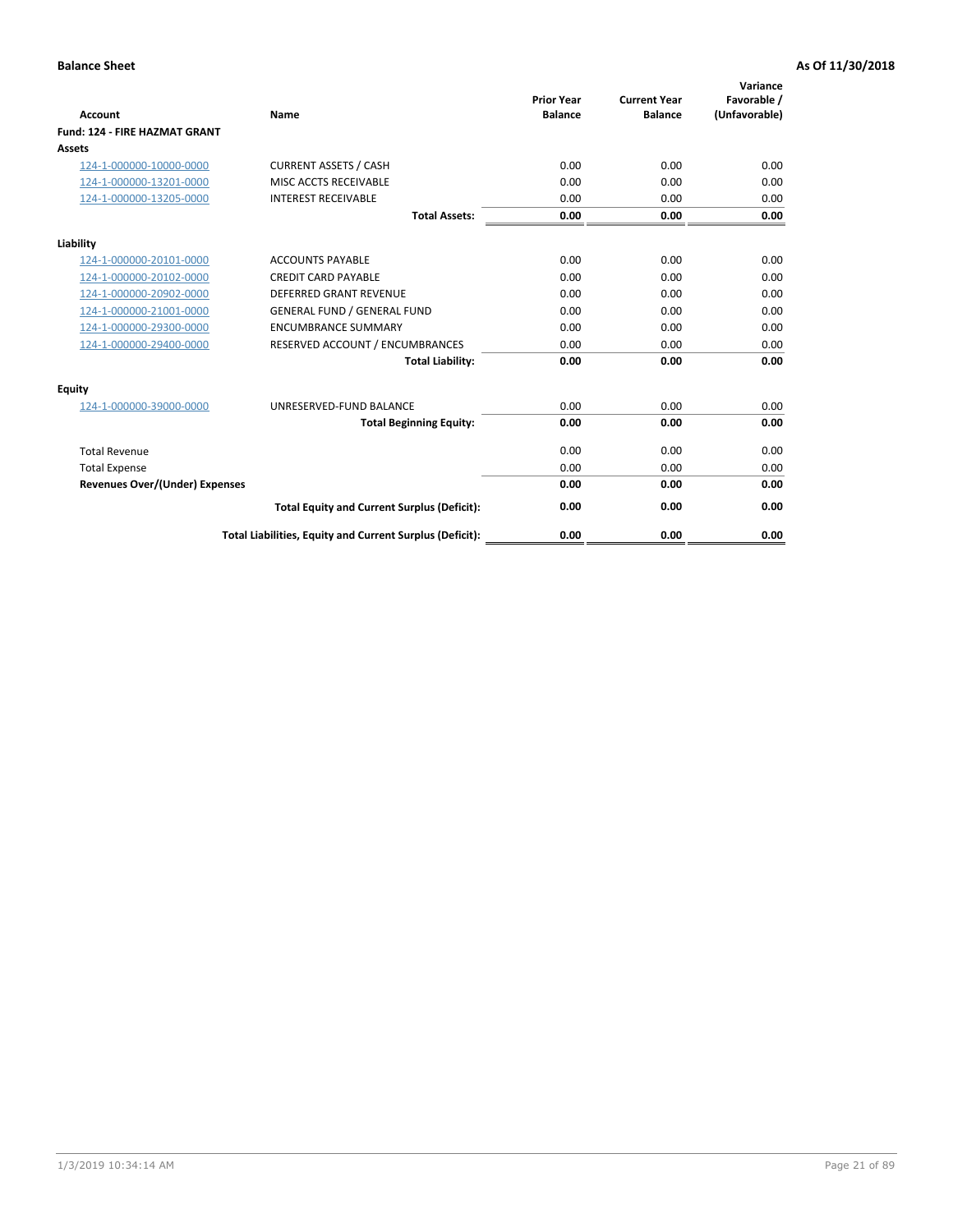**Balance Sheet** **As Of 11/30/2018**

| Account | Name | Prior Year Balance | Current Year Balance | Variance Favorable / (Unfavorable) |
|---|---|---|---|---|
| **Fund: 124 - FIRE HAZMAT GRANT** | | | | |
| **Assets** | | | | |
| 124-1-000000-10000-0000 | CURRENT ASSETS / CASH | 0.00 | 0.00 | 0.00 |
| 124-1-000000-13201-0000 | MISC ACCTS RECEIVABLE | 0.00 | 0.00 | 0.00 |
| 124-1-000000-13205-0000 | INTEREST RECEIVABLE | 0.00 | 0.00 | 0.00 |
| | **Total Assets:** | **0.00** | **0.00** | **0.00** |
| **Liability** | | | | |
| 124-1-000000-20101-0000 | ACCOUNTS PAYABLE | 0.00 | 0.00 | 0.00 |
| 124-1-000000-20102-0000 | CREDIT CARD PAYABLE | 0.00 | 0.00 | 0.00 |
| 124-1-000000-20902-0000 | DEFERRED GRANT REVENUE | 0.00 | 0.00 | 0.00 |
| 124-1-000000-21001-0000 | GENERAL FUND / GENERAL FUND | 0.00 | 0.00 | 0.00 |
| 124-1-000000-29300-0000 | ENCUMBRANCE SUMMARY | 0.00 | 0.00 | 0.00 |
| 124-1-000000-29400-0000 | RESERVED ACCOUNT / ENCUMBRANCES | 0.00 | 0.00 | 0.00 |
| | **Total Liability:** | **0.00** | **0.00** | **0.00** |
| **Equity** | | | | |
| 124-1-000000-39000-0000 | UNRESERVED-FUND BALANCE | 0.00 | 0.00 | 0.00 |
| | **Total Beginning Equity:** | **0.00** | **0.00** | **0.00** |
| Total Revenue | | 0.00 | 0.00 | 0.00 |
| Total Expense | | 0.00 | 0.00 | 0.00 |
| **Revenues Over/(Under) Expenses** | | **0.00** | **0.00** | **0.00** |
| | **Total Equity and Current Surplus (Deficit):** | **0.00** | **0.00** | **0.00** |
| | **Total Liabilities, Equity and Current Surplus (Deficit):** | **0.00** | **0.00** | **0.00** |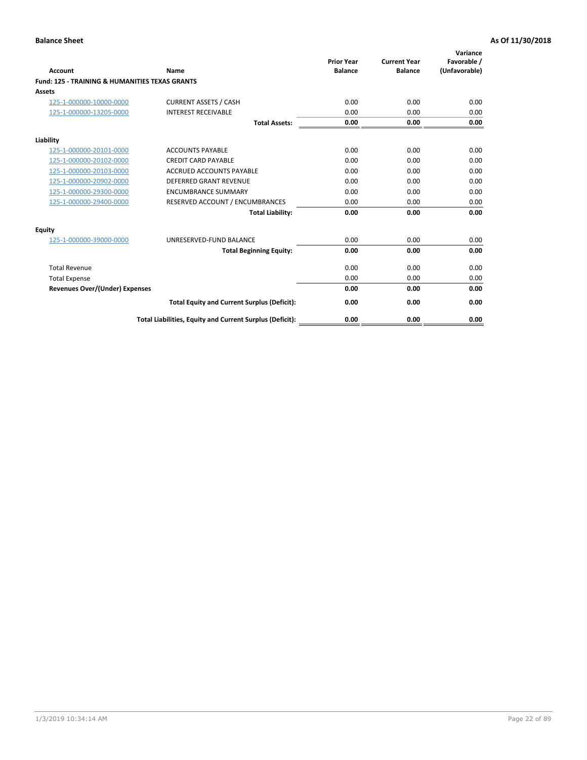**Balance Sheet** | **As Of 11/30/2018**

| Account | Name | Prior Year Balance | Current Year Balance | Variance Favorable / (Unfavorable) |
|---|---|---|---|---|
| **Fund: 125 - TRAINING & HUMANITIES TEXAS GRANTS** | | | | |
| **Assets** | | | | |
| 125-1-000000-10000-0000 | CURRENT ASSETS / CASH | 0.00 | 0.00 | 0.00 |
| 125-1-000000-13205-0000 | INTEREST RECEIVABLE | 0.00 | 0.00 | 0.00 |
| | **Total Assets:** | **0.00** | **0.00** | **0.00** |
| **Liability** | | | | |
| 125-1-000000-20101-0000 | ACCOUNTS PAYABLE | 0.00 | 0.00 | 0.00 |
| 125-1-000000-20102-0000 | CREDIT CARD PAYABLE | 0.00 | 0.00 | 0.00 |
| 125-1-000000-20103-0000 | ACCRUED ACCOUNTS PAYABLE | 0.00 | 0.00 | 0.00 |
| 125-1-000000-20902-0000 | DEFERRED GRANT REVENUE | 0.00 | 0.00 | 0.00 |
| 125-1-000000-29300-0000 | ENCUMBRANCE SUMMARY | 0.00 | 0.00 | 0.00 |
| 125-1-000000-29400-0000 | RESERVED ACCOUNT / ENCUMBRANCES | 0.00 | 0.00 | 0.00 |
| | **Total Liability:** | **0.00** | **0.00** | **0.00** |
| **Equity** | | | | |
| 125-1-000000-39000-0000 | UNRESERVED-FUND BALANCE | 0.00 | 0.00 | 0.00 |
| | **Total Beginning Equity:** | **0.00** | **0.00** | **0.00** |
| Total Revenue | | 0.00 | 0.00 | 0.00 |
| Total Expense | | 0.00 | 0.00 | 0.00 |
| **Revenues Over/(Under) Expenses** | | **0.00** | **0.00** | **0.00** |
| | **Total Equity and Current Surplus (Deficit):** | **0.00** | **0.00** | **0.00** |
| | **Total Liabilities, Equity and Current Surplus (Deficit):** | **0.00** | **0.00** | **0.00** |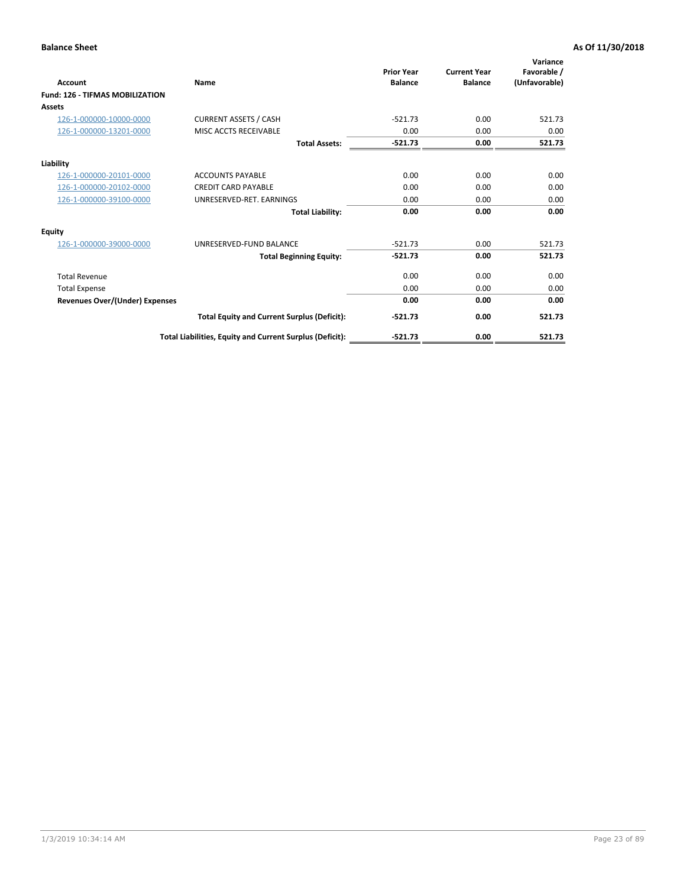**Balance Sheet** | **As Of 11/30/2018**

| Account | Name | Prior Year Balance | Current Year Balance | Variance Favorable / (Unfavorable) |
|---|---|---|---|---|
| **Fund: 126 - TIFMAS MOBILIZATION** | | | | |
| **Assets** | | | | |
| 126-1-000000-10000-0000 | CURRENT ASSETS / CASH | -521.73 | 0.00 | 521.73 |
| 126-1-000000-13201-0000 | MISC ACCTS RECEIVABLE | 0.00 | 0.00 | 0.00 |
| | **Total Assets:** | **-521.73** | **0.00** | **521.73** |
| **Liability** | | | | |
| 126-1-000000-20101-0000 | ACCOUNTS PAYABLE | 0.00 | 0.00 | 0.00 |
| 126-1-000000-20102-0000 | CREDIT CARD PAYABLE | 0.00 | 0.00 | 0.00 |
| 126-1-000000-39100-0000 | UNRESERVED-RET. EARNINGS | 0.00 | 0.00 | 0.00 |
| | **Total Liability:** | **0.00** | **0.00** | **0.00** |
| **Equity** | | | | |
| 126-1-000000-39000-0000 | UNRESERVED-FUND BALANCE | -521.73 | 0.00 | 521.73 |
| | **Total Beginning Equity:** | **-521.73** | **0.00** | **521.73** |
| Total Revenue | | 0.00 | 0.00 | 0.00 |
| Total Expense | | 0.00 | 0.00 | 0.00 |
| **Revenues Over/(Under) Expenses** | | **0.00** | **0.00** | **0.00** |
| | **Total Equity and Current Surplus (Deficit):** | **-521.73** | **0.00** | **521.73** |
| | **Total Liabilities, Equity and Current Surplus (Deficit):** | **-521.73** | **0.00** | **521.73** |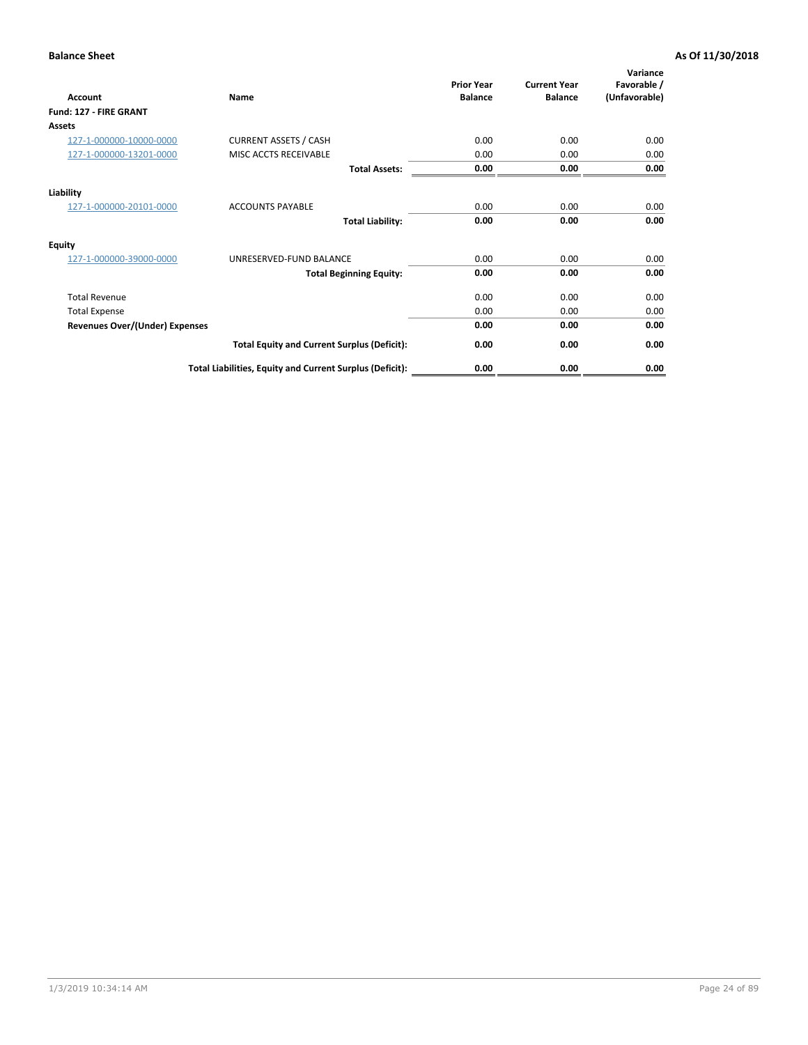**Balance Sheet** **As Of 11/30/2018**

| Account | Name | Prior Year Balance | Current Year Balance | Variance Favorable / (Unfavorable) |
|---|---|---|---|---|
| **Fund: 127 - FIRE GRANT** | | | | |
| **Assets** | | | | |
| 127-1-000000-10000-0000 | CURRENT ASSETS / CASH | 0.00 | 0.00 | 0.00 |
| 127-1-000000-13201-0000 | MISC ACCTS RECEIVABLE | 0.00 | 0.00 | 0.00 |
| | **Total Assets:** | **0.00** | **0.00** | **0.00** |
| **Liability** | | | | |
| 127-1-000000-20101-0000 | ACCOUNTS PAYABLE | 0.00 | 0.00 | 0.00 |
| | **Total Liability:** | **0.00** | **0.00** | **0.00** |
| **Equity** | | | | |
| 127-1-000000-39000-0000 | UNRESERVED-FUND BALANCE | 0.00 | 0.00 | 0.00 |
| | **Total Beginning Equity:** | **0.00** | **0.00** | **0.00** |
| Total Revenue | | 0.00 | 0.00 | 0.00 |
| Total Expense | | 0.00 | 0.00 | 0.00 |
| **Revenues Over/(Under) Expenses** | | **0.00** | **0.00** | **0.00** |
| | **Total Equity and Current Surplus (Deficit):** | **0.00** | **0.00** | **0.00** |
| | **Total Liabilities, Equity and Current Surplus (Deficit):** | **0.00** | **0.00** | **0.00** |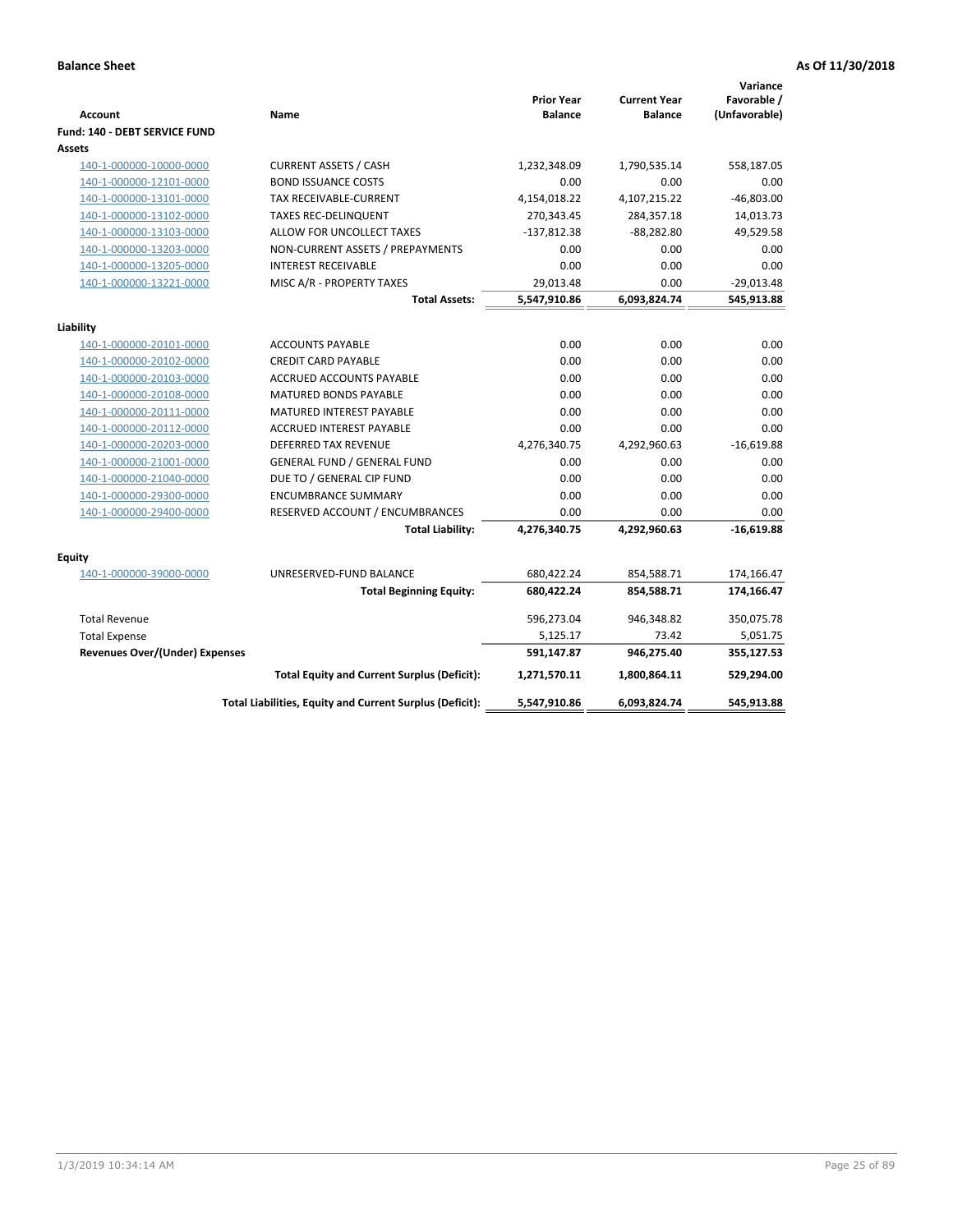**Balance Sheet** **As Of 11/30/2018**

| Account | Name | Prior Year Balance | Current Year Balance | Variance Favorable / (Unfavorable) |
|---|---|---|---|---|
| **Fund: 140 - DEBT SERVICE FUND** | | | | |
| **Assets** | | | | |
| 140-1-000000-10000-0000 | CURRENT ASSETS / CASH | 1,232,348.09 | 1,790,535.14 | 558,187.05 |
| 140-1-000000-12101-0000 | BOND ISSUANCE COSTS | 0.00 | 0.00 | 0.00 |
| 140-1-000000-13101-0000 | TAX RECEIVABLE-CURRENT | 4,154,018.22 | 4,107,215.22 | -46,803.00 |
| 140-1-000000-13102-0000 | TAXES REC-DELINQUENT | 270,343.45 | 284,357.18 | 14,013.73 |
| 140-1-000000-13103-0000 | ALLOW FOR UNCOLLECT TAXES | -137,812.38 | -88,282.80 | 49,529.58 |
| 140-1-000000-13203-0000 | NON-CURRENT ASSETS / PREPAYMENTS | 0.00 | 0.00 | 0.00 |
| 140-1-000000-13205-0000 | INTEREST RECEIVABLE | 0.00 | 0.00 | 0.00 |
| 140-1-000000-13221-0000 | MISC A/R - PROPERTY TAXES | 29,013.48 | 0.00 | -29,013.48 |
| | **Total Assets:** | **5,547,910.86** | **6,093,824.74** | **545,913.88** |
| **Liability** | | | | |
| 140-1-000000-20101-0000 | ACCOUNTS PAYABLE | 0.00 | 0.00 | 0.00 |
| 140-1-000000-20102-0000 | CREDIT CARD PAYABLE | 0.00 | 0.00 | 0.00 |
| 140-1-000000-20103-0000 | ACCRUED ACCOUNTS PAYABLE | 0.00 | 0.00 | 0.00 |
| 140-1-000000-20108-0000 | MATURED BONDS PAYABLE | 0.00 | 0.00 | 0.00 |
| 140-1-000000-20111-0000 | MATURED INTEREST PAYABLE | 0.00 | 0.00 | 0.00 |
| 140-1-000000-20112-0000 | ACCRUED INTEREST PAYABLE | 0.00 | 0.00 | 0.00 |
| 140-1-000000-20203-0000 | DEFERRED TAX REVENUE | 4,276,340.75 | 4,292,960.63 | -16,619.88 |
| 140-1-000000-21001-0000 | GENERAL FUND / GENERAL FUND | 0.00 | 0.00 | 0.00 |
| 140-1-000000-21040-0000 | DUE TO / GENERAL CIP FUND | 0.00 | 0.00 | 0.00 |
| 140-1-000000-29300-0000 | ENCUMBRANCE SUMMARY | 0.00 | 0.00 | 0.00 |
| 140-1-000000-29400-0000 | RESERVED ACCOUNT / ENCUMBRANCES | 0.00 | 0.00 | 0.00 |
| | **Total Liability:** | **4,276,340.75** | **4,292,960.63** | **-16,619.88** |
| **Equity** | | | | |
| 140-1-000000-39000-0000 | UNRESERVED-FUND BALANCE | 680,422.24 | 854,588.71 | 174,166.47 |
| | **Total Beginning Equity:** | **680,422.24** | **854,588.71** | **174,166.47** |
| Total Revenue | | 596,273.04 | 946,348.82 | 350,075.78 |
| Total Expense | | 5,125.17 | 73.42 | 5,051.75 |
| **Revenues Over/(Under) Expenses** | | **591,147.87** | **946,275.40** | **355,127.53** |
| | **Total Equity and Current Surplus (Deficit):** | **1,271,570.11** | **1,800,864.11** | **529,294.00** |
| | **Total Liabilities, Equity and Current Surplus (Deficit):** | **5,547,910.86** | **6,093,824.74** | **545,913.88** |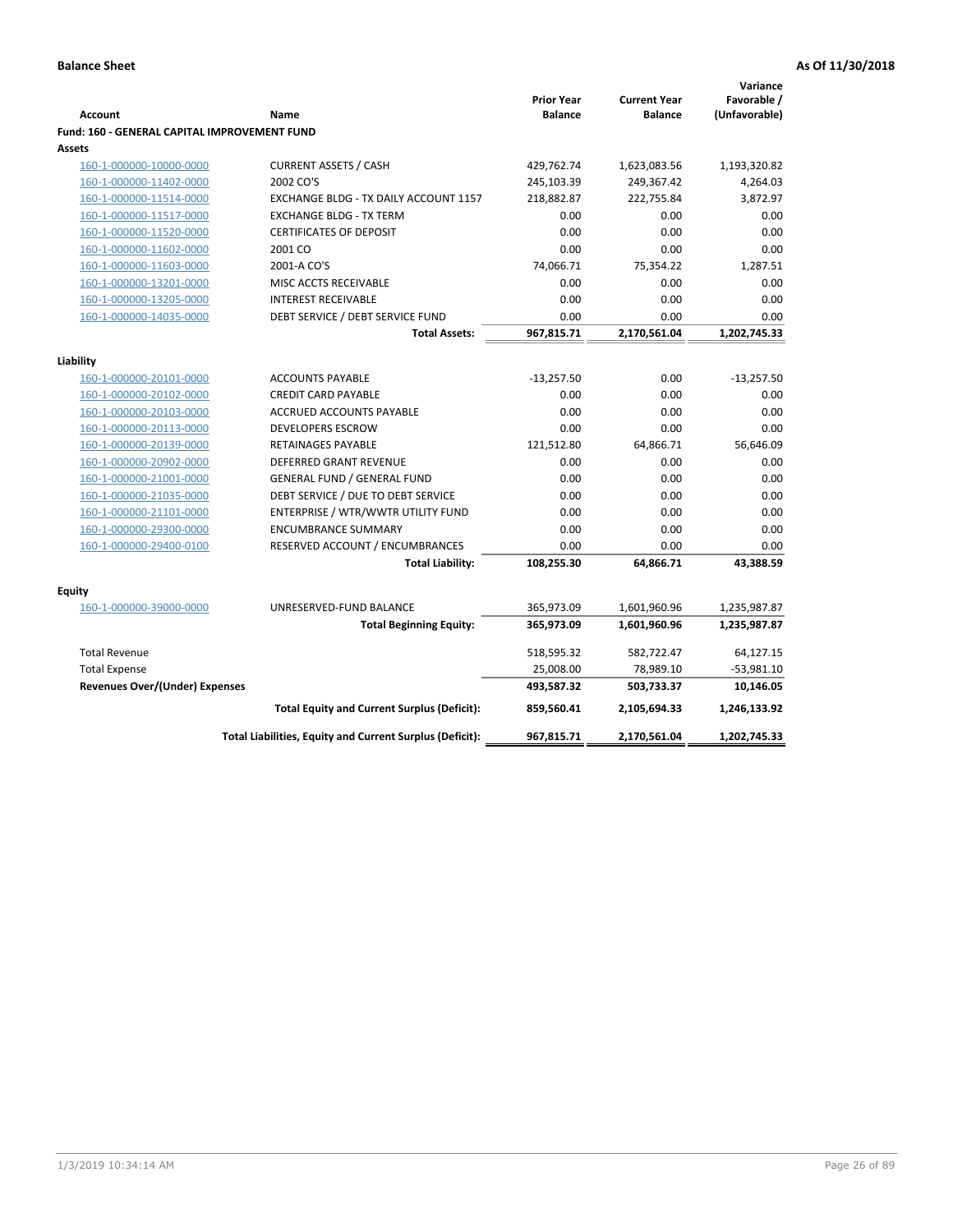**Balance Sheet** **As Of 11/30/2018**

| Account | Name | Prior Year Balance | Current Year Balance | Variance Favorable / (Unfavorable) |
|---|---|---|---|---|
| **Fund: 160 - GENERAL CAPITAL IMPROVEMENT FUND** | | | | |
| **Assets** | | | | |
| 160-1-000000-10000-0000 | CURRENT ASSETS / CASH | 429,762.74 | 1,623,083.56 | 1,193,320.82 |
| 160-1-000000-11402-0000 | 2002 CO'S | 245,103.39 | 249,367.42 | 4,264.03 |
| 160-1-000000-11514-0000 | EXCHANGE BLDG - TX DAILY ACCOUNT 1157 | 218,882.87 | 222,755.84 | 3,872.97 |
| 160-1-000000-11517-0000 | EXCHANGE BLDG - TX TERM | 0.00 | 0.00 | 0.00 |
| 160-1-000000-11520-0000 | CERTIFICATES OF DEPOSIT | 0.00 | 0.00 | 0.00 |
| 160-1-000000-11602-0000 | 2001 CO | 0.00 | 0.00 | 0.00 |
| 160-1-000000-11603-0000 | 2001-A CO'S | 74,066.71 | 75,354.22 | 1,287.51 |
| 160-1-000000-13201-0000 | MISC ACCTS RECEIVABLE | 0.00 | 0.00 | 0.00 |
| 160-1-000000-13205-0000 | INTEREST RECEIVABLE | 0.00 | 0.00 | 0.00 |
| 160-1-000000-14035-0000 | DEBT SERVICE / DEBT SERVICE FUND | 0.00 | 0.00 | 0.00 |
| | **Total Assets:** | **967,815.71** | **2,170,561.04** | **1,202,745.33** |
| **Liability** | | | | |
| 160-1-000000-20101-0000 | ACCOUNTS PAYABLE | -13,257.50 | 0.00 | -13,257.50 |
| 160-1-000000-20102-0000 | CREDIT CARD PAYABLE | 0.00 | 0.00 | 0.00 |
| 160-1-000000-20103-0000 | ACCRUED ACCOUNTS PAYABLE | 0.00 | 0.00 | 0.00 |
| 160-1-000000-20113-0000 | DEVELOPERS ESCROW | 0.00 | 0.00 | 0.00 |
| 160-1-000000-20139-0000 | RETAINAGES PAYABLE | 121,512.80 | 64,866.71 | 56,646.09 |
| 160-1-000000-20902-0000 | DEFERRED GRANT REVENUE | 0.00 | 0.00 | 0.00 |
| 160-1-000000-21001-0000 | GENERAL FUND / GENERAL FUND | 0.00 | 0.00 | 0.00 |
| 160-1-000000-21035-0000 | DEBT SERVICE / DUE TO DEBT SERVICE | 0.00 | 0.00 | 0.00 |
| 160-1-000000-21101-0000 | ENTERPRISE / WTR/WWTR UTILITY FUND | 0.00 | 0.00 | 0.00 |
| 160-1-000000-29300-0000 | ENCUMBRANCE SUMMARY | 0.00 | 0.00 | 0.00 |
| 160-1-000000-29400-0100 | RESERVED ACCOUNT / ENCUMBRANCES | 0.00 | 0.00 | 0.00 |
| | **Total Liability:** | **108,255.30** | **64,866.71** | **43,388.59** |
| **Equity** | | | | |
| 160-1-000000-39000-0000 | UNRESERVED-FUND BALANCE | 365,973.09 | 1,601,960.96 | 1,235,987.87 |
| | **Total Beginning Equity:** | **365,973.09** | **1,601,960.96** | **1,235,987.87** |
| Total Revenue | | 518,595.32 | 582,722.47 | 64,127.15 |
| Total Expense | | 25,008.00 | 78,989.10 | -53,981.10 |
| **Revenues Over/(Under) Expenses** | | **493,587.32** | **503,733.37** | **10,146.05** |
| | **Total Equity and Current Surplus (Deficit):** | **859,560.41** | **2,105,694.33** | **1,246,133.92** |
| | **Total Liabilities, Equity and Current Surplus (Deficit):** | **967,815.71** | **2,170,561.04** | **1,202,745.33** |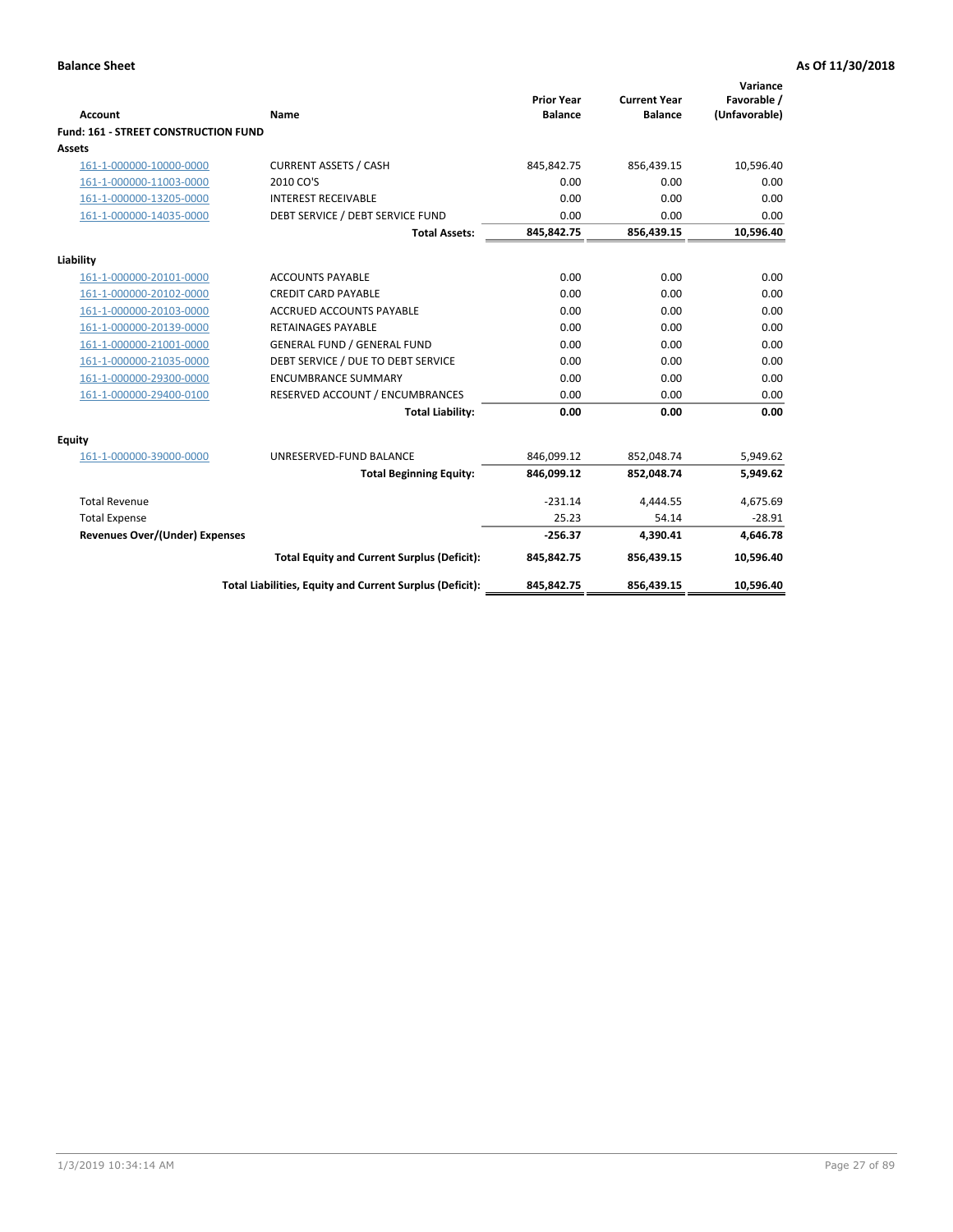**Balance Sheet** **As Of 11/30/2018**

| Account | Name | Prior Year Balance | Current Year Balance | Variance Favorable / (Unfavorable) |
|---|---|---|---|---|
| **Fund: 161 - STREET CONSTRUCTION FUND** | | | | |
| **Assets** | | | | |
| 161-1-000000-10000-0000 | CURRENT ASSETS / CASH | 845,842.75 | 856,439.15 | 10,596.40 |
| 161-1-000000-11003-0000 | 2010 CO'S | 0.00 | 0.00 | 0.00 |
| 161-1-000000-13205-0000 | INTEREST RECEIVABLE | 0.00 | 0.00 | 0.00 |
| 161-1-000000-14035-0000 | DEBT SERVICE / DEBT SERVICE FUND | 0.00 | 0.00 | 0.00 |
| | **Total Assets:** | **845,842.75** | **856,439.15** | **10,596.40** |
| **Liability** | | | | |
| 161-1-000000-20101-0000 | ACCOUNTS PAYABLE | 0.00 | 0.00 | 0.00 |
| 161-1-000000-20102-0000 | CREDIT CARD PAYABLE | 0.00 | 0.00 | 0.00 |
| 161-1-000000-20103-0000 | ACCRUED ACCOUNTS PAYABLE | 0.00 | 0.00 | 0.00 |
| 161-1-000000-20139-0000 | RETAINAGES PAYABLE | 0.00 | 0.00 | 0.00 |
| 161-1-000000-21001-0000 | GENERAL FUND / GENERAL FUND | 0.00 | 0.00 | 0.00 |
| 161-1-000000-21035-0000 | DEBT SERVICE / DUE TO DEBT SERVICE | 0.00 | 0.00 | 0.00 |
| 161-1-000000-29300-0000 | ENCUMBRANCE SUMMARY | 0.00 | 0.00 | 0.00 |
| 161-1-000000-29400-0100 | RESERVED ACCOUNT / ENCUMBRANCES | 0.00 | 0.00 | 0.00 |
| | **Total Liability:** | **0.00** | **0.00** | **0.00** |
| **Equity** | | | | |
| 161-1-000000-39000-0000 | UNRESERVED-FUND BALANCE | 846,099.12 | 852,048.74 | 5,949.62 |
| | **Total Beginning Equity:** | **846,099.12** | **852,048.74** | **5,949.62** |
| Total Revenue | | -231.14 | 4,444.55 | 4,675.69 |
| Total Expense | | 25.23 | 54.14 | -28.91 |
| **Revenues Over/(Under) Expenses** | | **-256.37** | **4,390.41** | **4,646.78** |
| | **Total Equity and Current Surplus (Deficit):** | **845,842.75** | **856,439.15** | **10,596.40** |
| | **Total Liabilities, Equity and Current Surplus (Deficit):** | **845,842.75** | **856,439.15** | **10,596.40** |

1/3/2019 10:34:14 AM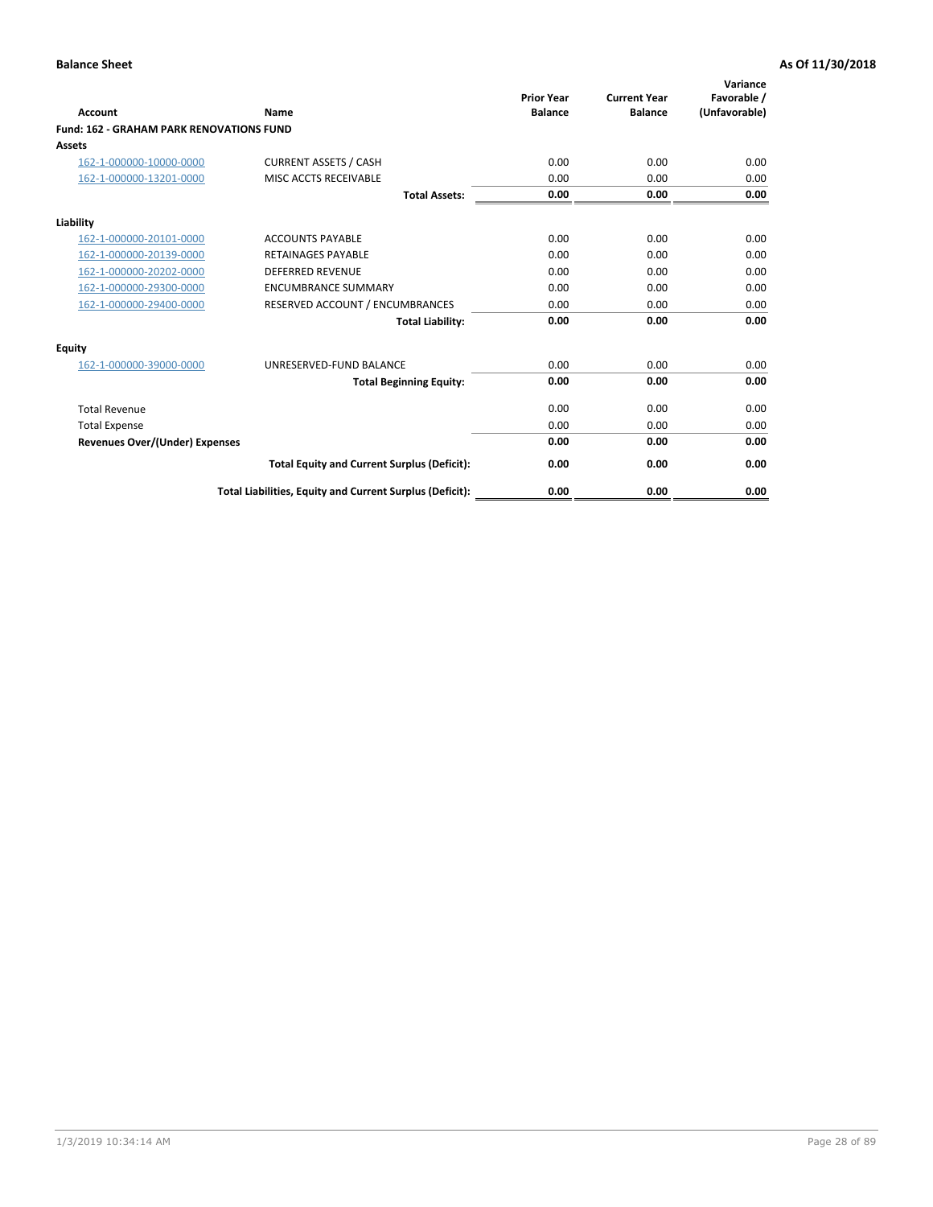**Balance Sheet** **As Of 11/30/2018**

| Account | Name | Prior Year Balance | Current Year Balance | Variance Favorable / (Unfavorable) |
|---|---|---|---|---|
| **Fund: 162 - GRAHAM PARK RENOVATIONS FUND** | | | | |
| **Assets** | | | | |
| 162-1-000000-10000-0000 | CURRENT ASSETS / CASH | 0.00 | 0.00 | 0.00 |
| 162-1-000000-13201-0000 | MISC ACCTS RECEIVABLE | 0.00 | 0.00 | 0.00 |
| | **Total Assets:** | **0.00** | **0.00** | **0.00** |
| **Liability** | | | | |
| 162-1-000000-20101-0000 | ACCOUNTS PAYABLE | 0.00 | 0.00 | 0.00 |
| 162-1-000000-20139-0000 | RETAINAGES PAYABLE | 0.00 | 0.00 | 0.00 |
| 162-1-000000-20202-0000 | DEFERRED REVENUE | 0.00 | 0.00 | 0.00 |
| 162-1-000000-29300-0000 | ENCUMBRANCE SUMMARY | 0.00 | 0.00 | 0.00 |
| 162-1-000000-29400-0000 | RESERVED ACCOUNT / ENCUMBRANCES | 0.00 | 0.00 | 0.00 |
| | **Total Liability:** | **0.00** | **0.00** | **0.00** |
| **Equity** | | | | |
| 162-1-000000-39000-0000 | UNRESERVED-FUND BALANCE | 0.00 | 0.00 | 0.00 |
| | **Total Beginning Equity:** | **0.00** | **0.00** | **0.00** |
| Total Revenue | | 0.00 | 0.00 | 0.00 |
| Total Expense | | 0.00 | 0.00 | 0.00 |
| **Revenues Over/(Under) Expenses** | | **0.00** | **0.00** | **0.00** |
| | **Total Equity and Current Surplus (Deficit):** | **0.00** | **0.00** | **0.00** |
| | **Total Liabilities, Equity and Current Surplus (Deficit):** | **0.00** | **0.00** | **0.00** |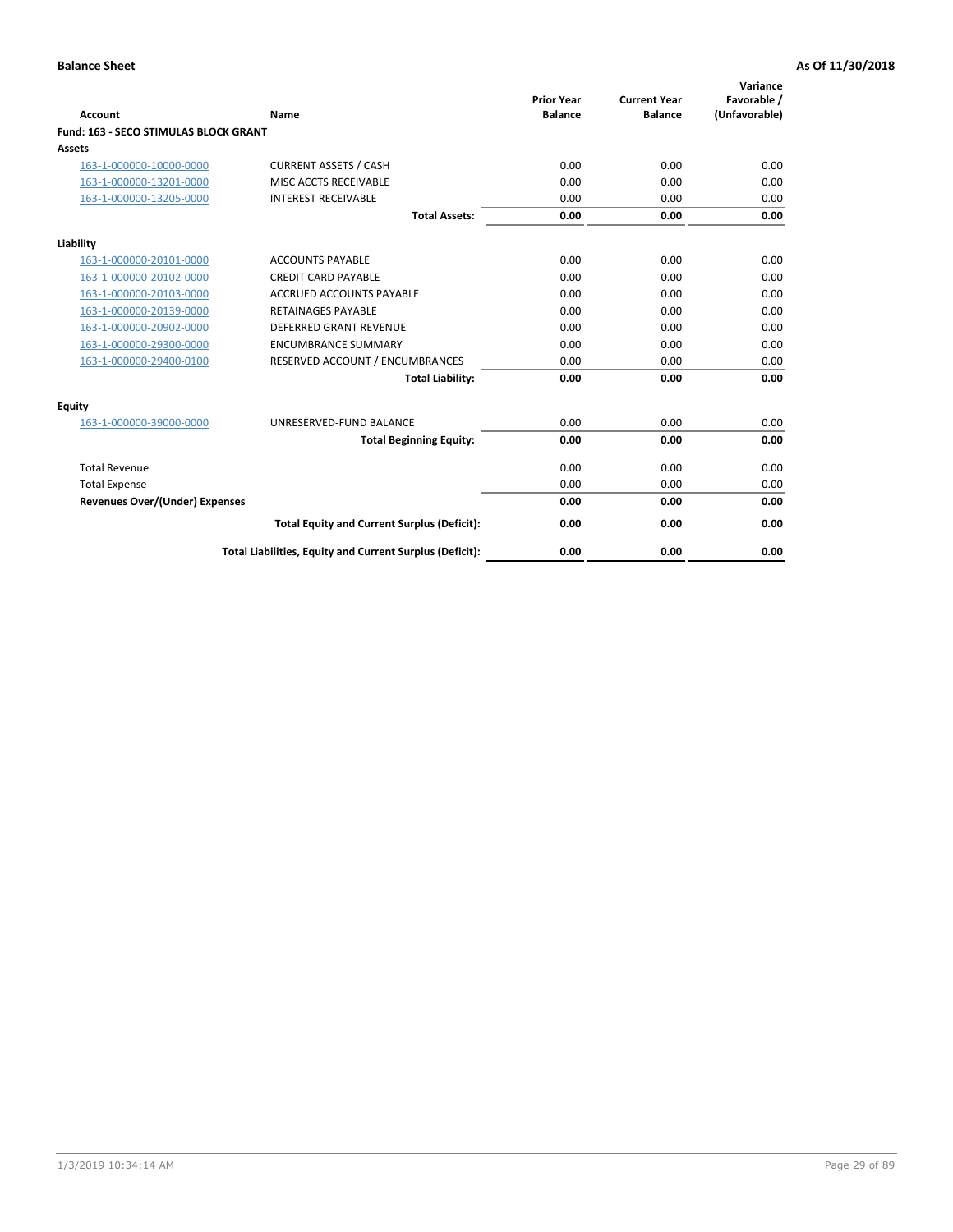**Balance Sheet** **As Of 11/30/2018**

| Account | Name | Prior Year Balance | Current Year Balance | Variance Favorable / (Unfavorable) |
|---|---|---|---|---|
| **Fund: 163 - SECO STIMULAS BLOCK GRANT** | | | | |
| **Assets** | | | | |
| 163-1-000000-10000-0000 | CURRENT ASSETS / CASH | 0.00 | 0.00 | 0.00 |
| 163-1-000000-13201-0000 | MISC ACCTS RECEIVABLE | 0.00 | 0.00 | 0.00 |
| 163-1-000000-13205-0000 | INTEREST RECEIVABLE | 0.00 | 0.00 | 0.00 |
| | **Total Assets:** | **0.00** | **0.00** | **0.00** |
| **Liability** | | | | |
| 163-1-000000-20101-0000 | ACCOUNTS PAYABLE | 0.00 | 0.00 | 0.00 |
| 163-1-000000-20102-0000 | CREDIT CARD PAYABLE | 0.00 | 0.00 | 0.00 |
| 163-1-000000-20103-0000 | ACCRUED ACCOUNTS PAYABLE | 0.00 | 0.00 | 0.00 |
| 163-1-000000-20139-0000 | RETAINAGES PAYABLE | 0.00 | 0.00 | 0.00 |
| 163-1-000000-20902-0000 | DEFERRED GRANT REVENUE | 0.00 | 0.00 | 0.00 |
| 163-1-000000-29300-0000 | ENCUMBRANCE SUMMARY | 0.00 | 0.00 | 0.00 |
| 163-1-000000-29400-0100 | RESERVED ACCOUNT / ENCUMBRANCES | 0.00 | 0.00 | 0.00 |
| | **Total Liability:** | **0.00** | **0.00** | **0.00** |
| **Equity** | | | | |
| 163-1-000000-39000-0000 | UNRESERVED-FUND BALANCE | 0.00 | 0.00 | 0.00 |
| | **Total Beginning Equity:** | **0.00** | **0.00** | **0.00** |
| Total Revenue | | 0.00 | 0.00 | 0.00 |
| Total Expense | | 0.00 | 0.00 | 0.00 |
| **Revenues Over/(Under) Expenses** | | **0.00** | **0.00** | **0.00** |
| | **Total Equity and Current Surplus (Deficit):** | **0.00** | **0.00** | **0.00** |
| | **Total Liabilities, Equity and Current Surplus (Deficit):** | **0.00** | **0.00** | **0.00** |

1/3/2019 10:34:14 AM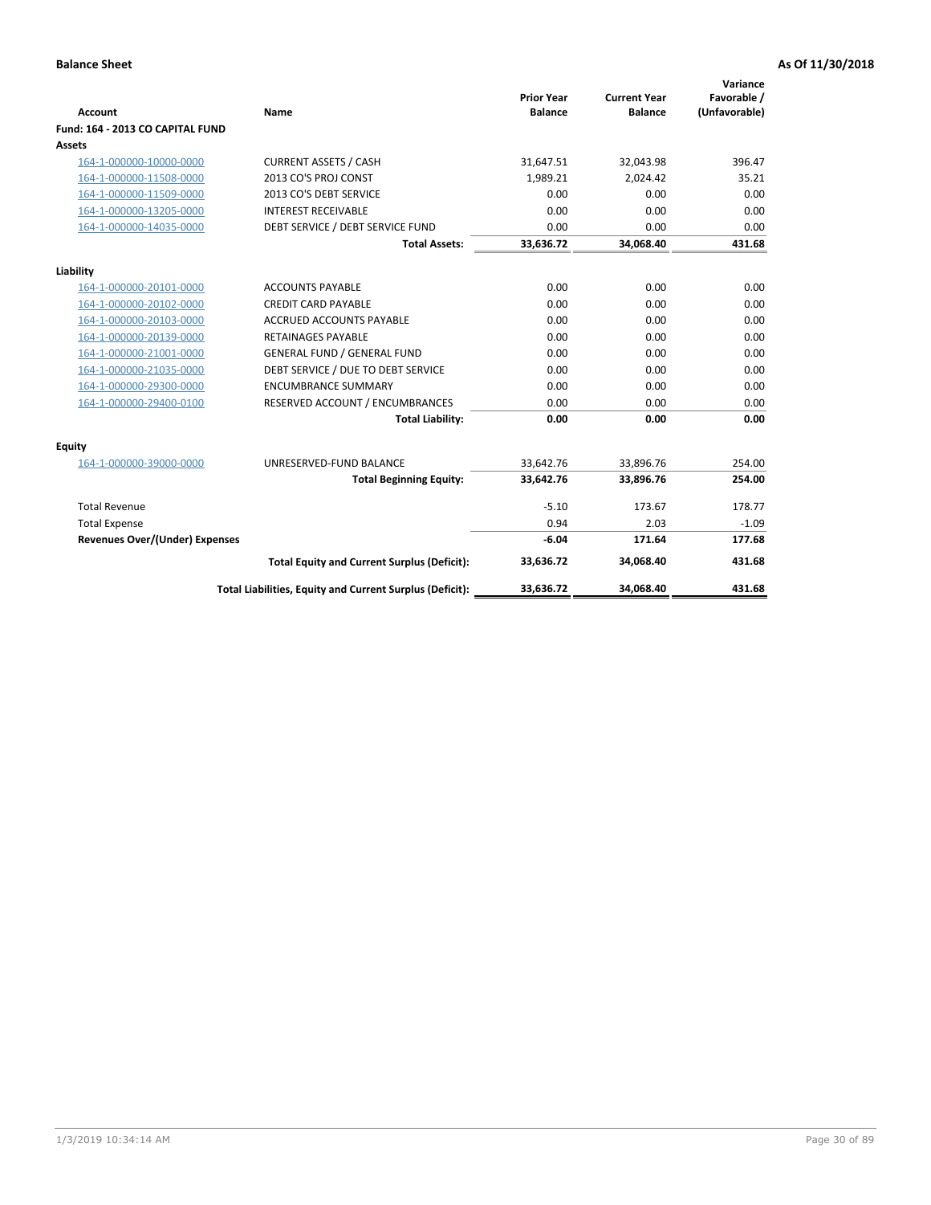**Balance Sheet** **As Of 11/30/2018**

| Account | Name | Prior Year Balance | Current Year Balance | Variance Favorable / (Unfavorable) |
|---|---|---|---|---|
| **Fund: 164 - 2013 CO CAPITAL FUND** | | | | |
| **Assets** | | | | |
| 164-1-000000-10000-0000 | CURRENT ASSETS / CASH | 31,647.51 | 32,043.98 | 396.47 |
| 164-1-000000-11508-0000 | 2013 CO'S PROJ CONST | 1,989.21 | 2,024.42 | 35.21 |
| 164-1-000000-11509-0000 | 2013 CO'S DEBT SERVICE | 0.00 | 0.00 | 0.00 |
| 164-1-000000-13205-0000 | INTEREST RECEIVABLE | 0.00 | 0.00 | 0.00 |
| 164-1-000000-14035-0000 | DEBT SERVICE / DEBT SERVICE FUND | 0.00 | 0.00 | 0.00 |
| | **Total Assets:** | **33,636.72** | **34,068.40** | **431.68** |
| **Liability** | | | | |
| 164-1-000000-20101-0000 | ACCOUNTS PAYABLE | 0.00 | 0.00 | 0.00 |
| 164-1-000000-20102-0000 | CREDIT CARD PAYABLE | 0.00 | 0.00 | 0.00 |
| 164-1-000000-20103-0000 | ACCRUED ACCOUNTS PAYABLE | 0.00 | 0.00 | 0.00 |
| 164-1-000000-20139-0000 | RETAINAGES PAYABLE | 0.00 | 0.00 | 0.00 |
| 164-1-000000-21001-0000 | GENERAL FUND / GENERAL FUND | 0.00 | 0.00 | 0.00 |
| 164-1-000000-21035-0000 | DEBT SERVICE / DUE TO DEBT SERVICE | 0.00 | 0.00 | 0.00 |
| 164-1-000000-29300-0000 | ENCUMBRANCE SUMMARY | 0.00 | 0.00 | 0.00 |
| 164-1-000000-29400-0100 | RESERVED ACCOUNT / ENCUMBRANCES | 0.00 | 0.00 | 0.00 |
| | **Total Liability:** | **0.00** | **0.00** | **0.00** |
| **Equity** | | | | |
| 164-1-000000-39000-0000 | UNRESERVED-FUND BALANCE | 33,642.76 | 33,896.76 | 254.00 |
| | **Total Beginning Equity:** | **33,642.76** | **33,896.76** | **254.00** |
| Total Revenue | | -5.10 | 173.67 | 178.77 |
| Total Expense | | 0.94 | 2.03 | -1.09 |
| **Revenues Over/(Under) Expenses** | | **-6.04** | **171.64** | **177.68** |
| | **Total Equity and Current Surplus (Deficit):** | **33,636.72** | **34,068.40** | **431.68** |
| | **Total Liabilities, Equity and Current Surplus (Deficit):** | **33,636.72** | **34,068.40** | **431.68** |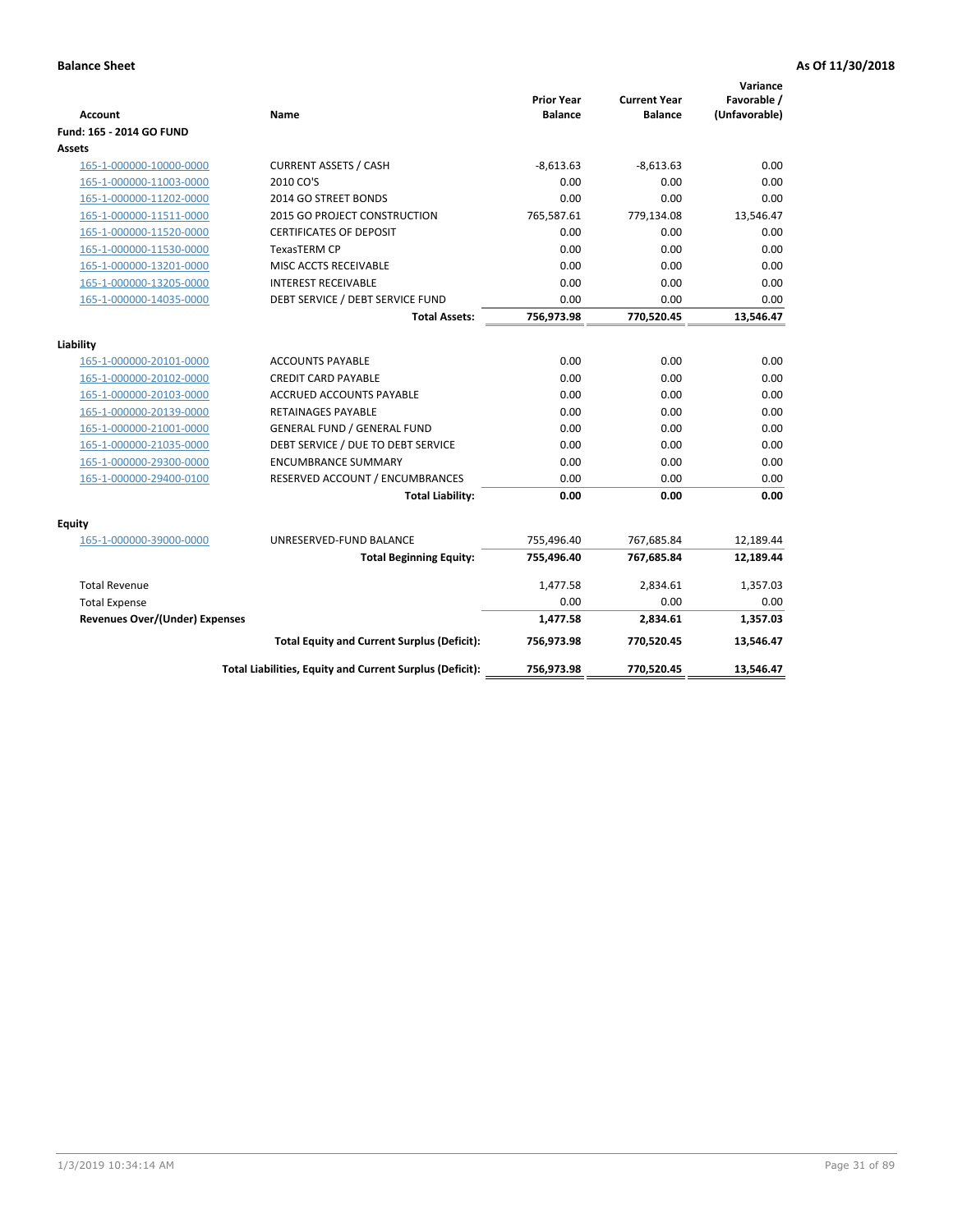**Balance Sheet** **As Of 11/30/2018**

| Account | Name | Prior Year Balance | Current Year Balance | Variance Favorable / (Unfavorable) |
|---|---|---|---|---|
| **Fund: 165 - 2014 GO FUND** | | | | |
| **Assets** | | | | |
| 165-1-000000-10000-0000 | CURRENT ASSETS / CASH | -8,613.63 | -8,613.63 | 0.00 |
| 165-1-000000-11003-0000 | 2010 CO'S | 0.00 | 0.00 | 0.00 |
| 165-1-000000-11202-0000 | 2014 GO STREET BONDS | 0.00 | 0.00 | 0.00 |
| 165-1-000000-11511-0000 | 2015 GO PROJECT CONSTRUCTION | 765,587.61 | 779,134.08 | 13,546.47 |
| 165-1-000000-11520-0000 | CERTIFICATES OF DEPOSIT | 0.00 | 0.00 | 0.00 |
| 165-1-000000-11530-0000 | TexasTERM CP | 0.00 | 0.00 | 0.00 |
| 165-1-000000-13201-0000 | MISC ACCTS RECEIVABLE | 0.00 | 0.00 | 0.00 |
| 165-1-000000-13205-0000 | INTEREST RECEIVABLE | 0.00 | 0.00 | 0.00 |
| 165-1-000000-14035-0000 | DEBT SERVICE / DEBT SERVICE FUND | 0.00 | 0.00 | 0.00 |
| | **Total Assets:** | **756,973.98** | **770,520.45** | **13,546.47** |
| **Liability** | | | | |
| 165-1-000000-20101-0000 | ACCOUNTS PAYABLE | 0.00 | 0.00 | 0.00 |
| 165-1-000000-20102-0000 | CREDIT CARD PAYABLE | 0.00 | 0.00 | 0.00 |
| 165-1-000000-20103-0000 | ACCRUED ACCOUNTS PAYABLE | 0.00 | 0.00 | 0.00 |
| 165-1-000000-20139-0000 | RETAINAGES PAYABLE | 0.00 | 0.00 | 0.00 |
| 165-1-000000-21001-0000 | GENERAL FUND / GENERAL FUND | 0.00 | 0.00 | 0.00 |
| 165-1-000000-21035-0000 | DEBT SERVICE / DUE TO DEBT SERVICE | 0.00 | 0.00 | 0.00 |
| 165-1-000000-29300-0000 | ENCUMBRANCE SUMMARY | 0.00 | 0.00 | 0.00 |
| 165-1-000000-29400-0100 | RESERVED ACCOUNT / ENCUMBRANCES | 0.00 | 0.00 | 0.00 |
| | **Total Liability:** | **0.00** | **0.00** | **0.00** |
| **Equity** | | | | |
| 165-1-000000-39000-0000 | UNRESERVED-FUND BALANCE | 755,496.40 | 767,685.84 | 12,189.44 |
| | **Total Beginning Equity:** | **755,496.40** | **767,685.84** | **12,189.44** |
| Total Revenue | | 1,477.58 | 2,834.61 | 1,357.03 |
| Total Expense | | 0.00 | 0.00 | 0.00 |
| **Revenues Over/(Under) Expenses** | | **1,477.58** | **2,834.61** | **1,357.03** |
| | **Total Equity and Current Surplus (Deficit):** | **756,973.98** | **770,520.45** | **13,546.47** |
| | **Total Liabilities, Equity and Current Surplus (Deficit):** | **756,973.98** | **770,520.45** | **13,546.47** |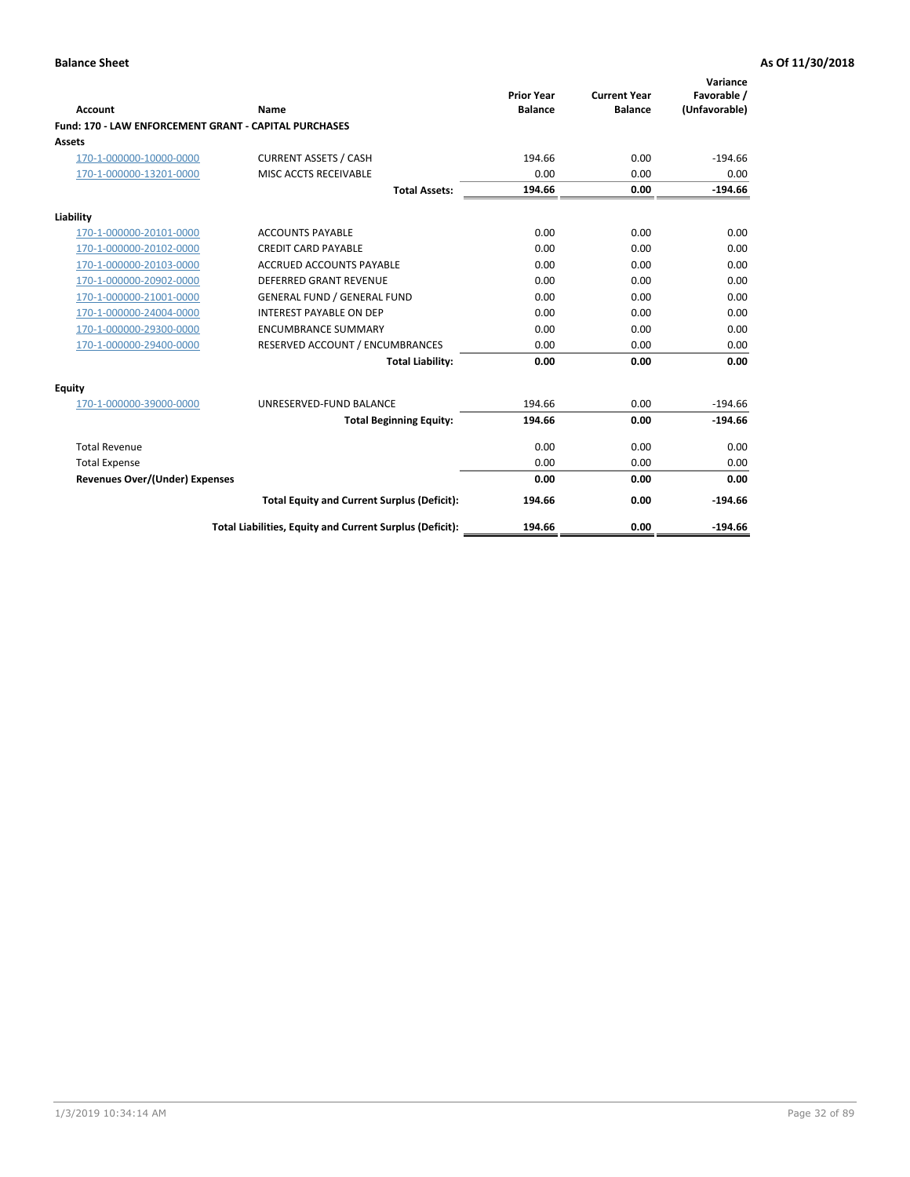**Balance Sheet** **As Of 11/30/2018**

| Account | Name | Prior Year Balance | Current Year Balance | Variance Favorable / (Unfavorable) |
|---|---|---|---|---|
| **Fund: 170 - LAW ENFORCEMENT GRANT - CAPITAL PURCHASES** | | | | |
| **Assets** | | | | |
| 170-1-000000-10000-0000 | CURRENT ASSETS / CASH | 194.66 | 0.00 | -194.66 |
| 170-1-000000-13201-0000 | MISC ACCTS RECEIVABLE | 0.00 | 0.00 | 0.00 |
| | **Total Assets:** | **194.66** | **0.00** | **-194.66** |
| **Liability** | | | | |
| 170-1-000000-20101-0000 | ACCOUNTS PAYABLE | 0.00 | 0.00 | 0.00 |
| 170-1-000000-20102-0000 | CREDIT CARD PAYABLE | 0.00 | 0.00 | 0.00 |
| 170-1-000000-20103-0000 | ACCRUED ACCOUNTS PAYABLE | 0.00 | 0.00 | 0.00 |
| 170-1-000000-20902-0000 | DEFERRED GRANT REVENUE | 0.00 | 0.00 | 0.00 |
| 170-1-000000-21001-0000 | GENERAL FUND / GENERAL FUND | 0.00 | 0.00 | 0.00 |
| 170-1-000000-24004-0000 | INTEREST PAYABLE ON DEP | 0.00 | 0.00 | 0.00 |
| 170-1-000000-29300-0000 | ENCUMBRANCE SUMMARY | 0.00 | 0.00 | 0.00 |
| 170-1-000000-29400-0000 | RESERVED ACCOUNT / ENCUMBRANCES | 0.00 | 0.00 | 0.00 |
| | **Total Liability:** | **0.00** | **0.00** | **0.00** |
| **Equity** | | | | |
| 170-1-000000-39000-0000 | UNRESERVED-FUND BALANCE | 194.66 | 0.00 | -194.66 |
| | **Total Beginning Equity:** | **194.66** | **0.00** | **-194.66** |
| Total Revenue | | 0.00 | 0.00 | 0.00 |
| Total Expense | | 0.00 | 0.00 | 0.00 |
| **Revenues Over/(Under) Expenses** | | **0.00** | **0.00** | **0.00** |
| | **Total Equity and Current Surplus (Deficit):** | **194.66** | **0.00** | **-194.66** |
| | **Total Liabilities, Equity and Current Surplus (Deficit):** | **194.66** | **0.00** | **-194.66** |

1/3/2019 10:34:14 AM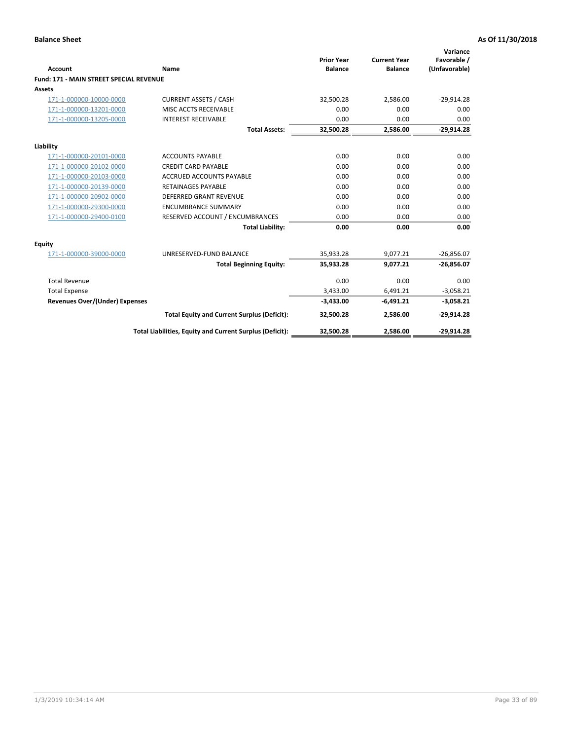**Balance Sheet** — As Of 11/30/2018

| Account | Name | Prior Year Balance | Current Year Balance | Variance Favorable / (Unfavorable) |
|---|---|---|---|---|
| **Fund: 171 - MAIN STREET SPECIAL REVENUE** | | | | |
| **Assets** | | | | |
| 171-1-000000-10000-0000 | CURRENT ASSETS / CASH | 32,500.28 | 2,586.00 | -29,914.28 |
| 171-1-000000-13201-0000 | MISC ACCTS RECEIVABLE | 0.00 | 0.00 | 0.00 |
| 171-1-000000-13205-0000 | INTEREST RECEIVABLE | 0.00 | 0.00 | 0.00 |
| | **Total Assets:** | **32,500.28** | **2,586.00** | **-29,914.28** |
| **Liability** | | | | |
| 171-1-000000-20101-0000 | ACCOUNTS PAYABLE | 0.00 | 0.00 | 0.00 |
| 171-1-000000-20102-0000 | CREDIT CARD PAYABLE | 0.00 | 0.00 | 0.00 |
| 171-1-000000-20103-0000 | ACCRUED ACCOUNTS PAYABLE | 0.00 | 0.00 | 0.00 |
| 171-1-000000-20139-0000 | RETAINAGES PAYABLE | 0.00 | 0.00 | 0.00 |
| 171-1-000000-20902-0000 | DEFERRED GRANT REVENUE | 0.00 | 0.00 | 0.00 |
| 171-1-000000-29300-0000 | ENCUMBRANCE SUMMARY | 0.00 | 0.00 | 0.00 |
| 171-1-000000-29400-0100 | RESERVED ACCOUNT / ENCUMBRANCES | 0.00 | 0.00 | 0.00 |
| | **Total Liability:** | **0.00** | **0.00** | **0.00** |
| **Equity** | | | | |
| 171-1-000000-39000-0000 | UNRESERVED-FUND BALANCE | 35,933.28 | 9,077.21 | -26,856.07 |
| | **Total Beginning Equity:** | **35,933.28** | **9,077.21** | **-26,856.07** |
| Total Revenue | | 0.00 | 0.00 | 0.00 |
| Total Expense | | 3,433.00 | 6,491.21 | -3,058.21 |
| **Revenues Over/(Under) Expenses** | | **-3,433.00** | **-6,491.21** | **-3,058.21** |
| | **Total Equity and Current Surplus (Deficit):** | **32,500.28** | **2,586.00** | **-29,914.28** |
| | **Total Liabilities, Equity and Current Surplus (Deficit):** | **32,500.28** | **2,586.00** | **-29,914.28** |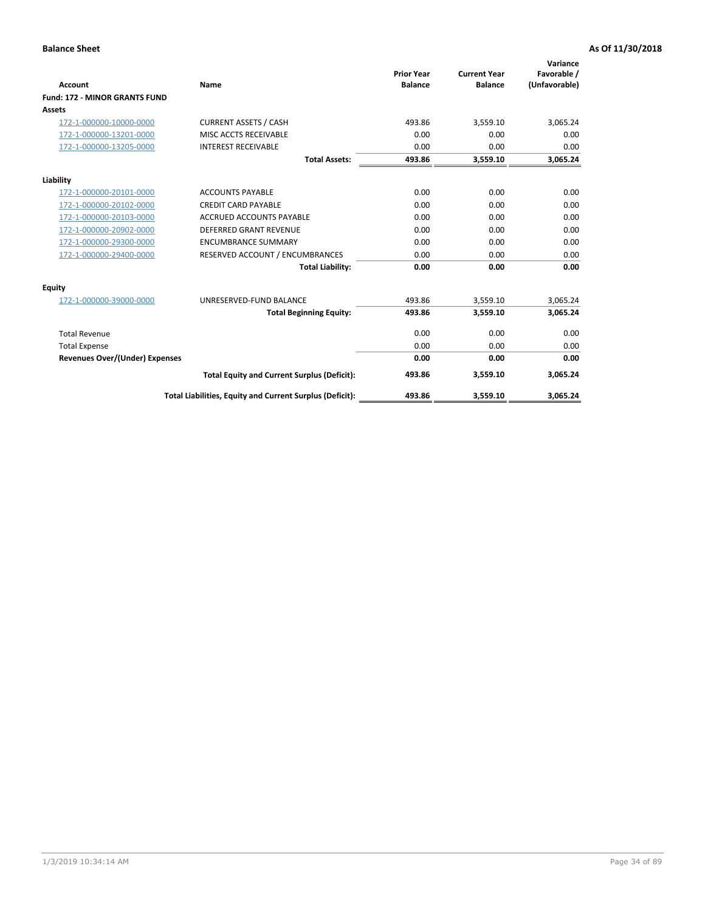**Balance Sheet** **As Of 11/30/2018**

| Account | Name | Prior Year Balance | Current Year Balance | Variance Favorable / (Unfavorable) |
|---|---|---|---|---|
| **Fund: 172 - MINOR GRANTS FUND** | | | | |
| **Assets** | | | | |
| 172-1-000000-10000-0000 | CURRENT ASSETS / CASH | 493.86 | 3,559.10 | 3,065.24 |
| 172-1-000000-13201-0000 | MISC ACCTS RECEIVABLE | 0.00 | 0.00 | 0.00 |
| 172-1-000000-13205-0000 | INTEREST RECEIVABLE | 0.00 | 0.00 | 0.00 |
| | **Total Assets:** | **493.86** | **3,559.10** | **3,065.24** |
| **Liability** | | | | |
| 172-1-000000-20101-0000 | ACCOUNTS PAYABLE | 0.00 | 0.00 | 0.00 |
| 172-1-000000-20102-0000 | CREDIT CARD PAYABLE | 0.00 | 0.00 | 0.00 |
| 172-1-000000-20103-0000 | ACCRUED ACCOUNTS PAYABLE | 0.00 | 0.00 | 0.00 |
| 172-1-000000-20902-0000 | DEFERRED GRANT REVENUE | 0.00 | 0.00 | 0.00 |
| 172-1-000000-29300-0000 | ENCUMBRANCE SUMMARY | 0.00 | 0.00 | 0.00 |
| 172-1-000000-29400-0000 | RESERVED ACCOUNT / ENCUMBRANCES | 0.00 | 0.00 | 0.00 |
| | **Total Liability:** | **0.00** | **0.00** | **0.00** |
| **Equity** | | | | |
| 172-1-000000-39000-0000 | UNRESERVED-FUND BALANCE | 493.86 | 3,559.10 | 3,065.24 |
| | **Total Beginning Equity:** | **493.86** | **3,559.10** | **3,065.24** |
| Total Revenue | | 0.00 | 0.00 | 0.00 |
| Total Expense | | 0.00 | 0.00 | 0.00 |
| **Revenues Over/(Under) Expenses** | | **0.00** | **0.00** | **0.00** |
| | **Total Equity and Current Surplus (Deficit):** | **493.86** | **3,559.10** | **3,065.24** |
| | **Total Liabilities, Equity and Current Surplus (Deficit):** | **493.86** | **3,559.10** | **3,065.24** |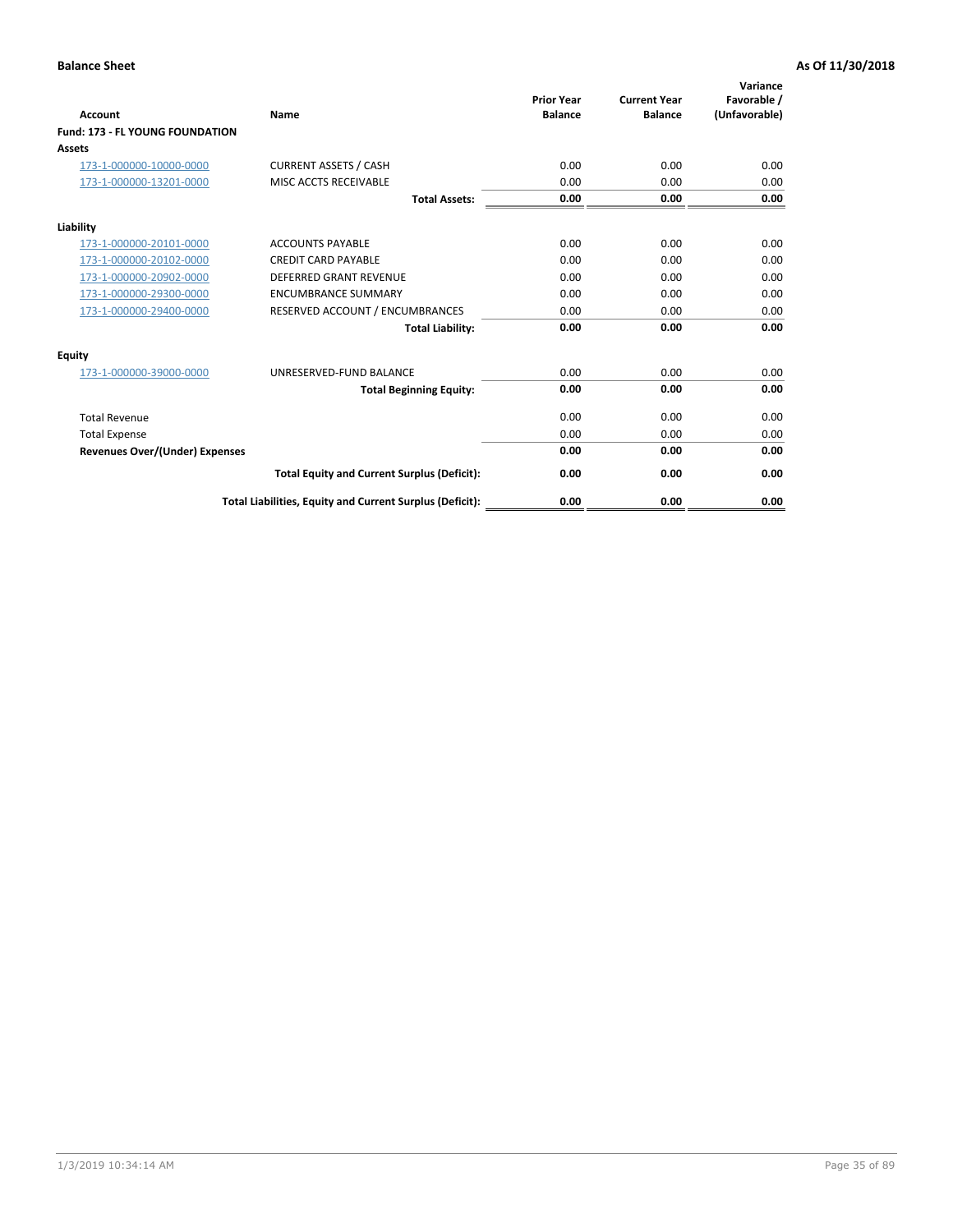**Balance Sheet** **As Of 11/30/2018**

| Account | Name | Prior Year Balance | Current Year Balance | Variance Favorable / (Unfavorable) |
|---|---|---|---|---|
| **Fund: 173 - FL YOUNG FOUNDATION** | | | | |
| **Assets** | | | | |
| 173-1-000000-10000-0000 | CURRENT ASSETS / CASH | 0.00 | 0.00 | 0.00 |
| 173-1-000000-13201-0000 | MISC ACCTS RECEIVABLE | 0.00 | 0.00 | 0.00 |
| | **Total Assets:** | **0.00** | **0.00** | **0.00** |
| **Liability** | | | | |
| 173-1-000000-20101-0000 | ACCOUNTS PAYABLE | 0.00 | 0.00 | 0.00 |
| 173-1-000000-20102-0000 | CREDIT CARD PAYABLE | 0.00 | 0.00 | 0.00 |
| 173-1-000000-20902-0000 | DEFERRED GRANT REVENUE | 0.00 | 0.00 | 0.00 |
| 173-1-000000-29300-0000 | ENCUMBRANCE SUMMARY | 0.00 | 0.00 | 0.00 |
| 173-1-000000-29400-0000 | RESERVED ACCOUNT / ENCUMBRANCES | 0.00 | 0.00 | 0.00 |
| | **Total Liability:** | **0.00** | **0.00** | **0.00** |
| **Equity** | | | | |
| 173-1-000000-39000-0000 | UNRESERVED-FUND BALANCE | 0.00 | 0.00 | 0.00 |
| | **Total Beginning Equity:** | **0.00** | **0.00** | **0.00** |
| Total Revenue | | 0.00 | 0.00 | 0.00 |
| Total Expense | | 0.00 | 0.00 | 0.00 |
| **Revenues Over/(Under) Expenses** | | **0.00** | **0.00** | **0.00** |
| | **Total Equity and Current Surplus (Deficit):** | **0.00** | **0.00** | **0.00** |
| | **Total Liabilities, Equity and Current Surplus (Deficit):** | **0.00** | **0.00** | **0.00** |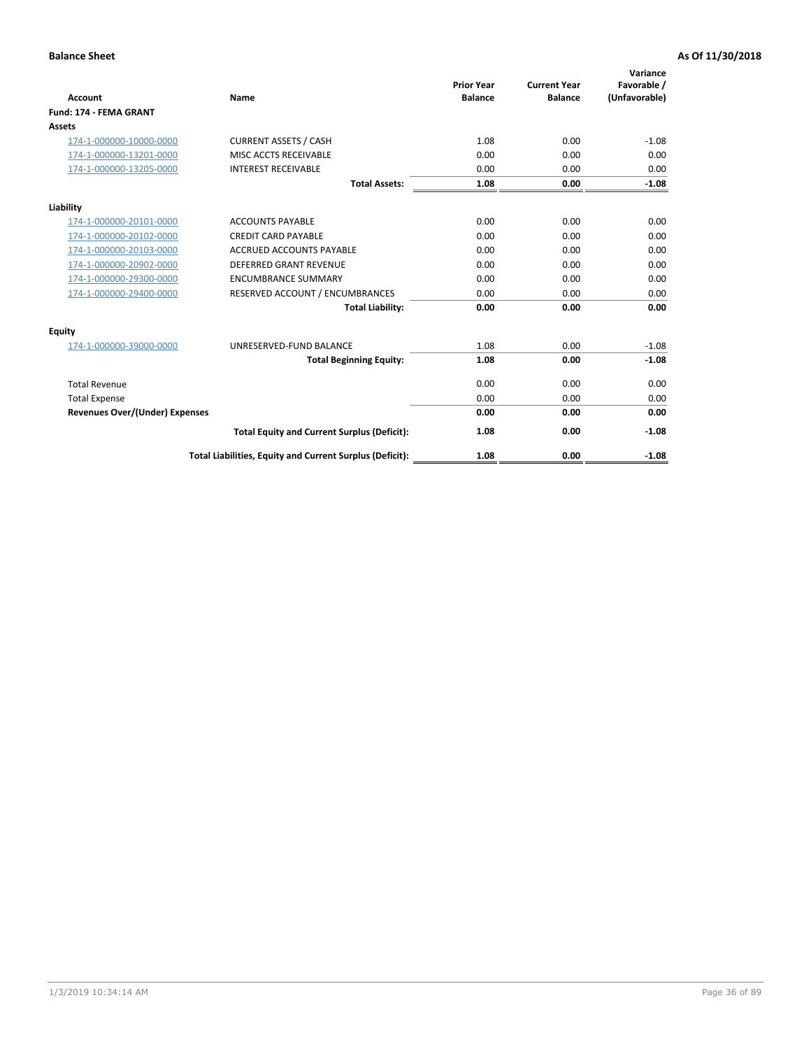**Balance Sheet** **As Of 11/30/2018**

| Account | Name | Prior Year Balance | Current Year Balance | Variance Favorable / (Unfavorable) |
|---|---|---|---|---|
| **Fund: 174 - FEMA GRANT** | | | | |
| **Assets** | | | | |
| 174-1-000000-10000-0000 | CURRENT ASSETS / CASH | 1.08 | 0.00 | -1.08 |
| 174-1-000000-13201-0000 | MISC ACCTS RECEIVABLE | 0.00 | 0.00 | 0.00 |
| 174-1-000000-13205-0000 | INTEREST RECEIVABLE | 0.00 | 0.00 | 0.00 |
| | **Total Assets:** | **1.08** | **0.00** | **-1.08** |
| **Liability** | | | | |
| 174-1-000000-20101-0000 | ACCOUNTS PAYABLE | 0.00 | 0.00 | 0.00 |
| 174-1-000000-20102-0000 | CREDIT CARD PAYABLE | 0.00 | 0.00 | 0.00 |
| 174-1-000000-20103-0000 | ACCRUED ACCOUNTS PAYABLE | 0.00 | 0.00 | 0.00 |
| 174-1-000000-20902-0000 | DEFERRED GRANT REVENUE | 0.00 | 0.00 | 0.00 |
| 174-1-000000-29300-0000 | ENCUMBRANCE SUMMARY | 0.00 | 0.00 | 0.00 |
| 174-1-000000-29400-0000 | RESERVED ACCOUNT / ENCUMBRANCES | 0.00 | 0.00 | 0.00 |
| | **Total Liability:** | **0.00** | **0.00** | **0.00** |
| **Equity** | | | | |
| 174-1-000000-39000-0000 | UNRESERVED-FUND BALANCE | 1.08 | 0.00 | -1.08 |
| | **Total Beginning Equity:** | **1.08** | **0.00** | **-1.08** |
| Total Revenue | | 0.00 | 0.00 | 0.00 |
| Total Expense | | 0.00 | 0.00 | 0.00 |
| **Revenues Over/(Under) Expenses** | | **0.00** | **0.00** | **0.00** |
| | **Total Equity and Current Surplus (Deficit):** | **1.08** | **0.00** | **-1.08** |
| | **Total Liabilities, Equity and Current Surplus (Deficit):** | **1.08** | **0.00** | **-1.08** |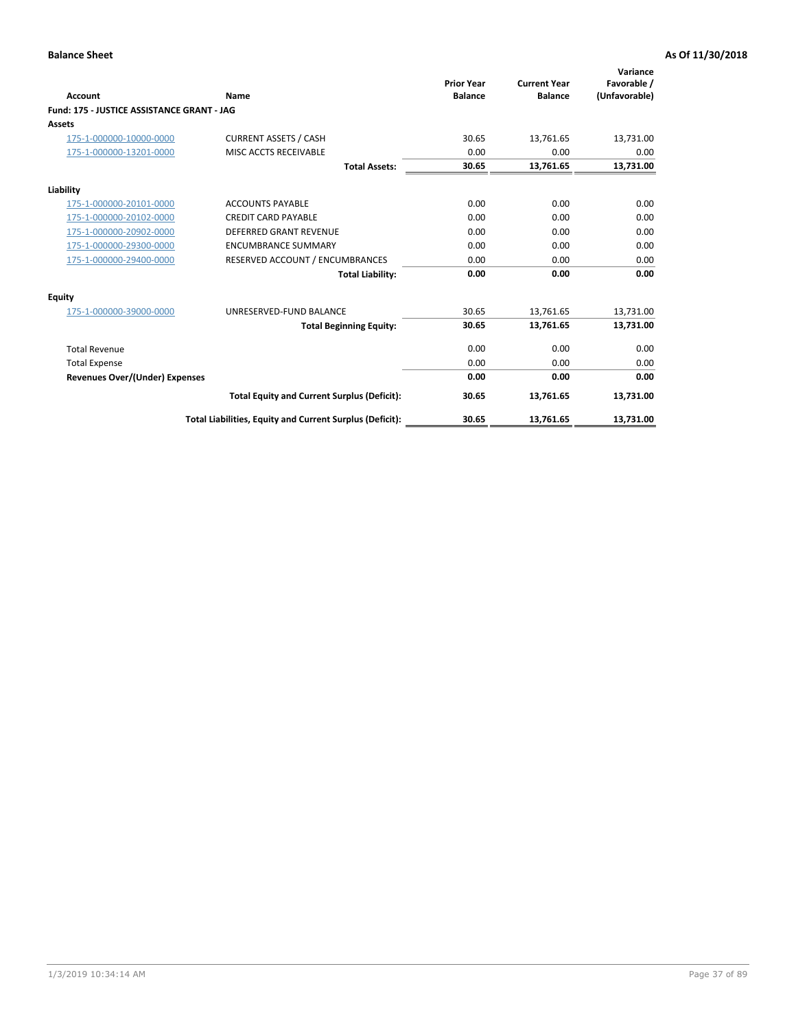**Balance Sheet** **As Of 11/30/2018**

| Account | Name | Prior Year Balance | Current Year Balance | Variance Favorable / (Unfavorable) |
|---|---|---|---|---|
| **Fund: 175 - JUSTICE ASSISTANCE GRANT - JAG** | | | | |
| **Assets** | | | | |
| 175-1-000000-10000-0000 | CURRENT ASSETS / CASH | 30.65 | 13,761.65 | 13,731.00 |
| 175-1-000000-13201-0000 | MISC ACCTS RECEIVABLE | 0.00 | 0.00 | 0.00 |
| | **Total Assets:** | **30.65** | **13,761.65** | **13,731.00** |
| **Liability** | | | | |
| 175-1-000000-20101-0000 | ACCOUNTS PAYABLE | 0.00 | 0.00 | 0.00 |
| 175-1-000000-20102-0000 | CREDIT CARD PAYABLE | 0.00 | 0.00 | 0.00 |
| 175-1-000000-20902-0000 | DEFERRED GRANT REVENUE | 0.00 | 0.00 | 0.00 |
| 175-1-000000-29300-0000 | ENCUMBRANCE SUMMARY | 0.00 | 0.00 | 0.00 |
| 175-1-000000-29400-0000 | RESERVED ACCOUNT / ENCUMBRANCES | 0.00 | 0.00 | 0.00 |
| | **Total Liability:** | **0.00** | **0.00** | **0.00** |
| **Equity** | | | | |
| 175-1-000000-39000-0000 | UNRESERVED-FUND BALANCE | 30.65 | 13,761.65 | 13,731.00 |
| | **Total Beginning Equity:** | **30.65** | **13,761.65** | **13,731.00** |
| Total Revenue | | 0.00 | 0.00 | 0.00 |
| Total Expense | | 0.00 | 0.00 | 0.00 |
| **Revenues Over/(Under) Expenses** | | **0.00** | **0.00** | **0.00** |
| | **Total Equity and Current Surplus (Deficit):** | **30.65** | **13,761.65** | **13,731.00** |
| | **Total Liabilities, Equity and Current Surplus (Deficit):** | **30.65** | **13,761.65** | **13,731.00** |

1/3/2019 10:34:14 AM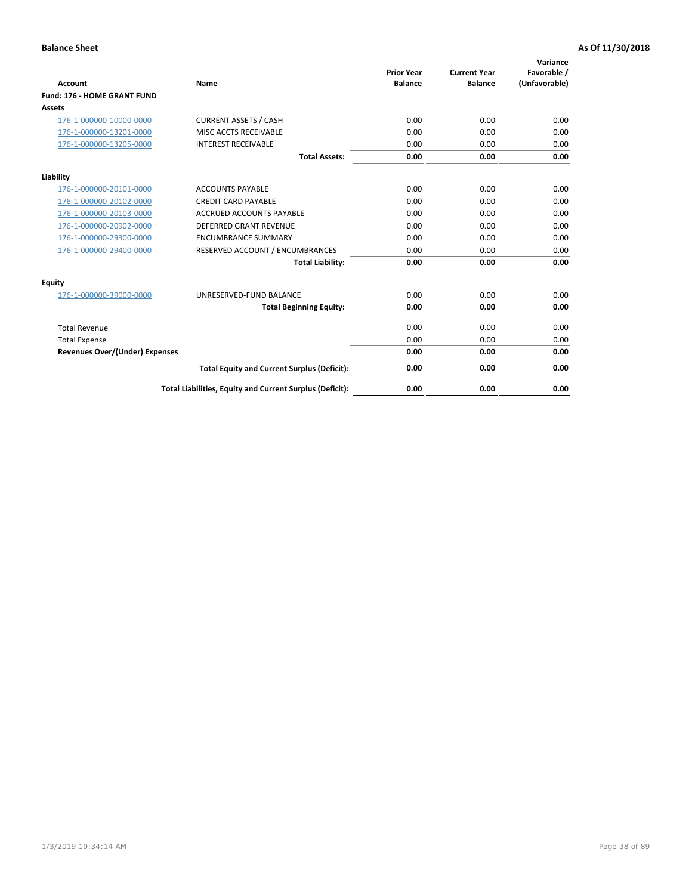**Balance Sheet** **As Of 11/30/2018**

| Account | Name | Prior Year Balance | Current Year Balance | Variance Favorable / (Unfavorable) |
|---|---|---|---|---|
| **Fund: 176 - HOME GRANT FUND** | | | | |
| **Assets** | | | | |
| 176-1-000000-10000-0000 | CURRENT ASSETS / CASH | 0.00 | 0.00 | 0.00 |
| 176-1-000000-13201-0000 | MISC ACCTS RECEIVABLE | 0.00 | 0.00 | 0.00 |
| 176-1-000000-13205-0000 | INTEREST RECEIVABLE | 0.00 | 0.00 | 0.00 |
| | **Total Assets:** | **0.00** | **0.00** | **0.00** |
| **Liability** | | | | |
| 176-1-000000-20101-0000 | ACCOUNTS PAYABLE | 0.00 | 0.00 | 0.00 |
| 176-1-000000-20102-0000 | CREDIT CARD PAYABLE | 0.00 | 0.00 | 0.00 |
| 176-1-000000-20103-0000 | ACCRUED ACCOUNTS PAYABLE | 0.00 | 0.00 | 0.00 |
| 176-1-000000-20902-0000 | DEFERRED GRANT REVENUE | 0.00 | 0.00 | 0.00 |
| 176-1-000000-29300-0000 | ENCUMBRANCE SUMMARY | 0.00 | 0.00 | 0.00 |
| 176-1-000000-29400-0000 | RESERVED ACCOUNT / ENCUMBRANCES | 0.00 | 0.00 | 0.00 |
| | **Total Liability:** | **0.00** | **0.00** | **0.00** |
| **Equity** | | | | |
| 176-1-000000-39000-0000 | UNRESERVED-FUND BALANCE | 0.00 | 0.00 | 0.00 |
| | **Total Beginning Equity:** | **0.00** | **0.00** | **0.00** |
| Total Revenue | | 0.00 | 0.00 | 0.00 |
| Total Expense | | 0.00 | 0.00 | 0.00 |
| **Revenues Over/(Under) Expenses** | | **0.00** | **0.00** | **0.00** |
| | **Total Equity and Current Surplus (Deficit):** | **0.00** | **0.00** | **0.00** |
| | **Total Liabilities, Equity and Current Surplus (Deficit):** | **0.00** | **0.00** | **0.00** |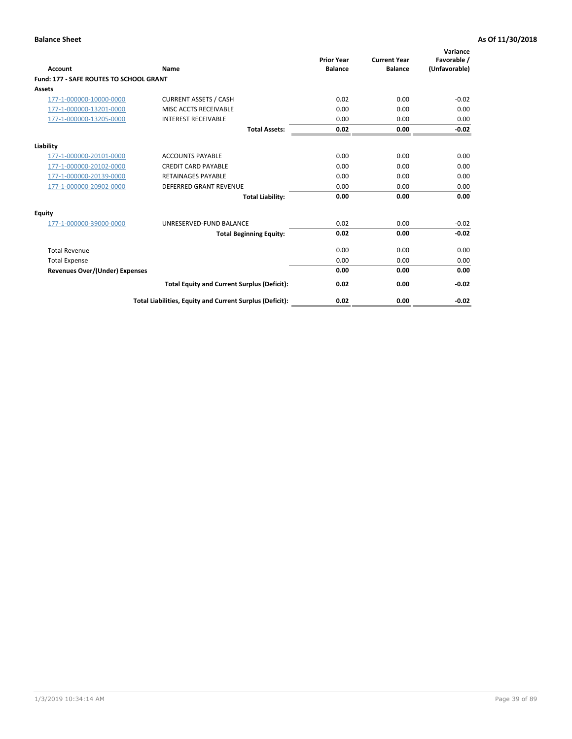**Balance Sheet** **As Of 11/30/2018**

| Account | Name | Prior Year Balance | Current Year Balance | Variance Favorable / (Unfavorable) |
|---|---|---|---|---|
| **Fund: 177 - SAFE ROUTES TO SCHOOL GRANT** | | | | |
| **Assets** | | | | |
| 177-1-000000-10000-0000 | CURRENT ASSETS / CASH | 0.02 | 0.00 | -0.02 |
| 177-1-000000-13201-0000 | MISC ACCTS RECEIVABLE | 0.00 | 0.00 | 0.00 |
| 177-1-000000-13205-0000 | INTEREST RECEIVABLE | 0.00 | 0.00 | 0.00 |
| | **Total Assets:** | **0.02** | **0.00** | **-0.02** |
| **Liability** | | | | |
| 177-1-000000-20101-0000 | ACCOUNTS PAYABLE | 0.00 | 0.00 | 0.00 |
| 177-1-000000-20102-0000 | CREDIT CARD PAYABLE | 0.00 | 0.00 | 0.00 |
| 177-1-000000-20139-0000 | RETAINAGES PAYABLE | 0.00 | 0.00 | 0.00 |
| 177-1-000000-20902-0000 | DEFERRED GRANT REVENUE | 0.00 | 0.00 | 0.00 |
| | **Total Liability:** | **0.00** | **0.00** | **0.00** |
| **Equity** | | | | |
| 177-1-000000-39000-0000 | UNRESERVED-FUND BALANCE | 0.02 | 0.00 | -0.02 |
| | **Total Beginning Equity:** | **0.02** | **0.00** | **-0.02** |
| Total Revenue | | 0.00 | 0.00 | 0.00 |
| Total Expense | | 0.00 | 0.00 | 0.00 |
| **Revenues Over/(Under) Expenses** | | **0.00** | **0.00** | **0.00** |
| | **Total Equity and Current Surplus (Deficit):** | **0.02** | **0.00** | **-0.02** |
| | **Total Liabilities, Equity and Current Surplus (Deficit):** | **0.02** | **0.00** | **-0.02** |

1/3/2019 10:34:14 AM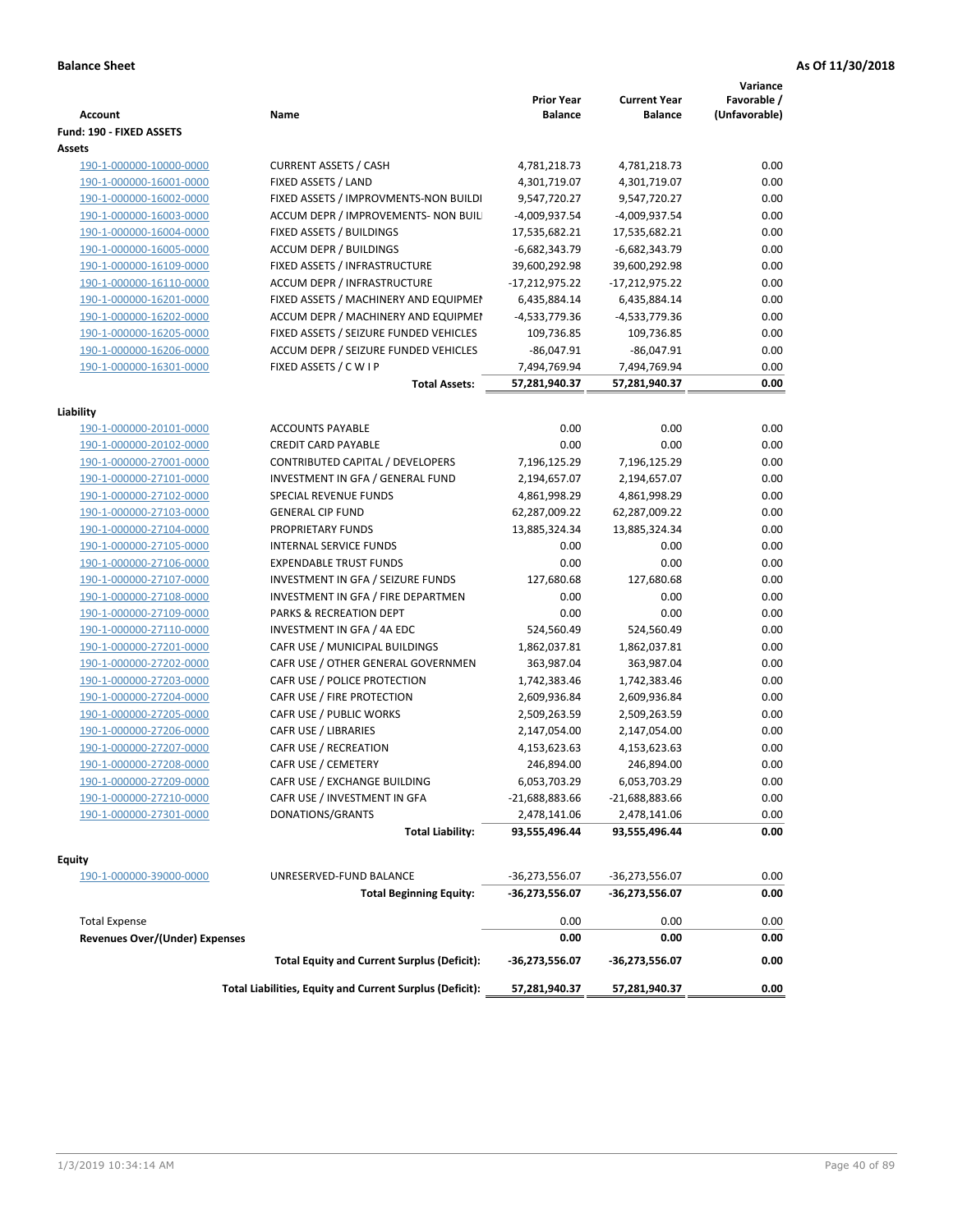**Balance Sheet** **As Of 11/30/2018**

| Account | Name | Prior Year Balance | Current Year Balance | Variance Favorable / (Unfavorable) |
|---|---|---|---|---|
| **Fund: 190 - FIXED ASSETS** | | | | |
| **Assets** | | | | |
| 190-1-000000-10000-0000 | CURRENT ASSETS / CASH | 4,781,218.73 | 4,781,218.73 | 0.00 |
| 190-1-000000-16001-0000 | FIXED ASSETS / LAND | 4,301,719.07 | 4,301,719.07 | 0.00 |
| 190-1-000000-16002-0000 | FIXED ASSETS / IMPROVMENTS-NON BUILDI | 9,547,720.27 | 9,547,720.27 | 0.00 |
| 190-1-000000-16003-0000 | ACCUM DEPR / IMPROVEMENTS- NON BUIL | -4,009,937.54 | -4,009,937.54 | 0.00 |
| 190-1-000000-16004-0000 | FIXED ASSETS / BUILDINGS | 17,535,682.21 | 17,535,682.21 | 0.00 |
| 190-1-000000-16005-0000 | ACCUM DEPR / BUILDINGS | -6,682,343.79 | -6,682,343.79 | 0.00 |
| 190-1-000000-16109-0000 | FIXED ASSETS / INFRASTRUCTURE | 39,600,292.98 | 39,600,292.98 | 0.00 |
| 190-1-000000-16110-0000 | ACCUM DEPR / INFRASTRUCTURE | -17,212,975.22 | -17,212,975.22 | 0.00 |
| 190-1-000000-16201-0000 | FIXED ASSETS / MACHINERY AND EQUIPMEI | 6,435,884.14 | 6,435,884.14 | 0.00 |
| 190-1-000000-16202-0000 | ACCUM DEPR / MACHINERY AND EQUIPMEI | -4,533,779.36 | -4,533,779.36 | 0.00 |
| 190-1-000000-16205-0000 | FIXED ASSETS / SEIZURE FUNDED VEHICLES | 109,736.85 | 109,736.85 | 0.00 |
| 190-1-000000-16206-0000 | ACCUM DEPR / SEIZURE FUNDED VEHICLES | -86,047.91 | -86,047.91 | 0.00 |
| 190-1-000000-16301-0000 | FIXED ASSETS / C W I P | 7,494,769.94 | 7,494,769.94 | 0.00 |
| | **Total Assets:** | **57,281,940.37** | **57,281,940.37** | **0.00** |
| **Liability** | | | | |
| 190-1-000000-20101-0000 | ACCOUNTS PAYABLE | 0.00 | 0.00 | 0.00 |
| 190-1-000000-20102-0000 | CREDIT CARD PAYABLE | 0.00 | 0.00 | 0.00 |
| 190-1-000000-27001-0000 | CONTRIBUTED CAPITAL / DEVELOPERS | 7,196,125.29 | 7,196,125.29 | 0.00 |
| 190-1-000000-27101-0000 | INVESTMENT IN GFA / GENERAL FUND | 2,194,657.07 | 2,194,657.07 | 0.00 |
| 190-1-000000-27102-0000 | SPECIAL REVENUE FUNDS | 4,861,998.29 | 4,861,998.29 | 0.00 |
| 190-1-000000-27103-0000 | GENERAL CIP FUND | 62,287,009.22 | 62,287,009.22 | 0.00 |
| 190-1-000000-27104-0000 | PROPRIETARY FUNDS | 13,885,324.34 | 13,885,324.34 | 0.00 |
| 190-1-000000-27105-0000 | INTERNAL SERVICE FUNDS | 0.00 | 0.00 | 0.00 |
| 190-1-000000-27106-0000 | EXPENDABLE TRUST FUNDS | 0.00 | 0.00 | 0.00 |
| 190-1-000000-27107-0000 | INVESTMENT IN GFA / SEIZURE FUNDS | 127,680.68 | 127,680.68 | 0.00 |
| 190-1-000000-27108-0000 | INVESTMENT IN GFA / FIRE DEPARTMEN | 0.00 | 0.00 | 0.00 |
| 190-1-000000-27109-0000 | PARKS & RECREATION DEPT | 0.00 | 0.00 | 0.00 |
| 190-1-000000-27110-0000 | INVESTMENT IN GFA / 4A EDC | 524,560.49 | 524,560.49 | 0.00 |
| 190-1-000000-27201-0000 | CAFR USE / MUNICIPAL BUILDINGS | 1,862,037.81 | 1,862,037.81 | 0.00 |
| 190-1-000000-27202-0000 | CAFR USE / OTHER GENERAL GOVERNMEN | 363,987.04 | 363,987.04 | 0.00 |
| 190-1-000000-27203-0000 | CAFR USE / POLICE PROTECTION | 1,742,383.46 | 1,742,383.46 | 0.00 |
| 190-1-000000-27204-0000 | CAFR USE / FIRE PROTECTION | 2,609,936.84 | 2,609,936.84 | 0.00 |
| 190-1-000000-27205-0000 | CAFR USE / PUBLIC WORKS | 2,509,263.59 | 2,509,263.59 | 0.00 |
| 190-1-000000-27206-0000 | CAFR USE / LIBRARIES | 2,147,054.00 | 2,147,054.00 | 0.00 |
| 190-1-000000-27207-0000 | CAFR USE / RECREATION | 4,153,623.63 | 4,153,623.63 | 0.00 |
| 190-1-000000-27208-0000 | CAFR USE / CEMETERY | 246,894.00 | 246,894.00 | 0.00 |
| 190-1-000000-27209-0000 | CAFR USE / EXCHANGE BUILDING | 6,053,703.29 | 6,053,703.29 | 0.00 |
| 190-1-000000-27210-0000 | CAFR USE / INVESTMENT IN GFA | -21,688,883.66 | -21,688,883.66 | 0.00 |
| 190-1-000000-27301-0000 | DONATIONS/GRANTS | 2,478,141.06 | 2,478,141.06 | 0.00 |
| | **Total Liability:** | **93,555,496.44** | **93,555,496.44** | **0.00** |
| **Equity** | | | | |
| 190-1-000000-39000-0000 | UNRESERVED-FUND BALANCE | -36,273,556.07 | -36,273,556.07 | 0.00 |
| | **Total Beginning Equity:** | **-36,273,556.07** | **-36,273,556.07** | **0.00** |
| Total Expense | | 0.00 | 0.00 | 0.00 |
| **Revenues Over/(Under) Expenses** | | **0.00** | **0.00** | **0.00** |
| | **Total Equity and Current Surplus (Deficit):** | **-36,273,556.07** | **-36,273,556.07** | **0.00** |
| | **Total Liabilities, Equity and Current Surplus (Deficit):** | **57,281,940.37** | **57,281,940.37** | **0.00** |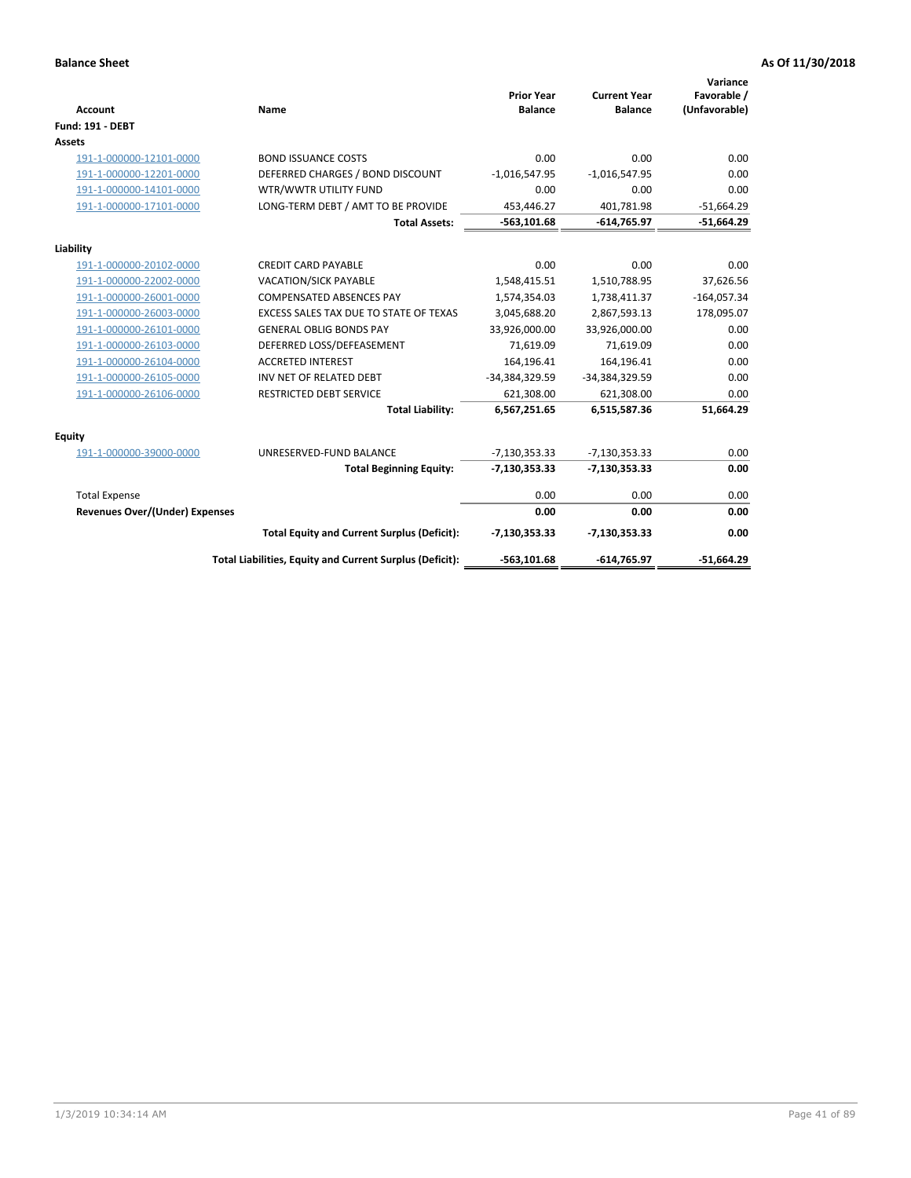**Balance Sheet** **As Of 11/30/2018**

| Account | Name | Prior Year Balance | Current Year Balance | Variance Favorable / (Unfavorable) |
|---|---|---|---|---|
| **Fund: 191 - DEBT** | | | | |
| **Assets** | | | | |
| 191-1-000000-12101-0000 | BOND ISSUANCE COSTS | 0.00 | 0.00 | 0.00 |
| 191-1-000000-12201-0000 | DEFERRED CHARGES / BOND DISCOUNT | -1,016,547.95 | -1,016,547.95 | 0.00 |
| 191-1-000000-14101-0000 | WTR/WWTR UTILITY FUND | 0.00 | 0.00 | 0.00 |
| 191-1-000000-17101-0000 | LONG-TERM DEBT / AMT TO BE PROVIDE | 453,446.27 | 401,781.98 | -51,664.29 |
| | **Total Assets:** | **-563,101.68** | **-614,765.97** | **-51,664.29** |
| **Liability** | | | | |
| 191-1-000000-20102-0000 | CREDIT CARD PAYABLE | 0.00 | 0.00 | 0.00 |
| 191-1-000000-22002-0000 | VACATION/SICK PAYABLE | 1,548,415.51 | 1,510,788.95 | 37,626.56 |
| 191-1-000000-26001-0000 | COMPENSATED ABSENCES PAY | 1,574,354.03 | 1,738,411.37 | -164,057.34 |
| 191-1-000000-26003-0000 | EXCESS SALES TAX DUE TO STATE OF TEXAS | 3,045,688.20 | 2,867,593.13 | 178,095.07 |
| 191-1-000000-26101-0000 | GENERAL OBLIG BONDS PAY | 33,926,000.00 | 33,926,000.00 | 0.00 |
| 191-1-000000-26103-0000 | DEFERRED LOSS/DEFEASEMENT | 71,619.09 | 71,619.09 | 0.00 |
| 191-1-000000-26104-0000 | ACCRETED INTEREST | 164,196.41 | 164,196.41 | 0.00 |
| 191-1-000000-26105-0000 | INV NET OF RELATED DEBT | -34,384,329.59 | -34,384,329.59 | 0.00 |
| 191-1-000000-26106-0000 | RESTRICTED DEBT SERVICE | 621,308.00 | 621,308.00 | 0.00 |
| | **Total Liability:** | **6,567,251.65** | **6,515,587.36** | **51,664.29** |
| **Equity** | | | | |
| 191-1-000000-39000-0000 | UNRESERVED-FUND BALANCE | -7,130,353.33 | -7,130,353.33 | 0.00 |
| | **Total Beginning Equity:** | **-7,130,353.33** | **-7,130,353.33** | **0.00** |
| Total Expense | | 0.00 | 0.00 | 0.00 |
| **Revenues Over/(Under) Expenses** | | **0.00** | **0.00** | **0.00** |
| | **Total Equity and Current Surplus (Deficit):** | **-7,130,353.33** | **-7,130,353.33** | **0.00** |
| | **Total Liabilities, Equity and Current Surplus (Deficit):** | **-563,101.68** | **-614,765.97** | **-51,664.29** |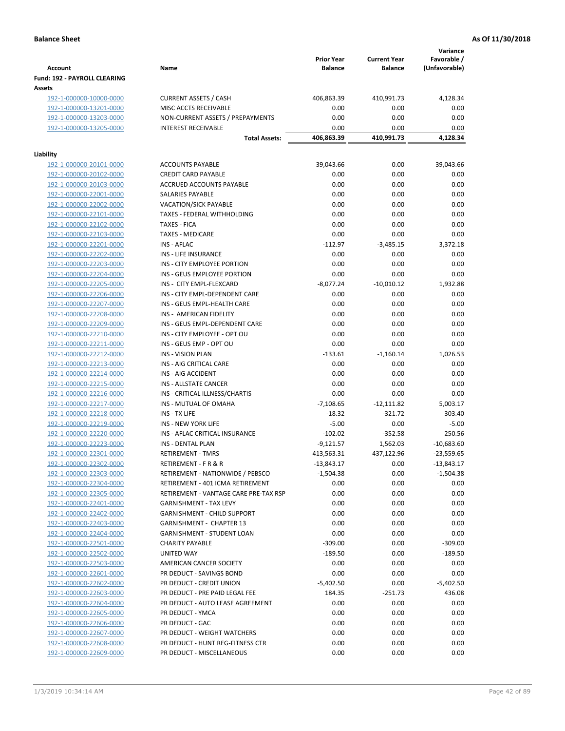**Balance Sheet** **As Of 11/30/2018**

| Account | Name | Prior Year Balance | Current Year Balance | Variance Favorable / (Unfavorable) |
|---|---|---|---|---|
| **Fund: 192 - PAYROLL CLEARING** | | | | |
| **Assets** | | | | |
| 192-1-000000-10000-0000 | CURRENT ASSETS / CASH | 406,863.39 | 410,991.73 | 4,128.34 |
| 192-1-000000-13201-0000 | MISC ACCTS RECEIVABLE | 0.00 | 0.00 | 0.00 |
| 192-1-000000-13203-0000 | NON-CURRENT ASSETS / PREPAYMENTS | 0.00 | 0.00 | 0.00 |
| 192-1-000000-13205-0000 | INTEREST RECEIVABLE | 0.00 | 0.00 | 0.00 |
| | **Total Assets:** | **406,863.39** | **410,991.73** | **4,128.34** |
| **Liability** | | | | |
| 192-1-000000-20101-0000 | ACCOUNTS PAYABLE | 39,043.66 | 0.00 | 39,043.66 |
| 192-1-000000-20102-0000 | CREDIT CARD PAYABLE | 0.00 | 0.00 | 0.00 |
| 192-1-000000-20103-0000 | ACCRUED ACCOUNTS PAYABLE | 0.00 | 0.00 | 0.00 |
| 192-1-000000-22001-0000 | SALARIES PAYABLE | 0.00 | 0.00 | 0.00 |
| 192-1-000000-22002-0000 | VACATION/SICK PAYABLE | 0.00 | 0.00 | 0.00 |
| 192-1-000000-22101-0000 | TAXES - FEDERAL WITHHOLDING | 0.00 | 0.00 | 0.00 |
| 192-1-000000-22102-0000 | TAXES - FICA | 0.00 | 0.00 | 0.00 |
| 192-1-000000-22103-0000 | TAXES - MEDICARE | 0.00 | 0.00 | 0.00 |
| 192-1-000000-22201-0000 | INS - AFLAC | -112.97 | -3,485.15 | 3,372.18 |
| 192-1-000000-22202-0000 | INS - LIFE INSURANCE | 0.00 | 0.00 | 0.00 |
| 192-1-000000-22203-0000 | INS - CITY EMPLOYEE PORTION | 0.00 | 0.00 | 0.00 |
| 192-1-000000-22204-0000 | INS - GEUS EMPLOYEE PORTION | 0.00 | 0.00 | 0.00 |
| 192-1-000000-22205-0000 | INS - CITY EMPL-FLEXCARD | -8,077.24 | -10,010.12 | 1,932.88 |
| 192-1-000000-22206-0000 | INS - CITY EMPL-DEPENDENT CARE | 0.00 | 0.00 | 0.00 |
| 192-1-000000-22207-0000 | INS - GEUS EMPL-HEALTH CARE | 0.00 | 0.00 | 0.00 |
| 192-1-000000-22208-0000 | INS - AMERICAN FIDELITY | 0.00 | 0.00 | 0.00 |
| 192-1-000000-22209-0000 | INS - GEUS EMPL-DEPENDENT CARE | 0.00 | 0.00 | 0.00 |
| 192-1-000000-22210-0000 | INS - CITY EMPLOYEE - OPT OU | 0.00 | 0.00 | 0.00 |
| 192-1-000000-22211-0000 | INS - GEUS EMP - OPT OU | 0.00 | 0.00 | 0.00 |
| 192-1-000000-22212-0000 | INS - VISION PLAN | -133.61 | -1,160.14 | 1,026.53 |
| 192-1-000000-22213-0000 | INS - AIG CRITICAL CARE | 0.00 | 0.00 | 0.00 |
| 192-1-000000-22214-0000 | INS - AIG ACCIDENT | 0.00 | 0.00 | 0.00 |
| 192-1-000000-22215-0000 | INS - ALLSTATE CANCER | 0.00 | 0.00 | 0.00 |
| 192-1-000000-22216-0000 | INS - CRITICAL ILLNESS/CHARTIS | 0.00 | 0.00 | 0.00 |
| 192-1-000000-22217-0000 | INS - MUTUAL OF OMAHA | -7,108.65 | -12,111.82 | 5,003.17 |
| 192-1-000000-22218-0000 | INS - TX LIFE | -18.32 | -321.72 | 303.40 |
| 192-1-000000-22219-0000 | INS - NEW YORK LIFE | -5.00 | 0.00 | -5.00 |
| 192-1-000000-22220-0000 | INS - AFLAC CRITICAL INSURANCE | -102.02 | -352.58 | 250.56 |
| 192-1-000000-22223-0000 | INS - DENTAL PLAN | -9,121.57 | 1,562.03 | -10,683.60 |
| 192-1-000000-22301-0000 | RETIREMENT - TMRS | 413,563.31 | 437,122.96 | -23,559.65 |
| 192-1-000000-22302-0000 | RETIREMENT - F R & R | -13,843.17 | 0.00 | -13,843.17 |
| 192-1-000000-22303-0000 | RETIREMENT - NATIONWIDE / PEBSCO | -1,504.38 | 0.00 | -1,504.38 |
| 192-1-000000-22304-0000 | RETIREMENT - 401 ICMA RETIREMENT | 0.00 | 0.00 | 0.00 |
| 192-1-000000-22305-0000 | RETIREMENT - VANTAGE CARE PRE-TAX RSP | 0.00 | 0.00 | 0.00 |
| 192-1-000000-22401-0000 | GARNISHMENT - TAX LEVY | 0.00 | 0.00 | 0.00 |
| 192-1-000000-22402-0000 | GARNISHMENT - CHILD SUPPORT | 0.00 | 0.00 | 0.00 |
| 192-1-000000-22403-0000 | GARNISHMENT - CHAPTER 13 | 0.00 | 0.00 | 0.00 |
| 192-1-000000-22404-0000 | GARNISHMENT - STUDENT LOAN | 0.00 | 0.00 | 0.00 |
| 192-1-000000-22501-0000 | CHARITY PAYABLE | -309.00 | 0.00 | -309.00 |
| 192-1-000000-22502-0000 | UNITED WAY | -189.50 | 0.00 | -189.50 |
| 192-1-000000-22503-0000 | AMERICAN CANCER SOCIETY | 0.00 | 0.00 | 0.00 |
| 192-1-000000-22601-0000 | PR DEDUCT - SAVINGS BOND | 0.00 | 0.00 | 0.00 |
| 192-1-000000-22602-0000 | PR DEDUCT - CREDIT UNION | -5,402.50 | 0.00 | -5,402.50 |
| 192-1-000000-22603-0000 | PR DEDUCT - PRE PAID LEGAL FEE | 184.35 | -251.73 | 436.08 |
| 192-1-000000-22604-0000 | PR DEDUCT - AUTO LEASE AGREEMENT | 0.00 | 0.00 | 0.00 |
| 192-1-000000-22605-0000 | PR DEDUCT - YMCA | 0.00 | 0.00 | 0.00 |
| 192-1-000000-22606-0000 | PR DEDUCT - GAC | 0.00 | 0.00 | 0.00 |
| 192-1-000000-22607-0000 | PR DEDUCT - WEIGHT WATCHERS | 0.00 | 0.00 | 0.00 |
| 192-1-000000-22608-0000 | PR DEDUCT - HUNT REG-FITNESS CTR | 0.00 | 0.00 | 0.00 |
| 192-1-000000-22609-0000 | PR DEDUCT - MISCELLANEOUS | 0.00 | 0.00 | 0.00 |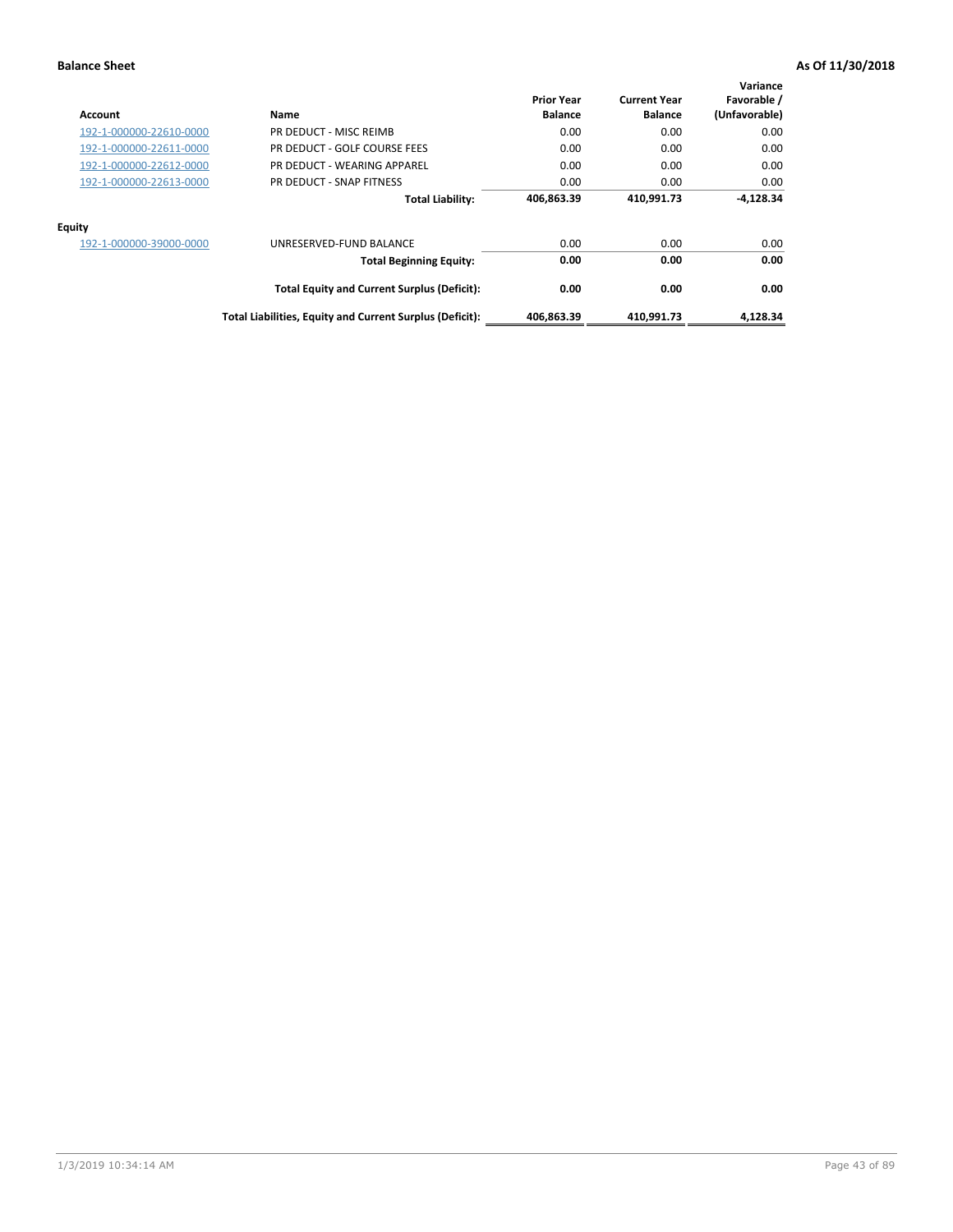**Balance Sheet** **As Of 11/30/2018**

| Account | Name | Prior Year Balance | Current Year Balance | Variance Favorable / (Unfavorable) |
|---|---|---|---|---|
| 192-1-000000-22610-0000 | PR DEDUCT - MISC REIMB | 0.00 | 0.00 | 0.00 |
| 192-1-000000-22611-0000 | PR DEDUCT - GOLF COURSE FEES | 0.00 | 0.00 | 0.00 |
| 192-1-000000-22612-0000 | PR DEDUCT - WEARING APPAREL | 0.00 | 0.00 | 0.00 |
| 192-1-000000-22613-0000 | PR DEDUCT - SNAP FITNESS | 0.00 | 0.00 | 0.00 |
| | **Total Liability:** | **406,863.39** | **410,991.73** | **-4,128.34** |
| **Equity** | | | | |
| 192-1-000000-39000-0000 | UNRESERVED-FUND BALANCE | 0.00 | 0.00 | 0.00 |
| | **Total Beginning Equity:** | **0.00** | **0.00** | **0.00** |
| | **Total Equity and Current Surplus (Deficit):** | **0.00** | **0.00** | **0.00** |
| | **Total Liabilities, Equity and Current Surplus (Deficit):** | **406,863.39** | **410,991.73** | **4,128.34** |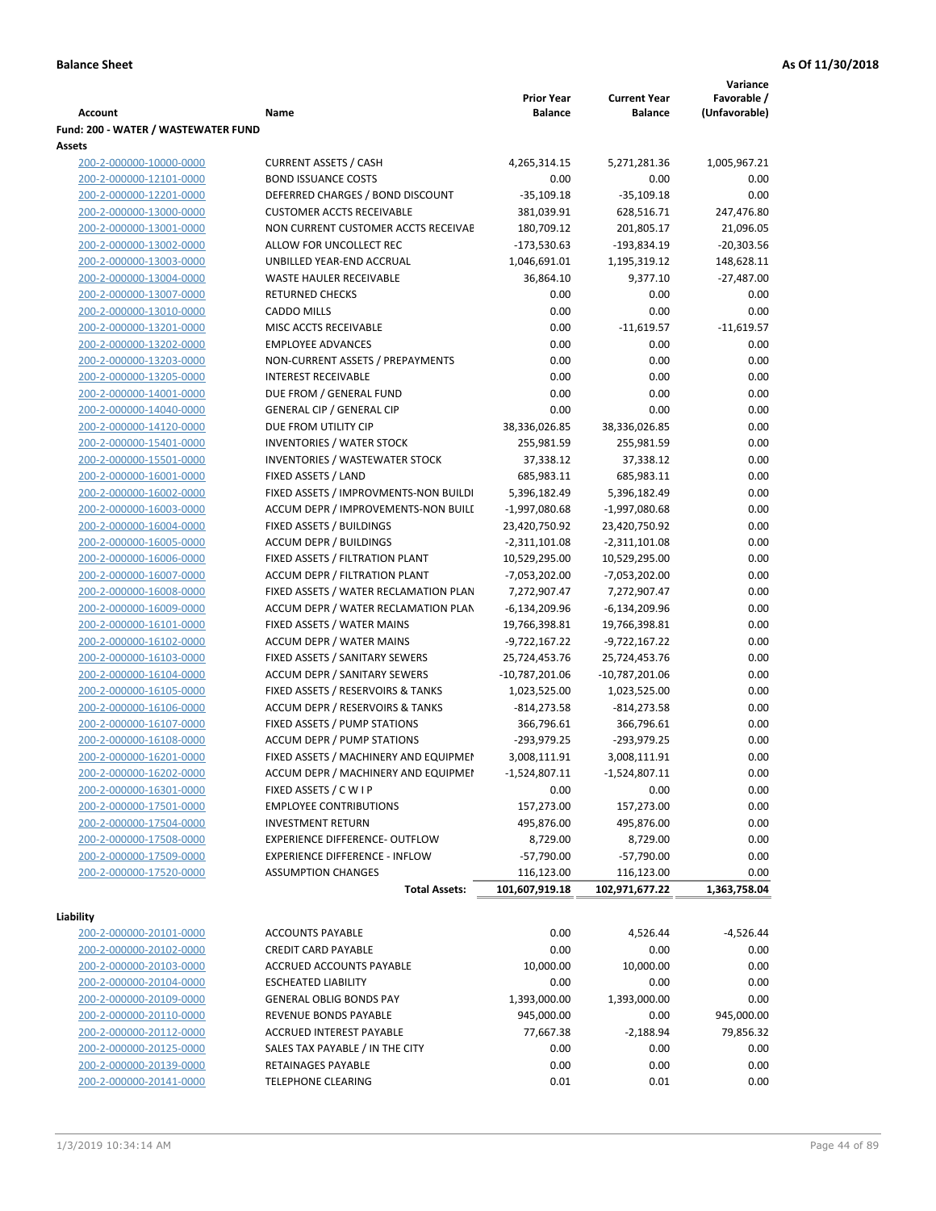**Balance Sheet** **As Of 11/30/2018**

| Account | Name | Prior Year Balance | Current Year Balance | Variance Favorable / (Unfavorable) |
|---|---|---|---|---|
| **Fund: 200 - WATER / WASTEWATER FUND** | | | | |
| **Assets** | | | | |
| 200-2-000000-10000-0000 | CURRENT ASSETS / CASH | 4,265,314.15 | 5,271,281.36 | 1,005,967.21 |
| 200-2-000000-12101-0000 | BOND ISSUANCE COSTS | 0.00 | 0.00 | 0.00 |
| 200-2-000000-12201-0000 | DEFERRED CHARGES / BOND DISCOUNT | -35,109.18 | -35,109.18 | 0.00 |
| 200-2-000000-13000-0000 | CUSTOMER ACCTS RECEIVABLE | 381,039.91 | 628,516.71 | 247,476.80 |
| 200-2-000000-13001-0000 | NON CURRENT CUSTOMER ACCTS RECEIVAE | 180,709.12 | 201,805.17 | 21,096.05 |
| 200-2-000000-13002-0000 | ALLOW FOR UNCOLLECT REC | -173,530.63 | -193,834.19 | -20,303.56 |
| 200-2-000000-13003-0000 | UNBILLED YEAR-END ACCRUAL | 1,046,691.01 | 1,195,319.12 | 148,628.11 |
| 200-2-000000-13004-0000 | WASTE HAULER RECEIVABLE | 36,864.10 | 9,377.10 | -27,487.00 |
| 200-2-000000-13007-0000 | RETURNED CHECKS | 0.00 | 0.00 | 0.00 |
| 200-2-000000-13010-0000 | CADDO MILLS | 0.00 | 0.00 | 0.00 |
| 200-2-000000-13201-0000 | MISC ACCTS RECEIVABLE | 0.00 | -11,619.57 | -11,619.57 |
| 200-2-000000-13202-0000 | EMPLOYEE ADVANCES | 0.00 | 0.00 | 0.00 |
| 200-2-000000-13203-0000 | NON-CURRENT ASSETS / PREPAYMENTS | 0.00 | 0.00 | 0.00 |
| 200-2-000000-13205-0000 | INTEREST RECEIVABLE | 0.00 | 0.00 | 0.00 |
| 200-2-000000-14001-0000 | DUE FROM / GENERAL FUND | 0.00 | 0.00 | 0.00 |
| 200-2-000000-14040-0000 | GENERAL CIP / GENERAL CIP | 0.00 | 0.00 | 0.00 |
| 200-2-000000-14120-0000 | DUE FROM UTILITY CIP | 38,336,026.85 | 38,336,026.85 | 0.00 |
| 200-2-000000-15401-0000 | INVENTORIES / WATER STOCK | 255,981.59 | 255,981.59 | 0.00 |
| 200-2-000000-15501-0000 | INVENTORIES / WASTEWATER STOCK | 37,338.12 | 37,338.12 | 0.00 |
| 200-2-000000-16001-0000 | FIXED ASSETS / LAND | 685,983.11 | 685,983.11 | 0.00 |
| 200-2-000000-16002-0000 | FIXED ASSETS / IMPROVMENTS-NON BUILDI | 5,396,182.49 | 5,396,182.49 | 0.00 |
| 200-2-000000-16003-0000 | ACCUM DEPR / IMPROVEMENTS-NON BUILI | -1,997,080.68 | -1,997,080.68 | 0.00 |
| 200-2-000000-16004-0000 | FIXED ASSETS / BUILDINGS | 23,420,750.92 | 23,420,750.92 | 0.00 |
| 200-2-000000-16005-0000 | ACCUM DEPR / BUILDINGS | -2,311,101.08 | -2,311,101.08 | 0.00 |
| 200-2-000000-16006-0000 | FIXED ASSETS / FILTRATION PLANT | 10,529,295.00 | 10,529,295.00 | 0.00 |
| 200-2-000000-16007-0000 | ACCUM DEPR / FILTRATION PLANT | -7,053,202.00 | -7,053,202.00 | 0.00 |
| 200-2-000000-16008-0000 | FIXED ASSETS / WATER RECLAMATION PLAN | 7,272,907.47 | 7,272,907.47 | 0.00 |
| 200-2-000000-16009-0000 | ACCUM DEPR / WATER RECLAMATION PLAN | -6,134,209.96 | -6,134,209.96 | 0.00 |
| 200-2-000000-16101-0000 | FIXED ASSETS / WATER MAINS | 19,766,398.81 | 19,766,398.81 | 0.00 |
| 200-2-000000-16102-0000 | ACCUM DEPR / WATER MAINS | -9,722,167.22 | -9,722,167.22 | 0.00 |
| 200-2-000000-16103-0000 | FIXED ASSETS / SANITARY SEWERS | 25,724,453.76 | 25,724,453.76 | 0.00 |
| 200-2-000000-16104-0000 | ACCUM DEPR / SANITARY SEWERS | -10,787,201.06 | -10,787,201.06 | 0.00 |
| 200-2-000000-16105-0000 | FIXED ASSETS / RESERVOIRS & TANKS | 1,023,525.00 | 1,023,525.00 | 0.00 |
| 200-2-000000-16106-0000 | ACCUM DEPR / RESERVOIRS & TANKS | -814,273.58 | -814,273.58 | 0.00 |
| 200-2-000000-16107-0000 | FIXED ASSETS / PUMP STATIONS | 366,796.61 | 366,796.61 | 0.00 |
| 200-2-000000-16108-0000 | ACCUM DEPR / PUMP STATIONS | -293,979.25 | -293,979.25 | 0.00 |
| 200-2-000000-16201-0000 | FIXED ASSETS / MACHINERY AND EQUIPMEN | 3,008,111.91 | 3,008,111.91 | 0.00 |
| 200-2-000000-16202-0000 | ACCUM DEPR / MACHINERY AND EQUIPMEI | -1,524,807.11 | -1,524,807.11 | 0.00 |
| 200-2-000000-16301-0000 | FIXED ASSETS / C W I P | 0.00 | 0.00 | 0.00 |
| 200-2-000000-17501-0000 | EMPLOYEE CONTRIBUTIONS | 157,273.00 | 157,273.00 | 0.00 |
| 200-2-000000-17504-0000 | INVESTMENT RETURN | 495,876.00 | 495,876.00 | 0.00 |
| 200-2-000000-17508-0000 | EXPERIENCE DIFFERENCE- OUTFLOW | 8,729.00 | 8,729.00 | 0.00 |
| 200-2-000000-17509-0000 | EXPERIENCE DIFFERENCE - INFLOW | -57,790.00 | -57,790.00 | 0.00 |
| 200-2-000000-17520-0000 | ASSUMPTION CHANGES | 116,123.00 | 116,123.00 | 0.00 |
| | **Total Assets:** | **101,607,919.18** | **102,971,677.22** | **1,363,758.04** |
| **Liability** | | | | |
| 200-2-000000-20101-0000 | ACCOUNTS PAYABLE | 0.00 | 4,526.44 | -4,526.44 |
| 200-2-000000-20102-0000 | CREDIT CARD PAYABLE | 0.00 | 0.00 | 0.00 |
| 200-2-000000-20103-0000 | ACCRUED ACCOUNTS PAYABLE | 10,000.00 | 10,000.00 | 0.00 |
| 200-2-000000-20104-0000 | ESCHEATED LIABILITY | 0.00 | 0.00 | 0.00 |
| 200-2-000000-20109-0000 | GENERAL OBLIG BONDS PAY | 1,393,000.00 | 1,393,000.00 | 0.00 |
| 200-2-000000-20110-0000 | REVENUE BONDS PAYABLE | 945,000.00 | 0.00 | 945,000.00 |
| 200-2-000000-20112-0000 | ACCRUED INTEREST PAYABLE | 77,667.38 | -2,188.94 | 79,856.32 |
| 200-2-000000-20125-0000 | SALES TAX PAYABLE / IN THE CITY | 0.00 | 0.00 | 0.00 |
| 200-2-000000-20139-0000 | RETAINAGES PAYABLE | 0.00 | 0.00 | 0.00 |
| 200-2-000000-20141-0000 | TELEPHONE CLEARING | 0.01 | 0.01 | 0.00 |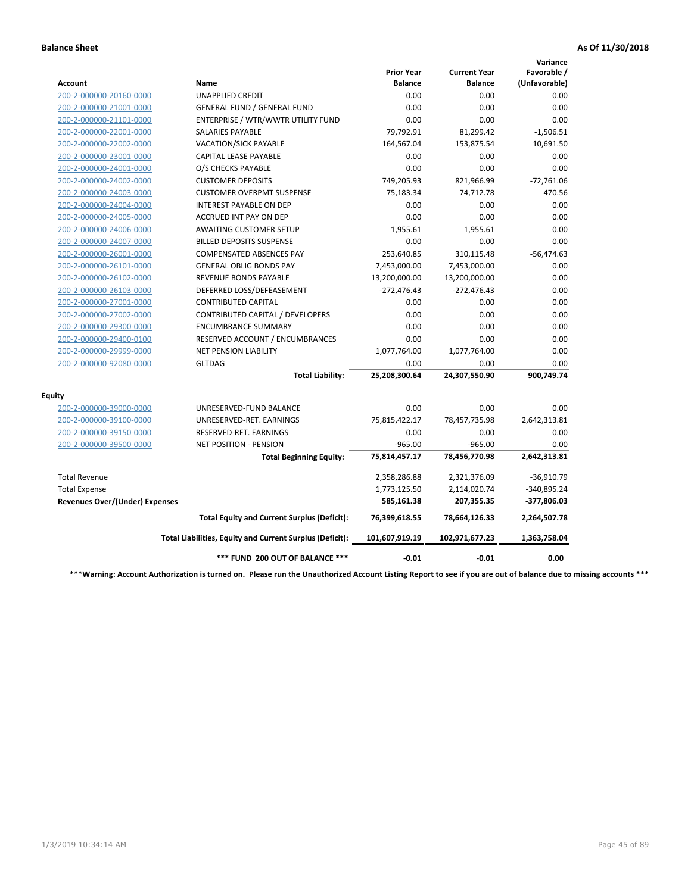**Balance Sheet** **As Of 11/30/2018**

| Account | Name | Prior Year Balance | Current Year Balance | Variance Favorable / (Unfavorable) |
|---|---|---|---|---|
| 200-2-000000-20160-0000 | UNAPPLIED CREDIT | 0.00 | 0.00 | 0.00 |
| 200-2-000000-21001-0000 | GENERAL FUND / GENERAL FUND | 0.00 | 0.00 | 0.00 |
| 200-2-000000-21101-0000 | ENTERPRISE / WTR/WWTR UTILITY FUND | 0.00 | 0.00 | 0.00 |
| 200-2-000000-22001-0000 | SALARIES PAYABLE | 79,792.91 | 81,299.42 | -1,506.51 |
| 200-2-000000-22002-0000 | VACATION/SICK PAYABLE | 164,567.04 | 153,875.54 | 10,691.50 |
| 200-2-000000-23001-0000 | CAPITAL LEASE PAYABLE | 0.00 | 0.00 | 0.00 |
| 200-2-000000-24001-0000 | O/S CHECKS PAYABLE | 0.00 | 0.00 | 0.00 |
| 200-2-000000-24002-0000 | CUSTOMER DEPOSITS | 749,205.93 | 821,966.99 | -72,761.06 |
| 200-2-000000-24003-0000 | CUSTOMER OVERPMT SUSPENSE | 75,183.34 | 74,712.78 | 470.56 |
| 200-2-000000-24004-0000 | INTEREST PAYABLE ON DEP | 0.00 | 0.00 | 0.00 |
| 200-2-000000-24005-0000 | ACCRUED INT PAY ON DEP | 0.00 | 0.00 | 0.00 |
| 200-2-000000-24006-0000 | AWAITING CUSTOMER SETUP | 1,955.61 | 1,955.61 | 0.00 |
| 200-2-000000-24007-0000 | BILLED DEPOSITS SUSPENSE | 0.00 | 0.00 | 0.00 |
| 200-2-000000-26001-0000 | COMPENSATED ABSENCES PAY | 253,640.85 | 310,115.48 | -56,474.63 |
| 200-2-000000-26101-0000 | GENERAL OBLIG BONDS PAY | 7,453,000.00 | 7,453,000.00 | 0.00 |
| 200-2-000000-26102-0000 | REVENUE BONDS PAYABLE | 13,200,000.00 | 13,200,000.00 | 0.00 |
| 200-2-000000-26103-0000 | DEFERRED LOSS/DEFEASEMENT | -272,476.43 | -272,476.43 | 0.00 |
| 200-2-000000-27001-0000 | CONTRIBUTED CAPITAL | 0.00 | 0.00 | 0.00 |
| 200-2-000000-27002-0000 | CONTRIBUTED CAPITAL / DEVELOPERS | 0.00 | 0.00 | 0.00 |
| 200-2-000000-29300-0000 | ENCUMBRANCE SUMMARY | 0.00 | 0.00 | 0.00 |
| 200-2-000000-29400-0100 | RESERVED ACCOUNT / ENCUMBRANCES | 0.00 | 0.00 | 0.00 |
| 200-2-000000-29999-0000 | NET PENSION LIABILITY | 1,077,764.00 | 1,077,764.00 | 0.00 |
| 200-2-000000-92080-0000 | GLTDAG | 0.00 | 0.00 | 0.00 |
| | **Total Liability:** | **25,208,300.64** | **24,307,550.90** | **900,749.74** |
| **Equity** | | | | |
| 200-2-000000-39000-0000 | UNRESERVED-FUND BALANCE | 0.00 | 0.00 | 0.00 |
| 200-2-000000-39100-0000 | UNRESERVED-RET. EARNINGS | 75,815,422.17 | 78,457,735.98 | 2,642,313.81 |
| 200-2-000000-39150-0000 | RESERVED-RET. EARNINGS | 0.00 | 0.00 | 0.00 |
| 200-2-000000-39500-0000 | NET POSITION - PENSION | -965.00 | -965.00 | 0.00 |
| | **Total Beginning Equity:** | **75,814,457.17** | **78,456,770.98** | **2,642,313.81** |
| Total Revenue | | 2,358,286.88 | 2,321,376.09 | -36,910.79 |
| Total Expense | | 1,773,125.50 | 2,114,020.74 | -340,895.24 |
| **Revenues Over/(Under) Expenses** | | **585,161.38** | **207,355.35** | **-377,806.03** |
| | **Total Equity and Current Surplus (Deficit):** | **76,399,618.55** | **78,664,126.33** | **2,264,507.78** |
| | **Total Liabilities, Equity and Current Surplus (Deficit):** | **101,607,919.19** | **102,971,677.23** | **1,363,758.04** |
| | **\*\*\* FUND 200 OUT OF BALANCE \*\*\*** | **-0.01** | **-0.01** | **0.00** |

**\*\*\*Warning: Account Authorization is turned on. Please run the Unauthorized Account Listing Report to see if you are out of balance due to missing accounts \*\*\***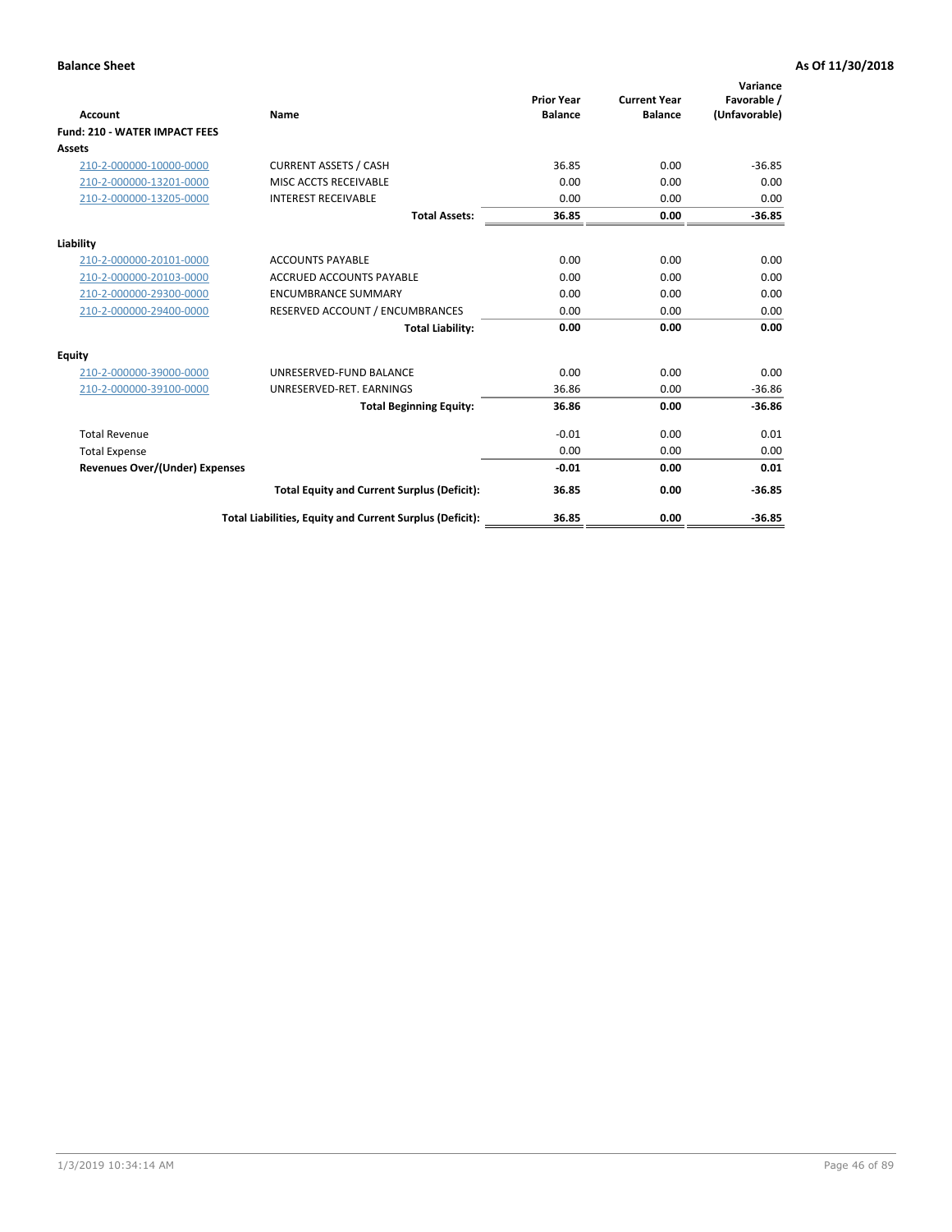**Balance Sheet** **As Of 11/30/2018**

| Account | Name | Prior Year Balance | Current Year Balance | Variance Favorable / (Unfavorable) |
|---|---|---|---|---|
| **Fund: 210 - WATER IMPACT FEES** | | | | |
| **Assets** | | | | |
| 210-2-000000-10000-0000 | CURRENT ASSETS / CASH | 36.85 | 0.00 | -36.85 |
| 210-2-000000-13201-0000 | MISC ACCTS RECEIVABLE | 0.00 | 0.00 | 0.00 |
| 210-2-000000-13205-0000 | INTEREST RECEIVABLE | 0.00 | 0.00 | 0.00 |
| | **Total Assets:** | **36.85** | **0.00** | **-36.85** |
| **Liability** | | | | |
| 210-2-000000-20101-0000 | ACCOUNTS PAYABLE | 0.00 | 0.00 | 0.00 |
| 210-2-000000-20103-0000 | ACCRUED ACCOUNTS PAYABLE | 0.00 | 0.00 | 0.00 |
| 210-2-000000-29300-0000 | ENCUMBRANCE SUMMARY | 0.00 | 0.00 | 0.00 |
| 210-2-000000-29400-0000 | RESERVED ACCOUNT / ENCUMBRANCES | 0.00 | 0.00 | 0.00 |
| | **Total Liability:** | **0.00** | **0.00** | **0.00** |
| **Equity** | | | | |
| 210-2-000000-39000-0000 | UNRESERVED-FUND BALANCE | 0.00 | 0.00 | 0.00 |
| 210-2-000000-39100-0000 | UNRESERVED-RET. EARNINGS | 36.86 | 0.00 | -36.86 |
| | **Total Beginning Equity:** | **36.86** | **0.00** | **-36.86** |
| Total Revenue | | -0.01 | 0.00 | 0.01 |
| Total Expense | | 0.00 | 0.00 | 0.00 |
| **Revenues Over/(Under) Expenses** | | **-0.01** | **0.00** | **0.01** |
| | **Total Equity and Current Surplus (Deficit):** | **36.85** | **0.00** | **-36.85** |
| | **Total Liabilities, Equity and Current Surplus (Deficit):** | **36.85** | **0.00** | **-36.85** |

1/3/2019 10:34:14 AM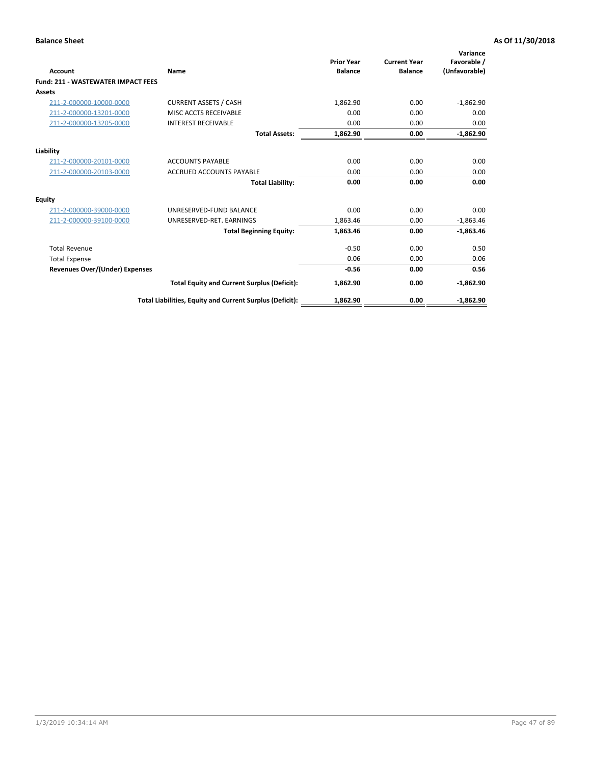**Balance Sheet** **As Of 11/30/2018**

| Account | Name | Prior Year Balance | Current Year Balance | Variance Favorable / (Unfavorable) |
|---|---|---|---|---|
| **Fund: 211 - WASTEWATER IMPACT FEES** | | | | |
| **Assets** | | | | |
| 211-2-000000-10000-0000 | CURRENT ASSETS / CASH | 1,862.90 | 0.00 | -1,862.90 |
| 211-2-000000-13201-0000 | MISC ACCTS RECEIVABLE | 0.00 | 0.00 | 0.00 |
| 211-2-000000-13205-0000 | INTEREST RECEIVABLE | 0.00 | 0.00 | 0.00 |
| | **Total Assets:** | **1,862.90** | **0.00** | **-1,862.90** |
| **Liability** | | | | |
| 211-2-000000-20101-0000 | ACCOUNTS PAYABLE | 0.00 | 0.00 | 0.00 |
| 211-2-000000-20103-0000 | ACCRUED ACCOUNTS PAYABLE | 0.00 | 0.00 | 0.00 |
| | **Total Liability:** | **0.00** | **0.00** | **0.00** |
| **Equity** | | | | |
| 211-2-000000-39000-0000 | UNRESERVED-FUND BALANCE | 0.00 | 0.00 | 0.00 |
| 211-2-000000-39100-0000 | UNRESERVED-RET. EARNINGS | 1,863.46 | 0.00 | -1,863.46 |
| | **Total Beginning Equity:** | **1,863.46** | **0.00** | **-1,863.46** |
| Total Revenue | | -0.50 | 0.00 | 0.50 |
| Total Expense | | 0.06 | 0.00 | 0.06 |
| **Revenues Over/(Under) Expenses** | | **-0.56** | **0.00** | **0.56** |
| | **Total Equity and Current Surplus (Deficit):** | **1,862.90** | **0.00** | **-1,862.90** |
| | **Total Liabilities, Equity and Current Surplus (Deficit):** | **1,862.90** | **0.00** | **-1,862.90** |

1/3/2019 10:34:14 AM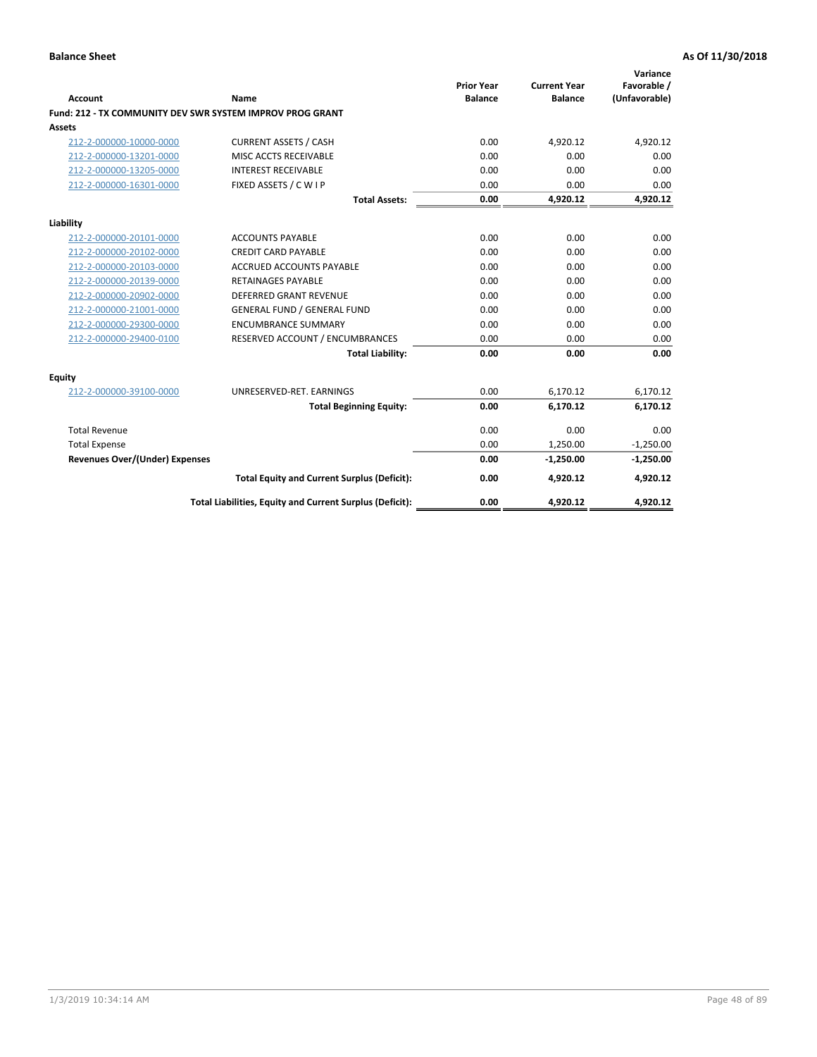**Balance Sheet** **As Of 11/30/2018**

| Account | Name | Prior Year Balance | Current Year Balance | Variance Favorable / (Unfavorable) |
|---|---|---|---|---|
| **Fund: 212 - TX COMMUNITY DEV SWR SYSTEM IMPROV PROG GRANT** | | | | |
| **Assets** | | | | |
| 212-2-000000-10000-0000 | CURRENT ASSETS / CASH | 0.00 | 4,920.12 | 4,920.12 |
| 212-2-000000-13201-0000 | MISC ACCTS RECEIVABLE | 0.00 | 0.00 | 0.00 |
| 212-2-000000-13205-0000 | INTEREST RECEIVABLE | 0.00 | 0.00 | 0.00 |
| 212-2-000000-16301-0000 | FIXED ASSETS / C W I P | 0.00 | 0.00 | 0.00 |
| | **Total Assets:** | **0.00** | **4,920.12** | **4,920.12** |
| **Liability** | | | | |
| 212-2-000000-20101-0000 | ACCOUNTS PAYABLE | 0.00 | 0.00 | 0.00 |
| 212-2-000000-20102-0000 | CREDIT CARD PAYABLE | 0.00 | 0.00 | 0.00 |
| 212-2-000000-20103-0000 | ACCRUED ACCOUNTS PAYABLE | 0.00 | 0.00 | 0.00 |
| 212-2-000000-20139-0000 | RETAINAGES PAYABLE | 0.00 | 0.00 | 0.00 |
| 212-2-000000-20902-0000 | DEFERRED GRANT REVENUE | 0.00 | 0.00 | 0.00 |
| 212-2-000000-21001-0000 | GENERAL FUND / GENERAL FUND | 0.00 | 0.00 | 0.00 |
| 212-2-000000-29300-0000 | ENCUMBRANCE SUMMARY | 0.00 | 0.00 | 0.00 |
| 212-2-000000-29400-0100 | RESERVED ACCOUNT / ENCUMBRANCES | 0.00 | 0.00 | 0.00 |
| | **Total Liability:** | **0.00** | **0.00** | **0.00** |
| **Equity** | | | | |
| 212-2-000000-39100-0000 | UNRESERVED-RET. EARNINGS | 0.00 | 6,170.12 | 6,170.12 |
| | **Total Beginning Equity:** | **0.00** | **6,170.12** | **6,170.12** |
| Total Revenue | | 0.00 | 0.00 | 0.00 |
| Total Expense | | 0.00 | 1,250.00 | -1,250.00 |
| **Revenues Over/(Under) Expenses** | | **0.00** | **-1,250.00** | **-1,250.00** |
| | **Total Equity and Current Surplus (Deficit):** | **0.00** | **4,920.12** | **4,920.12** |
| | **Total Liabilities, Equity and Current Surplus (Deficit):** | **0.00** | **4,920.12** | **4,920.12** |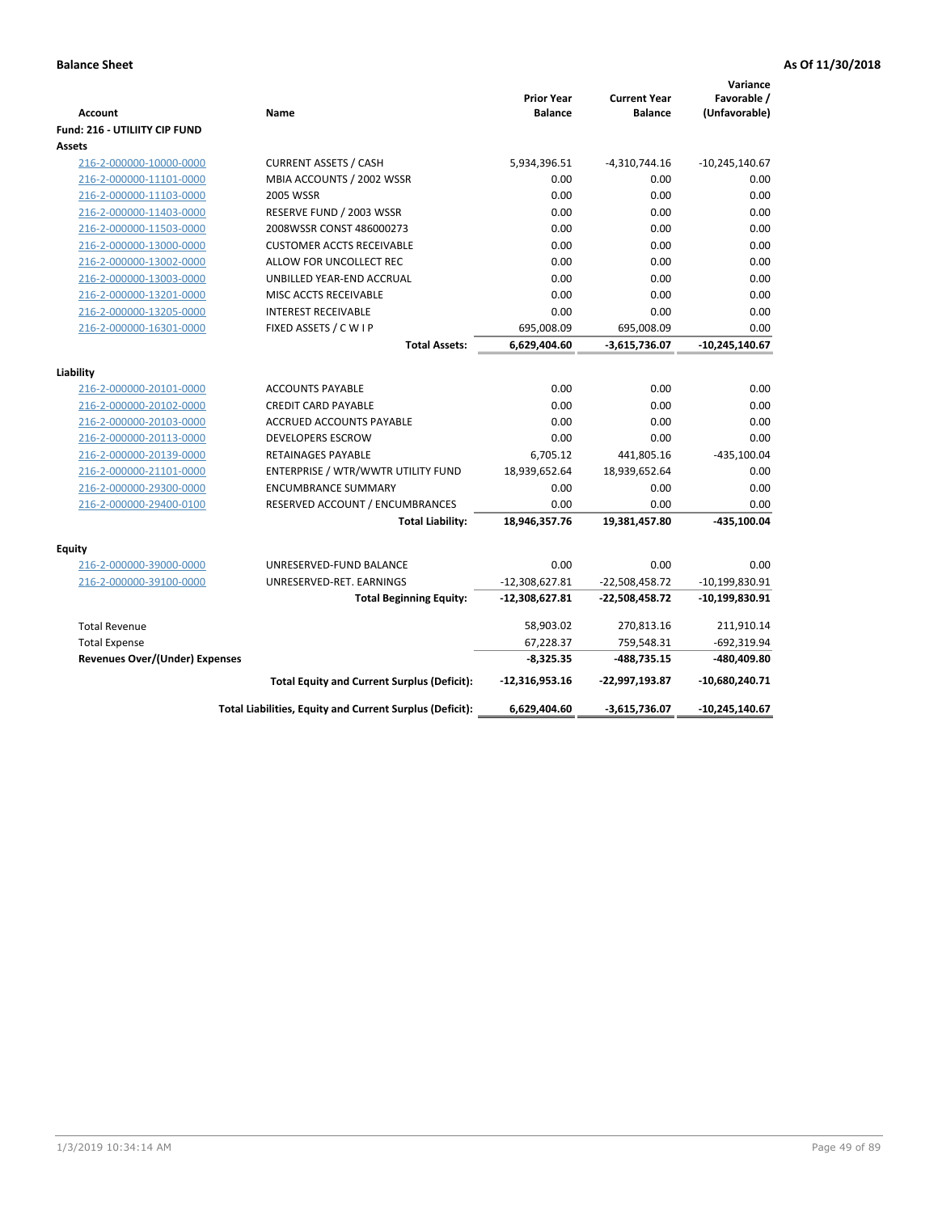**Balance Sheet** **As Of 11/30/2018**

| Account | Name | Prior Year Balance | Current Year Balance | Variance Favorable / (Unfavorable) |
|---|---|---|---|---|
| **Fund: 216 - UTILIITY CIP FUND** | | | | |
| **Assets** | | | | |
| 216-2-000000-10000-0000 | CURRENT ASSETS / CASH | 5,934,396.51 | -4,310,744.16 | -10,245,140.67 |
| 216-2-000000-11101-0000 | MBIA ACCOUNTS / 2002 WSSR | 0.00 | 0.00 | 0.00 |
| 216-2-000000-11103-0000 | 2005 WSSR | 0.00 | 0.00 | 0.00 |
| 216-2-000000-11403-0000 | RESERVE FUND / 2003 WSSR | 0.00 | 0.00 | 0.00 |
| 216-2-000000-11503-0000 | 2008WSSR CONST 486000273 | 0.00 | 0.00 | 0.00 |
| 216-2-000000-13000-0000 | CUSTOMER ACCTS RECEIVABLE | 0.00 | 0.00 | 0.00 |
| 216-2-000000-13002-0000 | ALLOW FOR UNCOLLECT REC | 0.00 | 0.00 | 0.00 |
| 216-2-000000-13003-0000 | UNBILLED YEAR-END ACCRUAL | 0.00 | 0.00 | 0.00 |
| 216-2-000000-13201-0000 | MISC ACCTS RECEIVABLE | 0.00 | 0.00 | 0.00 |
| 216-2-000000-13205-0000 | INTEREST RECEIVABLE | 0.00 | 0.00 | 0.00 |
| 216-2-000000-16301-0000 | FIXED ASSETS / C W I P | 695,008.09 | 695,008.09 | 0.00 |
| | **Total Assets:** | **6,629,404.60** | **-3,615,736.07** | **-10,245,140.67** |
| **Liability** | | | | |
| 216-2-000000-20101-0000 | ACCOUNTS PAYABLE | 0.00 | 0.00 | 0.00 |
| 216-2-000000-20102-0000 | CREDIT CARD PAYABLE | 0.00 | 0.00 | 0.00 |
| 216-2-000000-20103-0000 | ACCRUED ACCOUNTS PAYABLE | 0.00 | 0.00 | 0.00 |
| 216-2-000000-20113-0000 | DEVELOPERS ESCROW | 0.00 | 0.00 | 0.00 |
| 216-2-000000-20139-0000 | RETAINAGES PAYABLE | 6,705.12 | 441,805.16 | -435,100.04 |
| 216-2-000000-21101-0000 | ENTERPRISE / WTR/WWTR UTILITY FUND | 18,939,652.64 | 18,939,652.64 | 0.00 |
| 216-2-000000-29300-0000 | ENCUMBRANCE SUMMARY | 0.00 | 0.00 | 0.00 |
| 216-2-000000-29400-0100 | RESERVED ACCOUNT / ENCUMBRANCES | 0.00 | 0.00 | 0.00 |
| | **Total Liability:** | **18,946,357.76** | **19,381,457.80** | **-435,100.04** |
| **Equity** | | | | |
| 216-2-000000-39000-0000 | UNRESERVED-FUND BALANCE | 0.00 | 0.00 | 0.00 |
| 216-2-000000-39100-0000 | UNRESERVED-RET. EARNINGS | -12,308,627.81 | -22,508,458.72 | -10,199,830.91 |
| | **Total Beginning Equity:** | **-12,308,627.81** | **-22,508,458.72** | **-10,199,830.91** |
| Total Revenue | | 58,903.02 | 270,813.16 | 211,910.14 |
| Total Expense | | 67,228.37 | 759,548.31 | -692,319.94 |
| **Revenues Over/(Under) Expenses** | | **-8,325.35** | **-488,735.15** | **-480,409.80** |
| | **Total Equity and Current Surplus (Deficit):** | **-12,316,953.16** | **-22,997,193.87** | **-10,680,240.71** |
| | **Total Liabilities, Equity and Current Surplus (Deficit):** | **6,629,404.60** | **-3,615,736.07** | **-10,245,140.67** |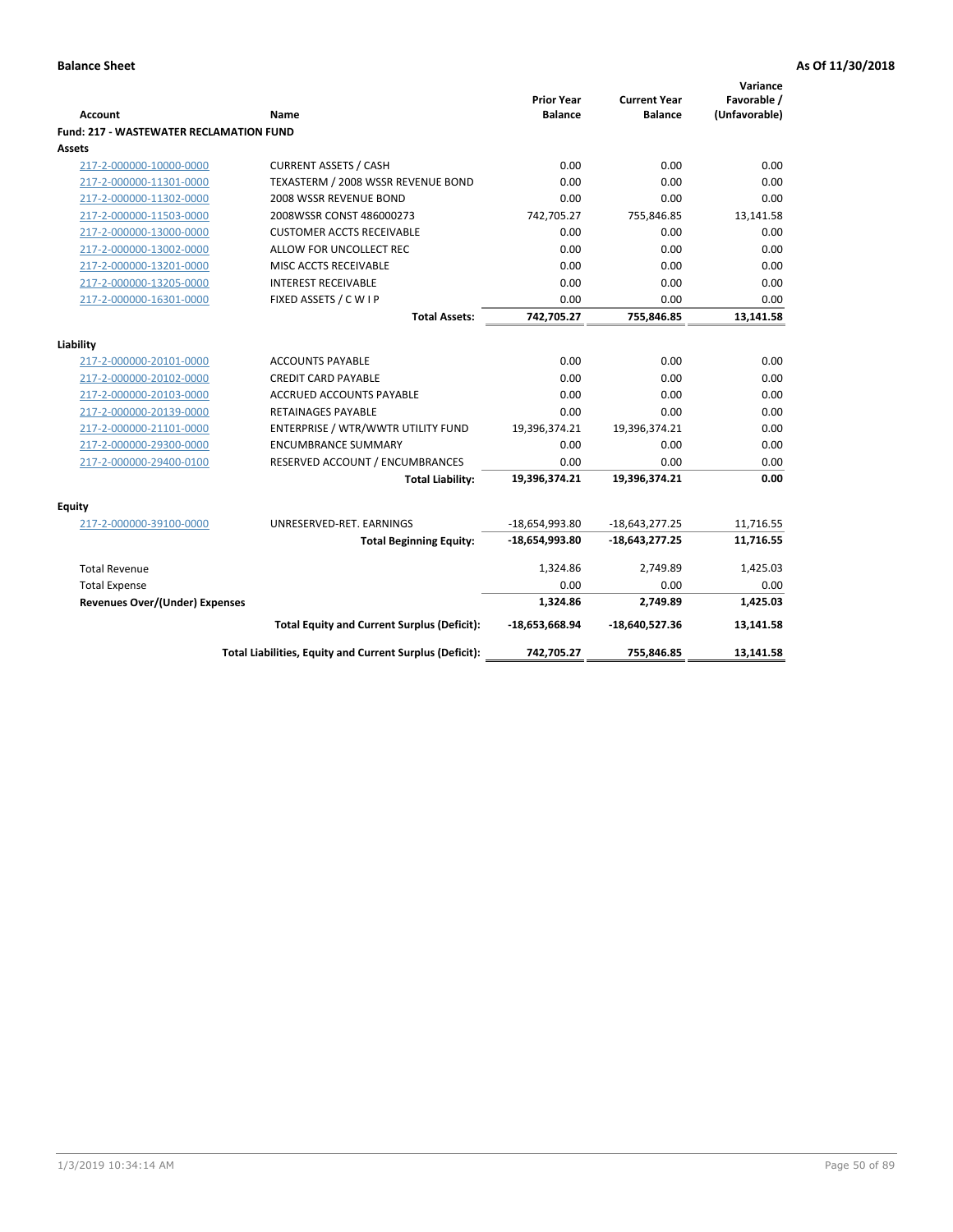**Balance Sheet** **As Of 11/30/2018**

| Account | Name | Prior Year Balance | Current Year Balance | Variance Favorable / (Unfavorable) |
|---|---|---|---|---|
| **Fund: 217 - WASTEWATER RECLAMATION FUND** | | | | |
| **Assets** | | | | |
| 217-2-000000-10000-0000 | CURRENT ASSETS / CASH | 0.00 | 0.00 | 0.00 |
| 217-2-000000-11301-0000 | TEXASTERM / 2008 WSSR REVENUE BOND | 0.00 | 0.00 | 0.00 |
| 217-2-000000-11302-0000 | 2008 WSSR REVENUE BOND | 0.00 | 0.00 | 0.00 |
| 217-2-000000-11503-0000 | 2008WSSR CONST 486000273 | 742,705.27 | 755,846.85 | 13,141.58 |
| 217-2-000000-13000-0000 | CUSTOMER ACCTS RECEIVABLE | 0.00 | 0.00 | 0.00 |
| 217-2-000000-13002-0000 | ALLOW FOR UNCOLLECT REC | 0.00 | 0.00 | 0.00 |
| 217-2-000000-13201-0000 | MISC ACCTS RECEIVABLE | 0.00 | 0.00 | 0.00 |
| 217-2-000000-13205-0000 | INTEREST RECEIVABLE | 0.00 | 0.00 | 0.00 |
| 217-2-000000-16301-0000 | FIXED ASSETS / C W I P | 0.00 | 0.00 | 0.00 |
| | **Total Assets:** | **742,705.27** | **755,846.85** | **13,141.58** |
| **Liability** | | | | |
| 217-2-000000-20101-0000 | ACCOUNTS PAYABLE | 0.00 | 0.00 | 0.00 |
| 217-2-000000-20102-0000 | CREDIT CARD PAYABLE | 0.00 | 0.00 | 0.00 |
| 217-2-000000-20103-0000 | ACCRUED ACCOUNTS PAYABLE | 0.00 | 0.00 | 0.00 |
| 217-2-000000-20139-0000 | RETAINAGES PAYABLE | 0.00 | 0.00 | 0.00 |
| 217-2-000000-21101-0000 | ENTERPRISE / WTR/WWTR UTILITY FUND | 19,396,374.21 | 19,396,374.21 | 0.00 |
| 217-2-000000-29300-0000 | ENCUMBRANCE SUMMARY | 0.00 | 0.00 | 0.00 |
| 217-2-000000-29400-0100 | RESERVED ACCOUNT / ENCUMBRANCES | 0.00 | 0.00 | 0.00 |
| | **Total Liability:** | **19,396,374.21** | **19,396,374.21** | **0.00** |
| **Equity** | | | | |
| 217-2-000000-39100-0000 | UNRESERVED-RET. EARNINGS | -18,654,993.80 | -18,643,277.25 | 11,716.55 |
| | **Total Beginning Equity:** | **-18,654,993.80** | **-18,643,277.25** | **11,716.55** |
| Total Revenue | | 1,324.86 | 2,749.89 | 1,425.03 |
| Total Expense | | 0.00 | 0.00 | 0.00 |
| **Revenues Over/(Under) Expenses** | | **1,324.86** | **2,749.89** | **1,425.03** |
| | **Total Equity and Current Surplus (Deficit):** | **-18,653,668.94** | **-18,640,527.36** | **13,141.58** |
| | **Total Liabilities, Equity and Current Surplus (Deficit):** | **742,705.27** | **755,846.85** | **13,141.58** |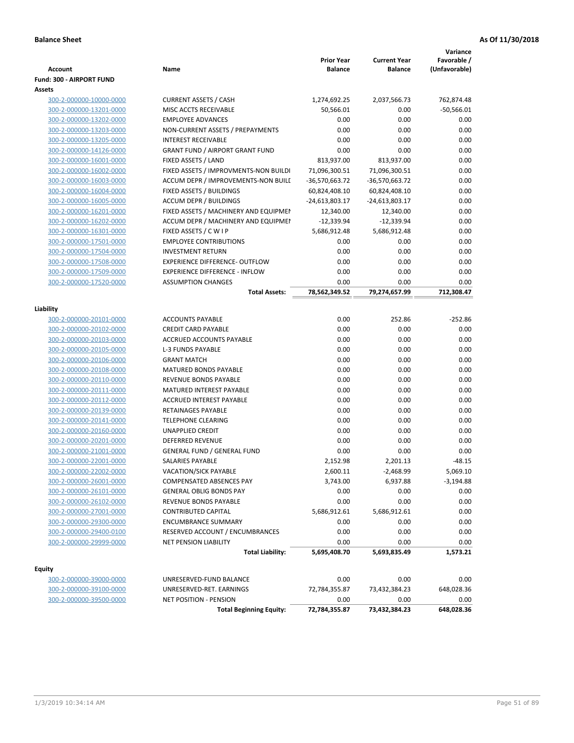**Balance Sheet** **As Of 11/30/2018**

| Account | Name | Prior Year Balance | Current Year Balance | Variance Favorable / (Unfavorable) |
|---|---|---|---|---|
| **Fund: 300 - AIRPORT FUND** | | | | |
| **Assets** | | | | |
| 300-2-000000-10000-0000 | CURRENT ASSETS / CASH | 1,274,692.25 | 2,037,566.73 | 762,874.48 |
| 300-2-000000-13201-0000 | MISC ACCTS RECEIVABLE | 50,566.01 | 0.00 | -50,566.01 |
| 300-2-000000-13202-0000 | EMPLOYEE ADVANCES | 0.00 | 0.00 | 0.00 |
| 300-2-000000-13203-0000 | NON-CURRENT ASSETS / PREPAYMENTS | 0.00 | 0.00 | 0.00 |
| 300-2-000000-13205-0000 | INTEREST RECEIVABLE | 0.00 | 0.00 | 0.00 |
| 300-2-000000-14126-0000 | GRANT FUND / AIRPORT GRANT FUND | 0.00 | 0.00 | 0.00 |
| 300-2-000000-16001-0000 | FIXED ASSETS / LAND | 813,937.00 | 813,937.00 | 0.00 |
| 300-2-000000-16002-0000 | FIXED ASSETS / IMPROVMENTS-NON BUILDI | 71,096,300.51 | 71,096,300.51 | 0.00 |
| 300-2-000000-16003-0000 | ACCUM DEPR / IMPROVEMENTS-NON BUILD | -36,570,663.72 | -36,570,663.72 | 0.00 |
| 300-2-000000-16004-0000 | FIXED ASSETS / BUILDINGS | 60,824,408.10 | 60,824,408.10 | 0.00 |
| 300-2-000000-16005-0000 | ACCUM DEPR / BUILDINGS | -24,613,803.17 | -24,613,803.17 | 0.00 |
| 300-2-000000-16201-0000 | FIXED ASSETS / MACHINERY AND EQUIPMEN | 12,340.00 | 12,340.00 | 0.00 |
| 300-2-000000-16202-0000 | ACCUM DEPR / MACHINERY AND EQUIPMEI | -12,339.94 | -12,339.94 | 0.00 |
| 300-2-000000-16301-0000 | FIXED ASSETS / C W I P | 5,686,912.48 | 5,686,912.48 | 0.00 |
| 300-2-000000-17501-0000 | EMPLOYEE CONTRIBUTIONS | 0.00 | 0.00 | 0.00 |
| 300-2-000000-17504-0000 | INVESTMENT RETURN | 0.00 | 0.00 | 0.00 |
| 300-2-000000-17508-0000 | EXPERIENCE DIFFERENCE- OUTFLOW | 0.00 | 0.00 | 0.00 |
| 300-2-000000-17509-0000 | EXPERIENCE DIFFERENCE - INFLOW | 0.00 | 0.00 | 0.00 |
| 300-2-000000-17520-0000 | ASSUMPTION CHANGES | 0.00 | 0.00 | 0.00 |
| | **Total Assets:** | **78,562,349.52** | **79,274,657.99** | **712,308.47** |
| **Liability** | | | | |
| 300-2-000000-20101-0000 | ACCOUNTS PAYABLE | 0.00 | 252.86 | -252.86 |
| 300-2-000000-20102-0000 | CREDIT CARD PAYABLE | 0.00 | 0.00 | 0.00 |
| 300-2-000000-20103-0000 | ACCRUED ACCOUNTS PAYABLE | 0.00 | 0.00 | 0.00 |
| 300-2-000000-20105-0000 | L-3 FUNDS PAYABLE | 0.00 | 0.00 | 0.00 |
| 300-2-000000-20106-0000 | GRANT MATCH | 0.00 | 0.00 | 0.00 |
| 300-2-000000-20108-0000 | MATURED BONDS PAYABLE | 0.00 | 0.00 | 0.00 |
| 300-2-000000-20110-0000 | REVENUE BONDS PAYABLE | 0.00 | 0.00 | 0.00 |
| 300-2-000000-20111-0000 | MATURED INTEREST PAYABLE | 0.00 | 0.00 | 0.00 |
| 300-2-000000-20112-0000 | ACCRUED INTEREST PAYABLE | 0.00 | 0.00 | 0.00 |
| 300-2-000000-20139-0000 | RETAINAGES PAYABLE | 0.00 | 0.00 | 0.00 |
| 300-2-000000-20141-0000 | TELEPHONE CLEARING | 0.00 | 0.00 | 0.00 |
| 300-2-000000-20160-0000 | UNAPPLIED CREDIT | 0.00 | 0.00 | 0.00 |
| 300-2-000000-20201-0000 | DEFERRED REVENUE | 0.00 | 0.00 | 0.00 |
| 300-2-000000-21001-0000 | GENERAL FUND / GENERAL FUND | 0.00 | 0.00 | 0.00 |
| 300-2-000000-22001-0000 | SALARIES PAYABLE | 2,152.98 | 2,201.13 | -48.15 |
| 300-2-000000-22002-0000 | VACATION/SICK PAYABLE | 2,600.11 | -2,468.99 | 5,069.10 |
| 300-2-000000-26001-0000 | COMPENSATED ABSENCES PAY | 3,743.00 | 6,937.88 | -3,194.88 |
| 300-2-000000-26101-0000 | GENERAL OBLIG BONDS PAY | 0.00 | 0.00 | 0.00 |
| 300-2-000000-26102-0000 | REVENUE BONDS PAYABLE | 0.00 | 0.00 | 0.00 |
| 300-2-000000-27001-0000 | CONTRIBUTED CAPITAL | 5,686,912.61 | 5,686,912.61 | 0.00 |
| 300-2-000000-29300-0000 | ENCUMBRANCE SUMMARY | 0.00 | 0.00 | 0.00 |
| 300-2-000000-29400-0100 | RESERVED ACCOUNT / ENCUMBRANCES | 0.00 | 0.00 | 0.00 |
| 300-2-000000-29999-0000 | NET PENSION LIABILITY | 0.00 | 0.00 | 0.00 |
| | **Total Liability:** | **5,695,408.70** | **5,693,835.49** | **1,573.21** |
| **Equity** | | | | |
| 300-2-000000-39000-0000 | UNRESERVED-FUND BALANCE | 0.00 | 0.00 | 0.00 |
| 300-2-000000-39100-0000 | UNRESERVED-RET. EARNINGS | 72,784,355.87 | 73,432,384.23 | 648,028.36 |
| 300-2-000000-39500-0000 | NET POSITION - PENSION | 0.00 | 0.00 | 0.00 |
| | **Total Beginning Equity:** | **72,784,355.87** | **73,432,384.23** | **648,028.36** |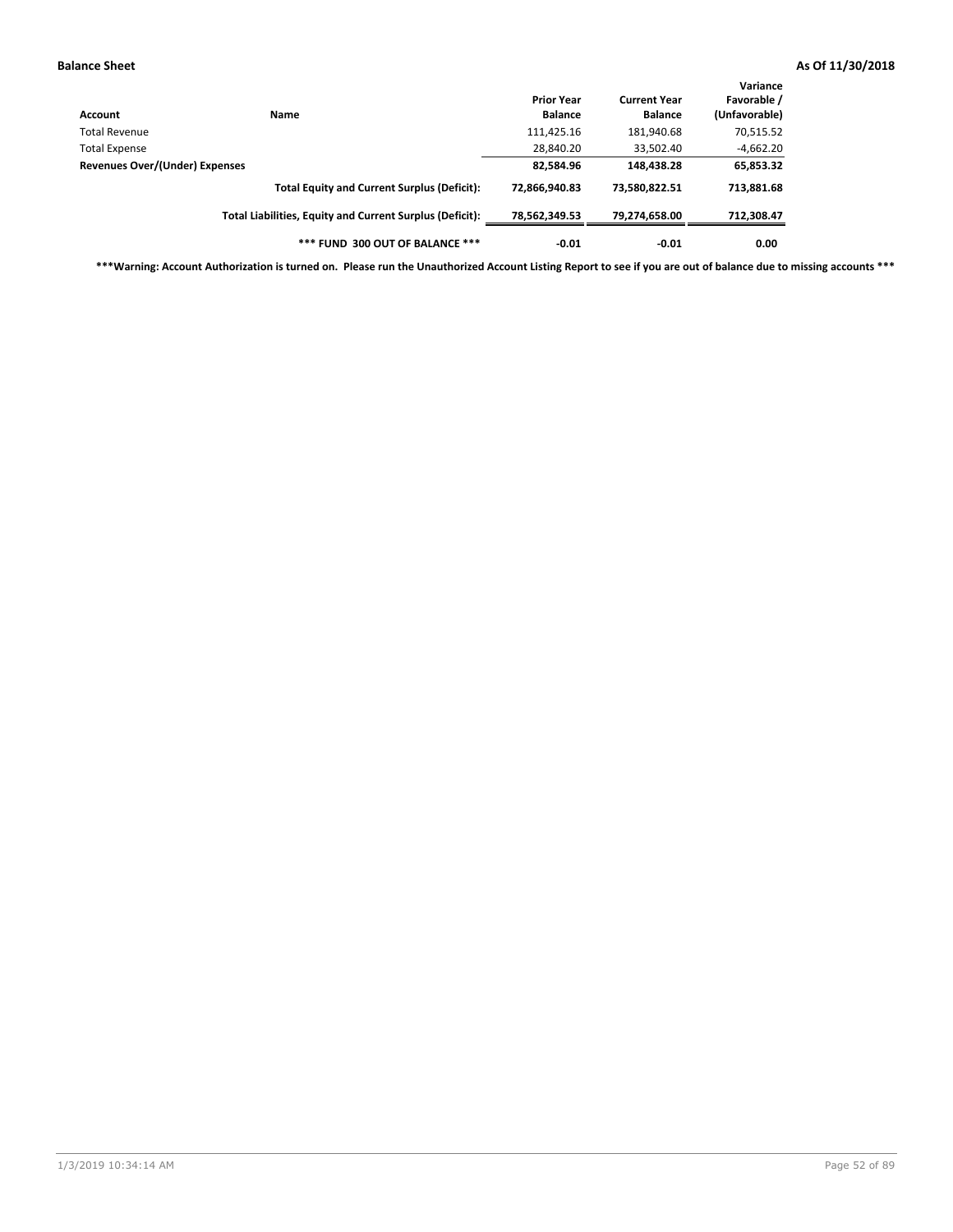**Balance Sheet** **As Of 11/30/2018**

| Account | Name | Prior Year Balance | Current Year Balance | Variance Favorable / (Unfavorable) |
|---|---|---|---|---|
| Total Revenue | | 111,425.16 | 181,940.68 | 70,515.52 |
| Total Expense | | 28,840.20 | 33,502.40 | -4,662.20 |
| **Revenues Over/(Under) Expenses** | | **82,584.96** | **148,438.28** | **65,853.32** |
| | **Total Equity and Current Surplus (Deficit):** | **72,866,940.83** | **73,580,822.51** | **713,881.68** |
| | **Total Liabilities, Equity and Current Surplus (Deficit):** | **78,562,349.53** | **79,274,658.00** | **712,308.47** |
| | **\*\*\* FUND 300 OUT OF BALANCE \*\*\*** | **-0.01** | **-0.01** | **0.00** |

**\*\*\*Warning: Account Authorization is turned on. Please run the Unauthorized Account Listing Report to see if you are out of balance due to missing accounts \*\*\***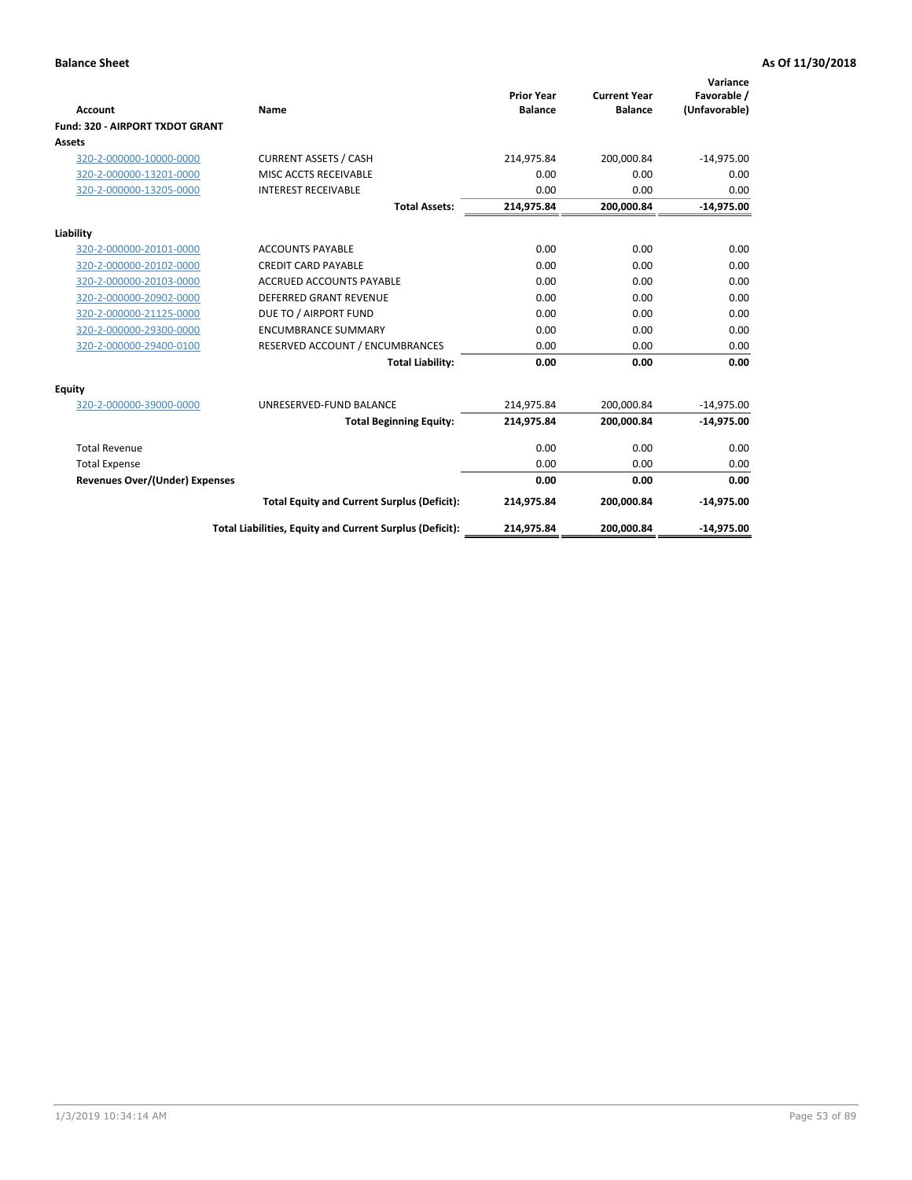**Balance Sheet** | **As Of 11/30/2018**

| Account | Name | Prior Year Balance | Current Year Balance | Variance Favorable / (Unfavorable) |
|---|---|---|---|---|
| **Fund: 320 - AIRPORT TXDOT GRANT** | | | | |
| **Assets** | | | | |
| 320-2-000000-10000-0000 | CURRENT ASSETS / CASH | 214,975.84 | 200,000.84 | -14,975.00 |
| 320-2-000000-13201-0000 | MISC ACCTS RECEIVABLE | 0.00 | 0.00 | 0.00 |
| 320-2-000000-13205-0000 | INTEREST RECEIVABLE | 0.00 | 0.00 | 0.00 |
| | **Total Assets:** | **214,975.84** | **200,000.84** | **-14,975.00** |
| **Liability** | | | | |
| 320-2-000000-20101-0000 | ACCOUNTS PAYABLE | 0.00 | 0.00 | 0.00 |
| 320-2-000000-20102-0000 | CREDIT CARD PAYABLE | 0.00 | 0.00 | 0.00 |
| 320-2-000000-20103-0000 | ACCRUED ACCOUNTS PAYABLE | 0.00 | 0.00 | 0.00 |
| 320-2-000000-20902-0000 | DEFERRED GRANT REVENUE | 0.00 | 0.00 | 0.00 |
| 320-2-000000-21125-0000 | DUE TO / AIRPORT FUND | 0.00 | 0.00 | 0.00 |
| 320-2-000000-29300-0000 | ENCUMBRANCE SUMMARY | 0.00 | 0.00 | 0.00 |
| 320-2-000000-29400-0100 | RESERVED ACCOUNT / ENCUMBRANCES | 0.00 | 0.00 | 0.00 |
| | **Total Liability:** | **0.00** | **0.00** | **0.00** |
| **Equity** | | | | |
| 320-2-000000-39000-0000 | UNRESERVED-FUND BALANCE | 214,975.84 | 200,000.84 | -14,975.00 |
| | **Total Beginning Equity:** | **214,975.84** | **200,000.84** | **-14,975.00** |
| Total Revenue | | 0.00 | 0.00 | 0.00 |
| Total Expense | | 0.00 | 0.00 | 0.00 |
| **Revenues Over/(Under) Expenses** | | **0.00** | **0.00** | **0.00** |
| | **Total Equity and Current Surplus (Deficit):** | **214,975.84** | **200,000.84** | **-14,975.00** |
| | **Total Liabilities, Equity and Current Surplus (Deficit):** | **214,975.84** | **200,000.84** | **-14,975.00** |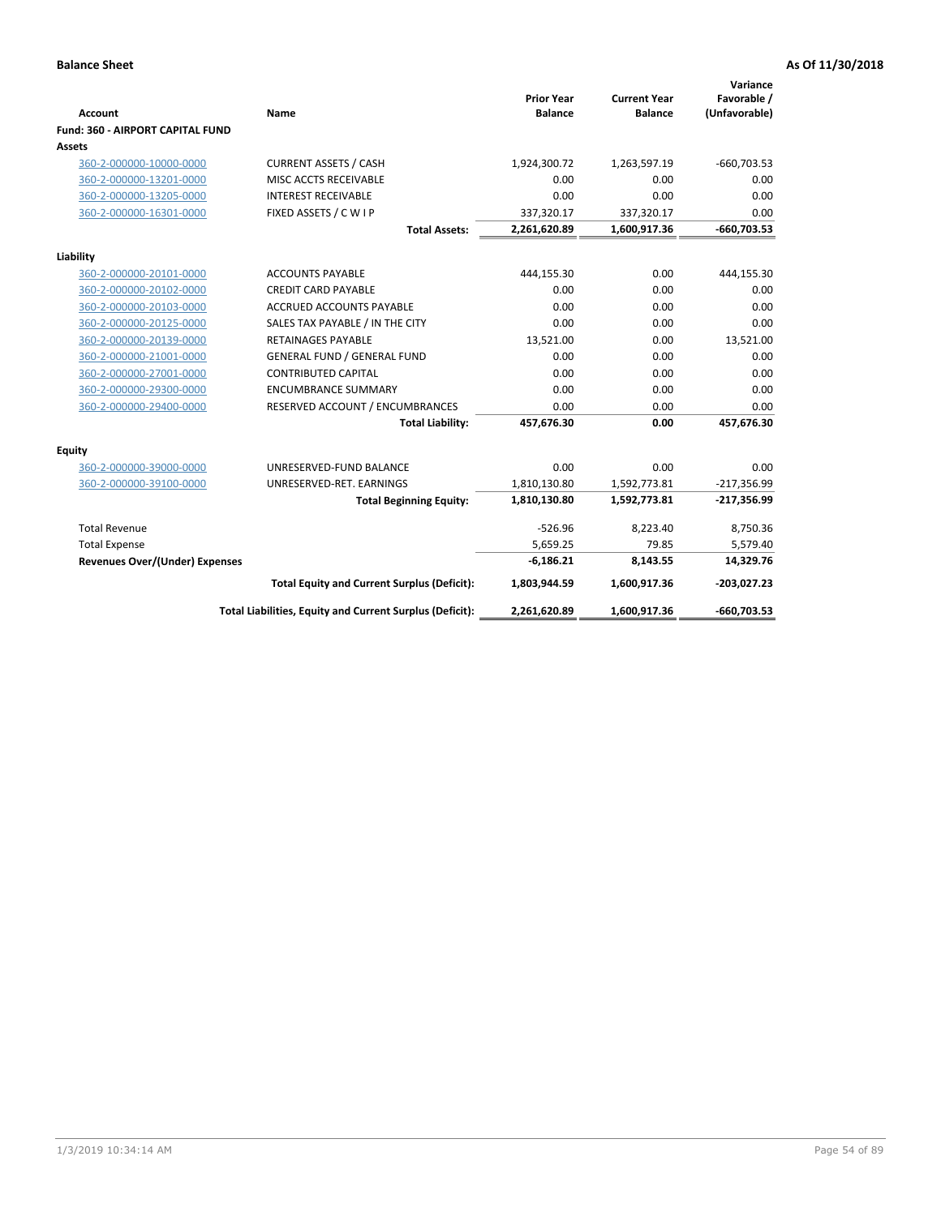**Balance Sheet** **As Of 11/30/2018**

| Account | Name | Prior Year Balance | Current Year Balance | Variance Favorable / (Unfavorable) |
|---|---|---|---|---|
| **Fund: 360 - AIRPORT CAPITAL FUND** | | | | |
| **Assets** | | | | |
| 360-2-000000-10000-0000 | CURRENT ASSETS / CASH | 1,924,300.72 | 1,263,597.19 | -660,703.53 |
| 360-2-000000-13201-0000 | MISC ACCTS RECEIVABLE | 0.00 | 0.00 | 0.00 |
| 360-2-000000-13205-0000 | INTEREST RECEIVABLE | 0.00 | 0.00 | 0.00 |
| 360-2-000000-16301-0000 | FIXED ASSETS / C W I P | 337,320.17 | 337,320.17 | 0.00 |
| | **Total Assets:** | **2,261,620.89** | **1,600,917.36** | **-660,703.53** |
| **Liability** | | | | |
| 360-2-000000-20101-0000 | ACCOUNTS PAYABLE | 444,155.30 | 0.00 | 444,155.30 |
| 360-2-000000-20102-0000 | CREDIT CARD PAYABLE | 0.00 | 0.00 | 0.00 |
| 360-2-000000-20103-0000 | ACCRUED ACCOUNTS PAYABLE | 0.00 | 0.00 | 0.00 |
| 360-2-000000-20125-0000 | SALES TAX PAYABLE / IN THE CITY | 0.00 | 0.00 | 0.00 |
| 360-2-000000-20139-0000 | RETAINAGES PAYABLE | 13,521.00 | 0.00 | 13,521.00 |
| 360-2-000000-21001-0000 | GENERAL FUND / GENERAL FUND | 0.00 | 0.00 | 0.00 |
| 360-2-000000-27001-0000 | CONTRIBUTED CAPITAL | 0.00 | 0.00 | 0.00 |
| 360-2-000000-29300-0000 | ENCUMBRANCE SUMMARY | 0.00 | 0.00 | 0.00 |
| 360-2-000000-29400-0000 | RESERVED ACCOUNT / ENCUMBRANCES | 0.00 | 0.00 | 0.00 |
| | **Total Liability:** | **457,676.30** | **0.00** | **457,676.30** |
| **Equity** | | | | |
| 360-2-000000-39000-0000 | UNRESERVED-FUND BALANCE | 0.00 | 0.00 | 0.00 |
| 360-2-000000-39100-0000 | UNRESERVED-RET. EARNINGS | 1,810,130.80 | 1,592,773.81 | -217,356.99 |
| | **Total Beginning Equity:** | **1,810,130.80** | **1,592,773.81** | **-217,356.99** |
| Total Revenue | | -526.96 | 8,223.40 | 8,750.36 |
| Total Expense | | 5,659.25 | 79.85 | 5,579.40 |
| **Revenues Over/(Under) Expenses** | | **-6,186.21** | **8,143.55** | **14,329.76** |
| | **Total Equity and Current Surplus (Deficit):** | **1,803,944.59** | **1,600,917.36** | **-203,027.23** |
| | **Total Liabilities, Equity and Current Surplus (Deficit):** | **2,261,620.89** | **1,600,917.36** | **-660,703.53** |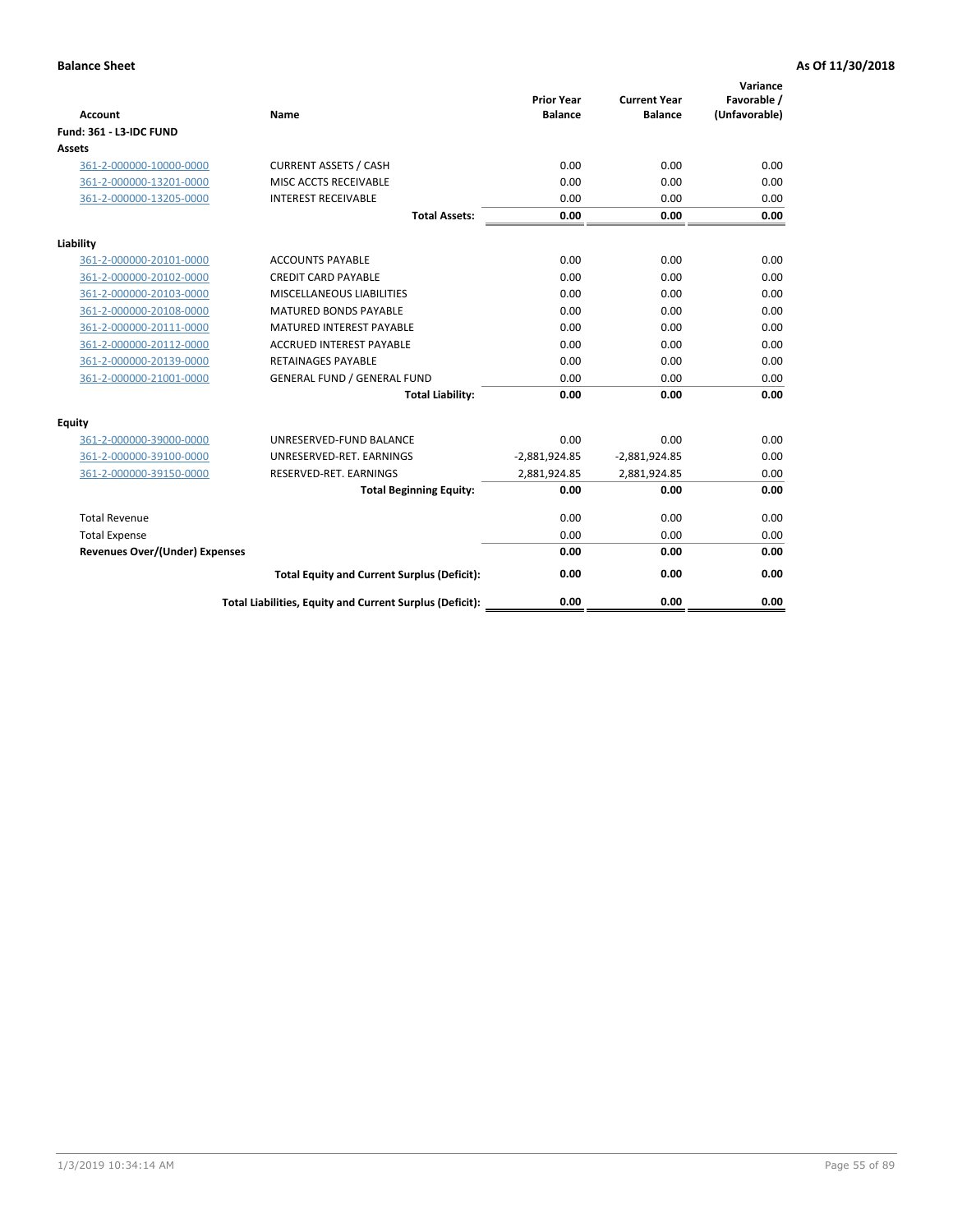**Balance Sheet** **As Of 11/30/2018**

| Account | Name | Prior Year Balance | Current Year Balance | Variance Favorable / (Unfavorable) |
|---|---|---|---|---|
| **Fund: 361 - L3-IDC FUND** | | | | |
| **Assets** | | | | |
| 361-2-000000-10000-0000 | CURRENT ASSETS / CASH | 0.00 | 0.00 | 0.00 |
| 361-2-000000-13201-0000 | MISC ACCTS RECEIVABLE | 0.00 | 0.00 | 0.00 |
| 361-2-000000-13205-0000 | INTEREST RECEIVABLE | 0.00 | 0.00 | 0.00 |
| | **Total Assets:** | **0.00** | **0.00** | **0.00** |
| **Liability** | | | | |
| 361-2-000000-20101-0000 | ACCOUNTS PAYABLE | 0.00 | 0.00 | 0.00 |
| 361-2-000000-20102-0000 | CREDIT CARD PAYABLE | 0.00 | 0.00 | 0.00 |
| 361-2-000000-20103-0000 | MISCELLANEOUS LIABILITIES | 0.00 | 0.00 | 0.00 |
| 361-2-000000-20108-0000 | MATURED BONDS PAYABLE | 0.00 | 0.00 | 0.00 |
| 361-2-000000-20111-0000 | MATURED INTEREST PAYABLE | 0.00 | 0.00 | 0.00 |
| 361-2-000000-20112-0000 | ACCRUED INTEREST PAYABLE | 0.00 | 0.00 | 0.00 |
| 361-2-000000-20139-0000 | RETAINAGES PAYABLE | 0.00 | 0.00 | 0.00 |
| 361-2-000000-21001-0000 | GENERAL FUND / GENERAL FUND | 0.00 | 0.00 | 0.00 |
| | **Total Liability:** | **0.00** | **0.00** | **0.00** |
| **Equity** | | | | |
| 361-2-000000-39000-0000 | UNRESERVED-FUND BALANCE | 0.00 | 0.00 | 0.00 |
| 361-2-000000-39100-0000 | UNRESERVED-RET. EARNINGS | -2,881,924.85 | -2,881,924.85 | 0.00 |
| 361-2-000000-39150-0000 | RESERVED-RET. EARNINGS | 2,881,924.85 | 2,881,924.85 | 0.00 |
| | **Total Beginning Equity:** | **0.00** | **0.00** | **0.00** |
| Total Revenue | | 0.00 | 0.00 | 0.00 |
| Total Expense | | 0.00 | 0.00 | 0.00 |
| **Revenues Over/(Under) Expenses** | | **0.00** | **0.00** | **0.00** |
| | **Total Equity and Current Surplus (Deficit):** | **0.00** | **0.00** | **0.00** |
| | **Total Liabilities, Equity and Current Surplus (Deficit):** | **0.00** | **0.00** | **0.00** |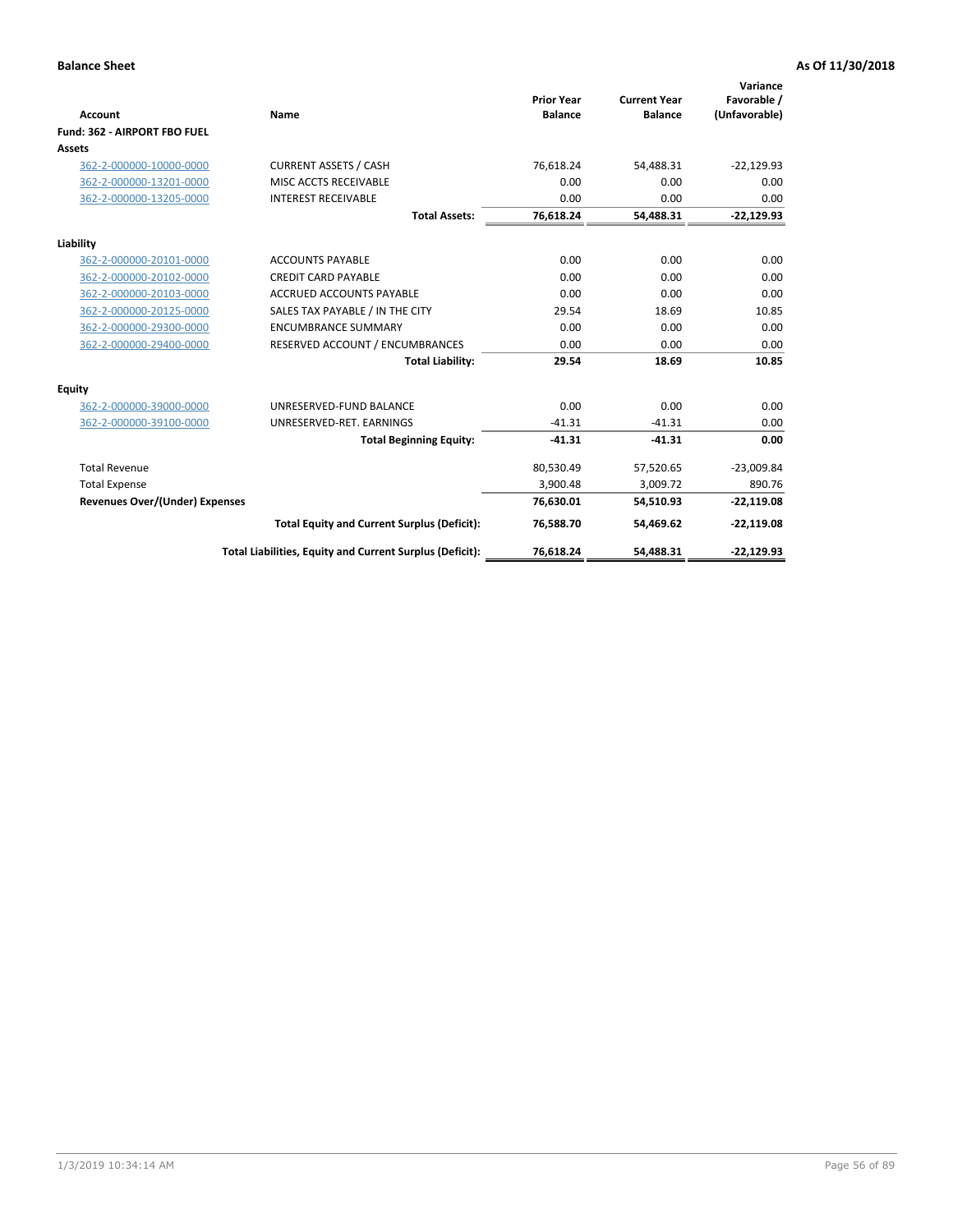**Balance Sheet** **As Of 11/30/2018**

| Account | Name | Prior Year Balance | Current Year Balance | Variance Favorable / (Unfavorable) |
|---|---|---|---|---|
| **Fund: 362 - AIRPORT FBO FUEL** | | | | |
| **Assets** | | | | |
| 362-2-000000-10000-0000 | CURRENT ASSETS / CASH | 76,618.24 | 54,488.31 | -22,129.93 |
| 362-2-000000-13201-0000 | MISC ACCTS RECEIVABLE | 0.00 | 0.00 | 0.00 |
| 362-2-000000-13205-0000 | INTEREST RECEIVABLE | 0.00 | 0.00 | 0.00 |
| | **Total Assets:** | **76,618.24** | **54,488.31** | **-22,129.93** |
| **Liability** | | | | |
| 362-2-000000-20101-0000 | ACCOUNTS PAYABLE | 0.00 | 0.00 | 0.00 |
| 362-2-000000-20102-0000 | CREDIT CARD PAYABLE | 0.00 | 0.00 | 0.00 |
| 362-2-000000-20103-0000 | ACCRUED ACCOUNTS PAYABLE | 0.00 | 0.00 | 0.00 |
| 362-2-000000-20125-0000 | SALES TAX PAYABLE / IN THE CITY | 29.54 | 18.69 | 10.85 |
| 362-2-000000-29300-0000 | ENCUMBRANCE SUMMARY | 0.00 | 0.00 | 0.00 |
| 362-2-000000-29400-0000 | RESERVED ACCOUNT / ENCUMBRANCES | 0.00 | 0.00 | 0.00 |
| | **Total Liability:** | **29.54** | **18.69** | **10.85** |
| **Equity** | | | | |
| 362-2-000000-39000-0000 | UNRESERVED-FUND BALANCE | 0.00 | 0.00 | 0.00 |
| 362-2-000000-39100-0000 | UNRESERVED-RET. EARNINGS | -41.31 | -41.31 | 0.00 |
| | **Total Beginning Equity:** | **-41.31** | **-41.31** | **0.00** |
| Total Revenue | | 80,530.49 | 57,520.65 | -23,009.84 |
| Total Expense | | 3,900.48 | 3,009.72 | 890.76 |
| **Revenues Over/(Under) Expenses** | | **76,630.01** | **54,510.93** | **-22,119.08** |
| | **Total Equity and Current Surplus (Deficit):** | **76,588.70** | **54,469.62** | **-22,119.08** |
| | **Total Liabilities, Equity and Current Surplus (Deficit):** | **76,618.24** | **54,488.31** | **-22,129.93** |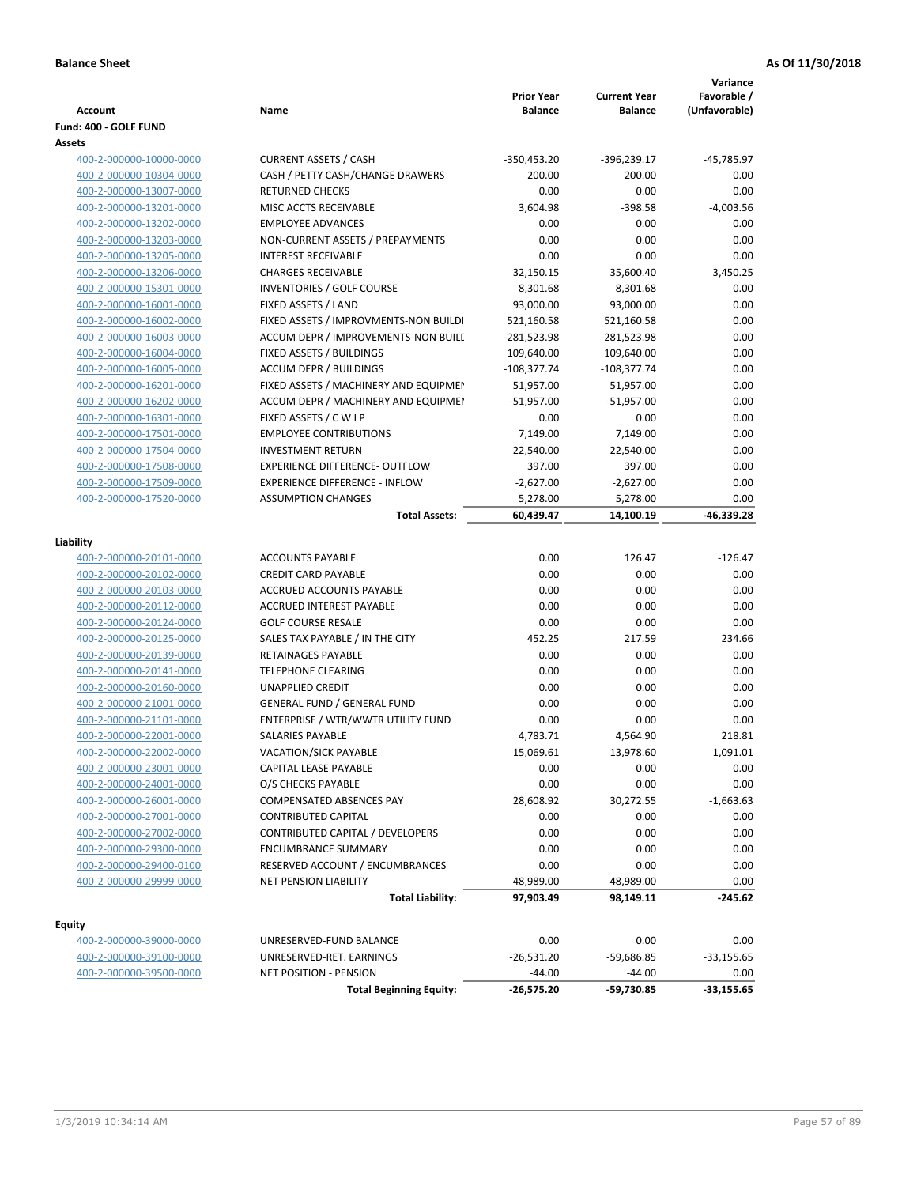**Balance Sheet** **As Of 11/30/2018**

| Account | Name | Prior Year Balance | Current Year Balance | Variance Favorable / (Unfavorable) |
|---|---|---|---|---|
| **Fund: 400 - GOLF FUND** | | | | |
| **Assets** | | | | |
| 400-2-000000-10000-0000 | CURRENT ASSETS / CASH | -350,453.20 | -396,239.17 | -45,785.97 |
| 400-2-000000-10304-0000 | CASH / PETTY CASH/CHANGE DRAWERS | 200.00 | 200.00 | 0.00 |
| 400-2-000000-13007-0000 | RETURNED CHECKS | 0.00 | 0.00 | 0.00 |
| 400-2-000000-13201-0000 | MISC ACCTS RECEIVABLE | 3,604.98 | -398.58 | -4,003.56 |
| 400-2-000000-13202-0000 | EMPLOYEE ADVANCES | 0.00 | 0.00 | 0.00 |
| 400-2-000000-13203-0000 | NON-CURRENT ASSETS / PREPAYMENTS | 0.00 | 0.00 | 0.00 |
| 400-2-000000-13205-0000 | INTEREST RECEIVABLE | 0.00 | 0.00 | 0.00 |
| 400-2-000000-13206-0000 | CHARGES RECEIVABLE | 32,150.15 | 35,600.40 | 3,450.25 |
| 400-2-000000-15301-0000 | INVENTORIES / GOLF COURSE | 8,301.68 | 8,301.68 | 0.00 |
| 400-2-000000-16001-0000 | FIXED ASSETS / LAND | 93,000.00 | 93,000.00 | 0.00 |
| 400-2-000000-16002-0000 | FIXED ASSETS / IMPROVMENTS-NON BUILDI | 521,160.58 | 521,160.58 | 0.00 |
| 400-2-000000-16003-0000 | ACCUM DEPR / IMPROVEMENTS-NON BUILI | -281,523.98 | -281,523.98 | 0.00 |
| 400-2-000000-16004-0000 | FIXED ASSETS / BUILDINGS | 109,640.00 | 109,640.00 | 0.00 |
| 400-2-000000-16005-0000 | ACCUM DEPR / BUILDINGS | -108,377.74 | -108,377.74 | 0.00 |
| 400-2-000000-16201-0000 | FIXED ASSETS / MACHINERY AND EQUIPMEI | 51,957.00 | 51,957.00 | 0.00 |
| 400-2-000000-16202-0000 | ACCUM DEPR / MACHINERY AND EQUIPMEI | -51,957.00 | -51,957.00 | 0.00 |
| 400-2-000000-16301-0000 | FIXED ASSETS / C W I P | 0.00 | 0.00 | 0.00 |
| 400-2-000000-17501-0000 | EMPLOYEE CONTRIBUTIONS | 7,149.00 | 7,149.00 | 0.00 |
| 400-2-000000-17504-0000 | INVESTMENT RETURN | 22,540.00 | 22,540.00 | 0.00 |
| 400-2-000000-17508-0000 | EXPERIENCE DIFFERENCE- OUTFLOW | 397.00 | 397.00 | 0.00 |
| 400-2-000000-17509-0000 | EXPERIENCE DIFFERENCE - INFLOW | -2,627.00 | -2,627.00 | 0.00 |
| 400-2-000000-17520-0000 | ASSUMPTION CHANGES | 5,278.00 | 5,278.00 | 0.00 |
| | **Total Assets:** | **60,439.47** | **14,100.19** | **-46,339.28** |
| **Liability** | | | | |
| 400-2-000000-20101-0000 | ACCOUNTS PAYABLE | 0.00 | 126.47 | -126.47 |
| 400-2-000000-20102-0000 | CREDIT CARD PAYABLE | 0.00 | 0.00 | 0.00 |
| 400-2-000000-20103-0000 | ACCRUED ACCOUNTS PAYABLE | 0.00 | 0.00 | 0.00 |
| 400-2-000000-20112-0000 | ACCRUED INTEREST PAYABLE | 0.00 | 0.00 | 0.00 |
| 400-2-000000-20124-0000 | GOLF COURSE RESALE | 0.00 | 0.00 | 0.00 |
| 400-2-000000-20125-0000 | SALES TAX PAYABLE / IN THE CITY | 452.25 | 217.59 | 234.66 |
| 400-2-000000-20139-0000 | RETAINAGES PAYABLE | 0.00 | 0.00 | 0.00 |
| 400-2-000000-20141-0000 | TELEPHONE CLEARING | 0.00 | 0.00 | 0.00 |
| 400-2-000000-20160-0000 | UNAPPLIED CREDIT | 0.00 | 0.00 | 0.00 |
| 400-2-000000-21001-0000 | GENERAL FUND / GENERAL FUND | 0.00 | 0.00 | 0.00 |
| 400-2-000000-21101-0000 | ENTERPRISE / WTR/WWTR UTILITY FUND | 0.00 | 0.00 | 0.00 |
| 400-2-000000-22001-0000 | SALARIES PAYABLE | 4,783.71 | 4,564.90 | 218.81 |
| 400-2-000000-22002-0000 | VACATION/SICK PAYABLE | 15,069.61 | 13,978.60 | 1,091.01 |
| 400-2-000000-23001-0000 | CAPITAL LEASE PAYABLE | 0.00 | 0.00 | 0.00 |
| 400-2-000000-24001-0000 | O/S CHECKS PAYABLE | 0.00 | 0.00 | 0.00 |
| 400-2-000000-26001-0000 | COMPENSATED ABSENCES PAY | 28,608.92 | 30,272.55 | -1,663.63 |
| 400-2-000000-27001-0000 | CONTRIBUTED CAPITAL | 0.00 | 0.00 | 0.00 |
| 400-2-000000-27002-0000 | CONTRIBUTED CAPITAL / DEVELOPERS | 0.00 | 0.00 | 0.00 |
| 400-2-000000-29300-0000 | ENCUMBRANCE SUMMARY | 0.00 | 0.00 | 0.00 |
| 400-2-000000-29400-0100 | RESERVED ACCOUNT / ENCUMBRANCES | 0.00 | 0.00 | 0.00 |
| 400-2-000000-29999-0000 | NET PENSION LIABILITY | 48,989.00 | 48,989.00 | 0.00 |
| | **Total Liability:** | **97,903.49** | **98,149.11** | **-245.62** |
| **Equity** | | | | |
| 400-2-000000-39000-0000 | UNRESERVED-FUND BALANCE | 0.00 | 0.00 | 0.00 |
| 400-2-000000-39100-0000 | UNRESERVED-RET. EARNINGS | -26,531.20 | -59,686.85 | -33,155.65 |
| 400-2-000000-39500-0000 | NET POSITION - PENSION | -44.00 | -44.00 | 0.00 |
| | **Total Beginning Equity:** | **-26,575.20** | **-59,730.85** | **-33,155.65** |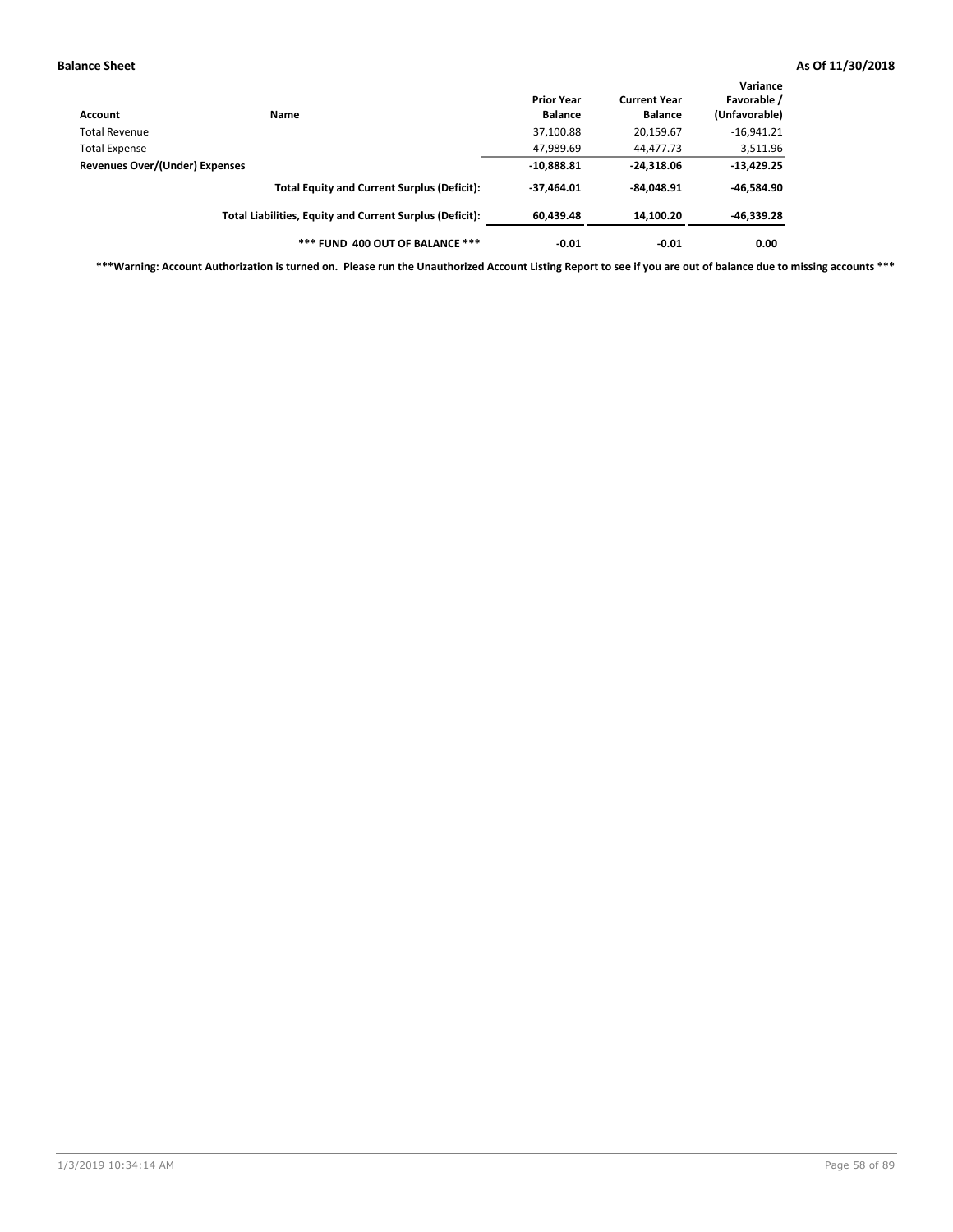**Balance Sheet** **As Of 11/30/2018**

| Account | Name | Prior Year Balance | Current Year Balance | Variance Favorable / (Unfavorable) |
|---|---|---|---|---|
| Total Revenue | | 37,100.88 | 20,159.67 | -16,941.21 |
| Total Expense | | 47,989.69 | 44,477.73 | 3,511.96 |
| **Revenues Over/(Under) Expenses** | | **-10,888.81** | **-24,318.06** | **-13,429.25** |
| | **Total Equity and Current Surplus (Deficit):** | **-37,464.01** | **-84,048.91** | **-46,584.90** |
| | **Total Liabilities, Equity and Current Surplus (Deficit):** | **60,439.48** | **14,100.20** | **-46,339.28** |
| | **\*\*\* FUND 400 OUT OF BALANCE \*\*\*** | **-0.01** | **-0.01** | **0.00** |

**\*\*\*Warning: Account Authorization is turned on. Please run the Unauthorized Account Listing Report to see if you are out of balance due to missing accounts \*\*\***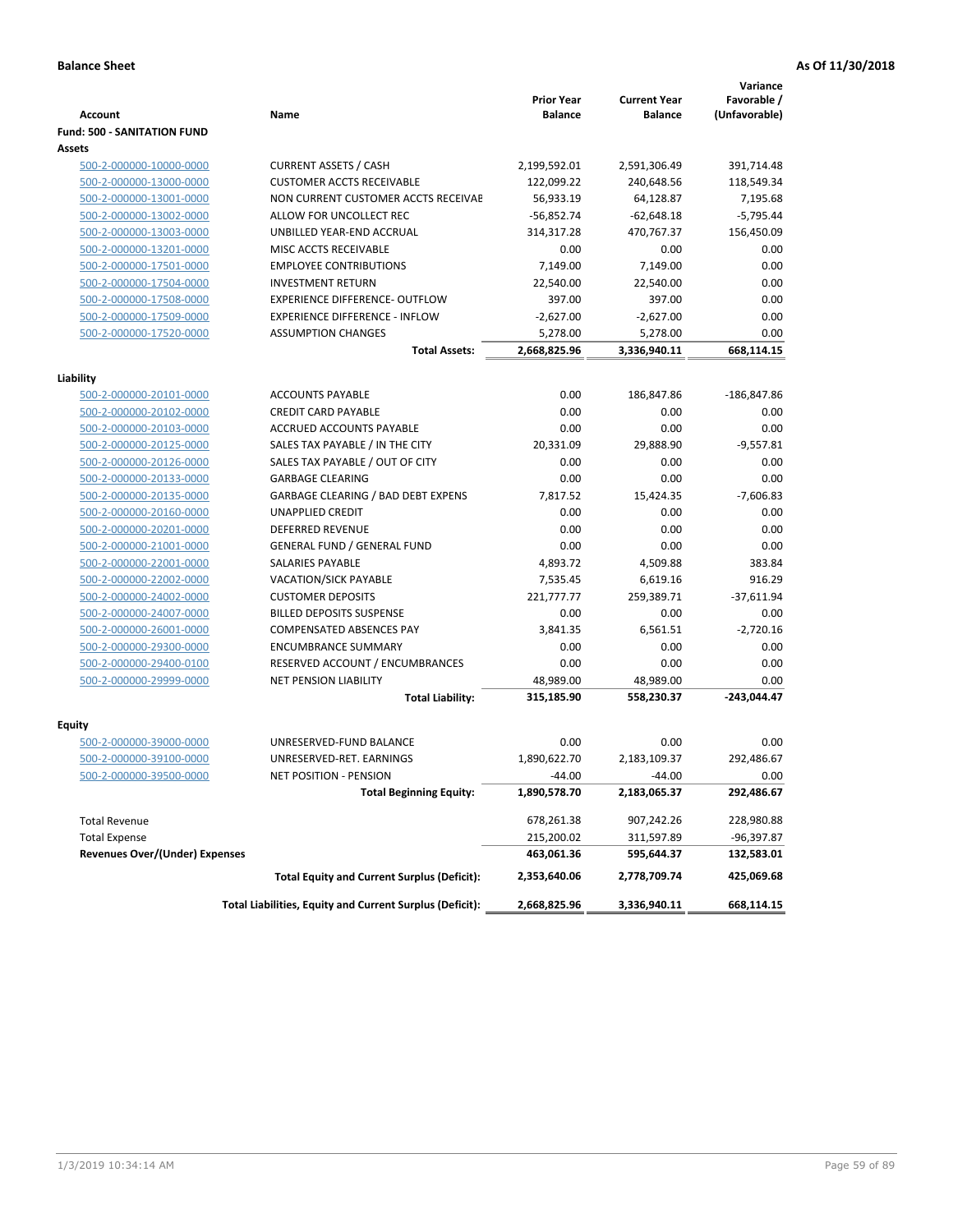**Balance Sheet** **As Of 11/30/2018**

| Account | Name | Prior Year Balance | Current Year Balance | Variance Favorable / (Unfavorable) |
|---|---|---|---|---|
| **Fund: 500 - SANITATION FUND** | | | | |
| **Assets** | | | | |
| 500-2-000000-10000-0000 | CURRENT ASSETS / CASH | 2,199,592.01 | 2,591,306.49 | 391,714.48 |
| 500-2-000000-13000-0000 | CUSTOMER ACCTS RECEIVABLE | 122,099.22 | 240,648.56 | 118,549.34 |
| 500-2-000000-13001-0000 | NON CURRENT CUSTOMER ACCTS RECEIVAE | 56,933.19 | 64,128.87 | 7,195.68 |
| 500-2-000000-13002-0000 | ALLOW FOR UNCOLLECT REC | -56,852.74 | -62,648.18 | -5,795.44 |
| 500-2-000000-13003-0000 | UNBILLED YEAR-END ACCRUAL | 314,317.28 | 470,767.37 | 156,450.09 |
| 500-2-000000-13201-0000 | MISC ACCTS RECEIVABLE | 0.00 | 0.00 | 0.00 |
| 500-2-000000-17501-0000 | EMPLOYEE CONTRIBUTIONS | 7,149.00 | 7,149.00 | 0.00 |
| 500-2-000000-17504-0000 | INVESTMENT RETURN | 22,540.00 | 22,540.00 | 0.00 |
| 500-2-000000-17508-0000 | EXPERIENCE DIFFERENCE- OUTFLOW | 397.00 | 397.00 | 0.00 |
| 500-2-000000-17509-0000 | EXPERIENCE DIFFERENCE - INFLOW | -2,627.00 | -2,627.00 | 0.00 |
| 500-2-000000-17520-0000 | ASSUMPTION CHANGES | 5,278.00 | 5,278.00 | 0.00 |
| | **Total Assets:** | **2,668,825.96** | **3,336,940.11** | **668,114.15** |
| **Liability** | | | | |
| 500-2-000000-20101-0000 | ACCOUNTS PAYABLE | 0.00 | 186,847.86 | -186,847.86 |
| 500-2-000000-20102-0000 | CREDIT CARD PAYABLE | 0.00 | 0.00 | 0.00 |
| 500-2-000000-20103-0000 | ACCRUED ACCOUNTS PAYABLE | 0.00 | 0.00 | 0.00 |
| 500-2-000000-20125-0000 | SALES TAX PAYABLE / IN THE CITY | 20,331.09 | 29,888.90 | -9,557.81 |
| 500-2-000000-20126-0000 | SALES TAX PAYABLE / OUT OF CITY | 0.00 | 0.00 | 0.00 |
| 500-2-000000-20133-0000 | GARBAGE CLEARING | 0.00 | 0.00 | 0.00 |
| 500-2-000000-20135-0000 | GARBAGE CLEARING / BAD DEBT EXPENS | 7,817.52 | 15,424.35 | -7,606.83 |
| 500-2-000000-20160-0000 | UNAPPLIED CREDIT | 0.00 | 0.00 | 0.00 |
| 500-2-000000-20201-0000 | DEFERRED REVENUE | 0.00 | 0.00 | 0.00 |
| 500-2-000000-21001-0000 | GENERAL FUND / GENERAL FUND | 0.00 | 0.00 | 0.00 |
| 500-2-000000-22001-0000 | SALARIES PAYABLE | 4,893.72 | 4,509.88 | 383.84 |
| 500-2-000000-22002-0000 | VACATION/SICK PAYABLE | 7,535.45 | 6,619.16 | 916.29 |
| 500-2-000000-24002-0000 | CUSTOMER DEPOSITS | 221,777.77 | 259,389.71 | -37,611.94 |
| 500-2-000000-24007-0000 | BILLED DEPOSITS SUSPENSE | 0.00 | 0.00 | 0.00 |
| 500-2-000000-26001-0000 | COMPENSATED ABSENCES PAY | 3,841.35 | 6,561.51 | -2,720.16 |
| 500-2-000000-29300-0000 | ENCUMBRANCE SUMMARY | 0.00 | 0.00 | 0.00 |
| 500-2-000000-29400-0100 | RESERVED ACCOUNT / ENCUMBRANCES | 0.00 | 0.00 | 0.00 |
| 500-2-000000-29999-0000 | NET PENSION LIABILITY | 48,989.00 | 48,989.00 | 0.00 |
| | **Total Liability:** | **315,185.90** | **558,230.37** | **-243,044.47** |
| **Equity** | | | | |
| 500-2-000000-39000-0000 | UNRESERVED-FUND BALANCE | 0.00 | 0.00 | 0.00 |
| 500-2-000000-39100-0000 | UNRESERVED-RET. EARNINGS | 1,890,622.70 | 2,183,109.37 | 292,486.67 |
| 500-2-000000-39500-0000 | NET POSITION - PENSION | -44.00 | -44.00 | 0.00 |
| | **Total Beginning Equity:** | **1,890,578.70** | **2,183,065.37** | **292,486.67** |
| Total Revenue | | 678,261.38 | 907,242.26 | 228,980.88 |
| Total Expense | | 215,200.02 | 311,597.89 | -96,397.87 |
| **Revenues Over/(Under) Expenses** | | **463,061.36** | **595,644.37** | **132,583.01** |
| | **Total Equity and Current Surplus (Deficit):** | **2,353,640.06** | **2,778,709.74** | **425,069.68** |
| | **Total Liabilities, Equity and Current Surplus (Deficit):** | **2,668,825.96** | **3,336,940.11** | **668,114.15** |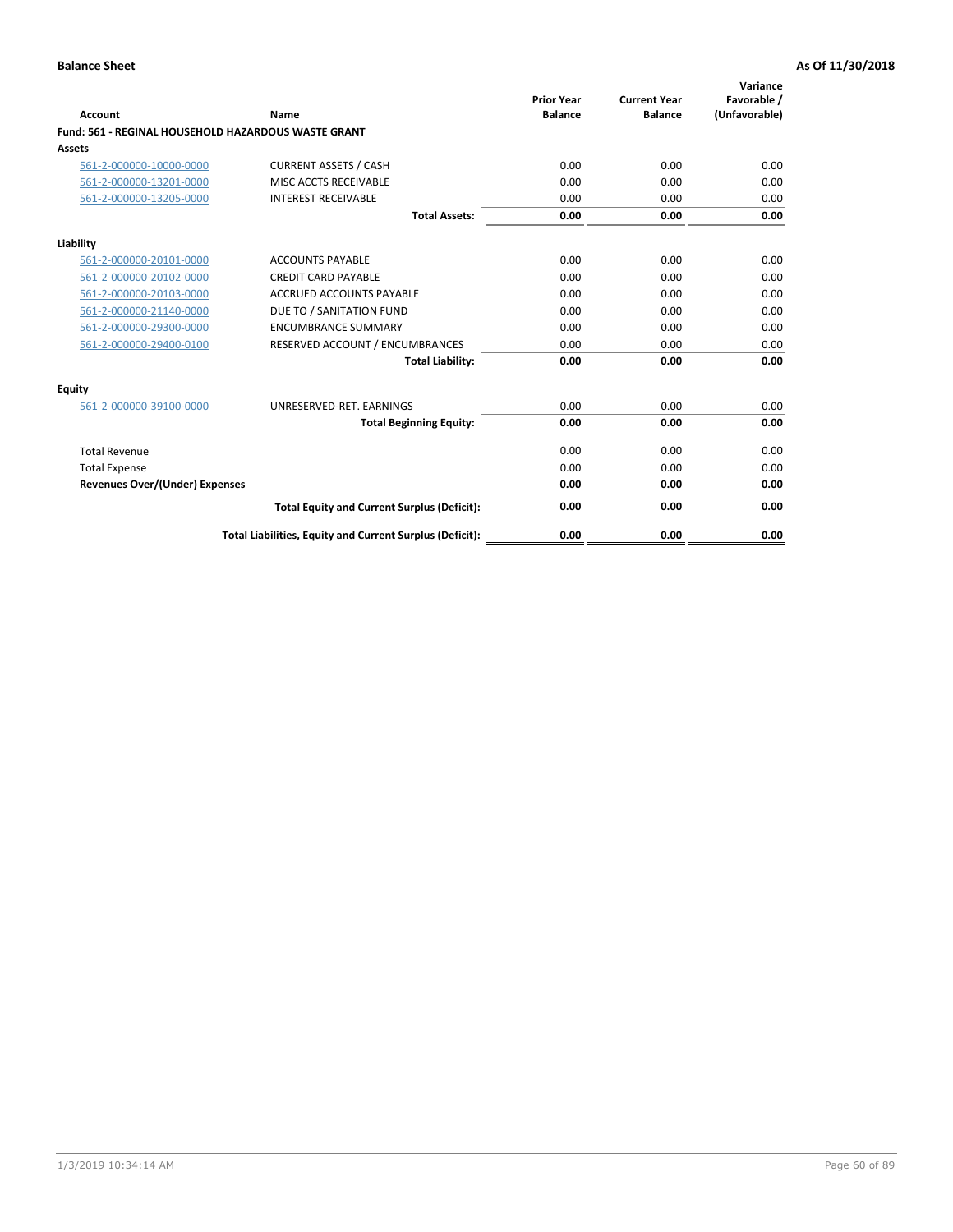**Balance Sheet** | **As Of 11/30/2018**

| Account | Name | Prior Year Balance | Current Year Balance | Variance Favorable / (Unfavorable) |
|---|---|---|---|---|
| **Fund: 561 - REGINAL HOUSEHOLD HAZARDOUS WASTE GRANT** | | | | |
| **Assets** | | | | |
| 561-2-000000-10000-0000 | CURRENT ASSETS / CASH | 0.00 | 0.00 | 0.00 |
| 561-2-000000-13201-0000 | MISC ACCTS RECEIVABLE | 0.00 | 0.00 | 0.00 |
| 561-2-000000-13205-0000 | INTEREST RECEIVABLE | 0.00 | 0.00 | 0.00 |
| | **Total Assets:** | **0.00** | **0.00** | **0.00** |
| **Liability** | | | | |
| 561-2-000000-20101-0000 | ACCOUNTS PAYABLE | 0.00 | 0.00 | 0.00 |
| 561-2-000000-20102-0000 | CREDIT CARD PAYABLE | 0.00 | 0.00 | 0.00 |
| 561-2-000000-20103-0000 | ACCRUED ACCOUNTS PAYABLE | 0.00 | 0.00 | 0.00 |
| 561-2-000000-21140-0000 | DUE TO / SANITATION FUND | 0.00 | 0.00 | 0.00 |
| 561-2-000000-29300-0000 | ENCUMBRANCE SUMMARY | 0.00 | 0.00 | 0.00 |
| 561-2-000000-29400-0100 | RESERVED ACCOUNT / ENCUMBRANCES | 0.00 | 0.00 | 0.00 |
| | **Total Liability:** | **0.00** | **0.00** | **0.00** |
| **Equity** | | | | |
| 561-2-000000-39100-0000 | UNRESERVED-RET. EARNINGS | 0.00 | 0.00 | 0.00 |
| | **Total Beginning Equity:** | **0.00** | **0.00** | **0.00** |
| Total Revenue | | 0.00 | 0.00 | 0.00 |
| Total Expense | | 0.00 | 0.00 | 0.00 |
| **Revenues Over/(Under) Expenses** | | **0.00** | **0.00** | **0.00** |
| | **Total Equity and Current Surplus (Deficit):** | **0.00** | **0.00** | **0.00** |
| | **Total Liabilities, Equity and Current Surplus (Deficit):** | **0.00** | **0.00** | **0.00** |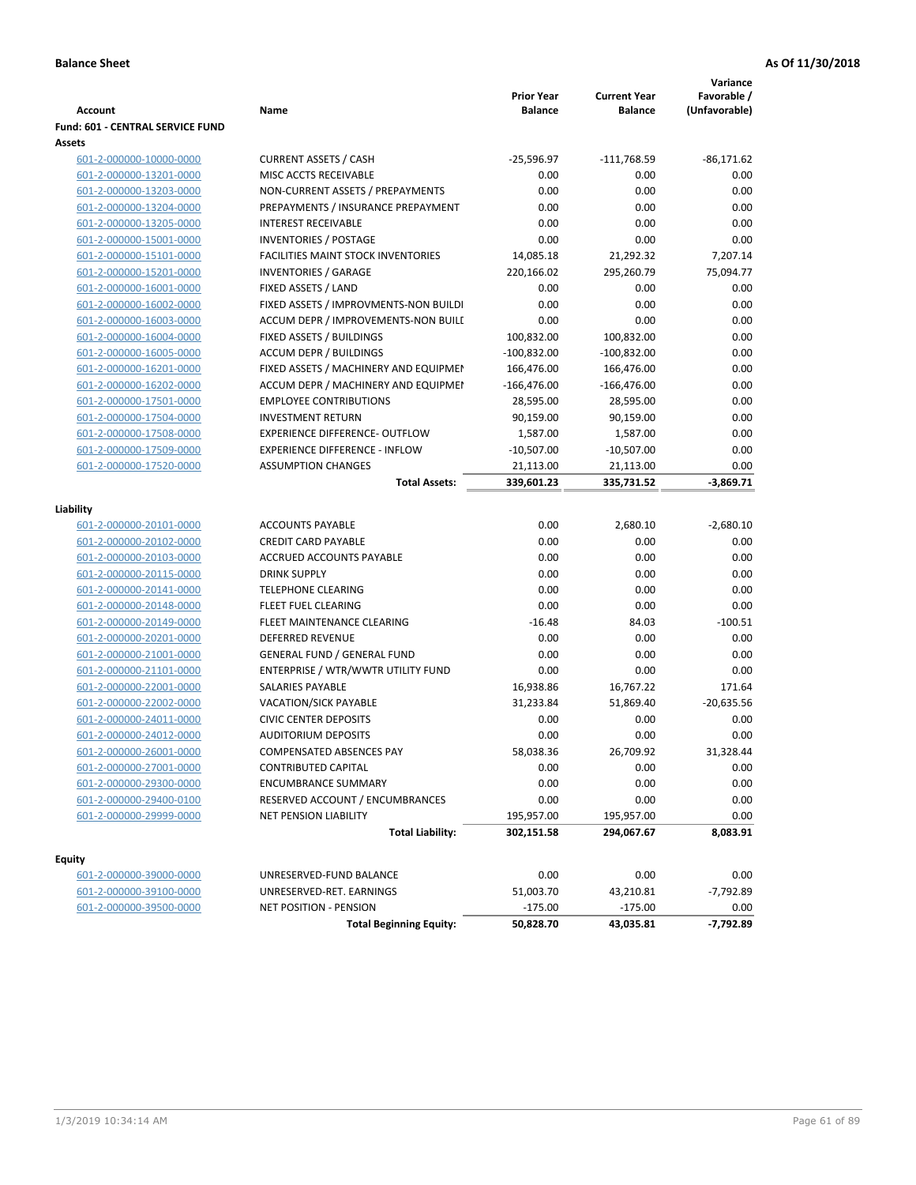**Balance Sheet** **As Of 11/30/2018**

| Account | Name | Prior Year Balance | Current Year Balance | Variance Favorable / (Unfavorable) |
|---|---|---|---|---|
| **Fund: 601 - CENTRAL SERVICE FUND** | | | | |
| **Assets** | | | | |
| 601-2-000000-10000-0000 | CURRENT ASSETS / CASH | -25,596.97 | -111,768.59 | -86,171.62 |
| 601-2-000000-13201-0000 | MISC ACCTS RECEIVABLE | 0.00 | 0.00 | 0.00 |
| 601-2-000000-13203-0000 | NON-CURRENT ASSETS / PREPAYMENTS | 0.00 | 0.00 | 0.00 |
| 601-2-000000-13204-0000 | PREPAYMENTS / INSURANCE PREPAYMENT | 0.00 | 0.00 | 0.00 |
| 601-2-000000-13205-0000 | INTEREST RECEIVABLE | 0.00 | 0.00 | 0.00 |
| 601-2-000000-15001-0000 | INVENTORIES / POSTAGE | 0.00 | 0.00 | 0.00 |
| 601-2-000000-15101-0000 | FACILITIES MAINT STOCK INVENTORIES | 14,085.18 | 21,292.32 | 7,207.14 |
| 601-2-000000-15201-0000 | INVENTORIES / GARAGE | 220,166.02 | 295,260.79 | 75,094.77 |
| 601-2-000000-16001-0000 | FIXED ASSETS / LAND | 0.00 | 0.00 | 0.00 |
| 601-2-000000-16002-0000 | FIXED ASSETS / IMPROVMENTS-NON BUILDI | 0.00 | 0.00 | 0.00 |
| 601-2-000000-16003-0000 | ACCUM DEPR / IMPROVEMENTS-NON BUILI | 0.00 | 0.00 | 0.00 |
| 601-2-000000-16004-0000 | FIXED ASSETS / BUILDINGS | 100,832.00 | 100,832.00 | 0.00 |
| 601-2-000000-16005-0000 | ACCUM DEPR / BUILDINGS | -100,832.00 | -100,832.00 | 0.00 |
| 601-2-000000-16201-0000 | FIXED ASSETS / MACHINERY AND EQUIPMEI | 166,476.00 | 166,476.00 | 0.00 |
| 601-2-000000-16202-0000 | ACCUM DEPR / MACHINERY AND EQUIPMEI | -166,476.00 | -166,476.00 | 0.00 |
| 601-2-000000-17501-0000 | EMPLOYEE CONTRIBUTIONS | 28,595.00 | 28,595.00 | 0.00 |
| 601-2-000000-17504-0000 | INVESTMENT RETURN | 90,159.00 | 90,159.00 | 0.00 |
| 601-2-000000-17508-0000 | EXPERIENCE DIFFERENCE- OUTFLOW | 1,587.00 | 1,587.00 | 0.00 |
| 601-2-000000-17509-0000 | EXPERIENCE DIFFERENCE - INFLOW | -10,507.00 | -10,507.00 | 0.00 |
| 601-2-000000-17520-0000 | ASSUMPTION CHANGES | 21,113.00 | 21,113.00 | 0.00 |
| | **Total Assets:** | **339,601.23** | **335,731.52** | **-3,869.71** |
| **Liability** | | | | |
| 601-2-000000-20101-0000 | ACCOUNTS PAYABLE | 0.00 | 2,680.10 | -2,680.10 |
| 601-2-000000-20102-0000 | CREDIT CARD PAYABLE | 0.00 | 0.00 | 0.00 |
| 601-2-000000-20103-0000 | ACCRUED ACCOUNTS PAYABLE | 0.00 | 0.00 | 0.00 |
| 601-2-000000-20115-0000 | DRINK SUPPLY | 0.00 | 0.00 | 0.00 |
| 601-2-000000-20141-0000 | TELEPHONE CLEARING | 0.00 | 0.00 | 0.00 |
| 601-2-000000-20148-0000 | FLEET FUEL CLEARING | 0.00 | 0.00 | 0.00 |
| 601-2-000000-20149-0000 | FLEET MAINTENANCE CLEARING | -16.48 | 84.03 | -100.51 |
| 601-2-000000-20201-0000 | DEFERRED REVENUE | 0.00 | 0.00 | 0.00 |
| 601-2-000000-21001-0000 | GENERAL FUND / GENERAL FUND | 0.00 | 0.00 | 0.00 |
| 601-2-000000-21101-0000 | ENTERPRISE / WTR/WWTR UTILITY FUND | 0.00 | 0.00 | 0.00 |
| 601-2-000000-22001-0000 | SALARIES PAYABLE | 16,938.86 | 16,767.22 | 171.64 |
| 601-2-000000-22002-0000 | VACATION/SICK PAYABLE | 31,233.84 | 51,869.40 | -20,635.56 |
| 601-2-000000-24011-0000 | CIVIC CENTER DEPOSITS | 0.00 | 0.00 | 0.00 |
| 601-2-000000-24012-0000 | AUDITORIUM DEPOSITS | 0.00 | 0.00 | 0.00 |
| 601-2-000000-26001-0000 | COMPENSATED ABSENCES PAY | 58,038.36 | 26,709.92 | 31,328.44 |
| 601-2-000000-27001-0000 | CONTRIBUTED CAPITAL | 0.00 | 0.00 | 0.00 |
| 601-2-000000-29300-0000 | ENCUMBRANCE SUMMARY | 0.00 | 0.00 | 0.00 |
| 601-2-000000-29400-0100 | RESERVED ACCOUNT / ENCUMBRANCES | 0.00 | 0.00 | 0.00 |
| 601-2-000000-29999-0000 | NET PENSION LIABILITY | 195,957.00 | 195,957.00 | 0.00 |
| | **Total Liability:** | **302,151.58** | **294,067.67** | **8,083.91** |
| **Equity** | | | | |
| 601-2-000000-39000-0000 | UNRESERVED-FUND BALANCE | 0.00 | 0.00 | 0.00 |
| 601-2-000000-39100-0000 | UNRESERVED-RET. EARNINGS | 51,003.70 | 43,210.81 | -7,792.89 |
| 601-2-000000-39500-0000 | NET POSITION - PENSION | -175.00 | -175.00 | 0.00 |
| | **Total Beginning Equity:** | **50,828.70** | **43,035.81** | **-7,792.89** |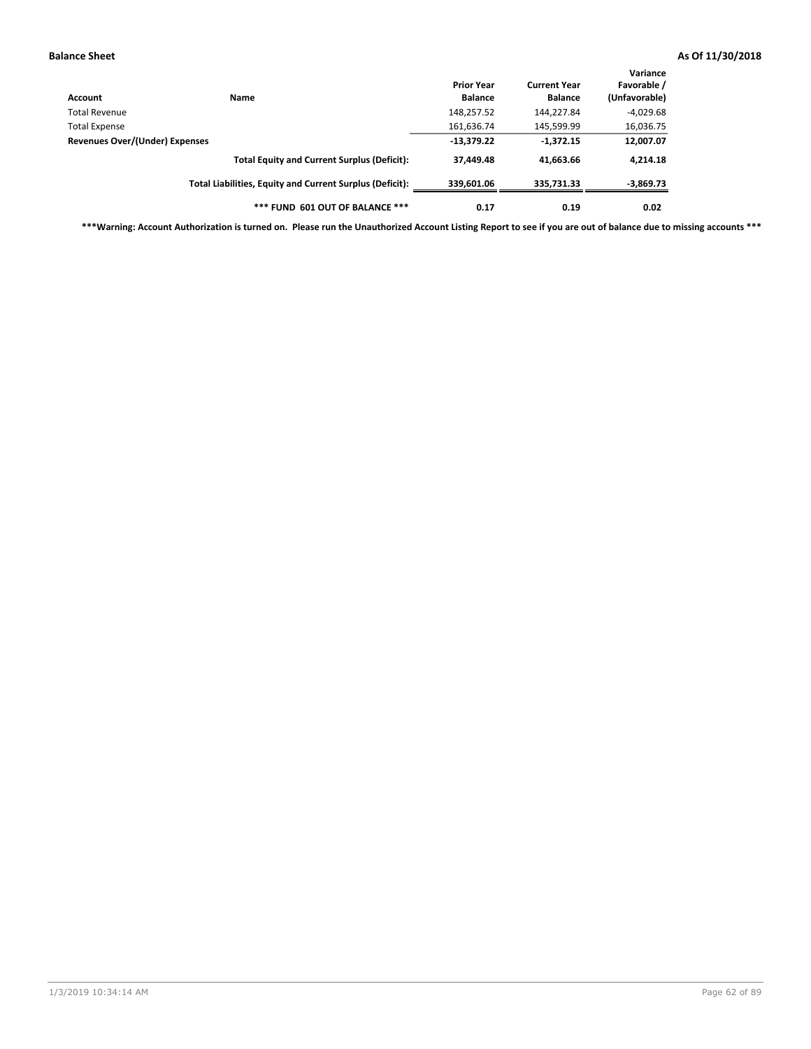**Balance Sheet** **As Of 11/30/2018**

| Account | Name | Prior Year Balance | Current Year Balance | Variance Favorable / (Unfavorable) |
|---|---|---|---|---|
| Total Revenue | | 148,257.52 | 144,227.84 | -4,029.68 |
| Total Expense | | 161,636.74 | 145,599.99 | 16,036.75 |
| **Revenues Over/(Under) Expenses** | | **-13,379.22** | **-1,372.15** | **12,007.07** |
| | **Total Equity and Current Surplus (Deficit):** | **37,449.48** | **41,663.66** | **4,214.18** |
| | **Total Liabilities, Equity and Current Surplus (Deficit):** | **339,601.06** | **335,731.33** | **-3,869.73** |
| | **\*\*\* FUND 601 OUT OF BALANCE \*\*\*** | **0.17** | **0.19** | **0.02** |

**\*\*\*Warning: Account Authorization is turned on. Please run the Unauthorized Account Listing Report to see if you are out of balance due to missing accounts \*\*\***

1/3/2019 10:34:14 AM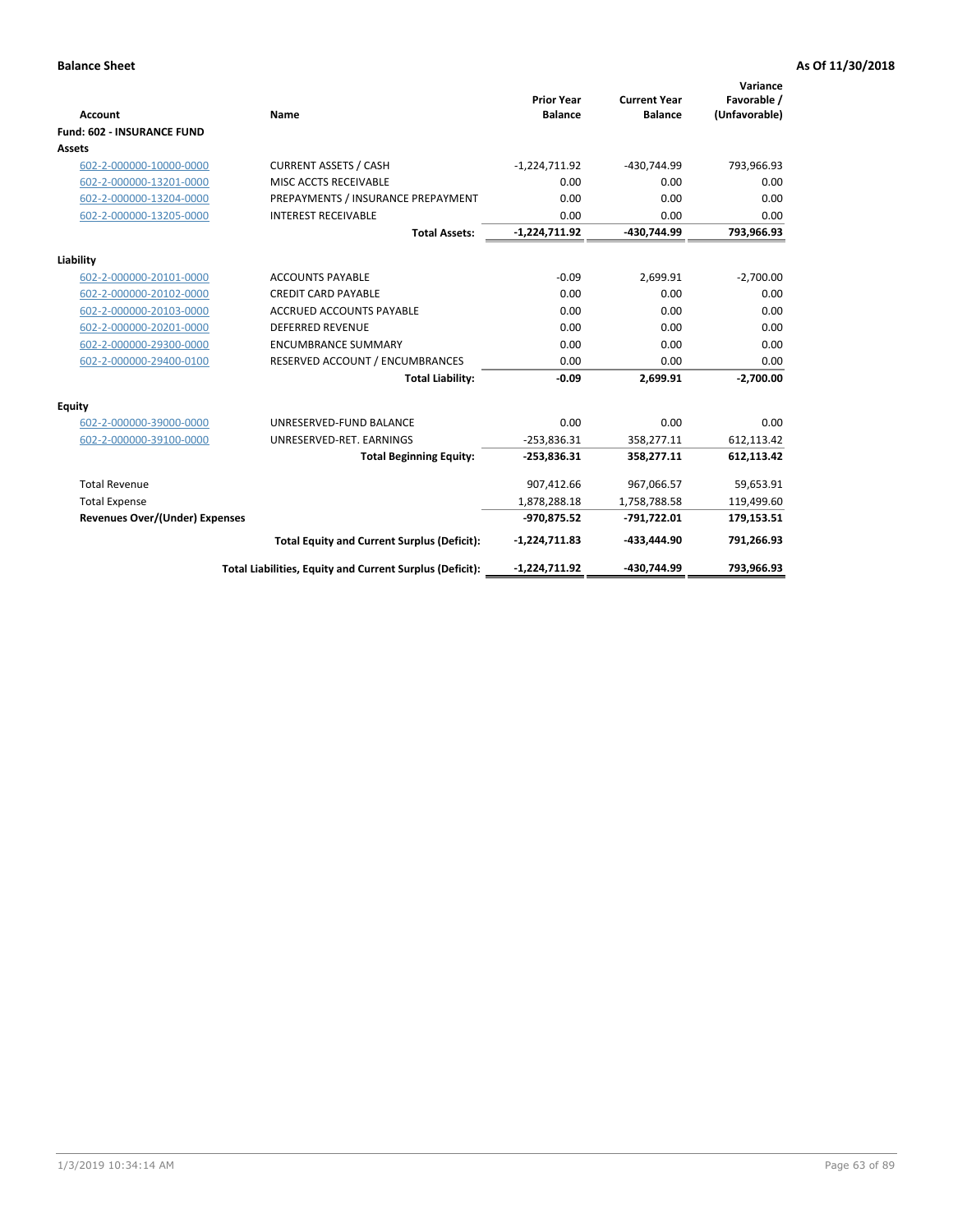**Balance Sheet** — **As Of 11/30/2018**

| Account | Name | Prior Year Balance | Current Year Balance | Variance Favorable / (Unfavorable) |
|---|---|---|---|---|
| **Fund: 602 - INSURANCE FUND** | | | | |
| **Assets** | | | | |
| 602-2-000000-10000-0000 | CURRENT ASSETS / CASH | -1,224,711.92 | -430,744.99 | 793,966.93 |
| 602-2-000000-13201-0000 | MISC ACCTS RECEIVABLE | 0.00 | 0.00 | 0.00 |
| 602-2-000000-13204-0000 | PREPAYMENTS / INSURANCE PREPAYMENT | 0.00 | 0.00 | 0.00 |
| 602-2-000000-13205-0000 | INTEREST RECEIVABLE | 0.00 | 0.00 | 0.00 |
| | **Total Assets:** | **-1,224,711.92** | **-430,744.99** | **793,966.93** |
| **Liability** | | | | |
| 602-2-000000-20101-0000 | ACCOUNTS PAYABLE | -0.09 | 2,699.91 | -2,700.00 |
| 602-2-000000-20102-0000 | CREDIT CARD PAYABLE | 0.00 | 0.00 | 0.00 |
| 602-2-000000-20103-0000 | ACCRUED ACCOUNTS PAYABLE | 0.00 | 0.00 | 0.00 |
| 602-2-000000-20201-0000 | DEFERRED REVENUE | 0.00 | 0.00 | 0.00 |
| 602-2-000000-29300-0000 | ENCUMBRANCE SUMMARY | 0.00 | 0.00 | 0.00 |
| 602-2-000000-29400-0100 | RESERVED ACCOUNT / ENCUMBRANCES | 0.00 | 0.00 | 0.00 |
| | **Total Liability:** | **-0.09** | **2,699.91** | **-2,700.00** |
| **Equity** | | | | |
| 602-2-000000-39000-0000 | UNRESERVED-FUND BALANCE | 0.00 | 0.00 | 0.00 |
| 602-2-000000-39100-0000 | UNRESERVED-RET. EARNINGS | -253,836.31 | 358,277.11 | 612,113.42 |
| | **Total Beginning Equity:** | **-253,836.31** | **358,277.11** | **612,113.42** |
| Total Revenue | | 907,412.66 | 967,066.57 | 59,653.91 |
| Total Expense | | 1,878,288.18 | 1,758,788.58 | 119,499.60 |
| **Revenues Over/(Under) Expenses** | | **-970,875.52** | **-791,722.01** | **179,153.51** |
| | **Total Equity and Current Surplus (Deficit):** | **-1,224,711.83** | **-433,444.90** | **791,266.93** |
| | **Total Liabilities, Equity and Current Surplus (Deficit):** | **-1,224,711.92** | **-430,744.99** | **793,966.93** |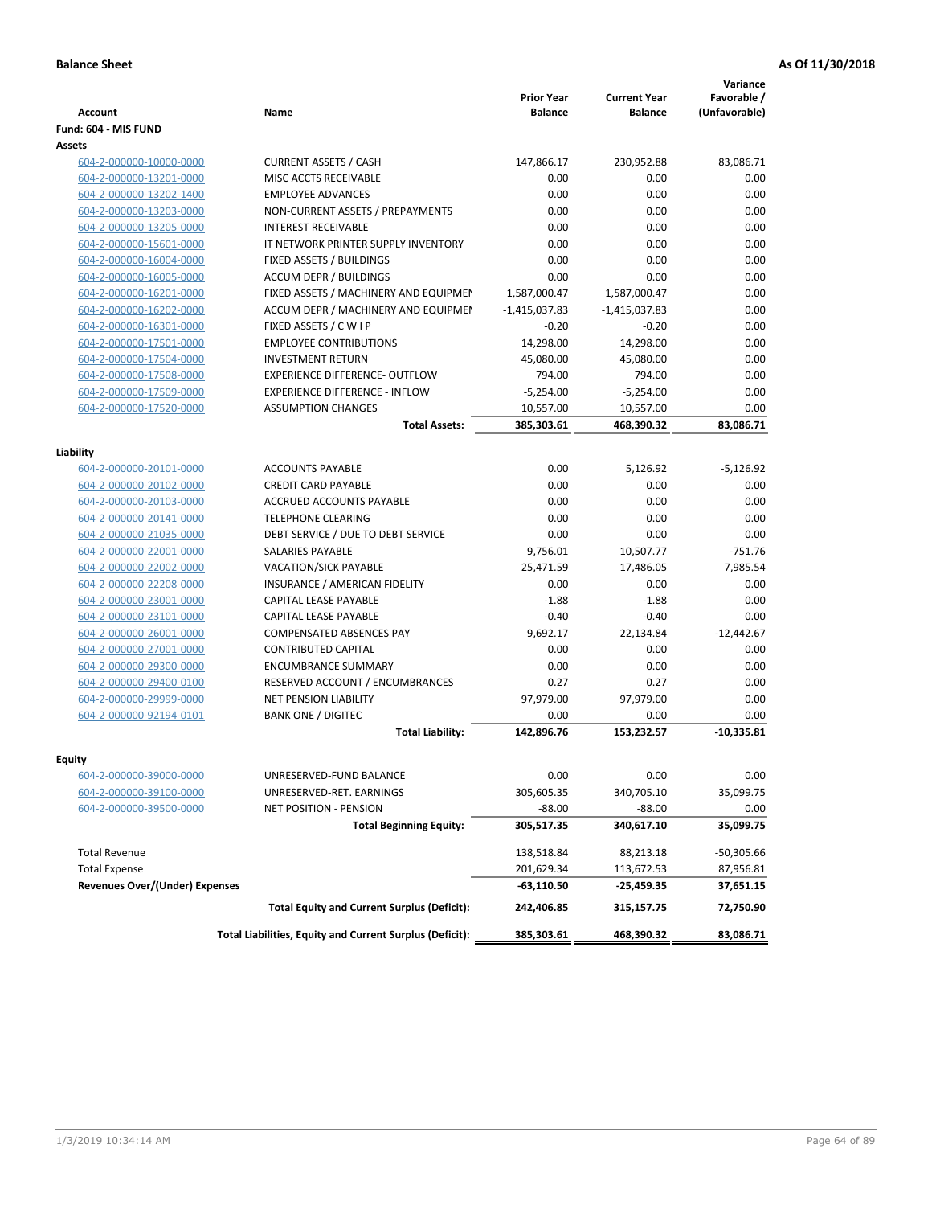**Balance Sheet** **As Of 11/30/2018**

| Account | Name | Prior Year Balance | Current Year Balance | Variance Favorable / (Unfavorable) |
|---|---|---|---|---|
| **Fund: 604 - MIS FUND** | | | | |
| **Assets** | | | | |
| 604-2-000000-10000-0000 | CURRENT ASSETS / CASH | 147,866.17 | 230,952.88 | 83,086.71 |
| 604-2-000000-13201-0000 | MISC ACCTS RECEIVABLE | 0.00 | 0.00 | 0.00 |
| 604-2-000000-13202-1400 | EMPLOYEE ADVANCES | 0.00 | 0.00 | 0.00 |
| 604-2-000000-13203-0000 | NON-CURRENT ASSETS / PREPAYMENTS | 0.00 | 0.00 | 0.00 |
| 604-2-000000-13205-0000 | INTEREST RECEIVABLE | 0.00 | 0.00 | 0.00 |
| 604-2-000000-15601-0000 | IT NETWORK PRINTER SUPPLY INVENTORY | 0.00 | 0.00 | 0.00 |
| 604-2-000000-16004-0000 | FIXED ASSETS / BUILDINGS | 0.00 | 0.00 | 0.00 |
| 604-2-000000-16005-0000 | ACCUM DEPR / BUILDINGS | 0.00 | 0.00 | 0.00 |
| 604-2-000000-16201-0000 | FIXED ASSETS / MACHINERY AND EQUIPMEI | 1,587,000.47 | 1,587,000.47 | 0.00 |
| 604-2-000000-16202-0000 | ACCUM DEPR / MACHINERY AND EQUIPMEI | -1,415,037.83 | -1,415,037.83 | 0.00 |
| 604-2-000000-16301-0000 | FIXED ASSETS / C W I P | -0.20 | -0.20 | 0.00 |
| 604-2-000000-17501-0000 | EMPLOYEE CONTRIBUTIONS | 14,298.00 | 14,298.00 | 0.00 |
| 604-2-000000-17504-0000 | INVESTMENT RETURN | 45,080.00 | 45,080.00 | 0.00 |
| 604-2-000000-17508-0000 | EXPERIENCE DIFFERENCE- OUTFLOW | 794.00 | 794.00 | 0.00 |
| 604-2-000000-17509-0000 | EXPERIENCE DIFFERENCE - INFLOW | -5,254.00 | -5,254.00 | 0.00 |
| 604-2-000000-17520-0000 | ASSUMPTION CHANGES | 10,557.00 | 10,557.00 | 0.00 |
| | **Total Assets:** | **385,303.61** | **468,390.32** | **83,086.71** |
| **Liability** | | | | |
| 604-2-000000-20101-0000 | ACCOUNTS PAYABLE | 0.00 | 5,126.92 | -5,126.92 |
| 604-2-000000-20102-0000 | CREDIT CARD PAYABLE | 0.00 | 0.00 | 0.00 |
| 604-2-000000-20103-0000 | ACCRUED ACCOUNTS PAYABLE | 0.00 | 0.00 | 0.00 |
| 604-2-000000-20141-0000 | TELEPHONE CLEARING | 0.00 | 0.00 | 0.00 |
| 604-2-000000-21035-0000 | DEBT SERVICE / DUE TO DEBT SERVICE | 0.00 | 0.00 | 0.00 |
| 604-2-000000-22001-0000 | SALARIES PAYABLE | 9,756.01 | 10,507.77 | -751.76 |
| 604-2-000000-22002-0000 | VACATION/SICK PAYABLE | 25,471.59 | 17,486.05 | 7,985.54 |
| 604-2-000000-22208-0000 | INSURANCE / AMERICAN FIDELITY | 0.00 | 0.00 | 0.00 |
| 604-2-000000-23001-0000 | CAPITAL LEASE PAYABLE | -1.88 | -1.88 | 0.00 |
| 604-2-000000-23101-0000 | CAPITAL LEASE PAYABLE | -0.40 | -0.40 | 0.00 |
| 604-2-000000-26001-0000 | COMPENSATED ABSENCES PAY | 9,692.17 | 22,134.84 | -12,442.67 |
| 604-2-000000-27001-0000 | CONTRIBUTED CAPITAL | 0.00 | 0.00 | 0.00 |
| 604-2-000000-29300-0000 | ENCUMBRANCE SUMMARY | 0.00 | 0.00 | 0.00 |
| 604-2-000000-29400-0100 | RESERVED ACCOUNT / ENCUMBRANCES | 0.27 | 0.27 | 0.00 |
| 604-2-000000-29999-0000 | NET PENSION LIABILITY | 97,979.00 | 97,979.00 | 0.00 |
| 604-2-000000-92194-0101 | BANK ONE / DIGITEC | 0.00 | 0.00 | 0.00 |
| | **Total Liability:** | **142,896.76** | **153,232.57** | **-10,335.81** |
| **Equity** | | | | |
| 604-2-000000-39000-0000 | UNRESERVED-FUND BALANCE | 0.00 | 0.00 | 0.00 |
| 604-2-000000-39100-0000 | UNRESERVED-RET. EARNINGS | 305,605.35 | 340,705.10 | 35,099.75 |
| 604-2-000000-39500-0000 | NET POSITION - PENSION | -88.00 | -88.00 | 0.00 |
| | **Total Beginning Equity:** | **305,517.35** | **340,617.10** | **35,099.75** |
| Total Revenue | | 138,518.84 | 88,213.18 | -50,305.66 |
| Total Expense | | 201,629.34 | 113,672.53 | 87,956.81 |
| **Revenues Over/(Under) Expenses** | | **-63,110.50** | **-25,459.35** | **37,651.15** |
| | **Total Equity and Current Surplus (Deficit):** | **242,406.85** | **315,157.75** | **72,750.90** |
| | **Total Liabilities, Equity and Current Surplus (Deficit):** | **385,303.61** | **468,390.32** | **83,086.71** |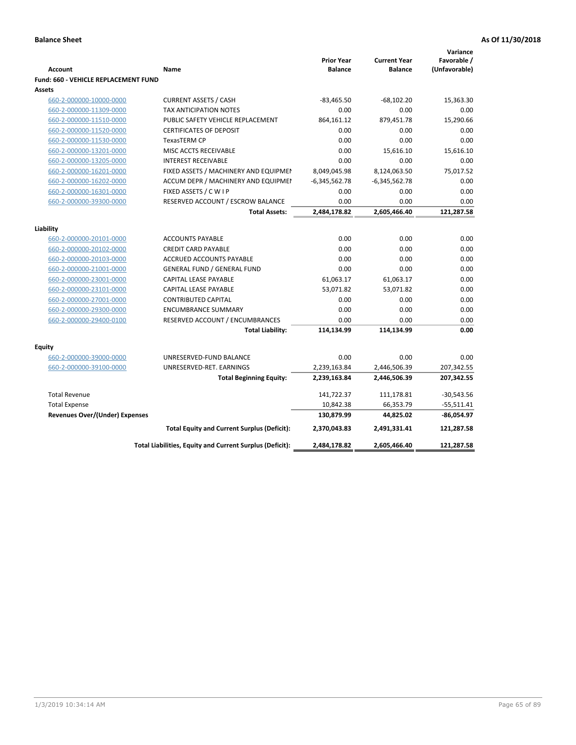**Balance Sheet** | **As Of 11/30/2018**

| Account | Name | Prior Year Balance | Current Year Balance | Variance Favorable / (Unfavorable) |
|---|---|---|---|---|
| **Fund: 660 - VEHICLE REPLACEMENT FUND** | | | | |
| **Assets** | | | | |
| 660-2-000000-10000-0000 | CURRENT ASSETS / CASH | -83,465.50 | -68,102.20 | 15,363.30 |
| 660-2-000000-11309-0000 | TAX ANTICIPATION NOTES | 0.00 | 0.00 | 0.00 |
| 660-2-000000-11510-0000 | PUBLIC SAFETY VEHICLE REPLACEMENT | 864,161.12 | 879,451.78 | 15,290.66 |
| 660-2-000000-11520-0000 | CERTIFICATES OF DEPOSIT | 0.00 | 0.00 | 0.00 |
| 660-2-000000-11530-0000 | TexasTERM CP | 0.00 | 0.00 | 0.00 |
| 660-2-000000-13201-0000 | MISC ACCTS RECEIVABLE | 0.00 | 15,616.10 | 15,616.10 |
| 660-2-000000-13205-0000 | INTEREST RECEIVABLE | 0.00 | 0.00 | 0.00 |
| 660-2-000000-16201-0000 | FIXED ASSETS / MACHINERY AND EQUIPMEN | 8,049,045.98 | 8,124,063.50 | 75,017.52 |
| 660-2-000000-16202-0000 | ACCUM DEPR / MACHINERY AND EQUIPMEI | -6,345,562.78 | -6,345,562.78 | 0.00 |
| 660-2-000000-16301-0000 | FIXED ASSETS / C W I P | 0.00 | 0.00 | 0.00 |
| 660-2-000000-39300-0000 | RESERVED ACCOUNT / ESCROW BALANCE | 0.00 | 0.00 | 0.00 |
| | **Total Assets:** | **2,484,178.82** | **2,605,466.40** | **121,287.58** |
| **Liability** | | | | |
| 660-2-000000-20101-0000 | ACCOUNTS PAYABLE | 0.00 | 0.00 | 0.00 |
| 660-2-000000-20102-0000 | CREDIT CARD PAYABLE | 0.00 | 0.00 | 0.00 |
| 660-2-000000-20103-0000 | ACCRUED ACCOUNTS PAYABLE | 0.00 | 0.00 | 0.00 |
| 660-2-000000-21001-0000 | GENERAL FUND / GENERAL FUND | 0.00 | 0.00 | 0.00 |
| 660-2-000000-23001-0000 | CAPITAL LEASE PAYABLE | 61,063.17 | 61,063.17 | 0.00 |
| 660-2-000000-23101-0000 | CAPITAL LEASE PAYABLE | 53,071.82 | 53,071.82 | 0.00 |
| 660-2-000000-27001-0000 | CONTRIBUTED CAPITAL | 0.00 | 0.00 | 0.00 |
| 660-2-000000-29300-0000 | ENCUMBRANCE SUMMARY | 0.00 | 0.00 | 0.00 |
| 660-2-000000-29400-0100 | RESERVED ACCOUNT / ENCUMBRANCES | 0.00 | 0.00 | 0.00 |
| | **Total Liability:** | **114,134.99** | **114,134.99** | **0.00** |
| **Equity** | | | | |
| 660-2-000000-39000-0000 | UNRESERVED-FUND BALANCE | 0.00 | 0.00 | 0.00 |
| 660-2-000000-39100-0000 | UNRESERVED-RET. EARNINGS | 2,239,163.84 | 2,446,506.39 | 207,342.55 |
| | **Total Beginning Equity:** | **2,239,163.84** | **2,446,506.39** | **207,342.55** |
| Total Revenue | | 141,722.37 | 111,178.81 | -30,543.56 |
| Total Expense | | 10,842.38 | 66,353.79 | -55,511.41 |
| **Revenues Over/(Under) Expenses** | | **130,879.99** | **44,825.02** | **-86,054.97** |
| | **Total Equity and Current Surplus (Deficit):** | **2,370,043.83** | **2,491,331.41** | **121,287.58** |
| | **Total Liabilities, Equity and Current Surplus (Deficit):** | **2,484,178.82** | **2,605,466.40** | **121,287.58** |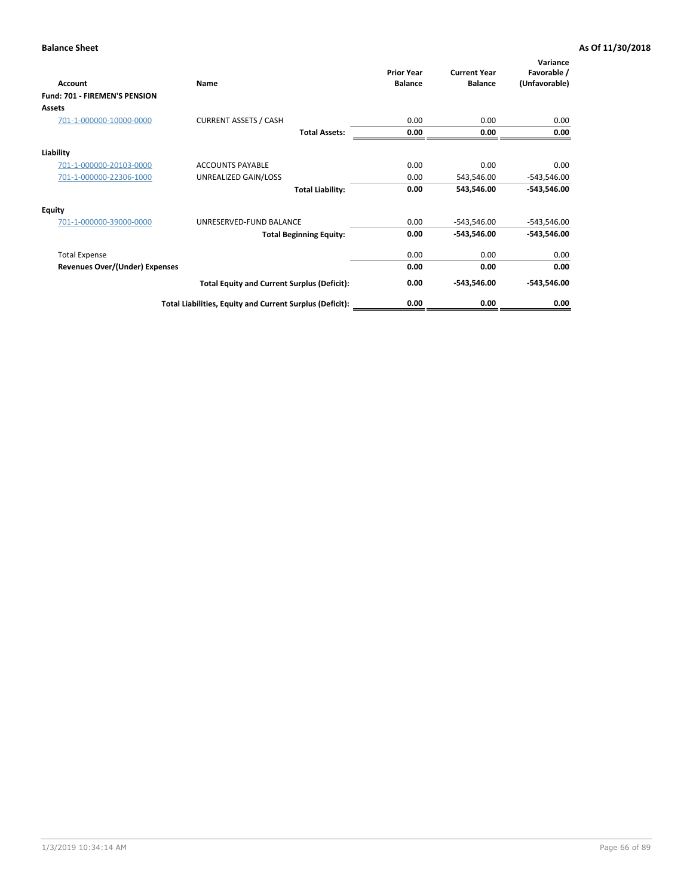**Balance Sheet** **As Of 11/30/2018**

| Account | Name | Prior Year Balance | Current Year Balance | Variance Favorable / (Unfavorable) |
|---|---|---|---|---|
| **Fund: 701 - FIREMEN'S PENSION** | | | | |
| **Assets** | | | | |
| 701-1-000000-10000-0000 | CURRENT ASSETS / CASH | 0.00 | 0.00 | 0.00 |
| | **Total Assets:** | **0.00** | **0.00** | **0.00** |
| **Liability** | | | | |
| 701-1-000000-20103-0000 | ACCOUNTS PAYABLE | 0.00 | 0.00 | 0.00 |
| 701-1-000000-22306-1000 | UNREALIZED GAIN/LOSS | 0.00 | 543,546.00 | -543,546.00 |
| | **Total Liability:** | **0.00** | **543,546.00** | **-543,546.00** |
| **Equity** | | | | |
| 701-1-000000-39000-0000 | UNRESERVED-FUND BALANCE | 0.00 | -543,546.00 | -543,546.00 |
| | **Total Beginning Equity:** | **0.00** | **-543,546.00** | **-543,546.00** |
| Total Expense | | 0.00 | 0.00 | 0.00 |
| **Revenues Over/(Under) Expenses** | | **0.00** | **0.00** | **0.00** |
| | **Total Equity and Current Surplus (Deficit):** | **0.00** | **-543,546.00** | **-543,546.00** |
| | **Total Liabilities, Equity and Current Surplus (Deficit):** | **0.00** | **0.00** | **0.00** |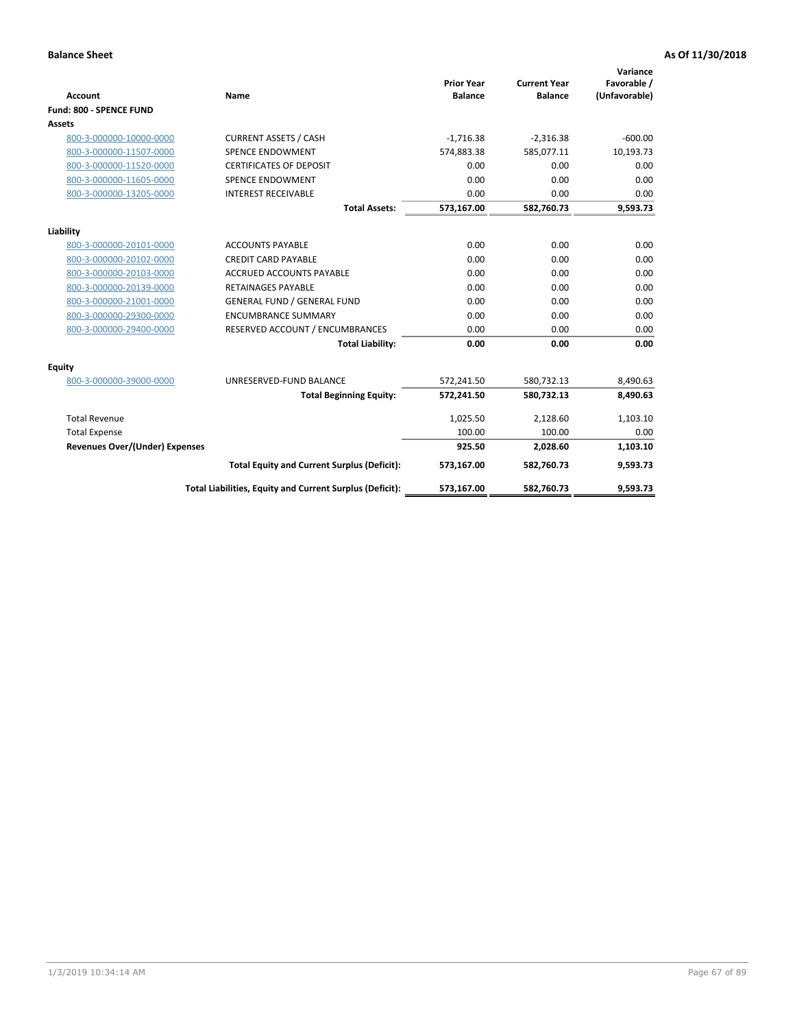**Balance Sheet** **As Of 11/30/2018**

| Account | Name | Prior Year Balance | Current Year Balance | Variance Favorable / (Unfavorable) |
|---|---|---|---|---|
| **Fund: 800 - SPENCE FUND** | | | | |
| **Assets** | | | | |
| 800-3-000000-10000-0000 | CURRENT ASSETS / CASH | -1,716.38 | -2,316.38 | -600.00 |
| 800-3-000000-11507-0000 | SPENCE ENDOWMENT | 574,883.38 | 585,077.11 | 10,193.73 |
| 800-3-000000-11520-0000 | CERTIFICATES OF DEPOSIT | 0.00 | 0.00 | 0.00 |
| 800-3-000000-11605-0000 | SPENCE ENDOWMENT | 0.00 | 0.00 | 0.00 |
| 800-3-000000-13205-0000 | INTEREST RECEIVABLE | 0.00 | 0.00 | 0.00 |
| | **Total Assets:** | **573,167.00** | **582,760.73** | **9,593.73** |
| **Liability** | | | | |
| 800-3-000000-20101-0000 | ACCOUNTS PAYABLE | 0.00 | 0.00 | 0.00 |
| 800-3-000000-20102-0000 | CREDIT CARD PAYABLE | 0.00 | 0.00 | 0.00 |
| 800-3-000000-20103-0000 | ACCRUED ACCOUNTS PAYABLE | 0.00 | 0.00 | 0.00 |
| 800-3-000000-20139-0000 | RETAINAGES PAYABLE | 0.00 | 0.00 | 0.00 |
| 800-3-000000-21001-0000 | GENERAL FUND / GENERAL FUND | 0.00 | 0.00 | 0.00 |
| 800-3-000000-29300-0000 | ENCUMBRANCE SUMMARY | 0.00 | 0.00 | 0.00 |
| 800-3-000000-29400-0000 | RESERVED ACCOUNT / ENCUMBRANCES | 0.00 | 0.00 | 0.00 |
| | **Total Liability:** | **0.00** | **0.00** | **0.00** |
| **Equity** | | | | |
| 800-3-000000-39000-0000 | UNRESERVED-FUND BALANCE | 572,241.50 | 580,732.13 | 8,490.63 |
| | **Total Beginning Equity:** | **572,241.50** | **580,732.13** | **8,490.63** |
| Total Revenue | | 1,025.50 | 2,128.60 | 1,103.10 |
| Total Expense | | 100.00 | 100.00 | 0.00 |
| **Revenues Over/(Under) Expenses** | | **925.50** | **2,028.60** | **1,103.10** |
| | **Total Equity and Current Surplus (Deficit):** | **573,167.00** | **582,760.73** | **9,593.73** |
| | **Total Liabilities, Equity and Current Surplus (Deficit):** | **573,167.00** | **582,760.73** | **9,593.73** |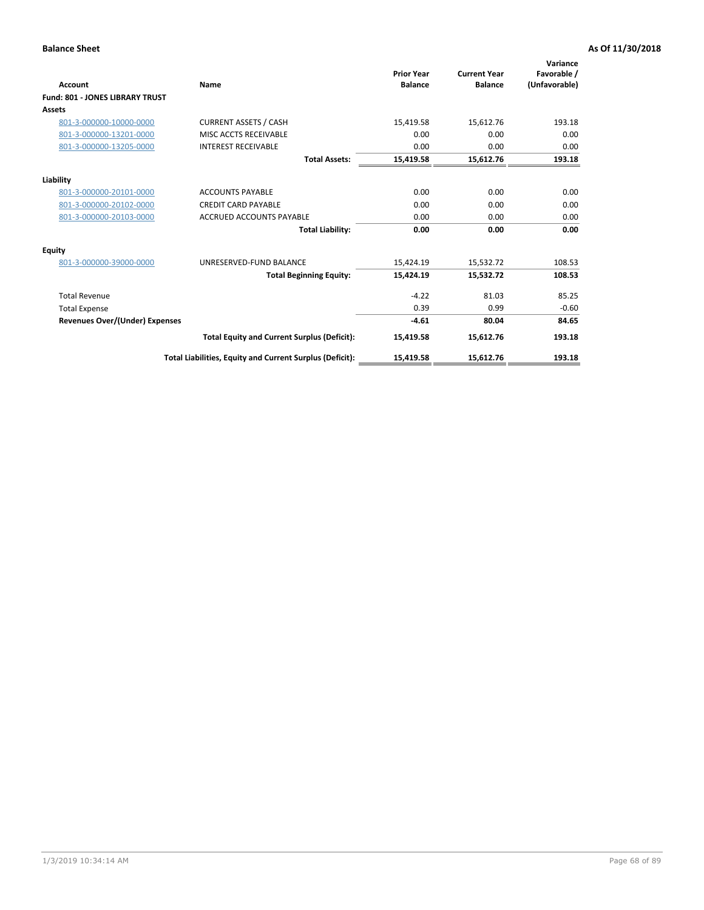**Balance Sheet** **As Of 11/30/2018**

| Account | Name | Prior Year Balance | Current Year Balance | Variance Favorable / (Unfavorable) |
|---|---|---|---|---|
| **Fund: 801 - JONES LIBRARY TRUST** | | | | |
| **Assets** | | | | |
| 801-3-000000-10000-0000 | CURRENT ASSETS / CASH | 15,419.58 | 15,612.76 | 193.18 |
| 801-3-000000-13201-0000 | MISC ACCTS RECEIVABLE | 0.00 | 0.00 | 0.00 |
| 801-3-000000-13205-0000 | INTEREST RECEIVABLE | 0.00 | 0.00 | 0.00 |
| | **Total Assets:** | **15,419.58** | **15,612.76** | **193.18** |
| **Liability** | | | | |
| 801-3-000000-20101-0000 | ACCOUNTS PAYABLE | 0.00 | 0.00 | 0.00 |
| 801-3-000000-20102-0000 | CREDIT CARD PAYABLE | 0.00 | 0.00 | 0.00 |
| 801-3-000000-20103-0000 | ACCRUED ACCOUNTS PAYABLE | 0.00 | 0.00 | 0.00 |
| | **Total Liability:** | **0.00** | **0.00** | **0.00** |
| **Equity** | | | | |
| 801-3-000000-39000-0000 | UNRESERVED-FUND BALANCE | 15,424.19 | 15,532.72 | 108.53 |
| | **Total Beginning Equity:** | **15,424.19** | **15,532.72** | **108.53** |
| Total Revenue | | -4.22 | 81.03 | 85.25 |
| Total Expense | | 0.39 | 0.99 | -0.60 |
| **Revenues Over/(Under) Expenses** | | **-4.61** | **80.04** | **84.65** |
| | **Total Equity and Current Surplus (Deficit):** | **15,419.58** | **15,612.76** | **193.18** |
| | **Total Liabilities, Equity and Current Surplus (Deficit):** | **15,419.58** | **15,612.76** | **193.18** |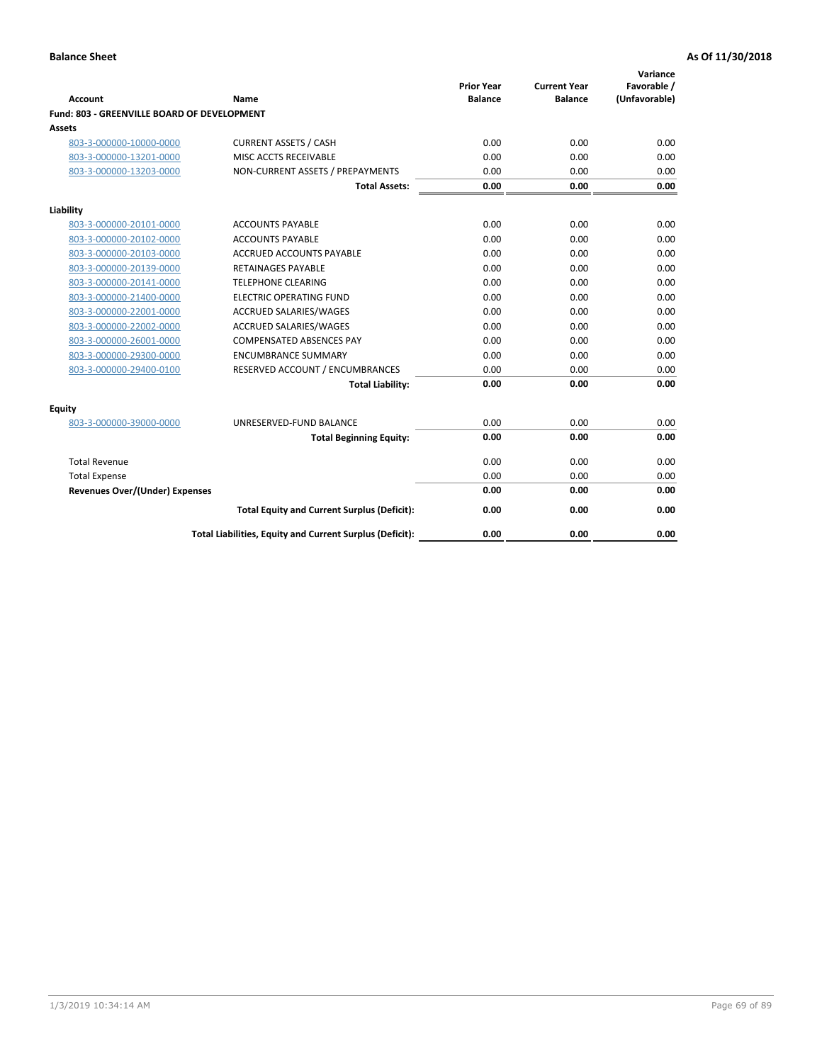**Balance Sheet** **As Of 11/30/2018**

| Account | Name | Prior Year Balance | Current Year Balance | Variance Favorable / (Unfavorable) |
|---|---|---|---|---|
| **Fund: 803 - GREENVILLE BOARD OF DEVELOPMENT** | | | | |
| **Assets** | | | | |
| 803-3-000000-10000-0000 | CURRENT ASSETS / CASH | 0.00 | 0.00 | 0.00 |
| 803-3-000000-13201-0000 | MISC ACCTS RECEIVABLE | 0.00 | 0.00 | 0.00 |
| 803-3-000000-13203-0000 | NON-CURRENT ASSETS / PREPAYMENTS | 0.00 | 0.00 | 0.00 |
| | **Total Assets:** | **0.00** | **0.00** | **0.00** |
| **Liability** | | | | |
| 803-3-000000-20101-0000 | ACCOUNTS PAYABLE | 0.00 | 0.00 | 0.00 |
| 803-3-000000-20102-0000 | ACCOUNTS PAYABLE | 0.00 | 0.00 | 0.00 |
| 803-3-000000-20103-0000 | ACCRUED ACCOUNTS PAYABLE | 0.00 | 0.00 | 0.00 |
| 803-3-000000-20139-0000 | RETAINAGES PAYABLE | 0.00 | 0.00 | 0.00 |
| 803-3-000000-20141-0000 | TELEPHONE CLEARING | 0.00 | 0.00 | 0.00 |
| 803-3-000000-21400-0000 | ELECTRIC OPERATING FUND | 0.00 | 0.00 | 0.00 |
| 803-3-000000-22001-0000 | ACCRUED SALARIES/WAGES | 0.00 | 0.00 | 0.00 |
| 803-3-000000-22002-0000 | ACCRUED SALARIES/WAGES | 0.00 | 0.00 | 0.00 |
| 803-3-000000-26001-0000 | COMPENSATED ABSENCES PAY | 0.00 | 0.00 | 0.00 |
| 803-3-000000-29300-0000 | ENCUMBRANCE SUMMARY | 0.00 | 0.00 | 0.00 |
| 803-3-000000-29400-0100 | RESERVED ACCOUNT / ENCUMBRANCES | 0.00 | 0.00 | 0.00 |
| | **Total Liability:** | **0.00** | **0.00** | **0.00** |
| **Equity** | | | | |
| 803-3-000000-39000-0000 | UNRESERVED-FUND BALANCE | 0.00 | 0.00 | 0.00 |
| | **Total Beginning Equity:** | **0.00** | **0.00** | **0.00** |
| Total Revenue | | 0.00 | 0.00 | 0.00 |
| Total Expense | | 0.00 | 0.00 | 0.00 |
| **Revenues Over/(Under) Expenses** | | **0.00** | **0.00** | **0.00** |
| | **Total Equity and Current Surplus (Deficit):** | **0.00** | **0.00** | **0.00** |
| | **Total Liabilities, Equity and Current Surplus (Deficit):** | **0.00** | **0.00** | **0.00** |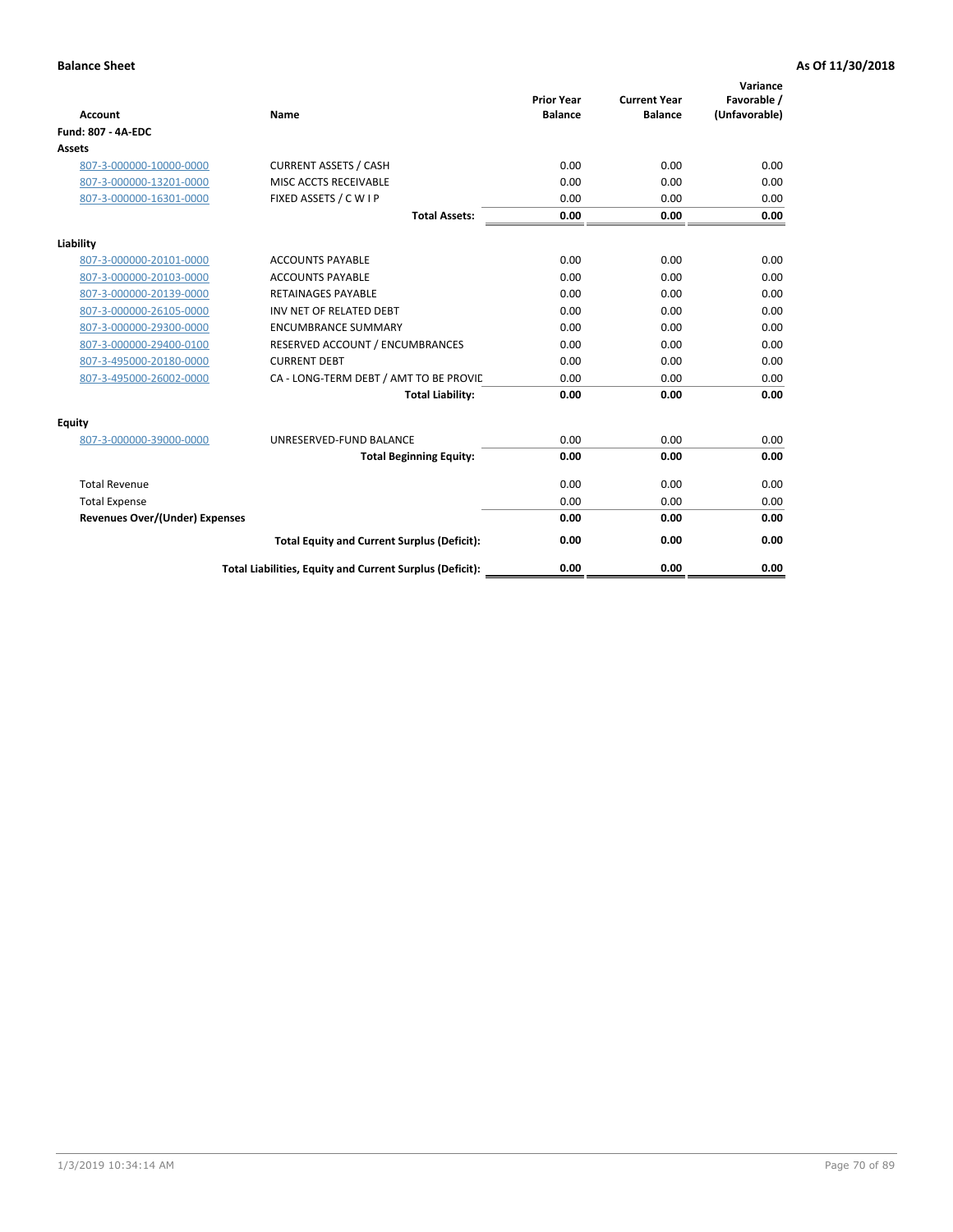**Balance Sheet** **As Of 11/30/2018**

| Account | Name | Prior Year Balance | Current Year Balance | Variance Favorable / (Unfavorable) |
|---|---|---|---|---|
| **Fund: 807 - 4A-EDC** | | | | |
| **Assets** | | | | |
| 807-3-000000-10000-0000 | CURRENT ASSETS / CASH | 0.00 | 0.00 | 0.00 |
| 807-3-000000-13201-0000 | MISC ACCTS RECEIVABLE | 0.00 | 0.00 | 0.00 |
| 807-3-000000-16301-0000 | FIXED ASSETS / C W I P | 0.00 | 0.00 | 0.00 |
| | **Total Assets:** | **0.00** | **0.00** | **0.00** |
| **Liability** | | | | |
| 807-3-000000-20101-0000 | ACCOUNTS PAYABLE | 0.00 | 0.00 | 0.00 |
| 807-3-000000-20103-0000 | ACCOUNTS PAYABLE | 0.00 | 0.00 | 0.00 |
| 807-3-000000-20139-0000 | RETAINAGES PAYABLE | 0.00 | 0.00 | 0.00 |
| 807-3-000000-26105-0000 | INV NET OF RELATED DEBT | 0.00 | 0.00 | 0.00 |
| 807-3-000000-29300-0000 | ENCUMBRANCE SUMMARY | 0.00 | 0.00 | 0.00 |
| 807-3-000000-29400-0100 | RESERVED ACCOUNT / ENCUMBRANCES | 0.00 | 0.00 | 0.00 |
| 807-3-495000-20180-0000 | CURRENT DEBT | 0.00 | 0.00 | 0.00 |
| 807-3-495000-26002-0000 | CA - LONG-TERM DEBT / AMT TO BE PROVIC | 0.00 | 0.00 | 0.00 |
| | **Total Liability:** | **0.00** | **0.00** | **0.00** |
| **Equity** | | | | |
| 807-3-000000-39000-0000 | UNRESERVED-FUND BALANCE | 0.00 | 0.00 | 0.00 |
| | **Total Beginning Equity:** | **0.00** | **0.00** | **0.00** |
| Total Revenue | | 0.00 | 0.00 | 0.00 |
| Total Expense | | 0.00 | 0.00 | 0.00 |
| **Revenues Over/(Under) Expenses** | | **0.00** | **0.00** | **0.00** |
| | **Total Equity and Current Surplus (Deficit):** | **0.00** | **0.00** | **0.00** |
| | **Total Liabilities, Equity and Current Surplus (Deficit):** | **0.00** | **0.00** | **0.00** |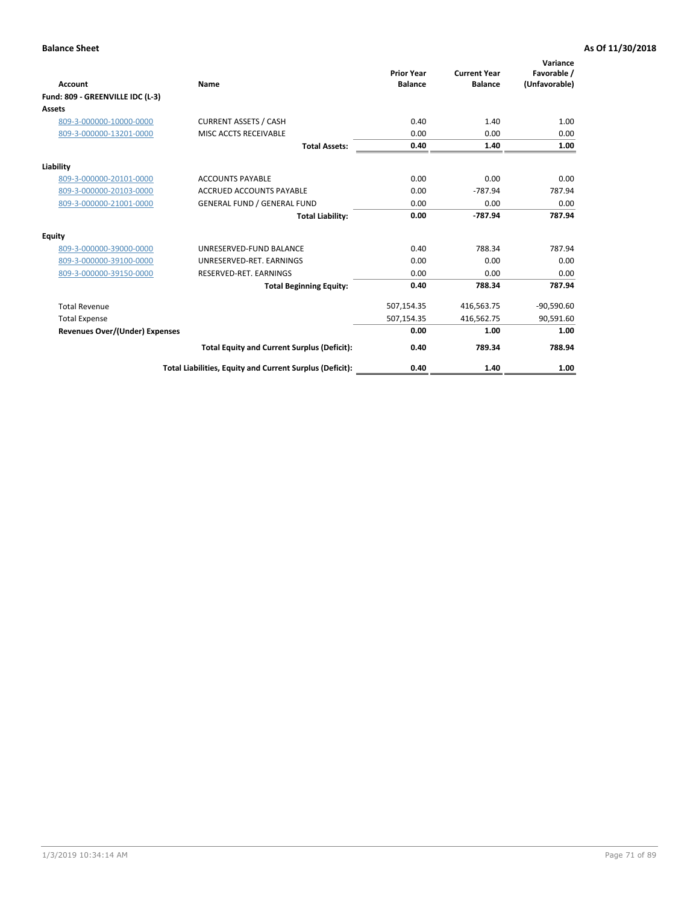**Balance Sheet** **As Of 11/30/2018**

| Account | Name | Prior Year Balance | Current Year Balance | Variance Favorable / (Unfavorable) |
|---|---|---|---|---|
| **Fund: 809 - GREENVILLE IDC (L-3)** | | | | |
| **Assets** | | | | |
| 809-3-000000-10000-0000 | CURRENT ASSETS / CASH | 0.40 | 1.40 | 1.00 |
| 809-3-000000-13201-0000 | MISC ACCTS RECEIVABLE | 0.00 | 0.00 | 0.00 |
| | **Total Assets:** | **0.40** | **1.40** | **1.00** |
| **Liability** | | | | |
| 809-3-000000-20101-0000 | ACCOUNTS PAYABLE | 0.00 | 0.00 | 0.00 |
| 809-3-000000-20103-0000 | ACCRUED ACCOUNTS PAYABLE | 0.00 | -787.94 | 787.94 |
| 809-3-000000-21001-0000 | GENERAL FUND / GENERAL FUND | 0.00 | 0.00 | 0.00 |
| | **Total Liability:** | **0.00** | **-787.94** | **787.94** |
| **Equity** | | | | |
| 809-3-000000-39000-0000 | UNRESERVED-FUND BALANCE | 0.40 | 788.34 | 787.94 |
| 809-3-000000-39100-0000 | UNRESERVED-RET. EARNINGS | 0.00 | 0.00 | 0.00 |
| 809-3-000000-39150-0000 | RESERVED-RET. EARNINGS | 0.00 | 0.00 | 0.00 |
| | **Total Beginning Equity:** | **0.40** | **788.34** | **787.94** |
| Total Revenue | | 507,154.35 | 416,563.75 | -90,590.60 |
| Total Expense | | 507,154.35 | 416,562.75 | 90,591.60 |
| **Revenues Over/(Under) Expenses** | | **0.00** | **1.00** | **1.00** |
| | **Total Equity and Current Surplus (Deficit):** | **0.40** | **789.34** | **788.94** |
| | **Total Liabilities, Equity and Current Surplus (Deficit):** | **0.40** | **1.40** | **1.00** |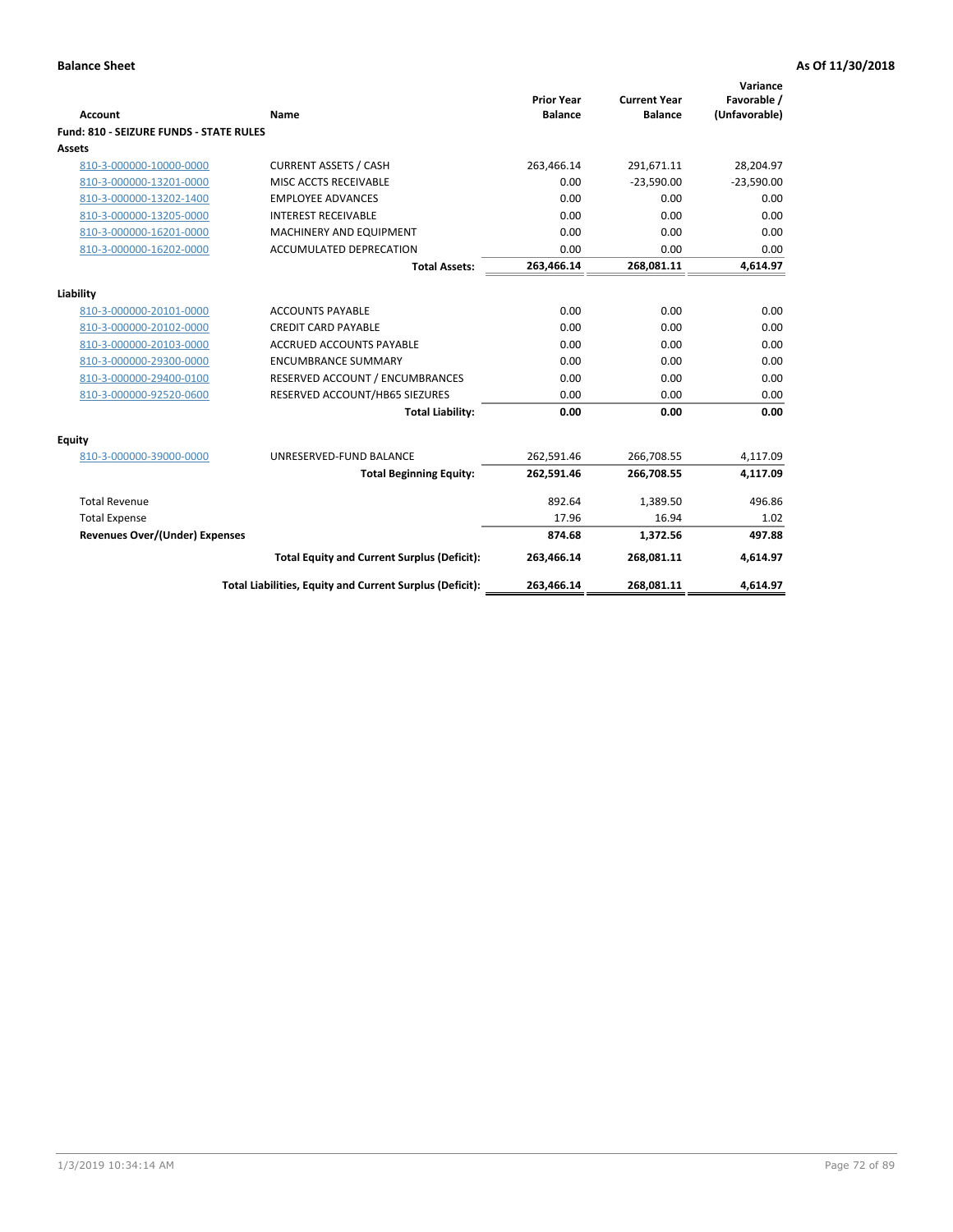**Balance Sheet** **As Of 11/30/2018**

| Account | Name | Prior Year Balance | Current Year Balance | Variance Favorable / (Unfavorable) |
|---|---|---|---|---|
| **Fund: 810 - SEIZURE FUNDS - STATE RULES** | | | | |
| **Assets** | | | | |
| 810-3-000000-10000-0000 | CURRENT ASSETS / CASH | 263,466.14 | 291,671.11 | 28,204.97 |
| 810-3-000000-13201-0000 | MISC ACCTS RECEIVABLE | 0.00 | -23,590.00 | -23,590.00 |
| 810-3-000000-13202-1400 | EMPLOYEE ADVANCES | 0.00 | 0.00 | 0.00 |
| 810-3-000000-13205-0000 | INTEREST RECEIVABLE | 0.00 | 0.00 | 0.00 |
| 810-3-000000-16201-0000 | MACHINERY AND EQUIPMENT | 0.00 | 0.00 | 0.00 |
| 810-3-000000-16202-0000 | ACCUMULATED DEPRECATION | 0.00 | 0.00 | 0.00 |
| | **Total Assets:** | **263,466.14** | **268,081.11** | **4,614.97** |
| **Liability** | | | | |
| 810-3-000000-20101-0000 | ACCOUNTS PAYABLE | 0.00 | 0.00 | 0.00 |
| 810-3-000000-20102-0000 | CREDIT CARD PAYABLE | 0.00 | 0.00 | 0.00 |
| 810-3-000000-20103-0000 | ACCRUED ACCOUNTS PAYABLE | 0.00 | 0.00 | 0.00 |
| 810-3-000000-29300-0000 | ENCUMBRANCE SUMMARY | 0.00 | 0.00 | 0.00 |
| 810-3-000000-29400-0100 | RESERVED ACCOUNT / ENCUMBRANCES | 0.00 | 0.00 | 0.00 |
| 810-3-000000-92520-0600 | RESERVED ACCOUNT/HB65 SIEZURES | 0.00 | 0.00 | 0.00 |
| | **Total Liability:** | **0.00** | **0.00** | **0.00** |
| **Equity** | | | | |
| 810-3-000000-39000-0000 | UNRESERVED-FUND BALANCE | 262,591.46 | 266,708.55 | 4,117.09 |
| | **Total Beginning Equity:** | **262,591.46** | **266,708.55** | **4,117.09** |
| Total Revenue | | 892.64 | 1,389.50 | 496.86 |
| Total Expense | | 17.96 | 16.94 | 1.02 |
| **Revenues Over/(Under) Expenses** | | **874.68** | **1,372.56** | **497.88** |
| | **Total Equity and Current Surplus (Deficit):** | **263,466.14** | **268,081.11** | **4,614.97** |
| | **Total Liabilities, Equity and Current Surplus (Deficit):** | **263,466.14** | **268,081.11** | **4,614.97** |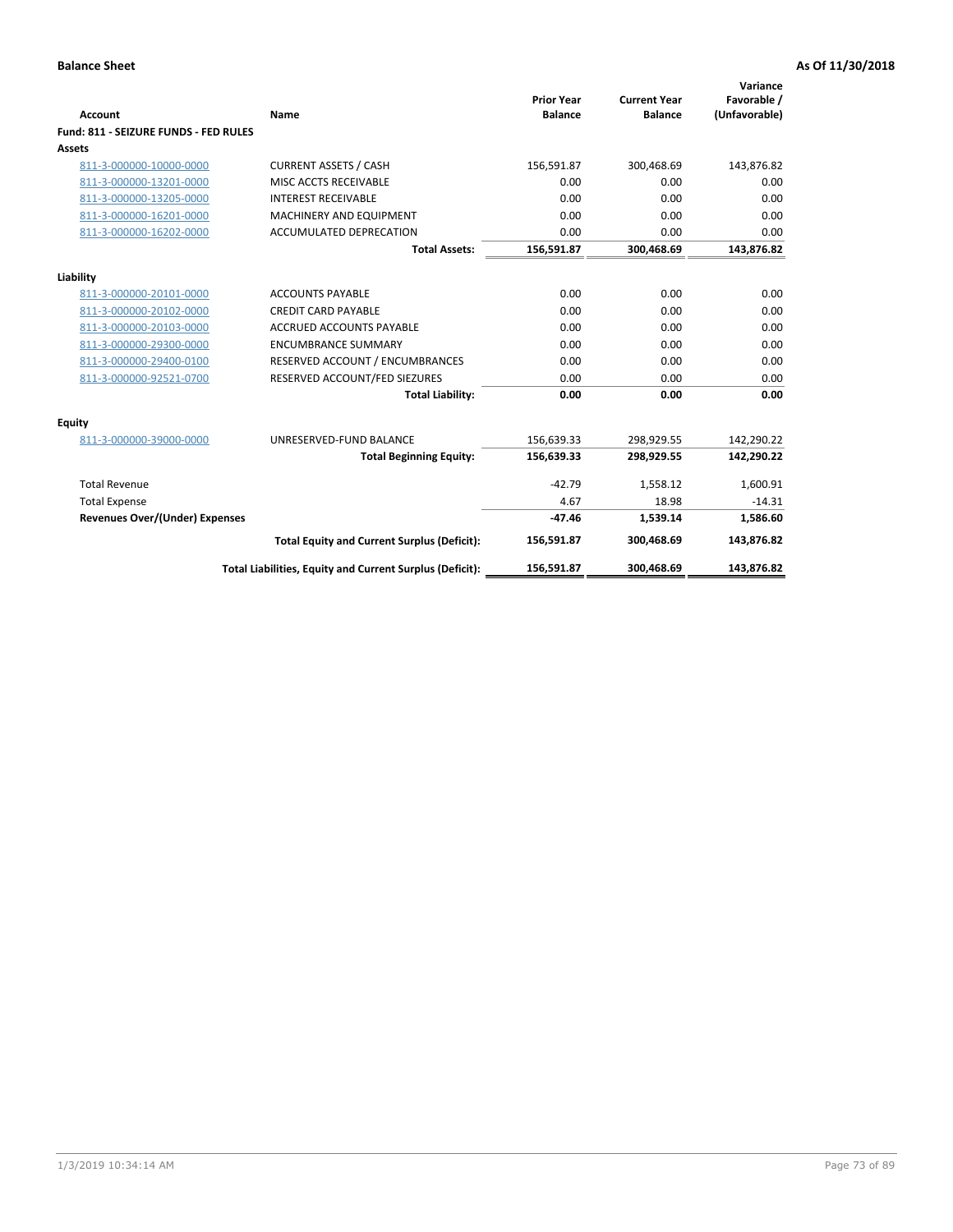**Balance Sheet** **As Of 11/30/2018**

| Account | Name | Prior Year Balance | Current Year Balance | Variance Favorable / (Unfavorable) |
|---|---|---|---|---|
| **Fund: 811 - SEIZURE FUNDS - FED RULES** | | | | |
| **Assets** | | | | |
| 811-3-000000-10000-0000 | CURRENT ASSETS / CASH | 156,591.87 | 300,468.69 | 143,876.82 |
| 811-3-000000-13201-0000 | MISC ACCTS RECEIVABLE | 0.00 | 0.00 | 0.00 |
| 811-3-000000-13205-0000 | INTEREST RECEIVABLE | 0.00 | 0.00 | 0.00 |
| 811-3-000000-16201-0000 | MACHINERY AND EQUIPMENT | 0.00 | 0.00 | 0.00 |
| 811-3-000000-16202-0000 | ACCUMULATED DEPRECATION | 0.00 | 0.00 | 0.00 |
| | **Total Assets:** | **156,591.87** | **300,468.69** | **143,876.82** |
| **Liability** | | | | |
| 811-3-000000-20101-0000 | ACCOUNTS PAYABLE | 0.00 | 0.00 | 0.00 |
| 811-3-000000-20102-0000 | CREDIT CARD PAYABLE | 0.00 | 0.00 | 0.00 |
| 811-3-000000-20103-0000 | ACCRUED ACCOUNTS PAYABLE | 0.00 | 0.00 | 0.00 |
| 811-3-000000-29300-0000 | ENCUMBRANCE SUMMARY | 0.00 | 0.00 | 0.00 |
| 811-3-000000-29400-0100 | RESERVED ACCOUNT / ENCUMBRANCES | 0.00 | 0.00 | 0.00 |
| 811-3-000000-92521-0700 | RESERVED ACCOUNT/FED SIEZURES | 0.00 | 0.00 | 0.00 |
| | **Total Liability:** | **0.00** | **0.00** | **0.00** |
| **Equity** | | | | |
| 811-3-000000-39000-0000 | UNRESERVED-FUND BALANCE | 156,639.33 | 298,929.55 | 142,290.22 |
| | **Total Beginning Equity:** | **156,639.33** | **298,929.55** | **142,290.22** |
| Total Revenue | | -42.79 | 1,558.12 | 1,600.91 |
| Total Expense | | 4.67 | 18.98 | -14.31 |
| **Revenues Over/(Under) Expenses** | | **-47.46** | **1,539.14** | **1,586.60** |
| | **Total Equity and Current Surplus (Deficit):** | **156,591.87** | **300,468.69** | **143,876.82** |
| | **Total Liabilities, Equity and Current Surplus (Deficit):** | **156,591.87** | **300,468.69** | **143,876.82** |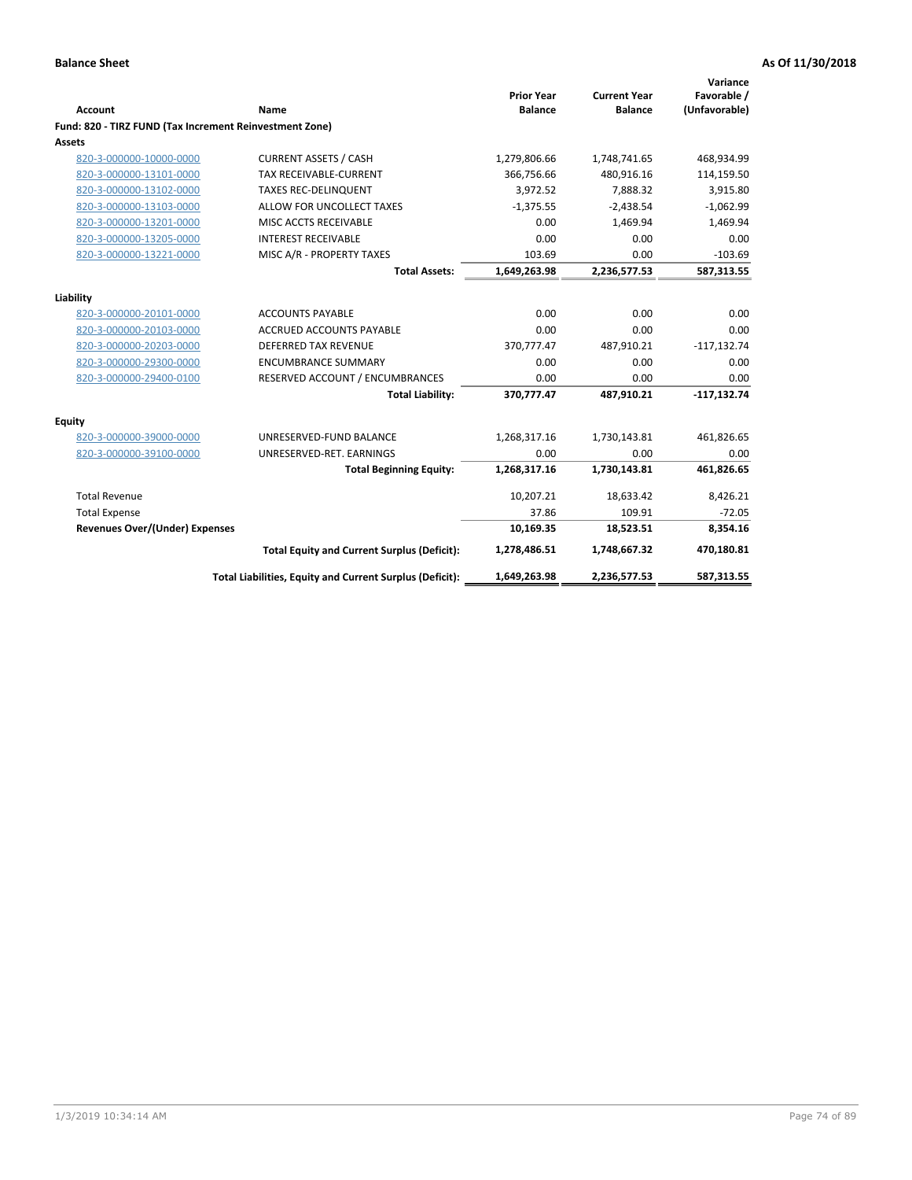**Balance Sheet** **As Of 11/30/2018**

| Account | Name | Prior Year Balance | Current Year Balance | Variance Favorable / (Unfavorable) |
|---|---|---|---|---|
| **Fund: 820 - TIRZ FUND (Tax Increment Reinvestment Zone)** | | | | |
| **Assets** | | | | |
| 820-3-000000-10000-0000 | CURRENT ASSETS / CASH | 1,279,806.66 | 1,748,741.65 | 468,934.99 |
| 820-3-000000-13101-0000 | TAX RECEIVABLE-CURRENT | 366,756.66 | 480,916.16 | 114,159.50 |
| 820-3-000000-13102-0000 | TAXES REC-DELINQUENT | 3,972.52 | 7,888.32 | 3,915.80 |
| 820-3-000000-13103-0000 | ALLOW FOR UNCOLLECT TAXES | -1,375.55 | -2,438.54 | -1,062.99 |
| 820-3-000000-13201-0000 | MISC ACCTS RECEIVABLE | 0.00 | 1,469.94 | 1,469.94 |
| 820-3-000000-13205-0000 | INTEREST RECEIVABLE | 0.00 | 0.00 | 0.00 |
| 820-3-000000-13221-0000 | MISC A/R - PROPERTY TAXES | 103.69 | 0.00 | -103.69 |
| | **Total Assets:** | **1,649,263.98** | **2,236,577.53** | **587,313.55** |
| **Liability** | | | | |
| 820-3-000000-20101-0000 | ACCOUNTS PAYABLE | 0.00 | 0.00 | 0.00 |
| 820-3-000000-20103-0000 | ACCRUED ACCOUNTS PAYABLE | 0.00 | 0.00 | 0.00 |
| 820-3-000000-20203-0000 | DEFERRED TAX REVENUE | 370,777.47 | 487,910.21 | -117,132.74 |
| 820-3-000000-29300-0000 | ENCUMBRANCE SUMMARY | 0.00 | 0.00 | 0.00 |
| 820-3-000000-29400-0100 | RESERVED ACCOUNT / ENCUMBRANCES | 0.00 | 0.00 | 0.00 |
| | **Total Liability:** | **370,777.47** | **487,910.21** | **-117,132.74** |
| **Equity** | | | | |
| 820-3-000000-39000-0000 | UNRESERVED-FUND BALANCE | 1,268,317.16 | 1,730,143.81 | 461,826.65 |
| 820-3-000000-39100-0000 | UNRESERVED-RET. EARNINGS | 0.00 | 0.00 | 0.00 |
| | **Total Beginning Equity:** | **1,268,317.16** | **1,730,143.81** | **461,826.65** |
| Total Revenue | | 10,207.21 | 18,633.42 | 8,426.21 |
| Total Expense | | 37.86 | 109.91 | -72.05 |
| **Revenues Over/(Under) Expenses** | | **10,169.35** | **18,523.51** | **8,354.16** |
| | **Total Equity and Current Surplus (Deficit):** | **1,278,486.51** | **1,748,667.32** | **470,180.81** |
| | **Total Liabilities, Equity and Current Surplus (Deficit):** | **1,649,263.98** | **2,236,577.53** | **587,313.55** |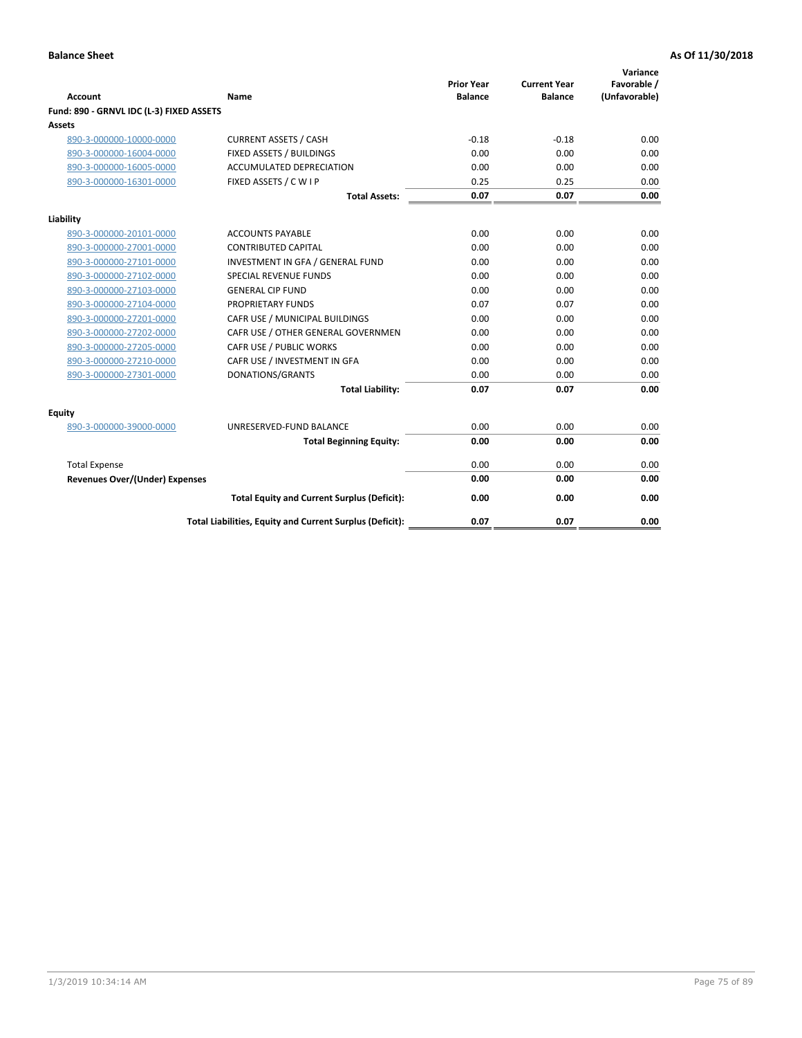**Balance Sheet** **As Of 11/30/2018**

| Account | Name | Prior Year Balance | Current Year Balance | Variance Favorable / (Unfavorable) |
|---|---|---|---|---|
| **Fund: 890 - GRNVL IDC (L-3) FIXED ASSETS** | | | | |
| **Assets** | | | | |
| 890-3-000000-10000-0000 | CURRENT ASSETS / CASH | -0.18 | -0.18 | 0.00 |
| 890-3-000000-16004-0000 | FIXED ASSETS / BUILDINGS | 0.00 | 0.00 | 0.00 |
| 890-3-000000-16005-0000 | ACCUMULATED DEPRECIATION | 0.00 | 0.00 | 0.00 |
| 890-3-000000-16301-0000 | FIXED ASSETS / C W I P | 0.25 | 0.25 | 0.00 |
| | **Total Assets:** | **0.07** | **0.07** | **0.00** |
| **Liability** | | | | |
| 890-3-000000-20101-0000 | ACCOUNTS PAYABLE | 0.00 | 0.00 | 0.00 |
| 890-3-000000-27001-0000 | CONTRIBUTED CAPITAL | 0.00 | 0.00 | 0.00 |
| 890-3-000000-27101-0000 | INVESTMENT IN GFA / GENERAL FUND | 0.00 | 0.00 | 0.00 |
| 890-3-000000-27102-0000 | SPECIAL REVENUE FUNDS | 0.00 | 0.00 | 0.00 |
| 890-3-000000-27103-0000 | GENERAL CIP FUND | 0.00 | 0.00 | 0.00 |
| 890-3-000000-27104-0000 | PROPRIETARY FUNDS | 0.07 | 0.07 | 0.00 |
| 890-3-000000-27201-0000 | CAFR USE / MUNICIPAL BUILDINGS | 0.00 | 0.00 | 0.00 |
| 890-3-000000-27202-0000 | CAFR USE / OTHER GENERAL GOVERNMEN | 0.00 | 0.00 | 0.00 |
| 890-3-000000-27205-0000 | CAFR USE / PUBLIC WORKS | 0.00 | 0.00 | 0.00 |
| 890-3-000000-27210-0000 | CAFR USE / INVESTMENT IN GFA | 0.00 | 0.00 | 0.00 |
| 890-3-000000-27301-0000 | DONATIONS/GRANTS | 0.00 | 0.00 | 0.00 |
| | **Total Liability:** | **0.07** | **0.07** | **0.00** |
| **Equity** | | | | |
| 890-3-000000-39000-0000 | UNRESERVED-FUND BALANCE | 0.00 | 0.00 | 0.00 |
| | **Total Beginning Equity:** | **0.00** | **0.00** | **0.00** |
| Total Expense | | 0.00 | 0.00 | 0.00 |
| **Revenues Over/(Under) Expenses** | | **0.00** | **0.00** | **0.00** |
| | **Total Equity and Current Surplus (Deficit):** | **0.00** | **0.00** | **0.00** |
| | **Total Liabilities, Equity and Current Surplus (Deficit):** | **0.07** | **0.07** | **0.00** |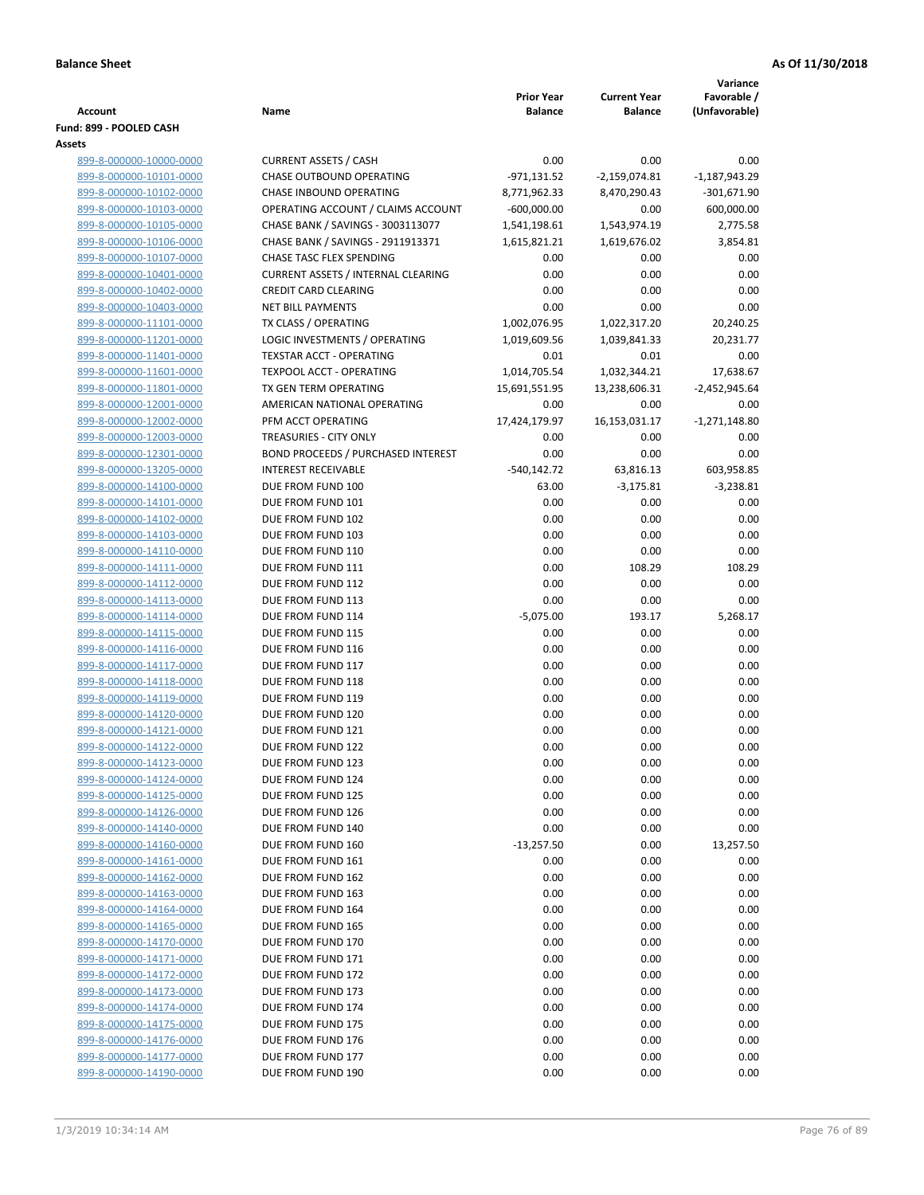**Balance Sheet** | **As Of 11/30/2018**

| Account | Name | Prior Year Balance | Current Year Balance | Variance Favorable / (Unfavorable) |
|---|---|---|---|---|
| **Fund: 899 - POOLED CASH** | | | | |
| **Assets** | | | | |
| 899-8-000000-10000-0000 | CURRENT ASSETS / CASH | 0.00 | 0.00 | 0.00 |
| 899-8-000000-10101-0000 | CHASE OUTBOUND OPERATING | -971,131.52 | -2,159,074.81 | -1,187,943.29 |
| 899-8-000000-10102-0000 | CHASE INBOUND OPERATING | 8,771,962.33 | 8,470,290.43 | -301,671.90 |
| 899-8-000000-10103-0000 | OPERATING ACCOUNT / CLAIMS ACCOUNT | -600,000.00 | 0.00 | 600,000.00 |
| 899-8-000000-10105-0000 | CHASE BANK / SAVINGS - 3003113077 | 1,541,198.61 | 1,543,974.19 | 2,775.58 |
| 899-8-000000-10106-0000 | CHASE BANK / SAVINGS - 2911913371 | 1,615,821.21 | 1,619,676.02 | 3,854.81 |
| 899-8-000000-10107-0000 | CHASE TASC FLEX SPENDING | 0.00 | 0.00 | 0.00 |
| 899-8-000000-10401-0000 | CURRENT ASSETS / INTERNAL CLEARING | 0.00 | 0.00 | 0.00 |
| 899-8-000000-10402-0000 | CREDIT CARD CLEARING | 0.00 | 0.00 | 0.00 |
| 899-8-000000-10403-0000 | NET BILL PAYMENTS | 0.00 | 0.00 | 0.00 |
| 899-8-000000-11101-0000 | TX CLASS / OPERATING | 1,002,076.95 | 1,022,317.20 | 20,240.25 |
| 899-8-000000-11201-0000 | LOGIC INVESTMENTS / OPERATING | 1,019,609.56 | 1,039,841.33 | 20,231.77 |
| 899-8-000000-11401-0000 | TEXSTAR ACCT - OPERATING | 0.01 | 0.01 | 0.00 |
| 899-8-000000-11601-0000 | TEXPOOL ACCT - OPERATING | 1,014,705.54 | 1,032,344.21 | 17,638.67 |
| 899-8-000000-11801-0000 | TX GEN TERM OPERATING | 15,691,551.95 | 13,238,606.31 | -2,452,945.64 |
| 899-8-000000-12001-0000 | AMERICAN NATIONAL OPERATING | 0.00 | 0.00 | 0.00 |
| 899-8-000000-12002-0000 | PFM ACCT OPERATING | 17,424,179.97 | 16,153,031.17 | -1,271,148.80 |
| 899-8-000000-12003-0000 | TREASURIES - CITY ONLY | 0.00 | 0.00 | 0.00 |
| 899-8-000000-12301-0000 | BOND PROCEEDS / PURCHASED INTEREST | 0.00 | 0.00 | 0.00 |
| 899-8-000000-13205-0000 | INTEREST RECEIVABLE | -540,142.72 | 63,816.13 | 603,958.85 |
| 899-8-000000-14100-0000 | DUE FROM FUND 100 | 63.00 | -3,175.81 | -3,238.81 |
| 899-8-000000-14101-0000 | DUE FROM FUND 101 | 0.00 | 0.00 | 0.00 |
| 899-8-000000-14102-0000 | DUE FROM FUND 102 | 0.00 | 0.00 | 0.00 |
| 899-8-000000-14103-0000 | DUE FROM FUND 103 | 0.00 | 0.00 | 0.00 |
| 899-8-000000-14110-0000 | DUE FROM FUND 110 | 0.00 | 0.00 | 0.00 |
| 899-8-000000-14111-0000 | DUE FROM FUND 111 | 0.00 | 108.29 | 108.29 |
| 899-8-000000-14112-0000 | DUE FROM FUND 112 | 0.00 | 0.00 | 0.00 |
| 899-8-000000-14113-0000 | DUE FROM FUND 113 | 0.00 | 0.00 | 0.00 |
| 899-8-000000-14114-0000 | DUE FROM FUND 114 | -5,075.00 | 193.17 | 5,268.17 |
| 899-8-000000-14115-0000 | DUE FROM FUND 115 | 0.00 | 0.00 | 0.00 |
| 899-8-000000-14116-0000 | DUE FROM FUND 116 | 0.00 | 0.00 | 0.00 |
| 899-8-000000-14117-0000 | DUE FROM FUND 117 | 0.00 | 0.00 | 0.00 |
| 899-8-000000-14118-0000 | DUE FROM FUND 118 | 0.00 | 0.00 | 0.00 |
| 899-8-000000-14119-0000 | DUE FROM FUND 119 | 0.00 | 0.00 | 0.00 |
| 899-8-000000-14120-0000 | DUE FROM FUND 120 | 0.00 | 0.00 | 0.00 |
| 899-8-000000-14121-0000 | DUE FROM FUND 121 | 0.00 | 0.00 | 0.00 |
| 899-8-000000-14122-0000 | DUE FROM FUND 122 | 0.00 | 0.00 | 0.00 |
| 899-8-000000-14123-0000 | DUE FROM FUND 123 | 0.00 | 0.00 | 0.00 |
| 899-8-000000-14124-0000 | DUE FROM FUND 124 | 0.00 | 0.00 | 0.00 |
| 899-8-000000-14125-0000 | DUE FROM FUND 125 | 0.00 | 0.00 | 0.00 |
| 899-8-000000-14126-0000 | DUE FROM FUND 126 | 0.00 | 0.00 | 0.00 |
| 899-8-000000-14140-0000 | DUE FROM FUND 140 | 0.00 | 0.00 | 0.00 |
| 899-8-000000-14160-0000 | DUE FROM FUND 160 | -13,257.50 | 0.00 | 13,257.50 |
| 899-8-000000-14161-0000 | DUE FROM FUND 161 | 0.00 | 0.00 | 0.00 |
| 899-8-000000-14162-0000 | DUE FROM FUND 162 | 0.00 | 0.00 | 0.00 |
| 899-8-000000-14163-0000 | DUE FROM FUND 163 | 0.00 | 0.00 | 0.00 |
| 899-8-000000-14164-0000 | DUE FROM FUND 164 | 0.00 | 0.00 | 0.00 |
| 899-8-000000-14165-0000 | DUE FROM FUND 165 | 0.00 | 0.00 | 0.00 |
| 899-8-000000-14170-0000 | DUE FROM FUND 170 | 0.00 | 0.00 | 0.00 |
| 899-8-000000-14171-0000 | DUE FROM FUND 171 | 0.00 | 0.00 | 0.00 |
| 899-8-000000-14172-0000 | DUE FROM FUND 172 | 0.00 | 0.00 | 0.00 |
| 899-8-000000-14173-0000 | DUE FROM FUND 173 | 0.00 | 0.00 | 0.00 |
| 899-8-000000-14174-0000 | DUE FROM FUND 174 | 0.00 | 0.00 | 0.00 |
| 899-8-000000-14175-0000 | DUE FROM FUND 175 | 0.00 | 0.00 | 0.00 |
| 899-8-000000-14176-0000 | DUE FROM FUND 176 | 0.00 | 0.00 | 0.00 |
| 899-8-000000-14177-0000 | DUE FROM FUND 177 | 0.00 | 0.00 | 0.00 |
| 899-8-000000-14190-0000 | DUE FROM FUND 190 | 0.00 | 0.00 | 0.00 |

1/3/2019 10:34:14 AM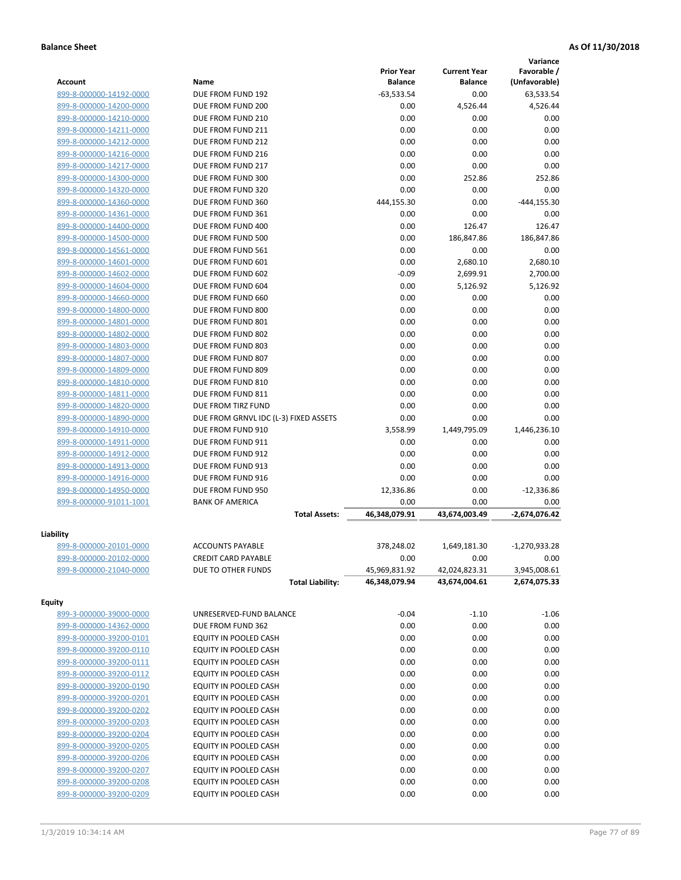**Balance Sheet** **As Of 11/30/2018**

| Account | Name | Prior Year Balance | Current Year Balance | Variance Favorable / (Unfavorable) |
|---|---|---|---|---|
| 899-8-000000-14192-0000 | DUE FROM FUND 192 | -63,533.54 | 0.00 | 63,533.54 |
| 899-8-000000-14200-0000 | DUE FROM FUND 200 | 0.00 | 4,526.44 | 4,526.44 |
| 899-8-000000-14210-0000 | DUE FROM FUND 210 | 0.00 | 0.00 | 0.00 |
| 899-8-000000-14211-0000 | DUE FROM FUND 211 | 0.00 | 0.00 | 0.00 |
| 899-8-000000-14212-0000 | DUE FROM FUND 212 | 0.00 | 0.00 | 0.00 |
| 899-8-000000-14216-0000 | DUE FROM FUND 216 | 0.00 | 0.00 | 0.00 |
| 899-8-000000-14217-0000 | DUE FROM FUND 217 | 0.00 | 0.00 | 0.00 |
| 899-8-000000-14300-0000 | DUE FROM FUND 300 | 0.00 | 252.86 | 252.86 |
| 899-8-000000-14320-0000 | DUE FROM FUND 320 | 0.00 | 0.00 | 0.00 |
| 899-8-000000-14360-0000 | DUE FROM FUND 360 | 444,155.30 | 0.00 | -444,155.30 |
| 899-8-000000-14361-0000 | DUE FROM FUND 361 | 0.00 | 0.00 | 0.00 |
| 899-8-000000-14400-0000 | DUE FROM FUND 400 | 0.00 | 126.47 | 126.47 |
| 899-8-000000-14500-0000 | DUE FROM FUND 500 | 0.00 | 186,847.86 | 186,847.86 |
| 899-8-000000-14561-0000 | DUE FROM FUND 561 | 0.00 | 0.00 | 0.00 |
| 899-8-000000-14601-0000 | DUE FROM FUND 601 | 0.00 | 2,680.10 | 2,680.10 |
| 899-8-000000-14602-0000 | DUE FROM FUND 602 | -0.09 | 2,699.91 | 2,700.00 |
| 899-8-000000-14604-0000 | DUE FROM FUND 604 | 0.00 | 5,126.92 | 5,126.92 |
| 899-8-000000-14660-0000 | DUE FROM FUND 660 | 0.00 | 0.00 | 0.00 |
| 899-8-000000-14800-0000 | DUE FROM FUND 800 | 0.00 | 0.00 | 0.00 |
| 899-8-000000-14801-0000 | DUE FROM FUND 801 | 0.00 | 0.00 | 0.00 |
| 899-8-000000-14802-0000 | DUE FROM FUND 802 | 0.00 | 0.00 | 0.00 |
| 899-8-000000-14803-0000 | DUE FROM FUND 803 | 0.00 | 0.00 | 0.00 |
| 899-8-000000-14807-0000 | DUE FROM FUND 807 | 0.00 | 0.00 | 0.00 |
| 899-8-000000-14809-0000 | DUE FROM FUND 809 | 0.00 | 0.00 | 0.00 |
| 899-8-000000-14810-0000 | DUE FROM FUND 810 | 0.00 | 0.00 | 0.00 |
| 899-8-000000-14811-0000 | DUE FROM FUND 811 | 0.00 | 0.00 | 0.00 |
| 899-8-000000-14820-0000 | DUE FROM TIRZ FUND | 0.00 | 0.00 | 0.00 |
| 899-8-000000-14890-0000 | DUE FROM GRNVL IDC (L-3) FIXED ASSETS | 0.00 | 0.00 | 0.00 |
| 899-8-000000-14910-0000 | DUE FROM FUND 910 | 3,558.99 | 1,449,795.09 | 1,446,236.10 |
| 899-8-000000-14911-0000 | DUE FROM FUND 911 | 0.00 | 0.00 | 0.00 |
| 899-8-000000-14912-0000 | DUE FROM FUND 912 | 0.00 | 0.00 | 0.00 |
| 899-8-000000-14913-0000 | DUE FROM FUND 913 | 0.00 | 0.00 | 0.00 |
| 899-8-000000-14916-0000 | DUE FROM FUND 916 | 0.00 | 0.00 | 0.00 |
| 899-8-000000-14950-0000 | DUE FROM FUND 950 | 12,336.86 | 0.00 | -12,336.86 |
| 899-8-000000-91011-1001 | BANK OF AMERICA | 0.00 | 0.00 | 0.00 |
| | **Total Assets:** | **46,348,079.91** | **43,674,003.49** | **-2,674,076.42** |

**Liability**

| Account | Name | Prior Year Balance | Current Year Balance | Variance Favorable / (Unfavorable) |
|---|---|---|---|---|
| 899-8-000000-20101-0000 | ACCOUNTS PAYABLE | 378,248.02 | 1,649,181.30 | -1,270,933.28 |
| 899-8-000000-20102-0000 | CREDIT CARD PAYABLE | 0.00 | 0.00 | 0.00 |
| 899-8-000000-21040-0000 | DUE TO OTHER FUNDS | 45,969,831.92 | 42,024,823.31 | 3,945,008.61 |
| | **Total Liability:** | **46,348,079.94** | **43,674,004.61** | **2,674,075.33** |

**Equity**

| Account | Name | Prior Year Balance | Current Year Balance | Variance Favorable / (Unfavorable) |
|---|---|---|---|---|
| 899-3-000000-39000-0000 | UNRESERVED-FUND BALANCE | -0.04 | -1.10 | -1.06 |
| 899-8-000000-14362-0000 | DUE FROM FUND 362 | 0.00 | 0.00 | 0.00 |
| 899-8-000000-39200-0101 | EQUITY IN POOLED CASH | 0.00 | 0.00 | 0.00 |
| 899-8-000000-39200-0110 | EQUITY IN POOLED CASH | 0.00 | 0.00 | 0.00 |
| 899-8-000000-39200-0111 | EQUITY IN POOLED CASH | 0.00 | 0.00 | 0.00 |
| 899-8-000000-39200-0112 | EQUITY IN POOLED CASH | 0.00 | 0.00 | 0.00 |
| 899-8-000000-39200-0190 | EQUITY IN POOLED CASH | 0.00 | 0.00 | 0.00 |
| 899-8-000000-39200-0201 | EQUITY IN POOLED CASH | 0.00 | 0.00 | 0.00 |
| 899-8-000000-39200-0202 | EQUITY IN POOLED CASH | 0.00 | 0.00 | 0.00 |
| 899-8-000000-39200-0203 | EQUITY IN POOLED CASH | 0.00 | 0.00 | 0.00 |
| 899-8-000000-39200-0204 | EQUITY IN POOLED CASH | 0.00 | 0.00 | 0.00 |
| 899-8-000000-39200-0205 | EQUITY IN POOLED CASH | 0.00 | 0.00 | 0.00 |
| 899-8-000000-39200-0206 | EQUITY IN POOLED CASH | 0.00 | 0.00 | 0.00 |
| 899-8-000000-39200-0207 | EQUITY IN POOLED CASH | 0.00 | 0.00 | 0.00 |
| 899-8-000000-39200-0208 | EQUITY IN POOLED CASH | 0.00 | 0.00 | 0.00 |
| 899-8-000000-39200-0209 | EQUITY IN POOLED CASH | 0.00 | 0.00 | 0.00 |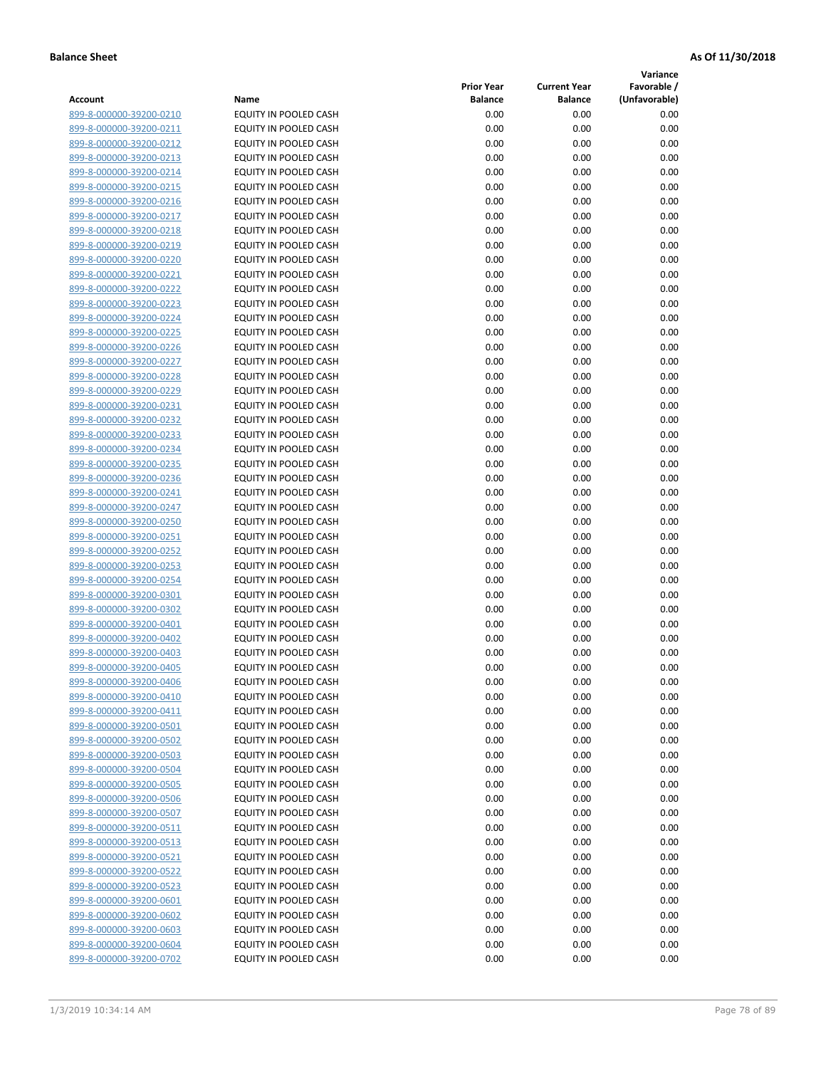**Balance Sheet** **As Of 11/30/2018**

| Account | Name | Prior Year Balance | Current Year Balance | Variance Favorable / (Unfavorable) |
|---|---|---|---|---|
| 899-8-000000-39200-0210 | EQUITY IN POOLED CASH | 0.00 | 0.00 | 0.00 |
| 899-8-000000-39200-0211 | EQUITY IN POOLED CASH | 0.00 | 0.00 | 0.00 |
| 899-8-000000-39200-0212 | EQUITY IN POOLED CASH | 0.00 | 0.00 | 0.00 |
| 899-8-000000-39200-0213 | EQUITY IN POOLED CASH | 0.00 | 0.00 | 0.00 |
| 899-8-000000-39200-0214 | EQUITY IN POOLED CASH | 0.00 | 0.00 | 0.00 |
| 899-8-000000-39200-0215 | EQUITY IN POOLED CASH | 0.00 | 0.00 | 0.00 |
| 899-8-000000-39200-0216 | EQUITY IN POOLED CASH | 0.00 | 0.00 | 0.00 |
| 899-8-000000-39200-0217 | EQUITY IN POOLED CASH | 0.00 | 0.00 | 0.00 |
| 899-8-000000-39200-0218 | EQUITY IN POOLED CASH | 0.00 | 0.00 | 0.00 |
| 899-8-000000-39200-0219 | EQUITY IN POOLED CASH | 0.00 | 0.00 | 0.00 |
| 899-8-000000-39200-0220 | EQUITY IN POOLED CASH | 0.00 | 0.00 | 0.00 |
| 899-8-000000-39200-0221 | EQUITY IN POOLED CASH | 0.00 | 0.00 | 0.00 |
| 899-8-000000-39200-0222 | EQUITY IN POOLED CASH | 0.00 | 0.00 | 0.00 |
| 899-8-000000-39200-0223 | EQUITY IN POOLED CASH | 0.00 | 0.00 | 0.00 |
| 899-8-000000-39200-0224 | EQUITY IN POOLED CASH | 0.00 | 0.00 | 0.00 |
| 899-8-000000-39200-0225 | EQUITY IN POOLED CASH | 0.00 | 0.00 | 0.00 |
| 899-8-000000-39200-0226 | EQUITY IN POOLED CASH | 0.00 | 0.00 | 0.00 |
| 899-8-000000-39200-0227 | EQUITY IN POOLED CASH | 0.00 | 0.00 | 0.00 |
| 899-8-000000-39200-0228 | EQUITY IN POOLED CASH | 0.00 | 0.00 | 0.00 |
| 899-8-000000-39200-0229 | EQUITY IN POOLED CASH | 0.00 | 0.00 | 0.00 |
| 899-8-000000-39200-0231 | EQUITY IN POOLED CASH | 0.00 | 0.00 | 0.00 |
| 899-8-000000-39200-0232 | EQUITY IN POOLED CASH | 0.00 | 0.00 | 0.00 |
| 899-8-000000-39200-0233 | EQUITY IN POOLED CASH | 0.00 | 0.00 | 0.00 |
| 899-8-000000-39200-0234 | EQUITY IN POOLED CASH | 0.00 | 0.00 | 0.00 |
| 899-8-000000-39200-0235 | EQUITY IN POOLED CASH | 0.00 | 0.00 | 0.00 |
| 899-8-000000-39200-0236 | EQUITY IN POOLED CASH | 0.00 | 0.00 | 0.00 |
| 899-8-000000-39200-0241 | EQUITY IN POOLED CASH | 0.00 | 0.00 | 0.00 |
| 899-8-000000-39200-0247 | EQUITY IN POOLED CASH | 0.00 | 0.00 | 0.00 |
| 899-8-000000-39200-0250 | EQUITY IN POOLED CASH | 0.00 | 0.00 | 0.00 |
| 899-8-000000-39200-0251 | EQUITY IN POOLED CASH | 0.00 | 0.00 | 0.00 |
| 899-8-000000-39200-0252 | EQUITY IN POOLED CASH | 0.00 | 0.00 | 0.00 |
| 899-8-000000-39200-0253 | EQUITY IN POOLED CASH | 0.00 | 0.00 | 0.00 |
| 899-8-000000-39200-0254 | EQUITY IN POOLED CASH | 0.00 | 0.00 | 0.00 |
| 899-8-000000-39200-0301 | EQUITY IN POOLED CASH | 0.00 | 0.00 | 0.00 |
| 899-8-000000-39200-0302 | EQUITY IN POOLED CASH | 0.00 | 0.00 | 0.00 |
| 899-8-000000-39200-0401 | EQUITY IN POOLED CASH | 0.00 | 0.00 | 0.00 |
| 899-8-000000-39200-0402 | EQUITY IN POOLED CASH | 0.00 | 0.00 | 0.00 |
| 899-8-000000-39200-0403 | EQUITY IN POOLED CASH | 0.00 | 0.00 | 0.00 |
| 899-8-000000-39200-0405 | EQUITY IN POOLED CASH | 0.00 | 0.00 | 0.00 |
| 899-8-000000-39200-0406 | EQUITY IN POOLED CASH | 0.00 | 0.00 | 0.00 |
| 899-8-000000-39200-0410 | EQUITY IN POOLED CASH | 0.00 | 0.00 | 0.00 |
| 899-8-000000-39200-0411 | EQUITY IN POOLED CASH | 0.00 | 0.00 | 0.00 |
| 899-8-000000-39200-0501 | EQUITY IN POOLED CASH | 0.00 | 0.00 | 0.00 |
| 899-8-000000-39200-0502 | EQUITY IN POOLED CASH | 0.00 | 0.00 | 0.00 |
| 899-8-000000-39200-0503 | EQUITY IN POOLED CASH | 0.00 | 0.00 | 0.00 |
| 899-8-000000-39200-0504 | EQUITY IN POOLED CASH | 0.00 | 0.00 | 0.00 |
| 899-8-000000-39200-0505 | EQUITY IN POOLED CASH | 0.00 | 0.00 | 0.00 |
| 899-8-000000-39200-0506 | EQUITY IN POOLED CASH | 0.00 | 0.00 | 0.00 |
| 899-8-000000-39200-0507 | EQUITY IN POOLED CASH | 0.00 | 0.00 | 0.00 |
| 899-8-000000-39200-0511 | EQUITY IN POOLED CASH | 0.00 | 0.00 | 0.00 |
| 899-8-000000-39200-0513 | EQUITY IN POOLED CASH | 0.00 | 0.00 | 0.00 |
| 899-8-000000-39200-0521 | EQUITY IN POOLED CASH | 0.00 | 0.00 | 0.00 |
| 899-8-000000-39200-0522 | EQUITY IN POOLED CASH | 0.00 | 0.00 | 0.00 |
| 899-8-000000-39200-0523 | EQUITY IN POOLED CASH | 0.00 | 0.00 | 0.00 |
| 899-8-000000-39200-0601 | EQUITY IN POOLED CASH | 0.00 | 0.00 | 0.00 |
| 899-8-000000-39200-0602 | EQUITY IN POOLED CASH | 0.00 | 0.00 | 0.00 |
| 899-8-000000-39200-0603 | EQUITY IN POOLED CASH | 0.00 | 0.00 | 0.00 |
| 899-8-000000-39200-0604 | EQUITY IN POOLED CASH | 0.00 | 0.00 | 0.00 |
| 899-8-000000-39200-0702 | EQUITY IN POOLED CASH | 0.00 | 0.00 | 0.00 |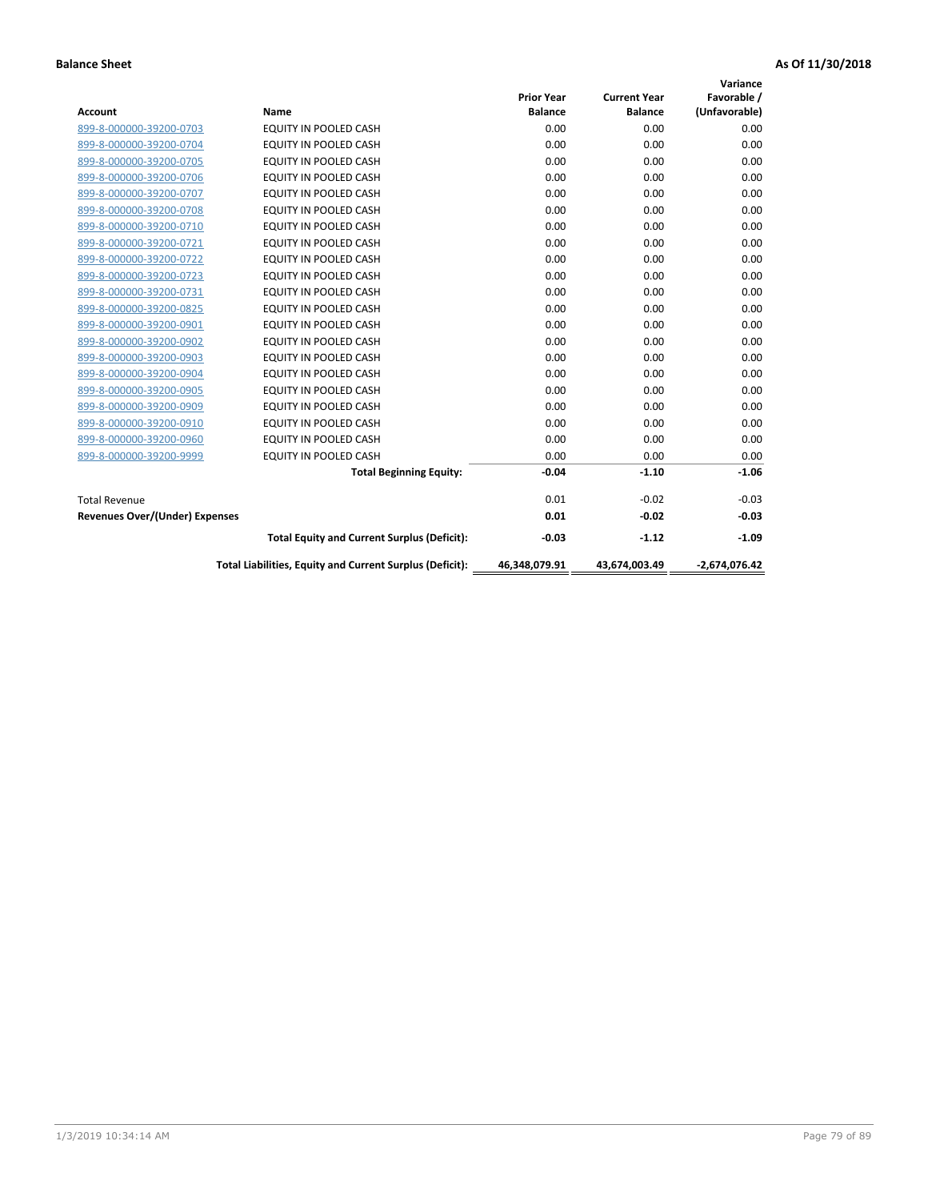**Balance Sheet** **As Of 11/30/2018**

| Account | Name | Prior Year Balance | Current Year Balance | Variance Favorable / (Unfavorable) |
|---|---|---|---|---|
| 899-8-000000-39200-0703 | EQUITY IN POOLED CASH | 0.00 | 0.00 | 0.00 |
| 899-8-000000-39200-0704 | EQUITY IN POOLED CASH | 0.00 | 0.00 | 0.00 |
| 899-8-000000-39200-0705 | EQUITY IN POOLED CASH | 0.00 | 0.00 | 0.00 |
| 899-8-000000-39200-0706 | EQUITY IN POOLED CASH | 0.00 | 0.00 | 0.00 |
| 899-8-000000-39200-0707 | EQUITY IN POOLED CASH | 0.00 | 0.00 | 0.00 |
| 899-8-000000-39200-0708 | EQUITY IN POOLED CASH | 0.00 | 0.00 | 0.00 |
| 899-8-000000-39200-0710 | EQUITY IN POOLED CASH | 0.00 | 0.00 | 0.00 |
| 899-8-000000-39200-0721 | EQUITY IN POOLED CASH | 0.00 | 0.00 | 0.00 |
| 899-8-000000-39200-0722 | EQUITY IN POOLED CASH | 0.00 | 0.00 | 0.00 |
| 899-8-000000-39200-0723 | EQUITY IN POOLED CASH | 0.00 | 0.00 | 0.00 |
| 899-8-000000-39200-0731 | EQUITY IN POOLED CASH | 0.00 | 0.00 | 0.00 |
| 899-8-000000-39200-0825 | EQUITY IN POOLED CASH | 0.00 | 0.00 | 0.00 |
| 899-8-000000-39200-0901 | EQUITY IN POOLED CASH | 0.00 | 0.00 | 0.00 |
| 899-8-000000-39200-0902 | EQUITY IN POOLED CASH | 0.00 | 0.00 | 0.00 |
| 899-8-000000-39200-0903 | EQUITY IN POOLED CASH | 0.00 | 0.00 | 0.00 |
| 899-8-000000-39200-0904 | EQUITY IN POOLED CASH | 0.00 | 0.00 | 0.00 |
| 899-8-000000-39200-0905 | EQUITY IN POOLED CASH | 0.00 | 0.00 | 0.00 |
| 899-8-000000-39200-0909 | EQUITY IN POOLED CASH | 0.00 | 0.00 | 0.00 |
| 899-8-000000-39200-0910 | EQUITY IN POOLED CASH | 0.00 | 0.00 | 0.00 |
| 899-8-000000-39200-0960 | EQUITY IN POOLED CASH | 0.00 | 0.00 | 0.00 |
| 899-8-000000-39200-9999 | EQUITY IN POOLED CASH | 0.00 | 0.00 | 0.00 |
| | **Total Beginning Equity:** | **-0.04** | **-1.10** | **-1.06** |
| Total Revenue | | 0.01 | -0.02 | -0.03 |
| **Revenues Over/(Under) Expenses** | | **0.01** | **-0.02** | **-0.03** |
| | **Total Equity and Current Surplus (Deficit):** | **-0.03** | **-1.12** | **-1.09** |
| | **Total Liabilities, Equity and Current Surplus (Deficit):** | **46,348,079.91** | **43,674,003.49** | **-2,674,076.42** |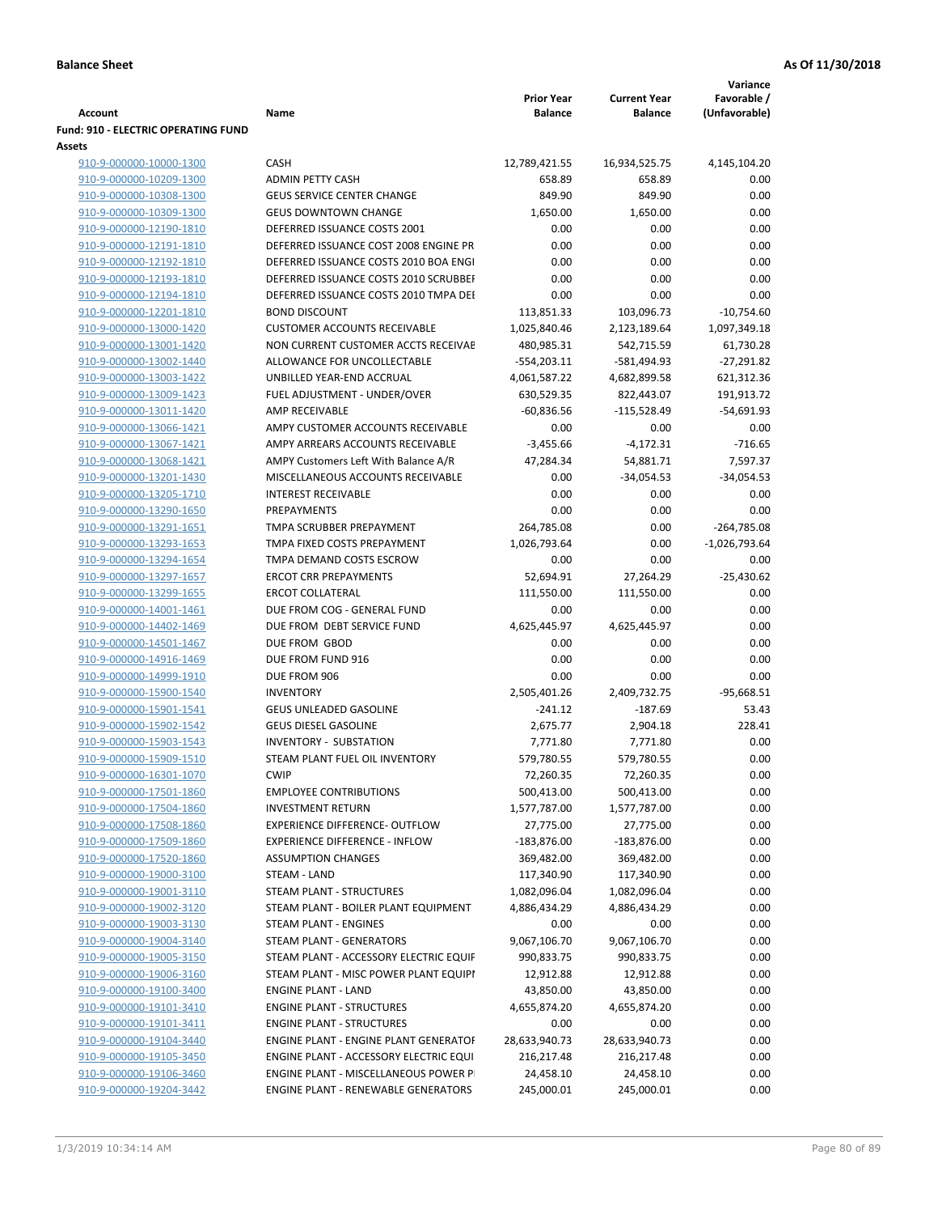**Balance Sheet** **As Of 11/30/2018**

| Account | Name | Prior Year Balance | Current Year Balance | Variance Favorable / (Unfavorable) |
|---|---|---|---|---|
| **Fund: 910 - ELECTRIC OPERATING FUND** | | | | |
| **Assets** | | | | |
| 910-9-000000-10000-1300 | CASH | 12,789,421.55 | 16,934,525.75 | 4,145,104.20 |
| 910-9-000000-10209-1300 | ADMIN PETTY CASH | 658.89 | 658.89 | 0.00 |
| 910-9-000000-10308-1300 | GEUS SERVICE CENTER CHANGE | 849.90 | 849.90 | 0.00 |
| 910-9-000000-10309-1300 | GEUS DOWNTOWN CHANGE | 1,650.00 | 1,650.00 | 0.00 |
| 910-9-000000-12190-1810 | DEFERRED ISSUANCE COSTS 2001 | 0.00 | 0.00 | 0.00 |
| 910-9-000000-12191-1810 | DEFERRED ISSUANCE COST 2008 ENGINE PR | 0.00 | 0.00 | 0.00 |
| 910-9-000000-12192-1810 | DEFERRED ISSUANCE COSTS 2010 BOA ENGI | 0.00 | 0.00 | 0.00 |
| 910-9-000000-12193-1810 | DEFERRED ISSUANCE COSTS 2010 SCRUBBEI | 0.00 | 0.00 | 0.00 |
| 910-9-000000-12194-1810 | DEFERRED ISSUANCE COSTS 2010 TMPA DEI | 0.00 | 0.00 | 0.00 |
| 910-9-000000-12201-1810 | BOND DISCOUNT | 113,851.33 | 103,096.73 | -10,754.60 |
| 910-9-000000-13000-1420 | CUSTOMER ACCOUNTS RECEIVABLE | 1,025,840.46 | 2,123,189.64 | 1,097,349.18 |
| 910-9-000000-13001-1420 | NON CURRENT CUSTOMER ACCTS RECEIVAE | 480,985.31 | 542,715.59 | 61,730.28 |
| 910-9-000000-13002-1440 | ALLOWANCE FOR UNCOLLECTABLE | -554,203.11 | -581,494.93 | -27,291.82 |
| 910-9-000000-13003-1422 | UNBILLED YEAR-END ACCRUAL | 4,061,587.22 | 4,682,899.58 | 621,312.36 |
| 910-9-000000-13009-1423 | FUEL ADJUSTMENT - UNDER/OVER | 630,529.35 | 822,443.07 | 191,913.72 |
| 910-9-000000-13011-1420 | AMP RECEIVABLE | -60,836.56 | -115,528.49 | -54,691.93 |
| 910-9-000000-13066-1421 | AMPY CUSTOMER ACCOUNTS RECEIVABLE | 0.00 | 0.00 | 0.00 |
| 910-9-000000-13067-1421 | AMPY ARREARS ACCOUNTS RECEIVABLE | -3,455.66 | -4,172.31 | -716.65 |
| 910-9-000000-13068-1421 | AMPY Customers Left With Balance A/R | 47,284.34 | 54,881.71 | 7,597.37 |
| 910-9-000000-13201-1430 | MISCELLANEOUS ACCOUNTS RECEIVABLE | 0.00 | -34,054.53 | -34,054.53 |
| 910-9-000000-13205-1710 | INTEREST RECEIVABLE | 0.00 | 0.00 | 0.00 |
| 910-9-000000-13290-1650 | PREPAYMENTS | 0.00 | 0.00 | 0.00 |
| 910-9-000000-13291-1651 | TMPA SCRUBBER PREPAYMENT | 264,785.08 | 0.00 | -264,785.08 |
| 910-9-000000-13293-1653 | TMPA FIXED COSTS PREPAYMENT | 1,026,793.64 | 0.00 | -1,026,793.64 |
| 910-9-000000-13294-1654 | TMPA DEMAND COSTS ESCROW | 0.00 | 0.00 | 0.00 |
| 910-9-000000-13297-1657 | ERCOT CRR PREPAYMENTS | 52,694.91 | 27,264.29 | -25,430.62 |
| 910-9-000000-13299-1655 | ERCOT COLLATERAL | 111,550.00 | 111,550.00 | 0.00 |
| 910-9-000000-14001-1461 | DUE FROM COG - GENERAL FUND | 0.00 | 0.00 | 0.00 |
| 910-9-000000-14402-1469 | DUE FROM DEBT SERVICE FUND | 4,625,445.97 | 4,625,445.97 | 0.00 |
| 910-9-000000-14501-1467 | DUE FROM GBOD | 0.00 | 0.00 | 0.00 |
| 910-9-000000-14916-1469 | DUE FROM FUND 916 | 0.00 | 0.00 | 0.00 |
| 910-9-000000-14999-1910 | DUE FROM 906 | 0.00 | 0.00 | 0.00 |
| 910-9-000000-15900-1540 | INVENTORY | 2,505,401.26 | 2,409,732.75 | -95,668.51 |
| 910-9-000000-15901-1541 | GEUS UNLEADED GASOLINE | -241.12 | -187.69 | 53.43 |
| 910-9-000000-15902-1542 | GEUS DIESEL GASOLINE | 2,675.77 | 2,904.18 | 228.41 |
| 910-9-000000-15903-1543 | INVENTORY - SUBSTATION | 7,771.80 | 7,771.80 | 0.00 |
| 910-9-000000-15909-1510 | STEAM PLANT FUEL OIL INVENTORY | 579,780.55 | 579,780.55 | 0.00 |
| 910-9-000000-16301-1070 | CWIP | 72,260.35 | 72,260.35 | 0.00 |
| 910-9-000000-17501-1860 | EMPLOYEE CONTRIBUTIONS | 500,413.00 | 500,413.00 | 0.00 |
| 910-9-000000-17504-1860 | INVESTMENT RETURN | 1,577,787.00 | 1,577,787.00 | 0.00 |
| 910-9-000000-17508-1860 | EXPERIENCE DIFFERENCE- OUTFLOW | 27,775.00 | 27,775.00 | 0.00 |
| 910-9-000000-17509-1860 | EXPERIENCE DIFFERENCE - INFLOW | -183,876.00 | -183,876.00 | 0.00 |
| 910-9-000000-17520-1860 | ASSUMPTION CHANGES | 369,482.00 | 369,482.00 | 0.00 |
| 910-9-000000-19000-3100 | STEAM - LAND | 117,340.90 | 117,340.90 | 0.00 |
| 910-9-000000-19001-3110 | STEAM PLANT - STRUCTURES | 1,082,096.04 | 1,082,096.04 | 0.00 |
| 910-9-000000-19002-3120 | STEAM PLANT - BOILER PLANT EQUIPMENT | 4,886,434.29 | 4,886,434.29 | 0.00 |
| 910-9-000000-19003-3130 | STEAM PLANT - ENGINES | 0.00 | 0.00 | 0.00 |
| 910-9-000000-19004-3140 | STEAM PLANT - GENERATORS | 9,067,106.70 | 9,067,106.70 | 0.00 |
| 910-9-000000-19005-3150 | STEAM PLANT - ACCESSORY ELECTRIC EQUIF | 990,833.75 | 990,833.75 | 0.00 |
| 910-9-000000-19006-3160 | STEAM PLANT - MISC POWER PLANT EQUIPI | 12,912.88 | 12,912.88 | 0.00 |
| 910-9-000000-19100-3400 | ENGINE PLANT - LAND | 43,850.00 | 43,850.00 | 0.00 |
| 910-9-000000-19101-3410 | ENGINE PLANT - STRUCTURES | 4,655,874.20 | 4,655,874.20 | 0.00 |
| 910-9-000000-19101-3411 | ENGINE PLANT - STRUCTURES | 0.00 | 0.00 | 0.00 |
| 910-9-000000-19104-3440 | ENGINE PLANT - ENGINE PLANT GENERATOF | 28,633,940.73 | 28,633,940.73 | 0.00 |
| 910-9-000000-19105-3450 | ENGINE PLANT - ACCESSORY ELECTRIC EQUI | 216,217.48 | 216,217.48 | 0.00 |
| 910-9-000000-19106-3460 | ENGINE PLANT - MISCELLANEOUS POWER PI | 24,458.10 | 24,458.10 | 0.00 |
| 910-9-000000-19204-3442 | ENGINE PLANT - RENEWABLE GENERATORS | 245,000.01 | 245,000.01 | 0.00 |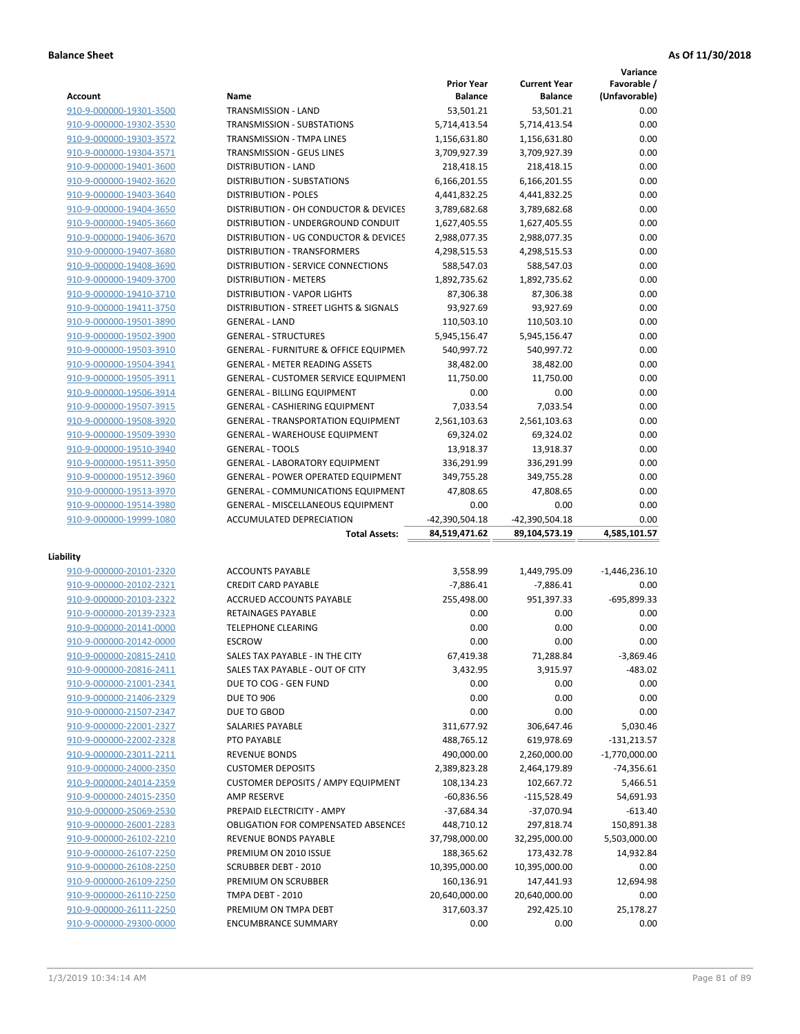**Balance Sheet** — As Of 11/30/2018

| Account | Name | Prior Year Balance | Current Year Balance | Variance Favorable / (Unfavorable) |
|---|---|---|---|---|
| 910-9-000000-19301-3500 | TRANSMISSION - LAND | 53,501.21 | 53,501.21 | 0.00 |
| 910-9-000000-19302-3530 | TRANSMISSION - SUBSTATIONS | 5,714,413.54 | 5,714,413.54 | 0.00 |
| 910-9-000000-19303-3572 | TRANSMISSION - TMPA LINES | 1,156,631.80 | 1,156,631.80 | 0.00 |
| 910-9-000000-19304-3571 | TRANSMISSION - GEUS LINES | 3,709,927.39 | 3,709,927.39 | 0.00 |
| 910-9-000000-19401-3600 | DISTRIBUTION - LAND | 218,418.15 | 218,418.15 | 0.00 |
| 910-9-000000-19402-3620 | DISTRIBUTION - SUBSTATIONS | 6,166,201.55 | 6,166,201.55 | 0.00 |
| 910-9-000000-19403-3640 | DISTRIBUTION - POLES | 4,441,832.25 | 4,441,832.25 | 0.00 |
| 910-9-000000-19404-3650 | DISTRIBUTION - OH CONDUCTOR & DEVICES | 3,789,682.68 | 3,789,682.68 | 0.00 |
| 910-9-000000-19405-3660 | DISTRIBUTION - UNDERGROUND CONDUIT | 1,627,405.55 | 1,627,405.55 | 0.00 |
| 910-9-000000-19406-3670 | DISTRIBUTION - UG CONDUCTOR & DEVICES | 2,988,077.35 | 2,988,077.35 | 0.00 |
| 910-9-000000-19407-3680 | DISTRIBUTION - TRANSFORMERS | 4,298,515.53 | 4,298,515.53 | 0.00 |
| 910-9-000000-19408-3690 | DISTRIBUTION - SERVICE CONNECTIONS | 588,547.03 | 588,547.03 | 0.00 |
| 910-9-000000-19409-3700 | DISTRIBUTION - METERS | 1,892,735.62 | 1,892,735.62 | 0.00 |
| 910-9-000000-19410-3710 | DISTRIBUTION - VAPOR LIGHTS | 87,306.38 | 87,306.38 | 0.00 |
| 910-9-000000-19411-3750 | DISTRIBUTION - STREET LIGHTS & SIGNALS | 93,927.69 | 93,927.69 | 0.00 |
| 910-9-000000-19501-3890 | GENERAL - LAND | 110,503.10 | 110,503.10 | 0.00 |
| 910-9-000000-19502-3900 | GENERAL - STRUCTURES | 5,945,156.47 | 5,945,156.47 | 0.00 |
| 910-9-000000-19503-3910 | GENERAL - FURNITURE & OFFICE EQUIPMEN | 540,997.72 | 540,997.72 | 0.00 |
| 910-9-000000-19504-3941 | GENERAL - METER READING ASSETS | 38,482.00 | 38,482.00 | 0.00 |
| 910-9-000000-19505-3911 | GENERAL - CUSTOMER SERVICE EQUIPMENT | 11,750.00 | 11,750.00 | 0.00 |
| 910-9-000000-19506-3914 | GENERAL - BILLING EQUIPMENT | 0.00 | 0.00 | 0.00 |
| 910-9-000000-19507-3915 | GENERAL - CASHIERING EQUIPMENT | 7,033.54 | 7,033.54 | 0.00 |
| 910-9-000000-19508-3920 | GENERAL - TRANSPORTATION EQUIPMENT | 2,561,103.63 | 2,561,103.63 | 0.00 |
| 910-9-000000-19509-3930 | GENERAL - WAREHOUSE EQUIPMENT | 69,324.02 | 69,324.02 | 0.00 |
| 910-9-000000-19510-3940 | GENERAL - TOOLS | 13,918.37 | 13,918.37 | 0.00 |
| 910-9-000000-19511-3950 | GENERAL - LABORATORY EQUIPMENT | 336,291.99 | 336,291.99 | 0.00 |
| 910-9-000000-19512-3960 | GENERAL - POWER OPERATED EQUIPMENT | 349,755.28 | 349,755.28 | 0.00 |
| 910-9-000000-19513-3970 | GENERAL - COMMUNICATIONS EQUIPMENT | 47,808.65 | 47,808.65 | 0.00 |
| 910-9-000000-19514-3980 | GENERAL - MISCELLANEOUS EQUIPMENT | 0.00 | 0.00 | 0.00 |
| 910-9-000000-19999-1080 | ACCUMULATED DEPRECIATION | -42,390,504.18 | -42,390,504.18 | 0.00 |
| | **Total Assets:** | **84,519,471.62** | **89,104,573.19** | **4,585,101.57** |

**Liability**

| Account | Name | Prior Year Balance | Current Year Balance | Variance Favorable / (Unfavorable) |
|---|---|---|---|---|
| 910-9-000000-20101-2320 | ACCOUNTS PAYABLE | 3,558.99 | 1,449,795.09 | -1,446,236.10 |
| 910-9-000000-20102-2321 | CREDIT CARD PAYABLE | -7,886.41 | -7,886.41 | 0.00 |
| 910-9-000000-20103-2322 | ACCRUED ACCOUNTS PAYABLE | 255,498.00 | 951,397.33 | -695,899.33 |
| 910-9-000000-20139-2323 | RETAINAGES PAYABLE | 0.00 | 0.00 | 0.00 |
| 910-9-000000-20141-0000 | TELEPHONE CLEARING | 0.00 | 0.00 | 0.00 |
| 910-9-000000-20142-0000 | ESCROW | 0.00 | 0.00 | 0.00 |
| 910-9-000000-20815-2410 | SALES TAX PAYABLE - IN THE CITY | 67,419.38 | 71,288.84 | -3,869.46 |
| 910-9-000000-20816-2411 | SALES TAX PAYABLE - OUT OF CITY | 3,432.95 | 3,915.97 | -483.02 |
| 910-9-000000-21001-2341 | DUE TO COG - GEN FUND | 0.00 | 0.00 | 0.00 |
| 910-9-000000-21406-2329 | DUE TO 906 | 0.00 | 0.00 | 0.00 |
| 910-9-000000-21507-2347 | DUE TO GBOD | 0.00 | 0.00 | 0.00 |
| 910-9-000000-22001-2327 | SALARIES PAYABLE | 311,677.92 | 306,647.46 | 5,030.46 |
| 910-9-000000-22002-2328 | PTO PAYABLE | 488,765.12 | 619,978.69 | -131,213.57 |
| 910-9-000000-23011-2211 | REVENUE BONDS | 490,000.00 | 2,260,000.00 | -1,770,000.00 |
| 910-9-000000-24000-2350 | CUSTOMER DEPOSITS | 2,389,823.28 | 2,464,179.89 | -74,356.61 |
| 910-9-000000-24014-2359 | CUSTOMER DEPOSITS / AMPY EQUIPMENT | 108,134.23 | 102,667.72 | 5,466.51 |
| 910-9-000000-24015-2350 | AMP RESERVE | -60,836.56 | -115,528.49 | 54,691.93 |
| 910-9-000000-25069-2530 | PREPAID ELECTRICITY - AMPY | -37,684.34 | -37,070.94 | -613.40 |
| 910-9-000000-26001-2283 | OBLIGATION FOR COMPENSATED ABSENCES | 448,710.12 | 297,818.74 | 150,891.38 |
| 910-9-000000-26102-2210 | REVENUE BONDS PAYABLE | 37,798,000.00 | 32,295,000.00 | 5,503,000.00 |
| 910-9-000000-26107-2250 | PREMIUM ON 2010 ISSUE | 188,365.62 | 173,432.78 | 14,932.84 |
| 910-9-000000-26108-2250 | SCRUBBER DEBT - 2010 | 10,395,000.00 | 10,395,000.00 | 0.00 |
| 910-9-000000-26109-2250 | PREMIUM ON SCRUBBER | 160,136.91 | 147,441.93 | 12,694.98 |
| 910-9-000000-26110-2250 | TMPA DEBT - 2010 | 20,640,000.00 | 20,640,000.00 | 0.00 |
| 910-9-000000-26111-2250 | PREMIUM ON TMPA DEBT | 317,603.37 | 292,425.10 | 25,178.27 |
| 910-9-000000-29300-0000 | ENCUMBRANCE SUMMARY | 0.00 | 0.00 | 0.00 |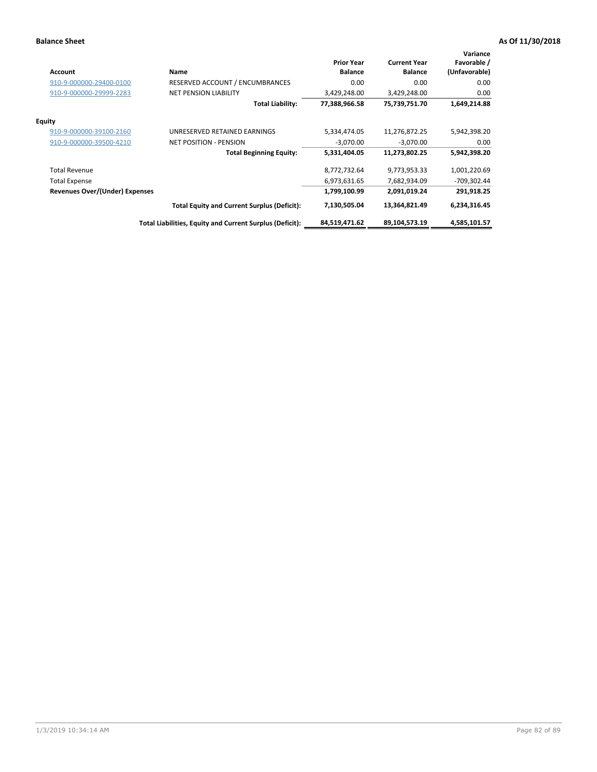**Balance Sheet** — As Of 11/30/2018

| Account | Name | Prior Year Balance | Current Year Balance | Variance Favorable / (Unfavorable) |
|---|---|---|---|---|
| 910-9-000000-29400-0100 | RESERVED ACCOUNT / ENCUMBRANCES | 0.00 | 0.00 | 0.00 |
| 910-9-000000-29999-2283 | NET PENSION LIABILITY | 3,429,248.00 | 3,429,248.00 | 0.00 |
| | **Total Liability:** | **77,388,966.58** | **75,739,751.70** | **1,649,214.88** |
| **Equity** | | | | |
| 910-9-000000-39100-2160 | UNRESERVED RETAINED EARNINGS | 5,334,474.05 | 11,276,872.25 | 5,942,398.20 |
| 910-9-000000-39500-4210 | NET POSITION - PENSION | -3,070.00 | -3,070.00 | 0.00 |
| | **Total Beginning Equity:** | **5,331,404.05** | **11,273,802.25** | **5,942,398.20** |
| Total Revenue | | 8,772,732.64 | 9,773,953.33 | 1,001,220.69 |
| Total Expense | | 6,973,631.65 | 7,682,934.09 | -709,302.44 |
| **Revenues Over/(Under) Expenses** | | **1,799,100.99** | **2,091,019.24** | **291,918.25** |
| | **Total Equity and Current Surplus (Deficit):** | **7,130,505.04** | **13,364,821.49** | **6,234,316.45** |
| | **Total Liabilities, Equity and Current Surplus (Deficit):** | **84,519,471.62** | **89,104,573.19** | **4,585,101.57** |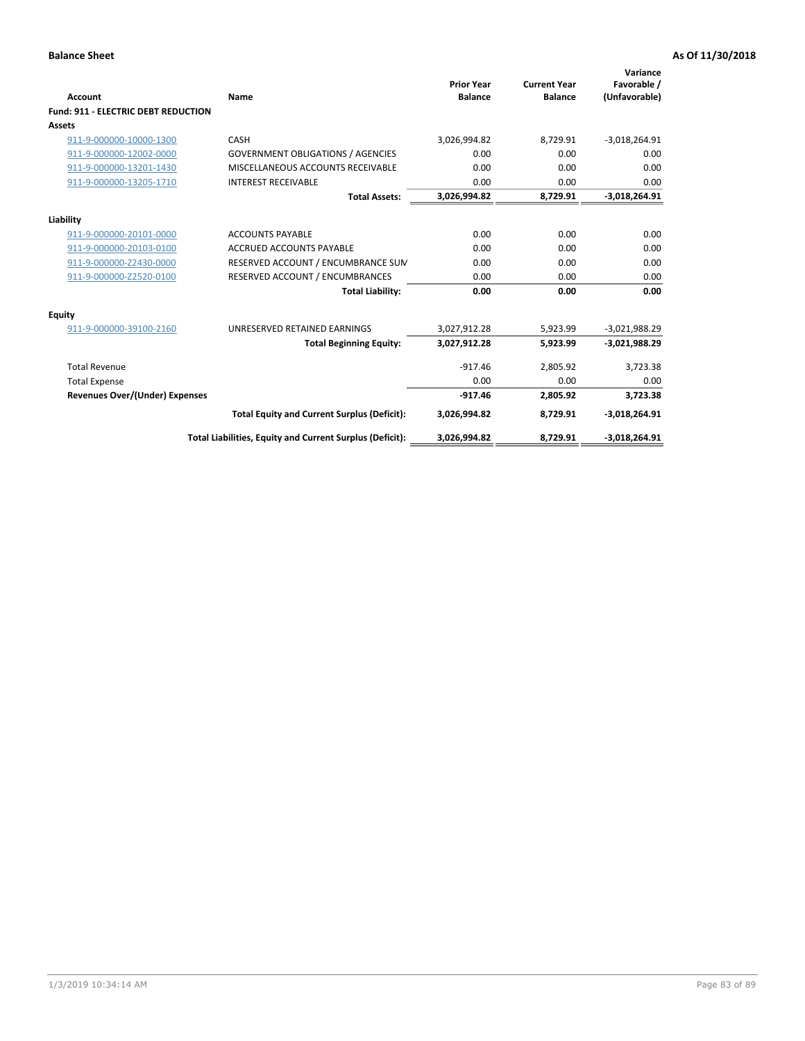**Balance Sheet** **As Of 11/30/2018**

| Account | Name | Prior Year Balance | Current Year Balance | Variance Favorable / (Unfavorable) |
|---|---|---|---|---|
| **Fund: 911 - ELECTRIC DEBT REDUCTION** | | | | |
| **Assets** | | | | |
| 911-9-000000-10000-1300 | CASH | 3,026,994.82 | 8,729.91 | -3,018,264.91 |
| 911-9-000000-12002-0000 | GOVERNMENT OBLIGATIONS / AGENCIES | 0.00 | 0.00 | 0.00 |
| 911-9-000000-13201-1430 | MISCELLANEOUS ACCOUNTS RECEIVABLE | 0.00 | 0.00 | 0.00 |
| 911-9-000000-13205-1710 | INTEREST RECEIVABLE | 0.00 | 0.00 | 0.00 |
| | **Total Assets:** | **3,026,994.82** | **8,729.91** | **-3,018,264.91** |
| **Liability** | | | | |
| 911-9-000000-20101-0000 | ACCOUNTS PAYABLE | 0.00 | 0.00 | 0.00 |
| 911-9-000000-20103-0100 | ACCRUED ACCOUNTS PAYABLE | 0.00 | 0.00 | 0.00 |
| 911-9-000000-Z2430-0000 | RESERVED ACCOUNT / ENCUMBRANCE SUM | 0.00 | 0.00 | 0.00 |
| 911-9-000000-Z2520-0100 | RESERVED ACCOUNT / ENCUMBRANCES | 0.00 | 0.00 | 0.00 |
| | **Total Liability:** | **0.00** | **0.00** | **0.00** |
| **Equity** | | | | |
| 911-9-000000-39100-2160 | UNRESERVED RETAINED EARNINGS | 3,027,912.28 | 5,923.99 | -3,021,988.29 |
| | **Total Beginning Equity:** | **3,027,912.28** | **5,923.99** | **-3,021,988.29** |
| Total Revenue | | -917.46 | 2,805.92 | 3,723.38 |
| Total Expense | | 0.00 | 0.00 | 0.00 |
| **Revenues Over/(Under) Expenses** | | **-917.46** | **2,805.92** | **3,723.38** |
| | **Total Equity and Current Surplus (Deficit):** | **3,026,994.82** | **8,729.91** | **-3,018,264.91** |
| | **Total Liabilities, Equity and Current Surplus (Deficit):** | **3,026,994.82** | **8,729.91** | **-3,018,264.91** |

1/3/2019 10:34:14 AM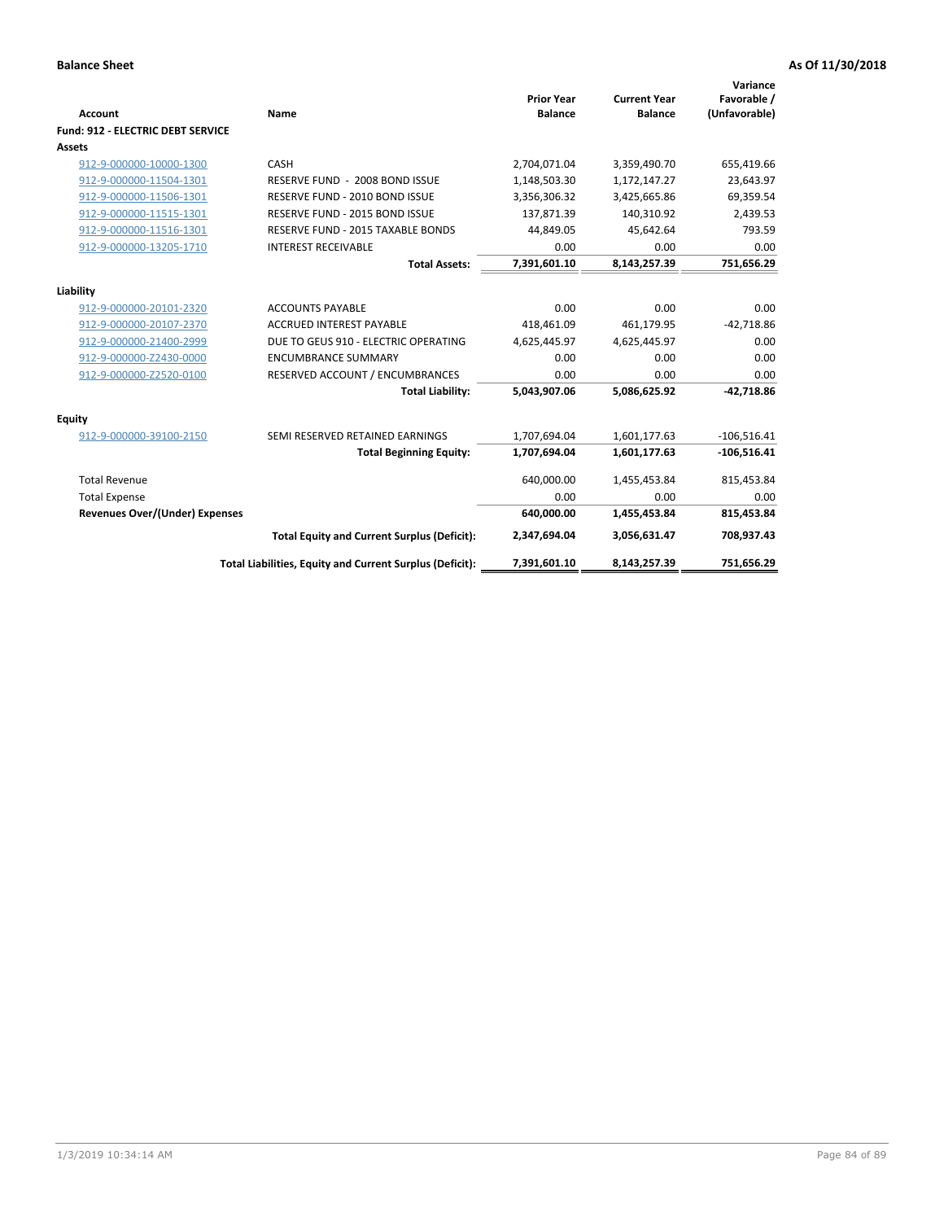**Balance Sheet** **As Of 11/30/2018**

| Account | Name | Prior Year Balance | Current Year Balance | Variance Favorable / (Unfavorable) |
|---|---|---|---|---|
| **Fund: 912 - ELECTRIC DEBT SERVICE** | | | | |
| **Assets** | | | | |
| 912-9-000000-10000-1300 | CASH | 2,704,071.04 | 3,359,490.70 | 655,419.66 |
| 912-9-000000-11504-1301 | RESERVE FUND - 2008 BOND ISSUE | 1,148,503.30 | 1,172,147.27 | 23,643.97 |
| 912-9-000000-11506-1301 | RESERVE FUND - 2010 BOND ISSUE | 3,356,306.32 | 3,425,665.86 | 69,359.54 |
| 912-9-000000-11515-1301 | RESERVE FUND - 2015 BOND ISSUE | 137,871.39 | 140,310.92 | 2,439.53 |
| 912-9-000000-11516-1301 | RESERVE FUND - 2015 TAXABLE BONDS | 44,849.05 | 45,642.64 | 793.59 |
| 912-9-000000-13205-1710 | INTEREST RECEIVABLE | 0.00 | 0.00 | 0.00 |
| | **Total Assets:** | **7,391,601.10** | **8,143,257.39** | **751,656.29** |
| **Liability** | | | | |
| 912-9-000000-20101-2320 | ACCOUNTS PAYABLE | 0.00 | 0.00 | 0.00 |
| 912-9-000000-20107-2370 | ACCRUED INTEREST PAYABLE | 418,461.09 | 461,179.95 | -42,718.86 |
| 912-9-000000-21400-2999 | DUE TO GEUS 910 - ELECTRIC OPERATING | 4,625,445.97 | 4,625,445.97 | 0.00 |
| 912-9-000000-Z2430-0000 | ENCUMBRANCE SUMMARY | 0.00 | 0.00 | 0.00 |
| 912-9-000000-Z2520-0100 | RESERVED ACCOUNT / ENCUMBRANCES | 0.00 | 0.00 | 0.00 |
| | **Total Liability:** | **5,043,907.06** | **5,086,625.92** | **-42,718.86** |
| **Equity** | | | | |
| 912-9-000000-39100-2150 | SEMI RESERVED RETAINED EARNINGS | 1,707,694.04 | 1,601,177.63 | -106,516.41 |
| | **Total Beginning Equity:** | **1,707,694.04** | **1,601,177.63** | **-106,516.41** |
| Total Revenue | | 640,000.00 | 1,455,453.84 | 815,453.84 |
| Total Expense | | 0.00 | 0.00 | 0.00 |
| **Revenues Over/(Under) Expenses** | | **640,000.00** | **1,455,453.84** | **815,453.84** |
| | **Total Equity and Current Surplus (Deficit):** | **2,347,694.04** | **3,056,631.47** | **708,937.43** |
| | **Total Liabilities, Equity and Current Surplus (Deficit):** | **7,391,601.10** | **8,143,257.39** | **751,656.29** |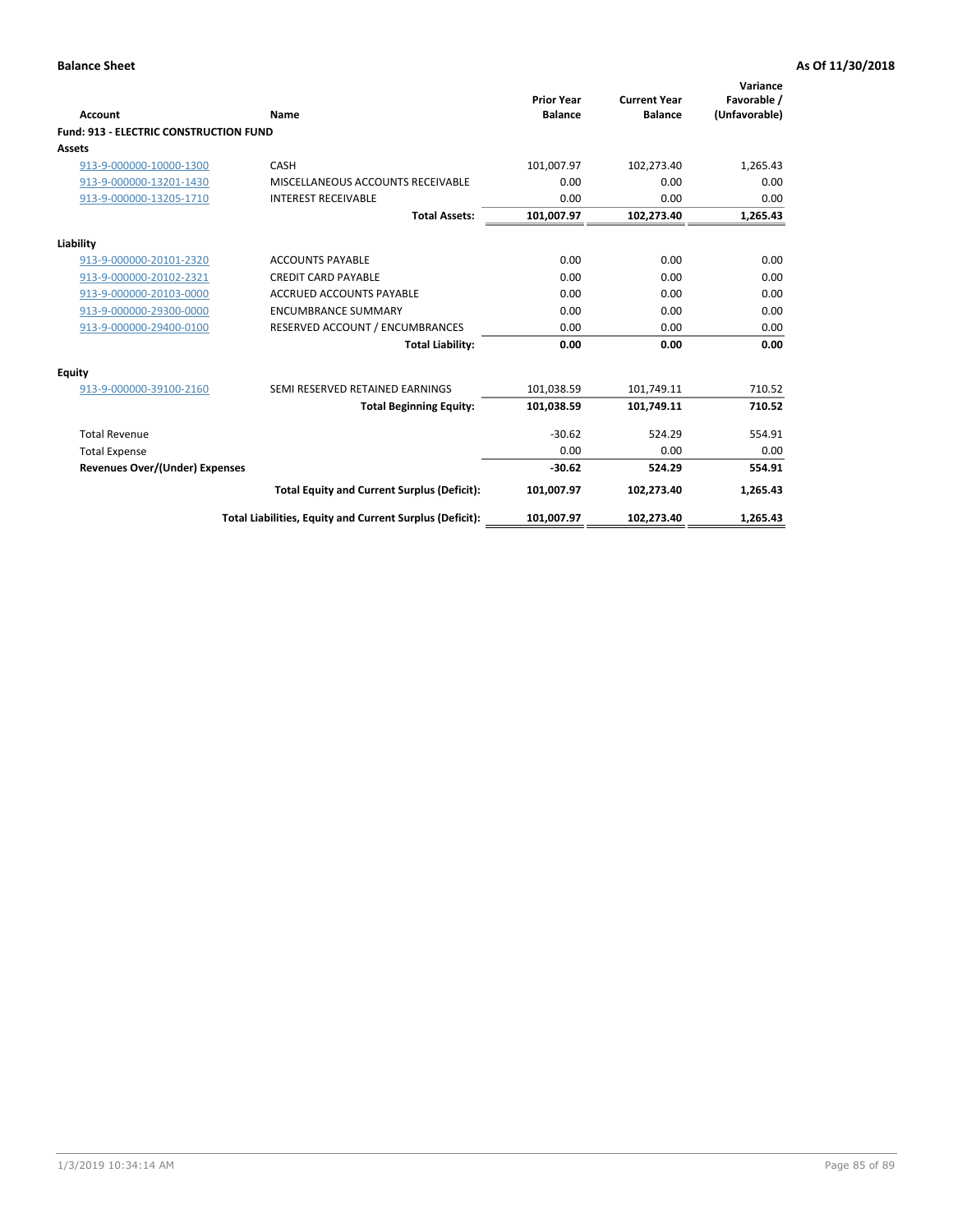**Balance Sheet** | **As Of 11/30/2018**

| Account | Name | Prior Year Balance | Current Year Balance | Variance Favorable / (Unfavorable) |
|---|---|---|---|---|
| **Fund: 913 - ELECTRIC CONSTRUCTION FUND** | | | | |
| **Assets** | | | | |
| 913-9-000000-10000-1300 | CASH | 101,007.97 | 102,273.40 | 1,265.43 |
| 913-9-000000-13201-1430 | MISCELLANEOUS ACCOUNTS RECEIVABLE | 0.00 | 0.00 | 0.00 |
| 913-9-000000-13205-1710 | INTEREST RECEIVABLE | 0.00 | 0.00 | 0.00 |
| | **Total Assets:** | **101,007.97** | **102,273.40** | **1,265.43** |
| **Liability** | | | | |
| 913-9-000000-20101-2320 | ACCOUNTS PAYABLE | 0.00 | 0.00 | 0.00 |
| 913-9-000000-20102-2321 | CREDIT CARD PAYABLE | 0.00 | 0.00 | 0.00 |
| 913-9-000000-20103-0000 | ACCRUED ACCOUNTS PAYABLE | 0.00 | 0.00 | 0.00 |
| 913-9-000000-29300-0000 | ENCUMBRANCE SUMMARY | 0.00 | 0.00 | 0.00 |
| 913-9-000000-29400-0100 | RESERVED ACCOUNT / ENCUMBRANCES | 0.00 | 0.00 | 0.00 |
| | **Total Liability:** | **0.00** | **0.00** | **0.00** |
| **Equity** | | | | |
| 913-9-000000-39100-2160 | SEMI RESERVED RETAINED EARNINGS | 101,038.59 | 101,749.11 | 710.52 |
| | **Total Beginning Equity:** | **101,038.59** | **101,749.11** | **710.52** |
| Total Revenue | | -30.62 | 524.29 | 554.91 |
| Total Expense | | 0.00 | 0.00 | 0.00 |
| **Revenues Over/(Under) Expenses** | | **-30.62** | **524.29** | **554.91** |
| | **Total Equity and Current Surplus (Deficit):** | **101,007.97** | **102,273.40** | **1,265.43** |
| | **Total Liabilities, Equity and Current Surplus (Deficit):** | **101,007.97** | **102,273.40** | **1,265.43** |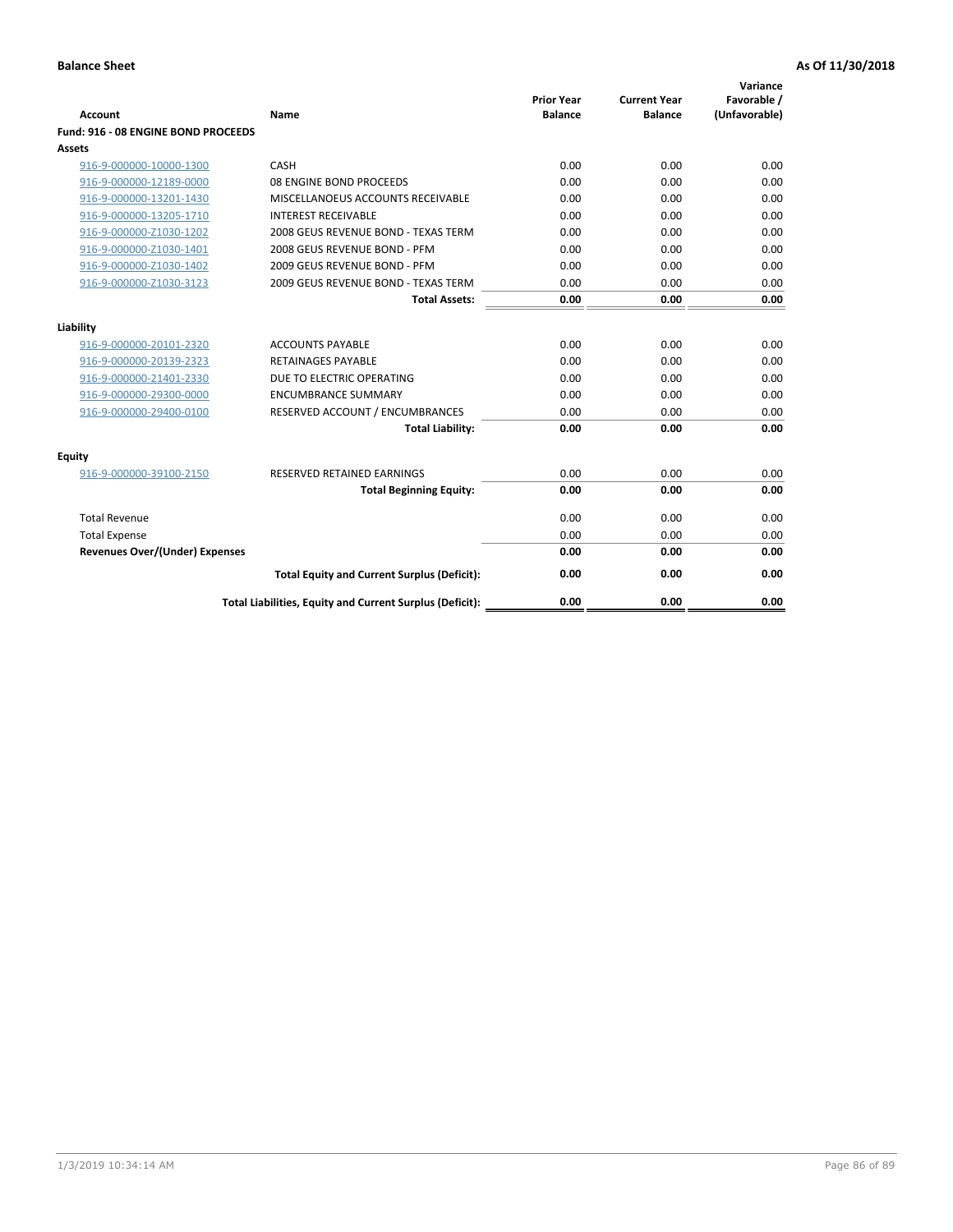**Balance Sheet** **As Of 11/30/2018**

| Account | Name | Prior Year Balance | Current Year Balance | Variance Favorable / (Unfavorable) |
|---|---|---|---|---|
| **Fund: 916 - 08 ENGINE BOND PROCEEDS** | | | | |
| **Assets** | | | | |
| 916-9-000000-10000-1300 | CASH | 0.00 | 0.00 | 0.00 |
| 916-9-000000-12189-0000 | 08 ENGINE BOND PROCEEDS | 0.00 | 0.00 | 0.00 |
| 916-9-000000-13201-1430 | MISCELLANOEUS ACCOUNTS RECEIVABLE | 0.00 | 0.00 | 0.00 |
| 916-9-000000-13205-1710 | INTEREST RECEIVABLE | 0.00 | 0.00 | 0.00 |
| 916-9-000000-Z1030-1202 | 2008 GEUS REVENUE BOND - TEXAS TERM | 0.00 | 0.00 | 0.00 |
| 916-9-000000-Z1030-1401 | 2008 GEUS REVENUE BOND - PFM | 0.00 | 0.00 | 0.00 |
| 916-9-000000-Z1030-1402 | 2009 GEUS REVENUE BOND - PFM | 0.00 | 0.00 | 0.00 |
| 916-9-000000-Z1030-3123 | 2009 GEUS REVENUE BOND - TEXAS TERM | 0.00 | 0.00 | 0.00 |
| | **Total Assets:** | **0.00** | **0.00** | **0.00** |
| **Liability** | | | | |
| 916-9-000000-20101-2320 | ACCOUNTS PAYABLE | 0.00 | 0.00 | 0.00 |
| 916-9-000000-20139-2323 | RETAINAGES PAYABLE | 0.00 | 0.00 | 0.00 |
| 916-9-000000-21401-2330 | DUE TO ELECTRIC OPERATING | 0.00 | 0.00 | 0.00 |
| 916-9-000000-29300-0000 | ENCUMBRANCE SUMMARY | 0.00 | 0.00 | 0.00 |
| 916-9-000000-29400-0100 | RESERVED ACCOUNT / ENCUMBRANCES | 0.00 | 0.00 | 0.00 |
| | **Total Liability:** | **0.00** | **0.00** | **0.00** |
| **Equity** | | | | |
| 916-9-000000-39100-2150 | RESERVED RETAINED EARNINGS | 0.00 | 0.00 | 0.00 |
| | **Total Beginning Equity:** | **0.00** | **0.00** | **0.00** |
| Total Revenue | | 0.00 | 0.00 | 0.00 |
| Total Expense | | 0.00 | 0.00 | 0.00 |
| **Revenues Over/(Under) Expenses** | | **0.00** | **0.00** | **0.00** |
| | **Total Equity and Current Surplus (Deficit):** | **0.00** | **0.00** | **0.00** |
| | **Total Liabilities, Equity and Current Surplus (Deficit):** | **0.00** | **0.00** | **0.00** |

1/3/2019 10:34:14 AM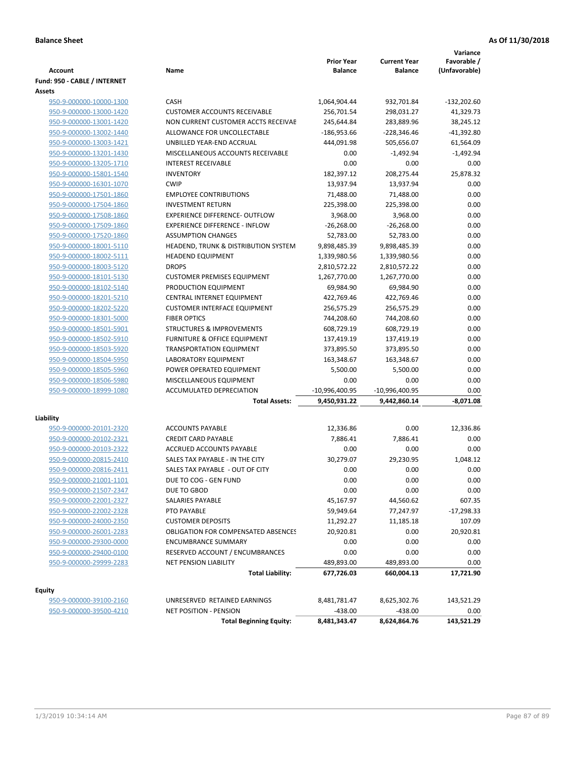**Balance Sheet** — As Of 11/30/2018

| Account | Name | Prior Year Balance | Current Year Balance | Variance Favorable / (Unfavorable) |
|---|---|---|---|---|
| **Fund: 950 - CABLE / INTERNET** | | | | |
| **Assets** | | | | |
| 950-9-000000-10000-1300 | CASH | 1,064,904.44 | 932,701.84 | -132,202.60 |
| 950-9-000000-13000-1420 | CUSTOMER ACCOUNTS RECEIVABLE | 256,701.54 | 298,031.27 | 41,329.73 |
| 950-9-000000-13001-1420 | NON CURRENT CUSTOMER ACCTS RECEIVABLE | 245,644.84 | 283,889.96 | 38,245.12 |
| 950-9-000000-13002-1440 | ALLOWANCE FOR UNCOLLECTABLE | -186,953.66 | -228,346.46 | -41,392.80 |
| 950-9-000000-13003-1421 | UNBILLED YEAR-END ACCRUAL | 444,091.98 | 505,656.07 | 61,564.09 |
| 950-9-000000-13201-1430 | MISCELLANEOUS ACCOUNTS RECEIVABLE | 0.00 | -1,492.94 | -1,492.94 |
| 950-9-000000-13205-1710 | INTEREST RECEIVABLE | 0.00 | 0.00 | 0.00 |
| 950-9-000000-15801-1540 | INVENTORY | 182,397.12 | 208,275.44 | 25,878.32 |
| 950-9-000000-16301-1070 | CWIP | 13,937.94 | 13,937.94 | 0.00 |
| 950-9-000000-17501-1860 | EMPLOYEE CONTRIBUTIONS | 71,488.00 | 71,488.00 | 0.00 |
| 950-9-000000-17504-1860 | INVESTMENT RETURN | 225,398.00 | 225,398.00 | 0.00 |
| 950-9-000000-17508-1860 | EXPERIENCE DIFFERENCE- OUTFLOW | 3,968.00 | 3,968.00 | 0.00 |
| 950-9-000000-17509-1860 | EXPERIENCE DIFFERENCE - INFLOW | -26,268.00 | -26,268.00 | 0.00 |
| 950-9-000000-17520-1860 | ASSUMPTION CHANGES | 52,783.00 | 52,783.00 | 0.00 |
| 950-9-000000-18001-5110 | HEADEND, TRUNK & DISTRIBUTION SYSTEM | 9,898,485.39 | 9,898,485.39 | 0.00 |
| 950-9-000000-18002-5111 | HEADEND EQUIPMENT | 1,339,980.56 | 1,339,980.56 | 0.00 |
| 950-9-000000-18003-5120 | DROPS | 2,810,572.22 | 2,810,572.22 | 0.00 |
| 950-9-000000-18101-5130 | CUSTOMER PREMISES EQUIPMENT | 1,267,770.00 | 1,267,770.00 | 0.00 |
| 950-9-000000-18102-5140 | PRODUCTION EQUIPMENT | 69,984.90 | 69,984.90 | 0.00 |
| 950-9-000000-18201-5210 | CENTRAL INTERNET EQUIPMENT | 422,769.46 | 422,769.46 | 0.00 |
| 950-9-000000-18202-5220 | CUSTOMER INTERFACE EQUIPMENT | 256,575.29 | 256,575.29 | 0.00 |
| 950-9-000000-18301-5000 | FIBER OPTICS | 744,208.60 | 744,208.60 | 0.00 |
| 950-9-000000-18501-5901 | STRUCTURES & IMPROVEMENTS | 608,729.19 | 608,729.19 | 0.00 |
| 950-9-000000-18502-5910 | FURNITURE & OFFICE EQUIPMENT | 137,419.19 | 137,419.19 | 0.00 |
| 950-9-000000-18503-5920 | TRANSPORTATION EQUIPMENT | 373,895.50 | 373,895.50 | 0.00 |
| 950-9-000000-18504-5950 | LABORATORY EQUIPMENT | 163,348.67 | 163,348.67 | 0.00 |
| 950-9-000000-18505-5960 | POWER OPERATED EQUIPMENT | 5,500.00 | 5,500.00 | 0.00 |
| 950-9-000000-18506-5980 | MISCELLANEOUS EQUIPMENT | 0.00 | 0.00 | 0.00 |
| 950-9-000000-18999-1080 | ACCUMULATED DEPRECIATION | -10,996,400.95 | -10,996,400.95 | 0.00 |
| | **Total Assets:** | **9,450,931.22** | **9,442,860.14** | **-8,071.08** |
| **Liability** | | | | |
| 950-9-000000-20101-2320 | ACCOUNTS PAYABLE | 12,336.86 | 0.00 | 12,336.86 |
| 950-9-000000-20102-2321 | CREDIT CARD PAYABLE | 7,886.41 | 7,886.41 | 0.00 |
| 950-9-000000-20103-2322 | ACCRUED ACCOUNTS PAYABLE | 0.00 | 0.00 | 0.00 |
| 950-9-000000-20815-2410 | SALES TAX PAYABLE - IN THE CITY | 30,279.07 | 29,230.95 | 1,048.12 |
| 950-9-000000-20816-2411 | SALES TAX PAYABLE - OUT OF CITY | 0.00 | 0.00 | 0.00 |
| 950-9-000000-21001-1101 | DUE TO COG - GEN FUND | 0.00 | 0.00 | 0.00 |
| 950-9-000000-21507-2347 | DUE TO GBOD | 0.00 | 0.00 | 0.00 |
| 950-9-000000-22001-2327 | SALARIES PAYABLE | 45,167.97 | 44,560.62 | 607.35 |
| 950-9-000000-22002-2328 | PTO PAYABLE | 59,949.64 | 77,247.97 | -17,298.33 |
| 950-9-000000-24000-2350 | CUSTOMER DEPOSITS | 11,292.27 | 11,185.18 | 107.09 |
| 950-9-000000-26001-2283 | OBLIGATION FOR COMPENSATED ABSENCES | 20,920.81 | 0.00 | 20,920.81 |
| 950-9-000000-29300-0000 | ENCUMBRANCE SUMMARY | 0.00 | 0.00 | 0.00 |
| 950-9-000000-29400-0100 | RESERVED ACCOUNT / ENCUMBRANCES | 0.00 | 0.00 | 0.00 |
| 950-9-000000-29999-2283 | NET PENSION LIABILITY | 489,893.00 | 489,893.00 | 0.00 |
| | **Total Liability:** | **677,726.03** | **660,004.13** | **17,721.90** |
| **Equity** | | | | |
| 950-9-000000-39100-2160 | UNRESERVED RETAINED EARNINGS | 8,481,781.47 | 8,625,302.76 | 143,521.29 |
| 950-9-000000-39500-4210 | NET POSITION - PENSION | -438.00 | -438.00 | 0.00 |
| | **Total Beginning Equity:** | **8,481,343.47** | **8,624,864.76** | **143,521.29** |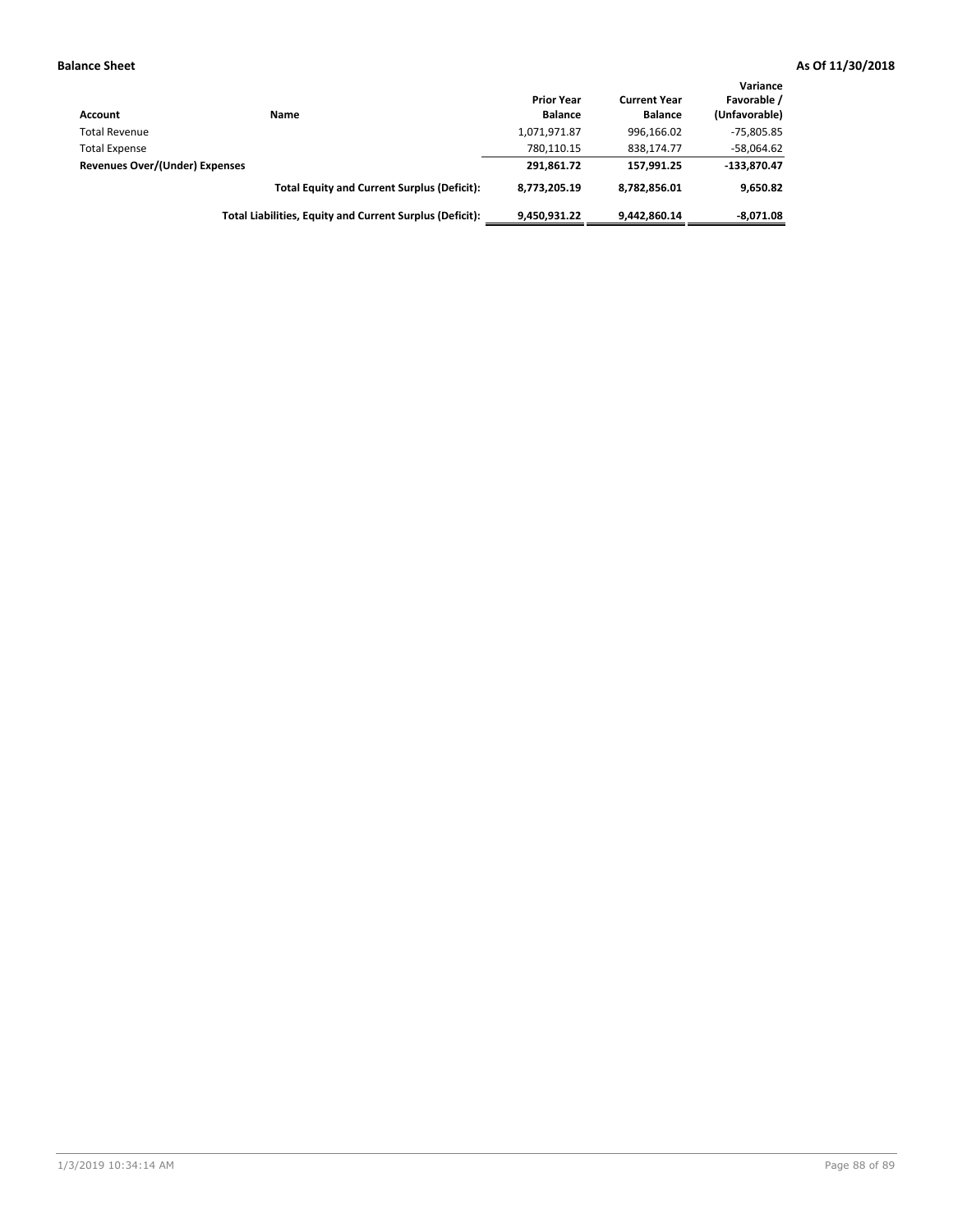**Balance Sheet** **As Of 11/30/2018**

| Account | Name | Prior Year Balance | Current Year Balance | Variance Favorable / (Unfavorable) |
|---|---|---|---|---|
| Total Revenue | | 1,071,971.87 | 996,166.02 | -75,805.85 |
| Total Expense | | 780,110.15 | 838,174.77 | -58,064.62 |
| **Revenues Over/(Under) Expenses** | | **291,861.72** | **157,991.25** | **-133,870.47** |
| | **Total Equity and Current Surplus (Deficit):** | **8,773,205.19** | **8,782,856.01** | **9,650.82** |
| | **Total Liabilities, Equity and Current Surplus (Deficit):** | **9,450,931.22** | **9,442,860.14** | **-8,071.08** |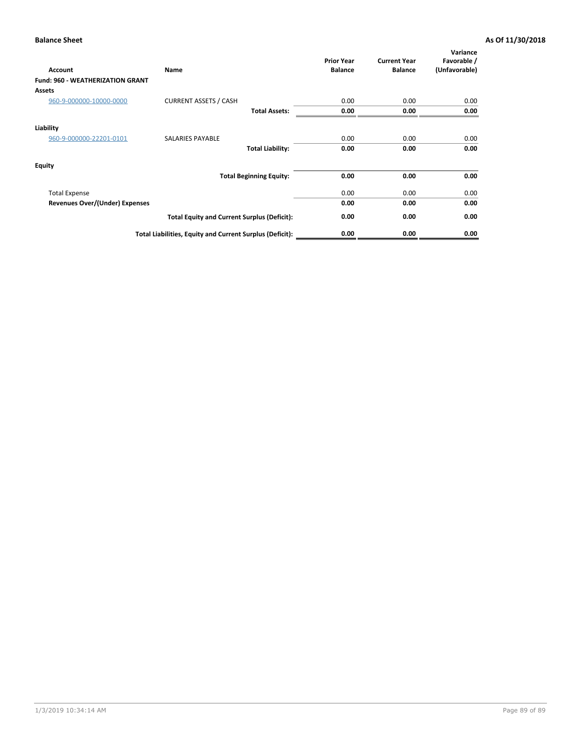**Balance Sheet** **As Of 11/30/2018**

| Account | Name | Prior Year Balance | Current Year Balance | Variance Favorable / (Unfavorable) |
|---|---|---|---|---|
| **Fund: 960 - WEATHERIZATION GRANT** | | | | |
| **Assets** | | | | |
| 960-9-000000-10000-0000 | CURRENT ASSETS / CASH | 0.00 | 0.00 | 0.00 |
| | **Total Assets:** | **0.00** | **0.00** | **0.00** |
| **Liability** | | | | |
| 960-9-000000-22201-0101 | SALARIES PAYABLE | 0.00 | 0.00 | 0.00 |
| | **Total Liability:** | **0.00** | **0.00** | **0.00** |
| **Equity** | | | | |
| | **Total Beginning Equity:** | **0.00** | **0.00** | **0.00** |
| Total Expense | | 0.00 | 0.00 | 0.00 |
| **Revenues Over/(Under) Expenses** | | **0.00** | **0.00** | **0.00** |
| | **Total Equity and Current Surplus (Deficit):** | **0.00** | **0.00** | **0.00** |
| | **Total Liabilities, Equity and Current Surplus (Deficit):** | **0.00** | **0.00** | **0.00** |

1/3/2019 10:34:14 AM